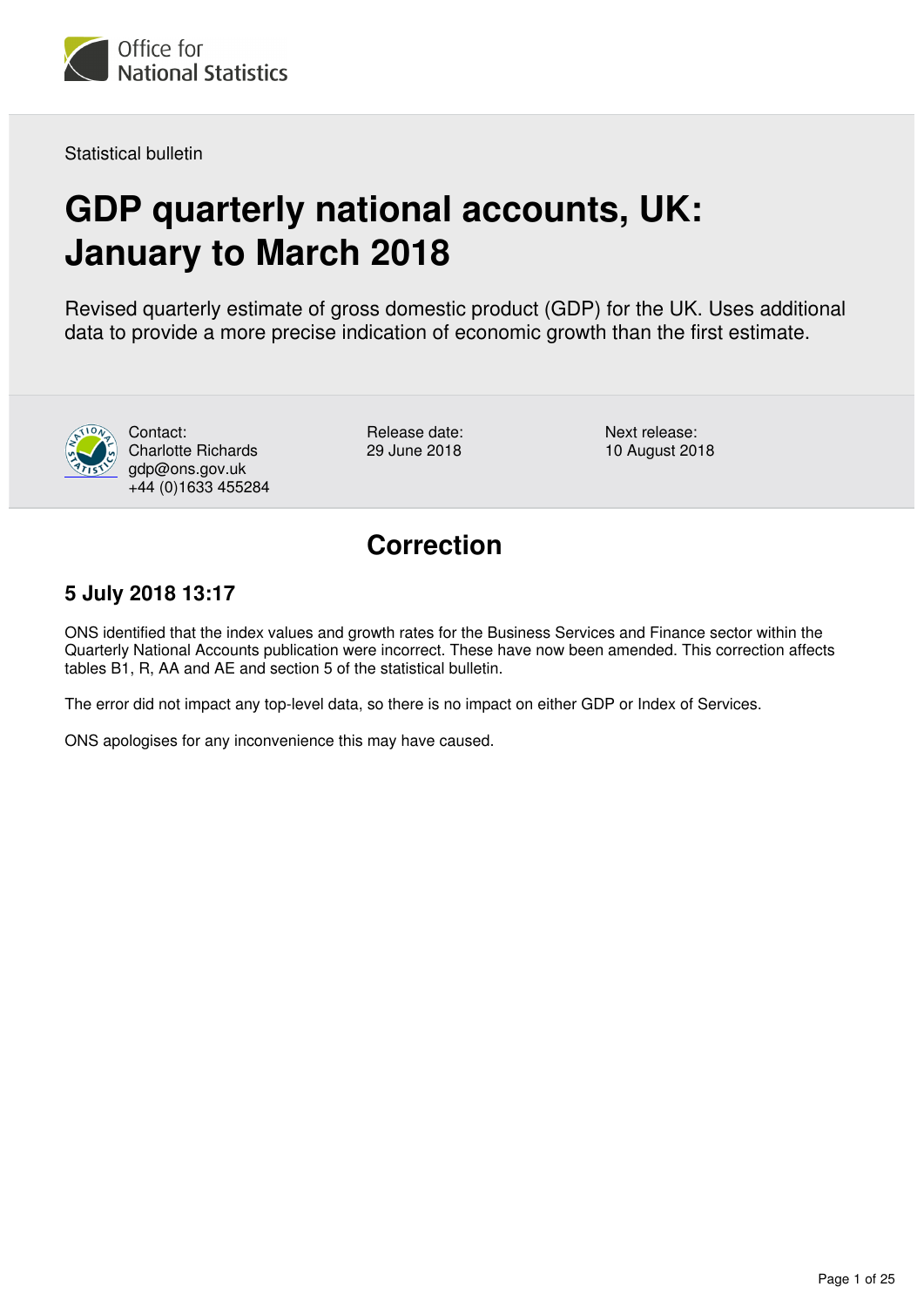Office for National Statistics

Statistical bulletin

# GDP quarterly national accounts, UK: January to March 2018

Revised quarterly estimate of gross domestic product (GDP) for the UK. Uses additional data to provide a more precise indication of economic growth than the first estimate.

Contact:
Charlotte Richards
gdp@ons.gov.uk
+44 (0)1633 455284

Release date:
29 June 2018

Next release:
10 August 2018

## Correction

### 5 July 2018 13:17

ONS identified that the index values and growth rates for the Business Services and Finance sector within the Quarterly National Accounts publication were incorrect. These have now been amended. This correction affects tables B1, R, AA and AE and section 5 of the statistical bulletin.

The error did not impact any top-level data, so there is no impact on either GDP or Index of Services.

ONS apologises for any inconvenience this may have caused.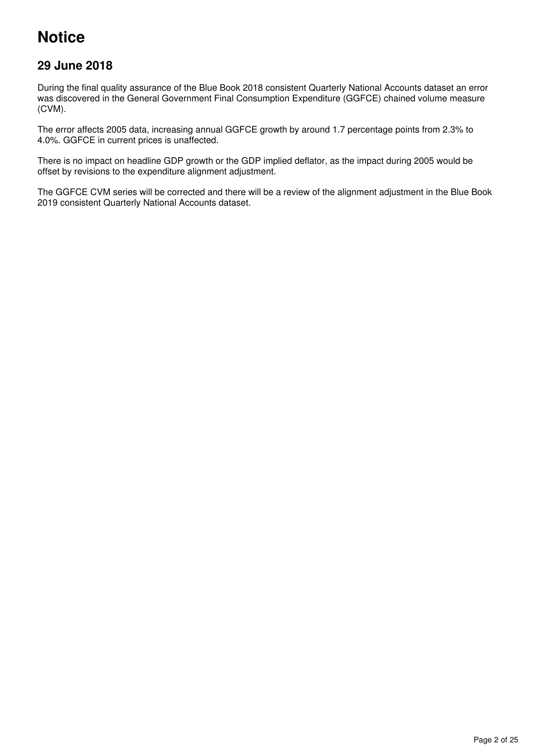# Notice

## 29 June 2018

During the final quality assurance of the Blue Book 2018 consistent Quarterly National Accounts dataset an error was discovered in the General Government Final Consumption Expenditure (GGFCE) chained volume measure (CVM).

The error affects 2005 data, increasing annual GGFCE growth by around 1.7 percentage points from 2.3% to 4.0%. GGFCE in current prices is unaffected.

There is no impact on headline GDP growth or the GDP implied deflator, as the impact during 2005 would be offset by revisions to the expenditure alignment adjustment.

The GGFCE CVM series will be corrected and there will be a review of the alignment adjustment in the Blue Book 2019 consistent Quarterly National Accounts dataset.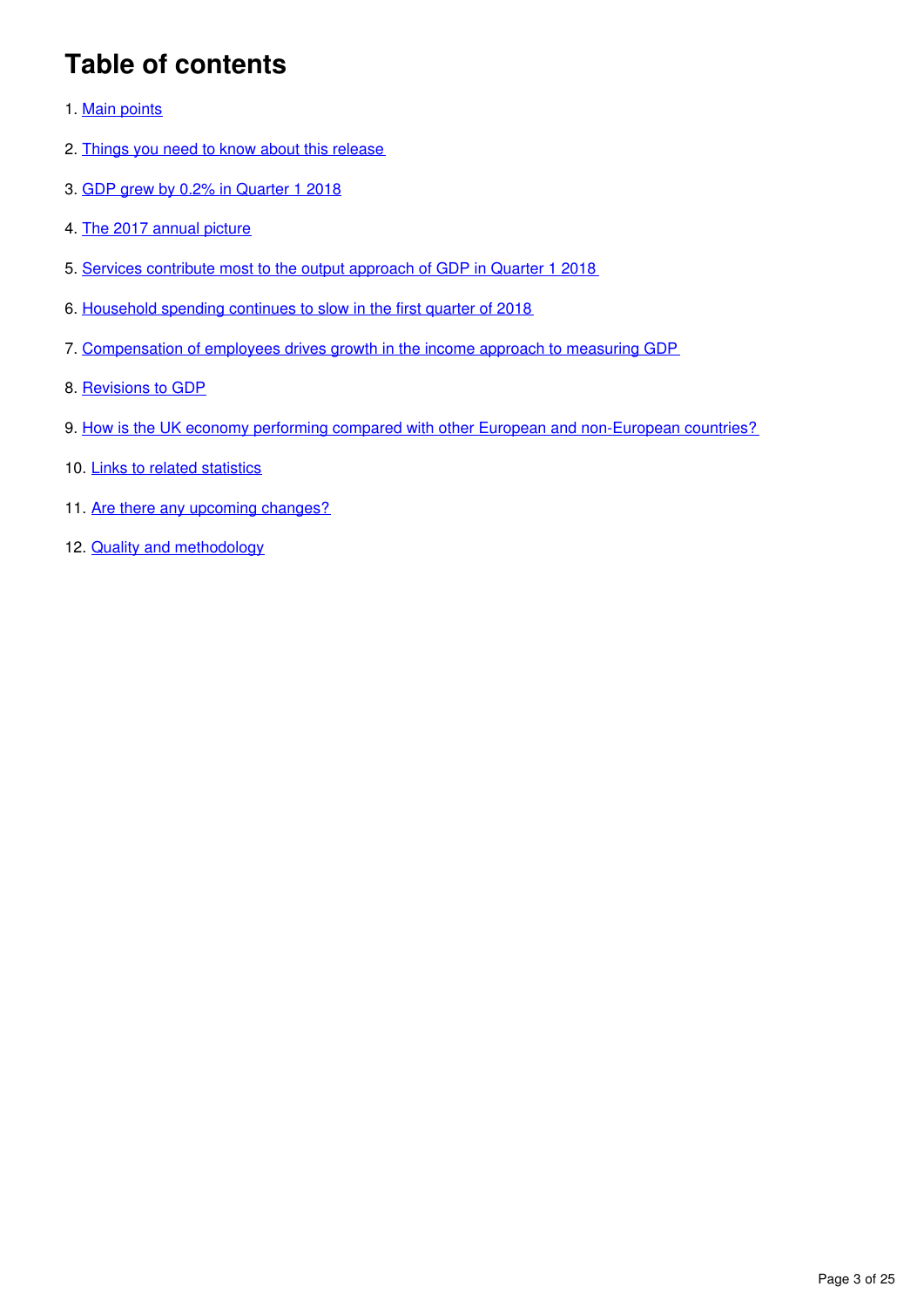# Table of contents

1. Main points
2. Things you need to know about this release
3. GDP grew by 0.2% in Quarter 1 2018
4. The 2017 annual picture
5. Services contribute most to the output approach of GDP in Quarter 1 2018
6. Household spending continues to slow in the first quarter of 2018
7. Compensation of employees drives growth in the income approach to measuring GDP
8. Revisions to GDP
9. How is the UK economy performing compared with other European and non-European countries?
10. Links to related statistics
11. Are there any upcoming changes?
12. Quality and methodology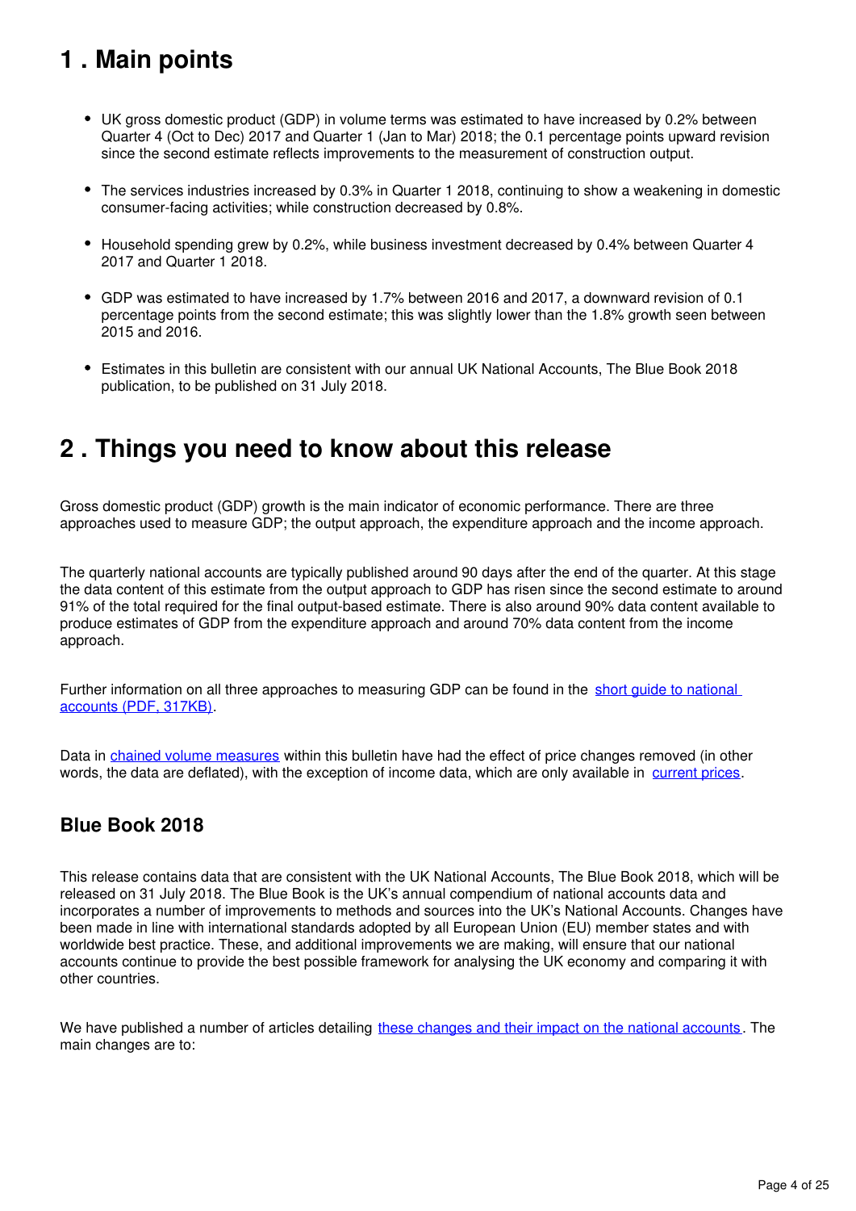## 1 . Main points

- UK gross domestic product (GDP) in volume terms was estimated to have increased by 0.2% between Quarter 4 (Oct to Dec) 2017 and Quarter 1 (Jan to Mar) 2018; the 0.1 percentage points upward revision since the second estimate reflects improvements to the measurement of construction output.

- The services industries increased by 0.3% in Quarter 1 2018, continuing to show a weakening in domestic consumer-facing activities; while construction decreased by 0.8%.

- Household spending grew by 0.2%, while business investment decreased by 0.4% between Quarter 4 2017 and Quarter 1 2018.

- GDP was estimated to have increased by 1.7% between 2016 and 2017, a downward revision of 0.1 percentage points from the second estimate; this was slightly lower than the 1.8% growth seen between 2015 and 2016.

- Estimates in this bulletin are consistent with our annual UK National Accounts, The Blue Book 2018 publication, to be published on 31 July 2018.

## 2 . Things you need to know about this release

Gross domestic product (GDP) growth is the main indicator of economic performance. There are three approaches used to measure GDP; the output approach, the expenditure approach and the income approach.

The quarterly national accounts are typically published around 90 days after the end of the quarter. At this stage the data content of this estimate from the output approach to GDP has risen since the second estimate to around 91% of the total required for the final output-based estimate. There is also around 90% data content available to produce estimates of GDP from the expenditure approach and around 70% data content from the income approach.

Further information on all three approaches to measuring GDP can be found in the short guide to national accounts (PDF, 317KB).

Data in chained volume measures within this bulletin have had the effect of price changes removed (in other words, the data are deflated), with the exception of income data, which are only available in current prices.

### Blue Book 2018

This release contains data that are consistent with the UK National Accounts, The Blue Book 2018, which will be released on 31 July 2018. The Blue Book is the UK's annual compendium of national accounts data and incorporates a number of improvements to methods and sources into the UK's National Accounts. Changes have been made in line with international standards adopted by all European Union (EU) member states and with worldwide best practice. These, and additional improvements we are making, will ensure that our national accounts continue to provide the best possible framework for analysing the UK economy and comparing it with other countries.

We have published a number of articles detailing these changes and their impact on the national accounts. The main changes are to: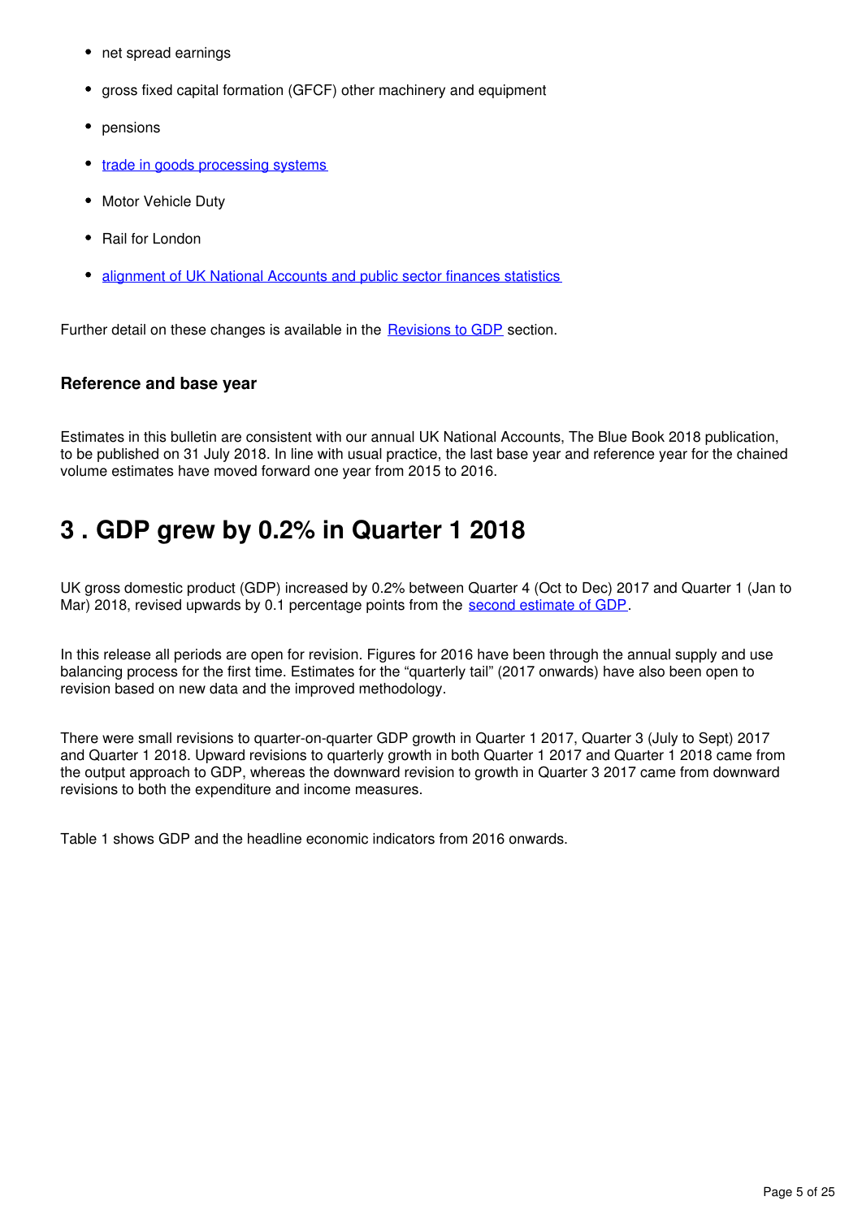- net spread earnings
- gross fixed capital formation (GFCF) other machinery and equipment
- pensions
- trade in goods processing systems
- Motor Vehicle Duty
- Rail for London
- alignment of UK National Accounts and public sector finances statistics

Further detail on these changes is available in the Revisions to GDP section.

### Reference and base year

Estimates in this bulletin are consistent with our annual UK National Accounts, The Blue Book 2018 publication, to be published on 31 July 2018. In line with usual practice, the last base year and reference year for the chained volume estimates have moved forward one year from 2015 to 2016.

## 3 . GDP grew by 0.2% in Quarter 1 2018

UK gross domestic product (GDP) increased by 0.2% between Quarter 4 (Oct to Dec) 2017 and Quarter 1 (Jan to Mar) 2018, revised upwards by 0.1 percentage points from the second estimate of GDP.

In this release all periods are open for revision. Figures for 2016 have been through the annual supply and use balancing process for the first time. Estimates for the "quarterly tail" (2017 onwards) have also been open to revision based on new data and the improved methodology.

There were small revisions to quarter-on-quarter GDP growth in Quarter 1 2017, Quarter 3 (July to Sept) 2017 and Quarter 1 2018. Upward revisions to quarterly growth in both Quarter 1 2017 and Quarter 1 2018 came from the output approach to GDP, whereas the downward revision to growth in Quarter 3 2017 came from downward revisions to both the expenditure and income measures.

Table 1 shows GDP and the headline economic indicators from 2016 onwards.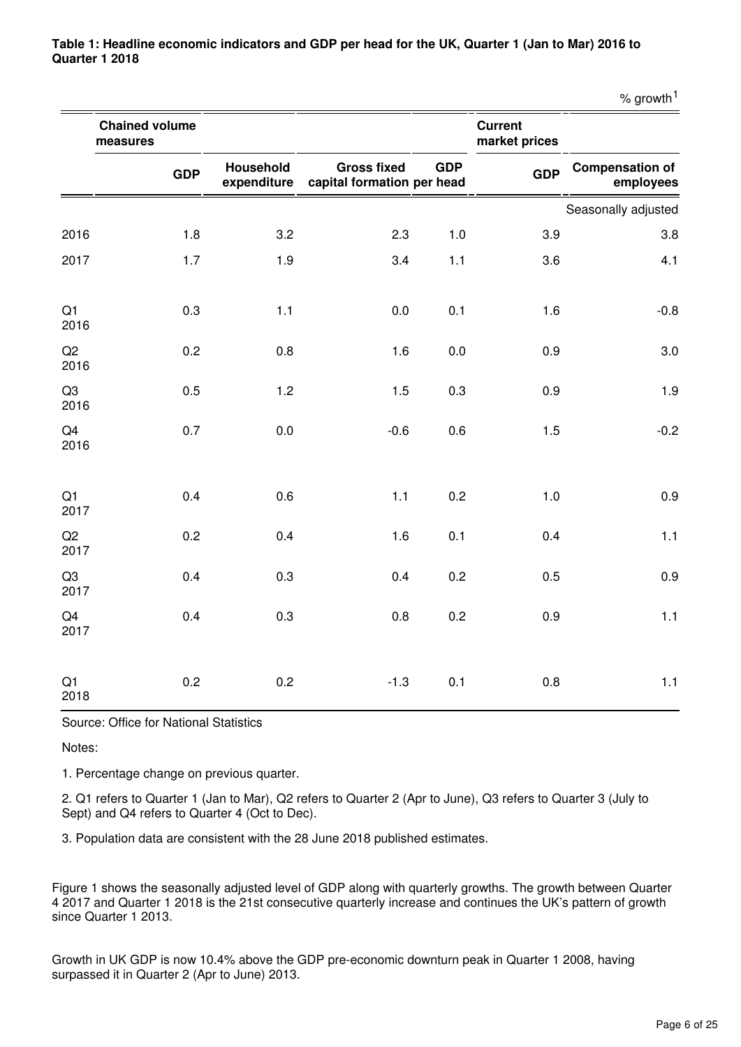**Table 1: Headline economic indicators and GDP per head for the UK, Quarter 1 (Jan to Mar) 2016 to Quarter 1 2018**

% growth[1]

| | Chained volume measures | | | | Current market prices | |
|---|---|---|---|---|---|---|
| | GDP | Household expenditure | Gross fixed capital formation | GDP per head | GDP | Compensation of employees |
| | | | | | | Seasonally adjusted |
| 2016 | 1.8 | 3.2 | 2.3 | 1.0 | 3.9 | 3.8 |
| 2017 | 1.7 | 1.9 | 3.4 | 1.1 | 3.6 | 4.1 |
| Q1 2016 | 0.3 | 1.1 | 0.0 | 0.1 | 1.6 | -0.8 |
| Q2 2016 | 0.2 | 0.8 | 1.6 | 0.0 | 0.9 | 3.0 |
| Q3 2016 | 0.5 | 1.2 | 1.5 | 0.3 | 0.9 | 1.9 |
| Q4 2016 | 0.7 | 0.0 | -0.6 | 0.6 | 1.5 | -0.2 |
| Q1 2017 | 0.4 | 0.6 | 1.1 | 0.2 | 1.0 | 0.9 |
| Q2 2017 | 0.2 | 0.4 | 1.6 | 0.1 | 0.4 | 1.1 |
| Q3 2017 | 0.4 | 0.3 | 0.4 | 0.2 | 0.5 | 0.9 |
| Q4 2017 | 0.4 | 0.3 | 0.8 | 0.2 | 0.9 | 1.1 |
| Q1 2018 | 0.2 | 0.2 | -1.3 | 0.1 | 0.8 | 1.1 |

Source: Office for National Statistics

Notes:

1. Percentage change on previous quarter.

2. Q1 refers to Quarter 1 (Jan to Mar), Q2 refers to Quarter 2 (Apr to June), Q3 refers to Quarter 3 (July to Sept) and Q4 refers to Quarter 4 (Oct to Dec).

3. Population data are consistent with the 28 June 2018 published estimates.

Figure 1 shows the seasonally adjusted level of GDP along with quarterly growths. The growth between Quarter 4 2017 and Quarter 1 2018 is the 21st consecutive quarterly increase and continues the UK's pattern of growth since Quarter 1 2013.

Growth in UK GDP is now 10.4% above the GDP pre-economic downturn peak in Quarter 1 2008, having surpassed it in Quarter 2 (Apr to June) 2013.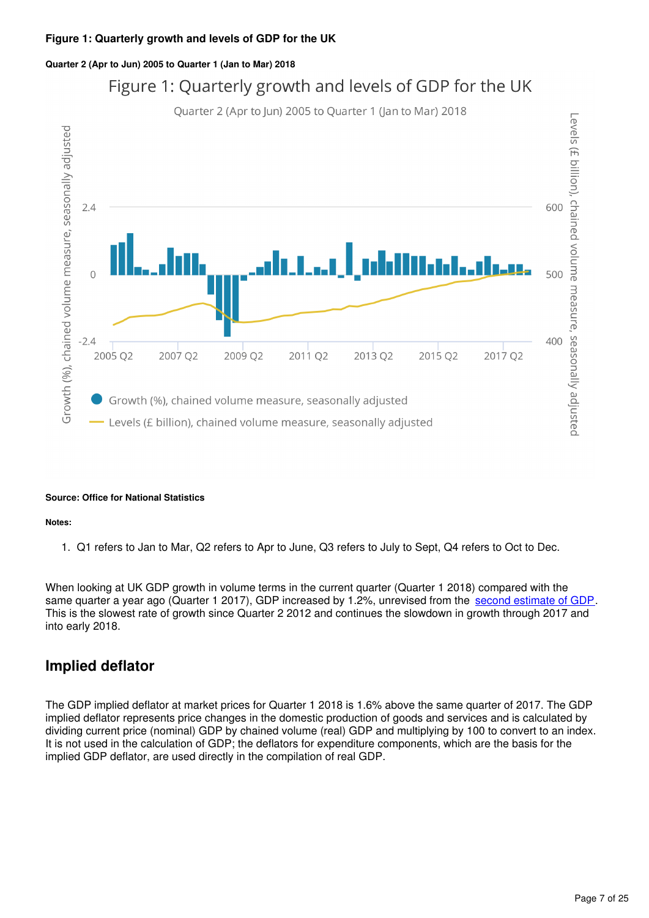**Figure 1: Quarterly growth and levels of GDP for the UK**

**Quarter 2 (Apr to Jun) 2005 to Quarter 1 (Jan to Mar) 2018**

**Source: Office for National Statistics**

**Notes:**

1. Q1 refers to Jan to Mar, Q2 refers to Apr to June, Q3 refers to July to Sept, Q4 refers to Oct to Dec.

When looking at UK GDP growth in volume terms in the current quarter (Quarter 1 2018) compared with the same quarter a year ago (Quarter 1 2017), GDP increased by 1.2%, unrevised from the second estimate of GDP. This is the slowest rate of growth since Quarter 2 2012 and continues the slowdown in growth through 2017 and into early 2018.

## Implied deflator

The GDP implied deflator at market prices for Quarter 1 2018 is 1.6% above the same quarter of 2017. The GDP implied deflator represents price changes in the domestic production of goods and services and is calculated by dividing current price (nominal) GDP by chained volume (real) GDP and multiplying by 100 to convert to an index. It is not used in the calculation of GDP; the deflators for expenditure components, which are the basis for the implied GDP deflator, are used directly in the compilation of real GDP.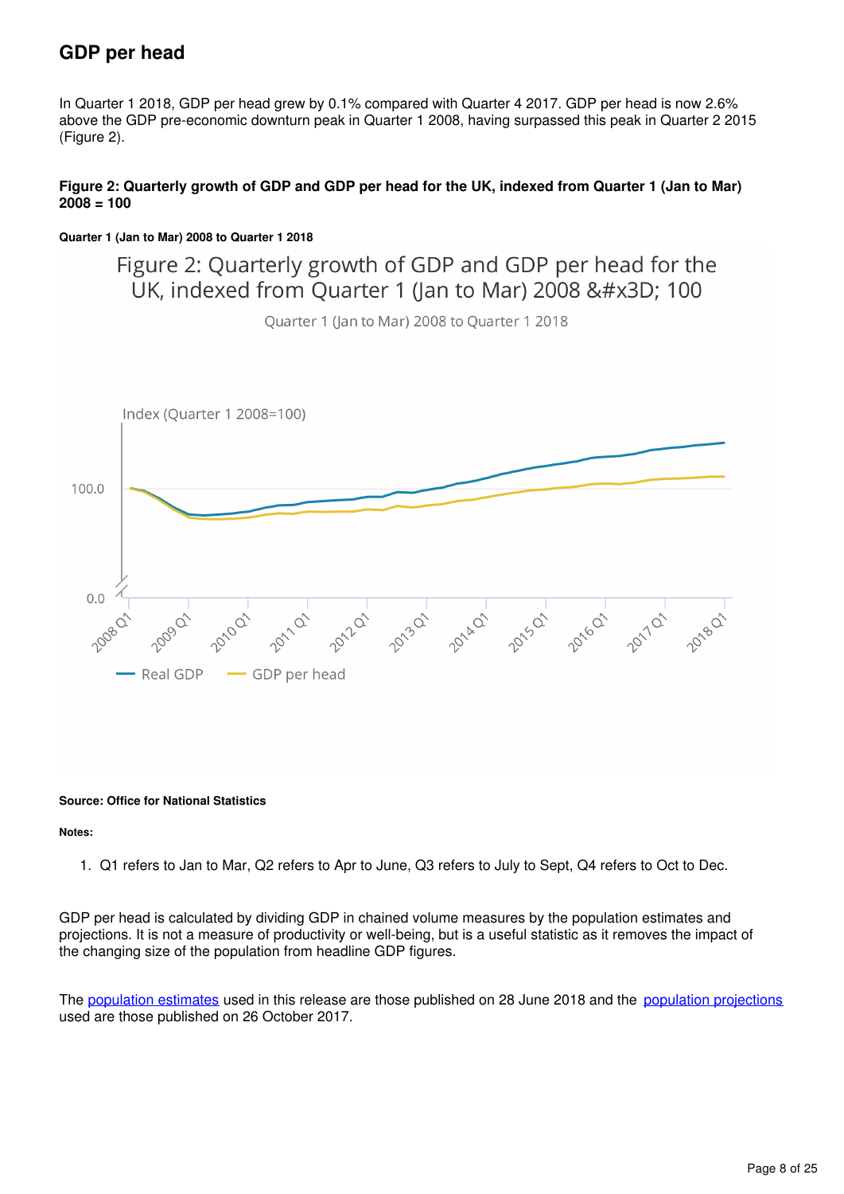## GDP per head

In Quarter 1 2018, GDP per head grew by 0.1% compared with Quarter 4 2017. GDP per head is now 2.6% above the GDP pre-economic downturn peak in Quarter 1 2008, having surpassed this peak in Quarter 2 2015 (Figure 2).

#### Figure 2: Quarterly growth of GDP and GDP per head for the UK, indexed from Quarter 1 (Jan to Mar) 2008 = 100

##### Quarter 1 (Jan to Mar) 2008 to Quarter 1 2018

**Source: Office for National Statistics**

**Notes:**

1. Q1 refers to Jan to Mar, Q2 refers to Apr to June, Q3 refers to July to Sept, Q4 refers to Oct to Dec.

GDP per head is calculated by dividing GDP in chained volume measures by the population estimates and projections. It is not a measure of productivity or well-being, but is a useful statistic as it removes the impact of the changing size of the population from headline GDP figures.

The population estimates used in this release are those published on 28 June 2018 and the population projections used are those published on 26 October 2017.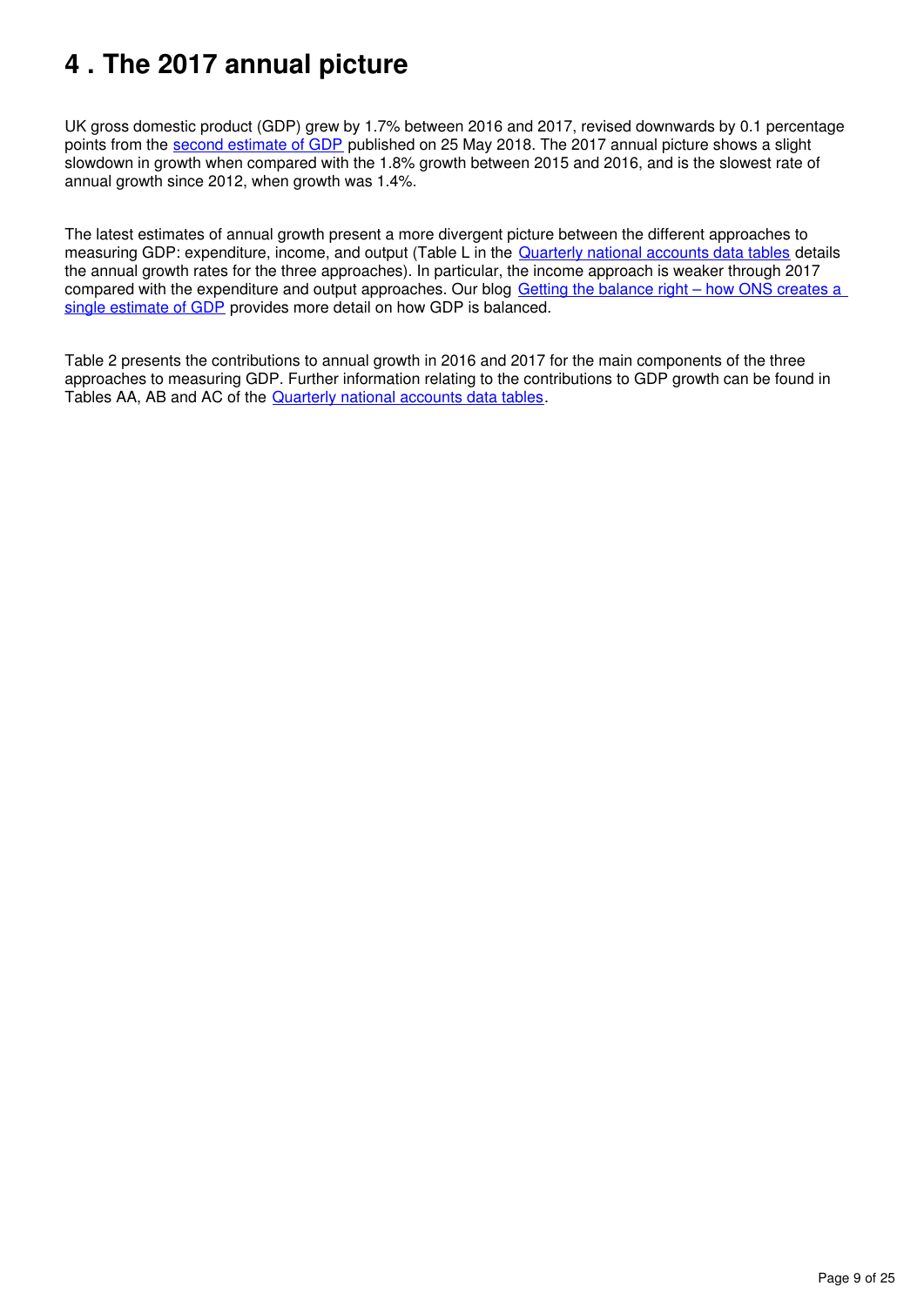# 4 . The 2017 annual picture

UK gross domestic product (GDP) grew by 1.7% between 2016 and 2017, revised downwards by 0.1 percentage points from the second estimate of GDP published on 25 May 2018. The 2017 annual picture shows a slight slowdown in growth when compared with the 1.8% growth between 2015 and 2016, and is the slowest rate of annual growth since 2012, when growth was 1.4%.

The latest estimates of annual growth present a more divergent picture between the different approaches to measuring GDP: expenditure, income, and output (Table L in the Quarterly national accounts data tables details the annual growth rates for the three approaches). In particular, the income approach is weaker through 2017 compared with the expenditure and output approaches. Our blog Getting the balance right – how ONS creates a single estimate of GDP provides more detail on how GDP is balanced.

Table 2 presents the contributions to annual growth in 2016 and 2017 for the main components of the three approaches to measuring GDP. Further information relating to the contributions to GDP growth can be found in Tables AA, AB and AC of the Quarterly national accounts data tables.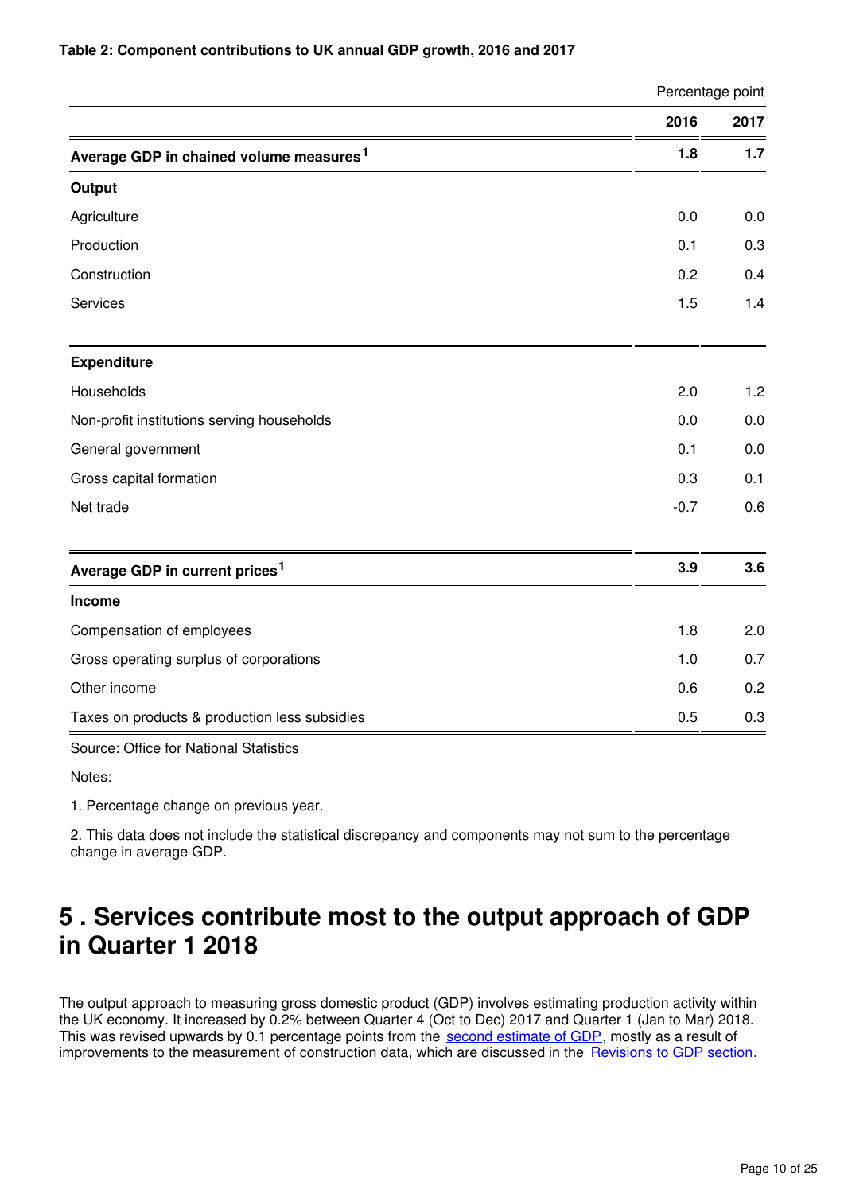**Table 2: Component contributions to UK annual GDP growth, 2016 and 2017**

| Percentage point | | |
|---|---|---|
| | **2016** | **2017** |
| **Average GDP in chained volume measures[1]** | **1.8** | **1.7** |
| **Output** | | |
| Agriculture | 0.0 | 0.0 |
| Production | 0.1 | 0.3 |
| Construction | 0.2 | 0.4 |
| Services | 1.5 | 1.4 |
| **Expenditure** | | |
| Households | 2.0 | 1.2 |
| Non-profit institutions serving households | 0.0 | 0.0 |
| General government | 0.1 | 0.0 |
| Gross capital formation | 0.3 | 0.1 |
| Net trade | -0.7 | 0.6 |
| **Average GDP in current prices[1]** | **3.9** | **3.6** |
| **Income** | | |
| Compensation of employees | 1.8 | 2.0 |
| Gross operating surplus of corporations | 1.0 | 0.7 |
| Other income | 0.6 | 0.2 |
| Taxes on products & production less subsidies | 0.5 | 0.3 |

Source: Office for National Statistics

Notes:

1. Percentage change on previous year.

2. This data does not include the statistical discrepancy and components may not sum to the percentage change in average GDP.

## 5 . Services contribute most to the output approach of GDP in Quarter 1 2018

The output approach to measuring gross domestic product (GDP) involves estimating production activity within the UK economy. It increased by 0.2% between Quarter 4 (Oct to Dec) 2017 and Quarter 1 (Jan to Mar) 2018. This was revised upwards by 0.1 percentage points from the second estimate of GDP, mostly as a result of improvements to the measurement of construction data, which are discussed in the Revisions to GDP section.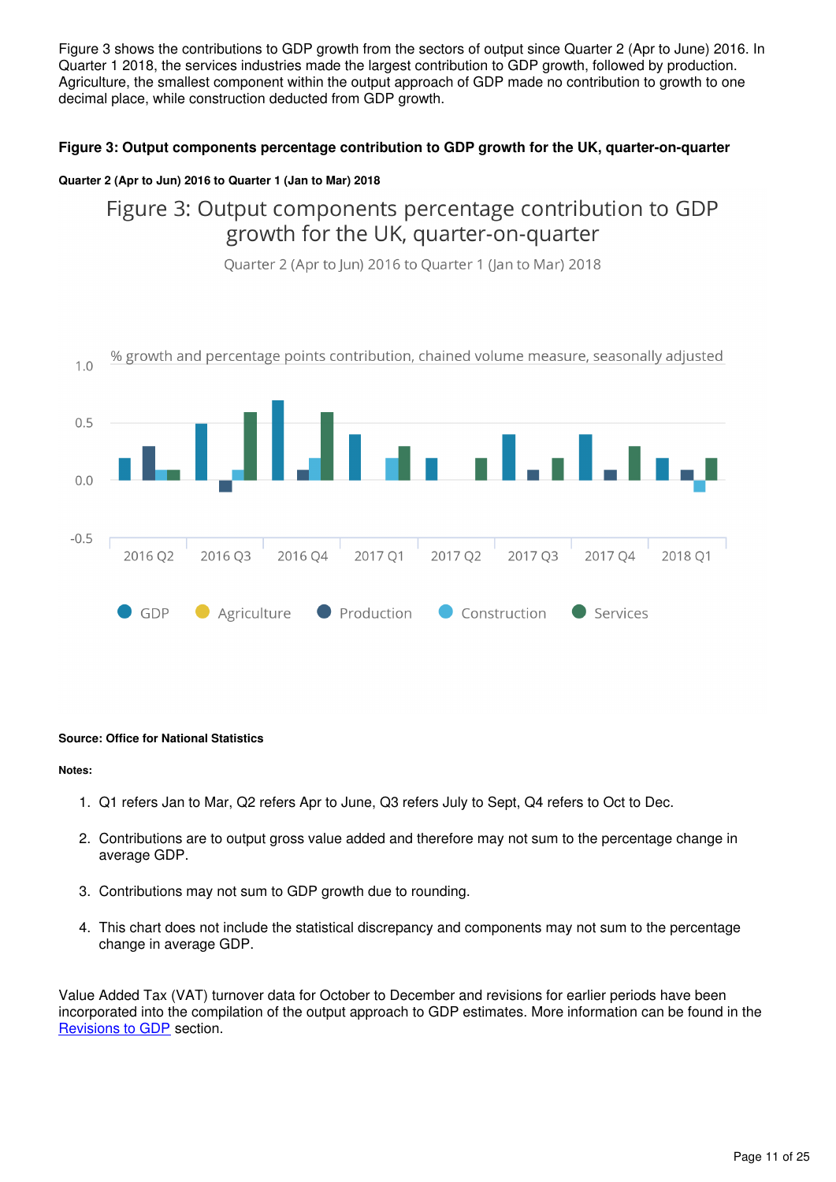Figure 3 shows the contributions to GDP growth from the sectors of output since Quarter 2 (Apr to June) 2016. In Quarter 1 2018, the services industries made the largest contribution to GDP growth, followed by production. Agriculture, the smallest component within the output approach of GDP made no contribution to growth to one decimal place, while construction deducted from GDP growth.

**Figure 3: Output components percentage contribution to GDP growth for the UK, quarter-on-quarter**

**Quarter 2 (Apr to Jun) 2016 to Quarter 1 (Jan to Mar) 2018**

**Source: Office for National Statistics**

**Notes:**

1. Q1 refers Jan to Mar, Q2 refers Apr to June, Q3 refers July to Sept, Q4 refers to Oct to Dec.
2. Contributions are to output gross value added and therefore may not sum to the percentage change in average GDP.
3. Contributions may not sum to GDP growth due to rounding.
4. This chart does not include the statistical discrepancy and components may not sum to the percentage change in average GDP.

Value Added Tax (VAT) turnover data for October to December and revisions for earlier periods have been incorporated into the compilation of the output approach to GDP estimates. More information can be found in the Revisions to GDP section.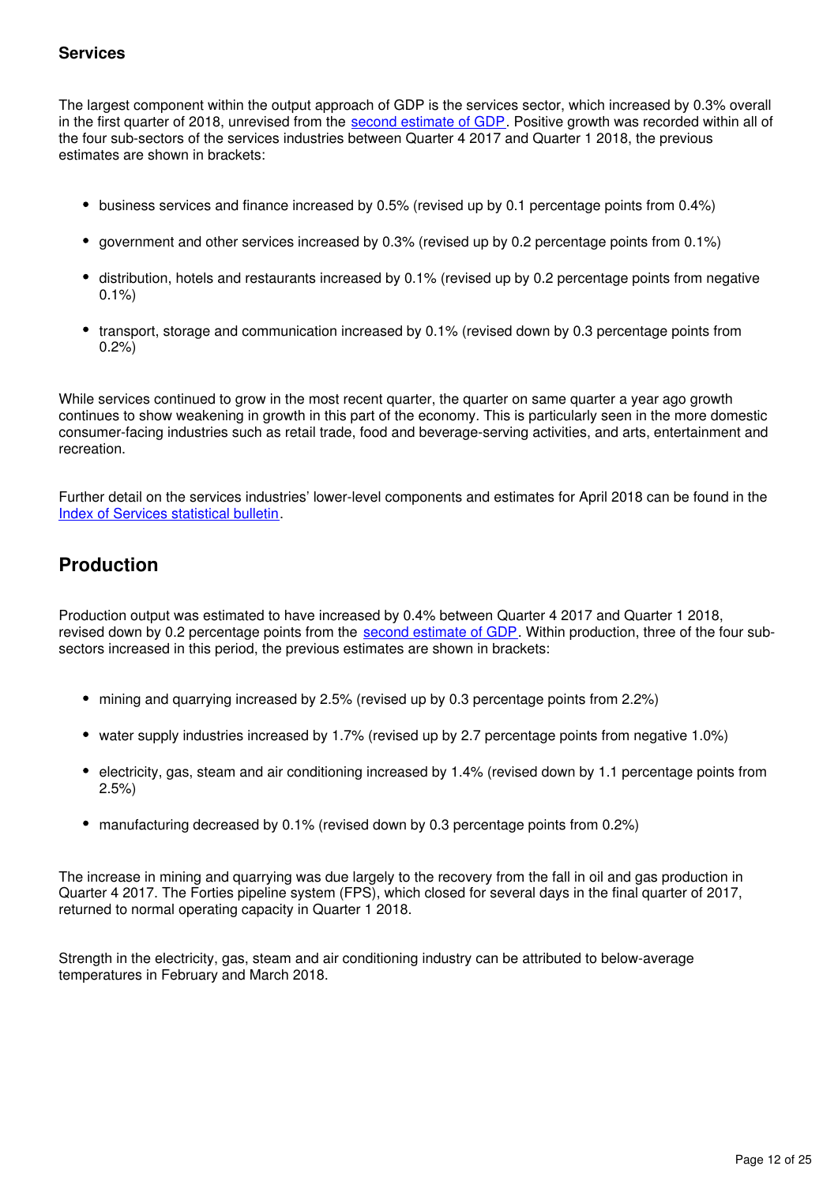### Services

The largest component within the output approach of GDP is the services sector, which increased by 0.3% overall in the first quarter of 2018, unrevised from the second estimate of GDP. Positive growth was recorded within all of the four sub-sectors of the services industries between Quarter 4 2017 and Quarter 1 2018, the previous estimates are shown in brackets:

- business services and finance increased by 0.5% (revised up by 0.1 percentage points from 0.4%)
- government and other services increased by 0.3% (revised up by 0.2 percentage points from 0.1%)
- distribution, hotels and restaurants increased by 0.1% (revised up by 0.2 percentage points from negative 0.1%)
- transport, storage and communication increased by 0.1% (revised down by 0.3 percentage points from 0.2%)

While services continued to grow in the most recent quarter, the quarter on same quarter a year ago growth continues to show weakening in growth in this part of the economy. This is particularly seen in the more domestic consumer-facing industries such as retail trade, food and beverage-serving activities, and arts, entertainment and recreation.

Further detail on the services industries' lower-level components and estimates for April 2018 can be found in the Index of Services statistical bulletin.

## Production

Production output was estimated to have increased by 0.4% between Quarter 4 2017 and Quarter 1 2018, revised down by 0.2 percentage points from the second estimate of GDP. Within production, three of the four sub-sectors increased in this period, the previous estimates are shown in brackets:

- mining and quarrying increased by 2.5% (revised up by 0.3 percentage points from 2.2%)
- water supply industries increased by 1.7% (revised up by 2.7 percentage points from negative 1.0%)
- electricity, gas, steam and air conditioning increased by 1.4% (revised down by 1.1 percentage points from 2.5%)
- manufacturing decreased by 0.1% (revised down by 0.3 percentage points from 0.2%)

The increase in mining and quarrying was due largely to the recovery from the fall in oil and gas production in Quarter 4 2017. The Forties pipeline system (FPS), which closed for several days in the final quarter of 2017, returned to normal operating capacity in Quarter 1 2018.

Strength in the electricity, gas, steam and air conditioning industry can be attributed to below-average temperatures in February and March 2018.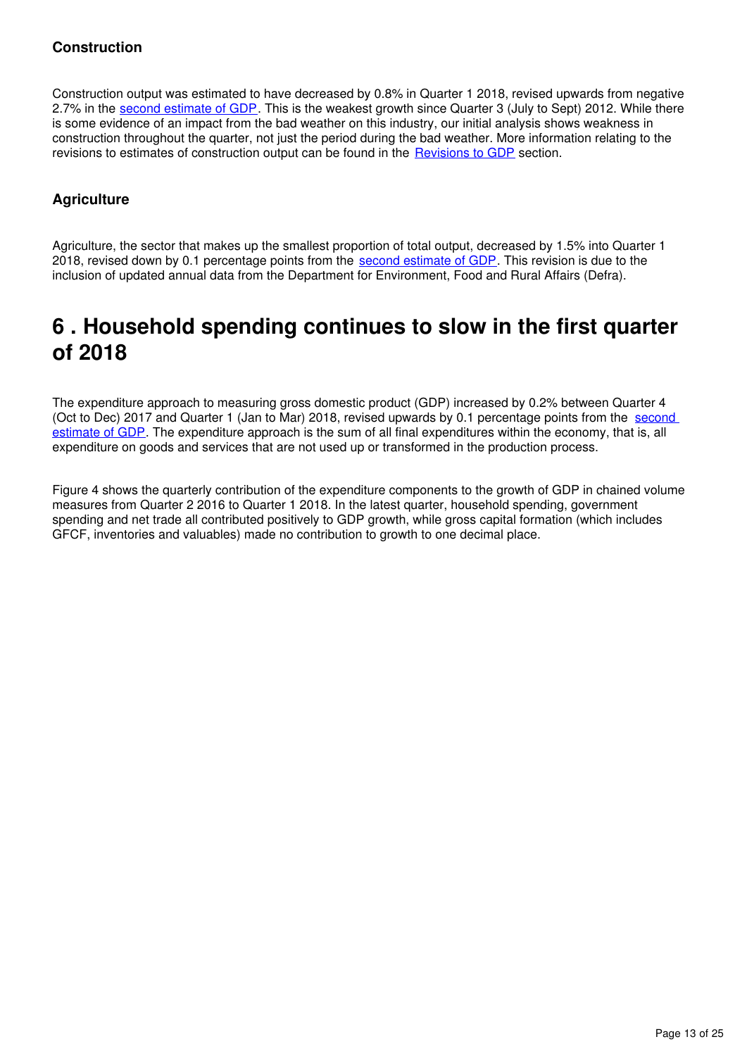### Construction

Construction output was estimated to have decreased by 0.8% in Quarter 1 2018, revised upwards from negative 2.7% in the second estimate of GDP. This is the weakest growth since Quarter 3 (July to Sept) 2012. While there is some evidence of an impact from the bad weather on this industry, our initial analysis shows weakness in construction throughout the quarter, not just the period during the bad weather. More information relating to the revisions to estimates of construction output can be found in the Revisions to GDP section.

### Agriculture

Agriculture, the sector that makes up the smallest proportion of total output, decreased by 1.5% into Quarter 1 2018, revised down by 0.1 percentage points from the second estimate of GDP. This revision is due to the inclusion of updated annual data from the Department for Environment, Food and Rural Affairs (Defra).

## 6 . Household spending continues to slow in the first quarter of 2018

The expenditure approach to measuring gross domestic product (GDP) increased by 0.2% between Quarter 4 (Oct to Dec) 2017 and Quarter 1 (Jan to Mar) 2018, revised upwards by 0.1 percentage points from the second estimate of GDP. The expenditure approach is the sum of all final expenditures within the economy, that is, all expenditure on goods and services that are not used up or transformed in the production process.

Figure 4 shows the quarterly contribution of the expenditure components to the growth of GDP in chained volume measures from Quarter 2 2016 to Quarter 1 2018. In the latest quarter, household spending, government spending and net trade all contributed positively to GDP growth, while gross capital formation (which includes GFCF, inventories and valuables) made no contribution to growth to one decimal place.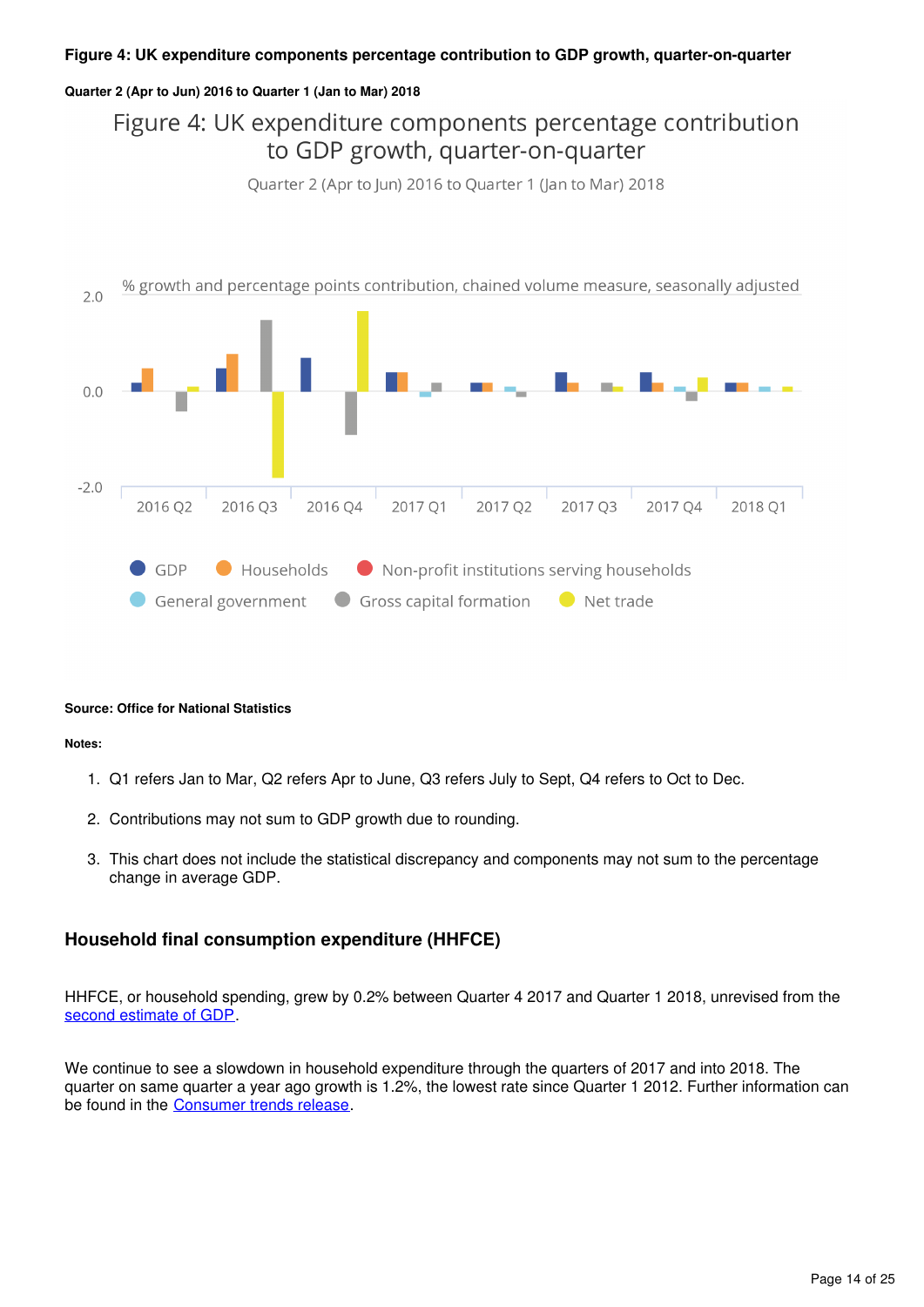**Figure 4: UK expenditure components percentage contribution to GDP growth, quarter-on-quarter**

**Quarter 2 (Apr to Jun) 2016 to Quarter 1 (Jan to Mar) 2018**

**Source: Office for National Statistics**

**Notes:**

1. Q1 refers Jan to Mar, Q2 refers Apr to June, Q3 refers July to Sept, Q4 refers to Oct to Dec.
2. Contributions may not sum to GDP growth due to rounding.
3. This chart does not include the statistical discrepancy and components may not sum to the percentage change in average GDP.

### Household final consumption expenditure (HHFCE)

HHFCE, or household spending, grew by 0.2% between Quarter 4 2017 and Quarter 1 2018, unrevised from the second estimate of GDP.

We continue to see a slowdown in household expenditure through the quarters of 2017 and into 2018. The quarter on same quarter a year ago growth is 1.2%, the lowest rate since Quarter 1 2012. Further information can be found in the Consumer trends release.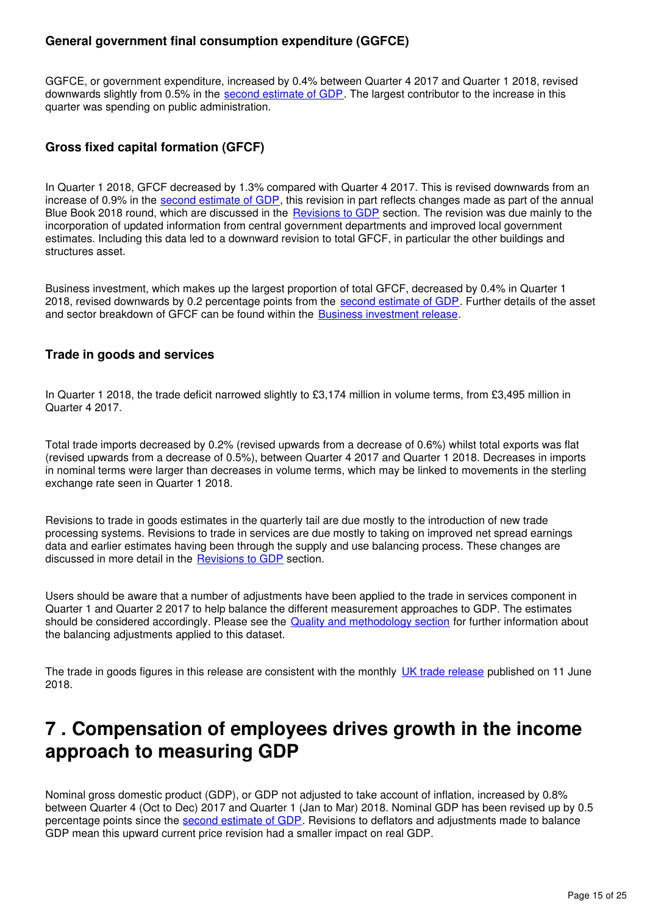### General government final consumption expenditure (GGFCE)

GGFCE, or government expenditure, increased by 0.4% between Quarter 4 2017 and Quarter 1 2018, revised downwards slightly from 0.5% in the second estimate of GDP. The largest contributor to the increase in this quarter was spending on public administration.

### Gross fixed capital formation (GFCF)

In Quarter 1 2018, GFCF decreased by 1.3% compared with Quarter 4 2017. This is revised downwards from an increase of 0.9% in the second estimate of GDP, this revision in part reflects changes made as part of the annual Blue Book 2018 round, which are discussed in the Revisions to GDP section. The revision was due mainly to the incorporation of updated information from central government departments and improved local government estimates. Including this data led to a downward revision to total GFCF, in particular the other buildings and structures asset.

Business investment, which makes up the largest proportion of total GFCF, decreased by 0.4% in Quarter 1 2018, revised downwards by 0.2 percentage points from the second estimate of GDP. Further details of the asset and sector breakdown of GFCF can be found within the Business investment release.

### Trade in goods and services

In Quarter 1 2018, the trade deficit narrowed slightly to £3,174 million in volume terms, from £3,495 million in Quarter 4 2017.

Total trade imports decreased by 0.2% (revised upwards from a decrease of 0.6%) whilst total exports was flat (revised upwards from a decrease of 0.5%), between Quarter 4 2017 and Quarter 1 2018. Decreases in imports in nominal terms were larger than decreases in volume terms, which may be linked to movements in the sterling exchange rate seen in Quarter 1 2018.

Revisions to trade in goods estimates in the quarterly tail are due mostly to the introduction of new trade processing systems. Revisions to trade in services are due mostly to taking on improved net spread earnings data and earlier estimates having been through the supply and use balancing process. These changes are discussed in more detail in the Revisions to GDP section.

Users should be aware that a number of adjustments have been applied to the trade in services component in Quarter 1 and Quarter 2 2017 to help balance the different measurement approaches to GDP. The estimates should be considered accordingly. Please see the Quality and methodology section for further information about the balancing adjustments applied to this dataset.

The trade in goods figures in this release are consistent with the monthly UK trade release published on 11 June 2018.

# 7 . Compensation of employees drives growth in the income approach to measuring GDP

Nominal gross domestic product (GDP), or GDP not adjusted to take account of inflation, increased by 0.8% between Quarter 4 (Oct to Dec) 2017 and Quarter 1 (Jan to Mar) 2018. Nominal GDP has been revised up by 0.5 percentage points since the second estimate of GDP. Revisions to deflators and adjustments made to balance GDP mean this upward current price revision had a smaller impact on real GDP.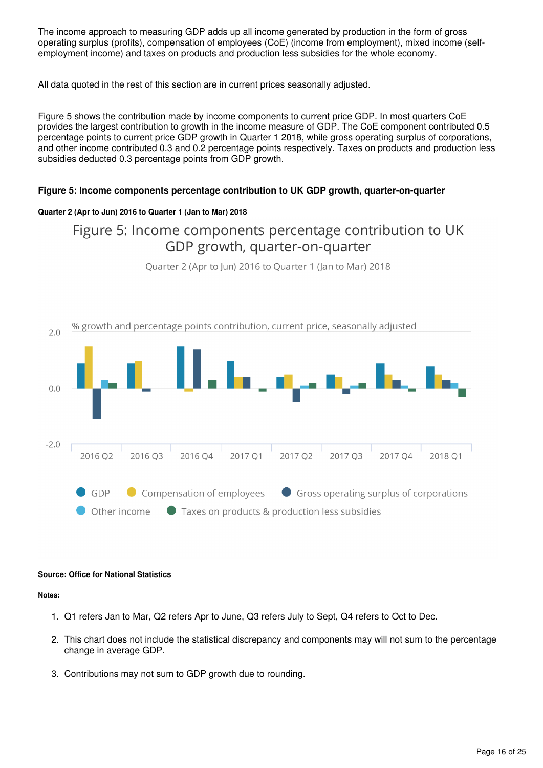The income approach to measuring GDP adds up all income generated by production in the form of gross operating surplus (profits), compensation of employees (CoE) (income from employment), mixed income (self-employment income) and taxes on products and production less subsidies for the whole economy.

All data quoted in the rest of this section are in current prices seasonally adjusted.

Figure 5 shows the contribution made by income components to current price GDP. In most quarters CoE provides the largest contribution to growth in the income measure of GDP. The CoE component contributed 0.5 percentage points to current price GDP growth in Quarter 1 2018, while gross operating surplus of corporations, and other income contributed 0.3 and 0.2 percentage points respectively. Taxes on products and production less subsidies deducted 0.3 percentage points from GDP growth.

**Figure 5: Income components percentage contribution to UK GDP growth, quarter-on-quarter**

**Quarter 2 (Apr to Jun) 2016 to Quarter 1 (Jan to Mar) 2018**

**Source: Office for National Statistics**

**Notes:**

1. Q1 refers Jan to Mar, Q2 refers Apr to June, Q3 refers July to Sept, Q4 refers to Oct to Dec.
2. This chart does not include the statistical discrepancy and components may will not sum to the percentage change in average GDP.
3. Contributions may not sum to GDP growth due to rounding.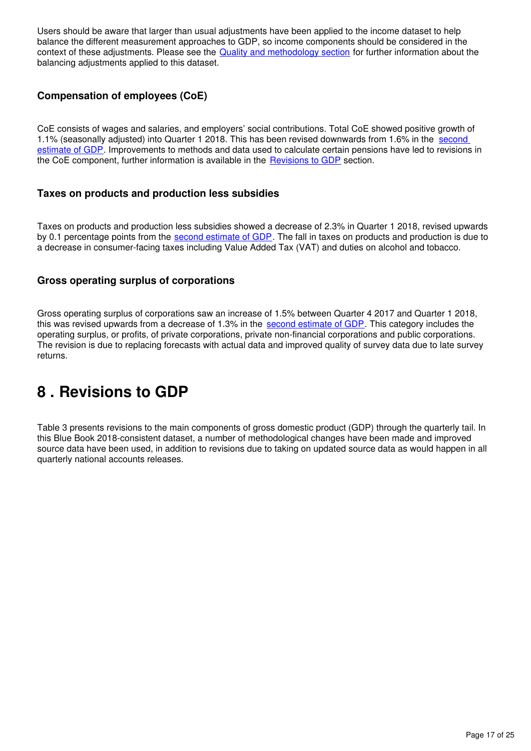Users should be aware that larger than usual adjustments have been applied to the income dataset to help balance the different measurement approaches to GDP, so income components should be considered in the context of these adjustments. Please see the [Quality and methodology section](#) for further information about the balancing adjustments applied to this dataset.

### Compensation of employees (CoE)

CoE consists of wages and salaries, and employers' social contributions. Total CoE showed positive growth of 1.1% (seasonally adjusted) into Quarter 1 2018. This has been revised downwards from 1.6% in the [second estimate of GDP](#). Improvements to methods and data used to calculate certain pensions have led to revisions in the CoE component, further information is available in the [Revisions to GDP](#) section.

### Taxes on products and production less subsidies

Taxes on products and production less subsidies showed a decrease of 2.3% in Quarter 1 2018, revised upwards by 0.1 percentage points from the [second estimate of GDP](#). The fall in taxes on products and production is due to a decrease in consumer-facing taxes including Value Added Tax (VAT) and duties on alcohol and tobacco.

### Gross operating surplus of corporations

Gross operating surplus of corporations saw an increase of 1.5% between Quarter 4 2017 and Quarter 1 2018, this was revised upwards from a decrease of 1.3% in the [second estimate of GDP](#). This category includes the operating surplus, or profits, of private corporations, private non-financial corporations and public corporations. The revision is due to replacing forecasts with actual data and improved quality of survey data due to late survey returns.

## 8 . Revisions to GDP

Table 3 presents revisions to the main components of gross domestic product (GDP) through the quarterly tail. In this Blue Book 2018-consistent dataset, a number of methodological changes have been made and improved source data have been used, in addition to revisions due to taking on updated source data as would happen in all quarterly national accounts releases.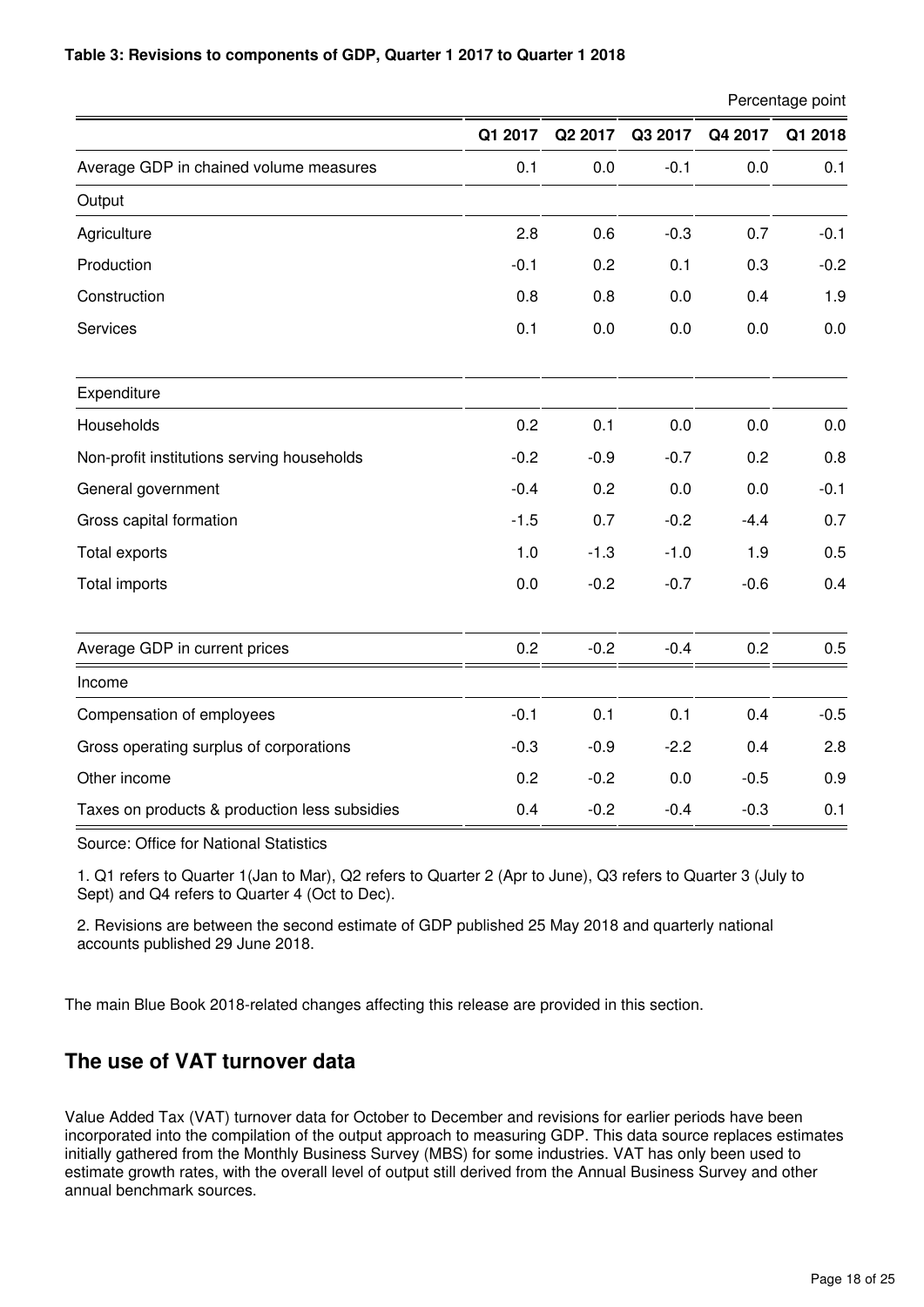**Table 3: Revisions to components of GDP, Quarter 1 2017 to Quarter 1 2018**

Percentage point

| | Q1 2017 | Q2 2017 | Q3 2017 | Q4 2017 | Q1 2018 |
|---|---|---|---|---|---|
| Average GDP in chained volume measures | 0.1 | 0.0 | -0.1 | 0.0 | 0.1 |
| Output | | | | | |
| Agriculture | 2.8 | 0.6 | -0.3 | 0.7 | -0.1 |
| Production | -0.1 | 0.2 | 0.1 | 0.3 | -0.2 |
| Construction | 0.8 | 0.8 | 0.0 | 0.4 | 1.9 |
| Services | 0.1 | 0.0 | 0.0 | 0.0 | 0.0 |
| Expenditure | | | | | |
| Households | 0.2 | 0.1 | 0.0 | 0.0 | 0.0 |
| Non-profit institutions serving households | -0.2 | -0.9 | -0.7 | 0.2 | 0.8 |
| General government | -0.4 | 0.2 | 0.0 | 0.0 | -0.1 |
| Gross capital formation | -1.5 | 0.7 | -0.2 | -4.4 | 0.7 |
| Total exports | 1.0 | -1.3 | -1.0 | 1.9 | 0.5 |
| Total imports | 0.0 | -0.2 | -0.7 | -0.6 | 0.4 |
| Average GDP in current prices | 0.2 | -0.2 | -0.4 | 0.2 | 0.5 |
| Income | | | | | |
| Compensation of employees | -0.1 | 0.1 | 0.1 | 0.4 | -0.5 |
| Gross operating surplus of corporations | -0.3 | -0.9 | -2.2 | 0.4 | 2.8 |
| Other income | 0.2 | -0.2 | 0.0 | -0.5 | 0.9 |
| Taxes on products & production less subsidies | 0.4 | -0.2 | -0.4 | -0.3 | 0.1 |

Source: Office for National Statistics

1. Q1 refers to Quarter 1(Jan to Mar), Q2 refers to Quarter 2 (Apr to June), Q3 refers to Quarter 3 (July to Sept) and Q4 refers to Quarter 4 (Oct to Dec).

2. Revisions are between the second estimate of GDP published 25 May 2018 and quarterly national accounts published 29 June 2018.

The main Blue Book 2018-related changes affecting this release are provided in this section.

## The use of VAT turnover data

Value Added Tax (VAT) turnover data for October to December and revisions for earlier periods have been incorporated into the compilation of the output approach to measuring GDP. This data source replaces estimates initially gathered from the Monthly Business Survey (MBS) for some industries. VAT has only been used to estimate growth rates, with the overall level of output still derived from the Annual Business Survey and other annual benchmark sources.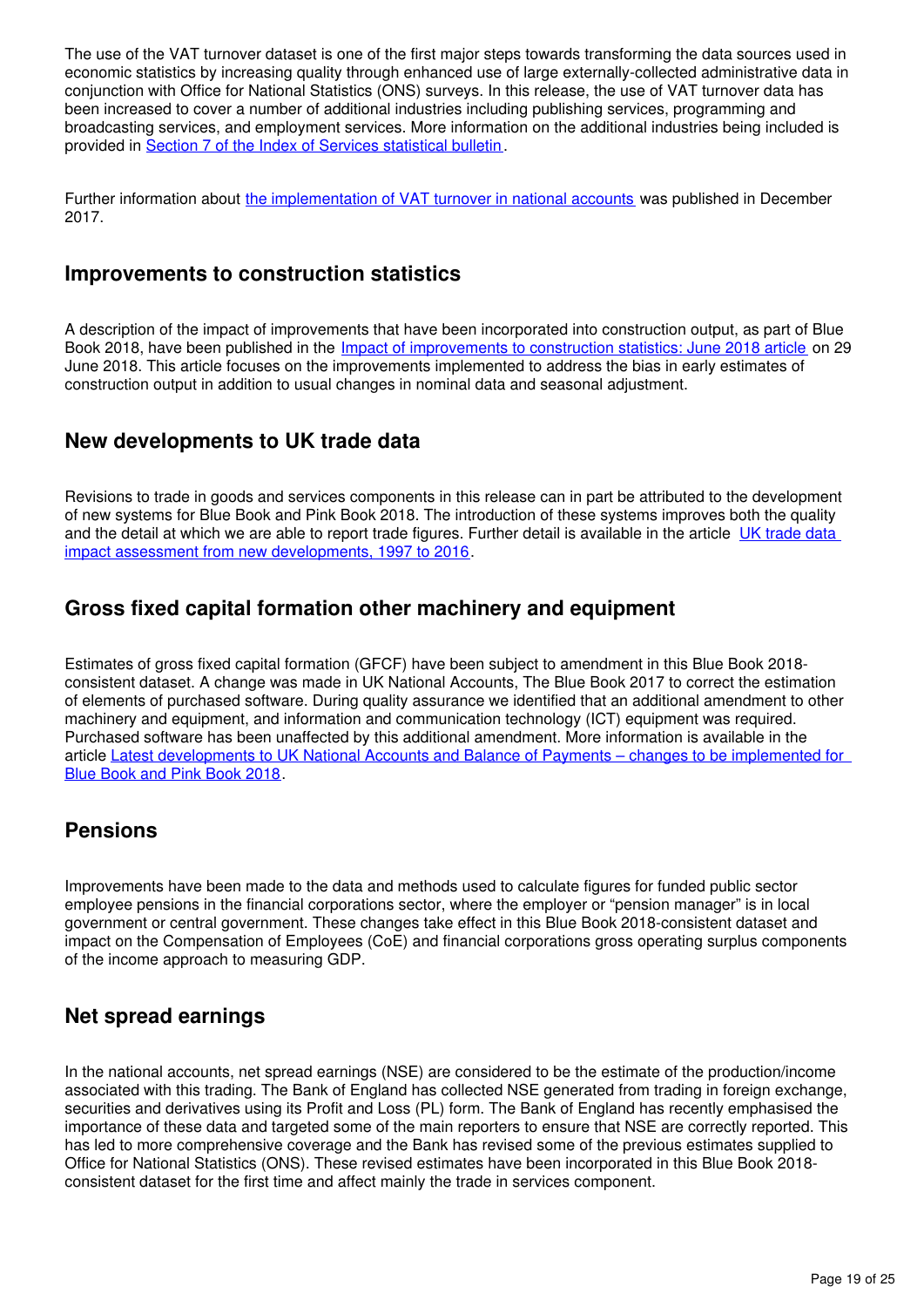The use of the VAT turnover dataset is one of the first major steps towards transforming the data sources used in economic statistics by increasing quality through enhanced use of large externally-collected administrative data in conjunction with Office for National Statistics (ONS) surveys. In this release, the use of VAT turnover data has been increased to cover a number of additional industries including publishing services, programming and broadcasting services, and employment services. More information on the additional industries being included is provided in Section 7 of the Index of Services statistical bulletin.

Further information about the implementation of VAT turnover in national accounts was published in December 2017.

## Improvements to construction statistics

A description of the impact of improvements that have been incorporated into construction output, as part of Blue Book 2018, have been published in the Impact of improvements to construction statistics: June 2018 article on 29 June 2018. This article focuses on the improvements implemented to address the bias in early estimates of construction output in addition to usual changes in nominal data and seasonal adjustment.

## New developments to UK trade data

Revisions to trade in goods and services components in this release can in part be attributed to the development of new systems for Blue Book and Pink Book 2018. The introduction of these systems improves both the quality and the detail at which we are able to report trade figures. Further detail is available in the article UK trade data impact assessment from new developments, 1997 to 2016.

## Gross fixed capital formation other machinery and equipment

Estimates of gross fixed capital formation (GFCF) have been subject to amendment in this Blue Book 2018-consistent dataset. A change was made in UK National Accounts, The Blue Book 2017 to correct the estimation of elements of purchased software. During quality assurance we identified that an additional amendment to other machinery and equipment, and information and communication technology (ICT) equipment was required. Purchased software has been unaffected by this additional amendment. More information is available in the article Latest developments to UK National Accounts and Balance of Payments – changes to be implemented for Blue Book and Pink Book 2018.

## Pensions

Improvements have been made to the data and methods used to calculate figures for funded public sector employee pensions in the financial corporations sector, where the employer or "pension manager" is in local government or central government. These changes take effect in this Blue Book 2018-consistent dataset and impact on the Compensation of Employees (CoE) and financial corporations gross operating surplus components of the income approach to measuring GDP.

## Net spread earnings

In the national accounts, net spread earnings (NSE) are considered to be the estimate of the production/income associated with this trading. The Bank of England has collected NSE generated from trading in foreign exchange, securities and derivatives using its Profit and Loss (PL) form. The Bank of England has recently emphasised the importance of these data and targeted some of the main reporters to ensure that NSE are correctly reported. This has led to more comprehensive coverage and the Bank has revised some of the previous estimates supplied to Office for National Statistics (ONS). These revised estimates have been incorporated in this Blue Book 2018-consistent dataset for the first time and affect mainly the trade in services component.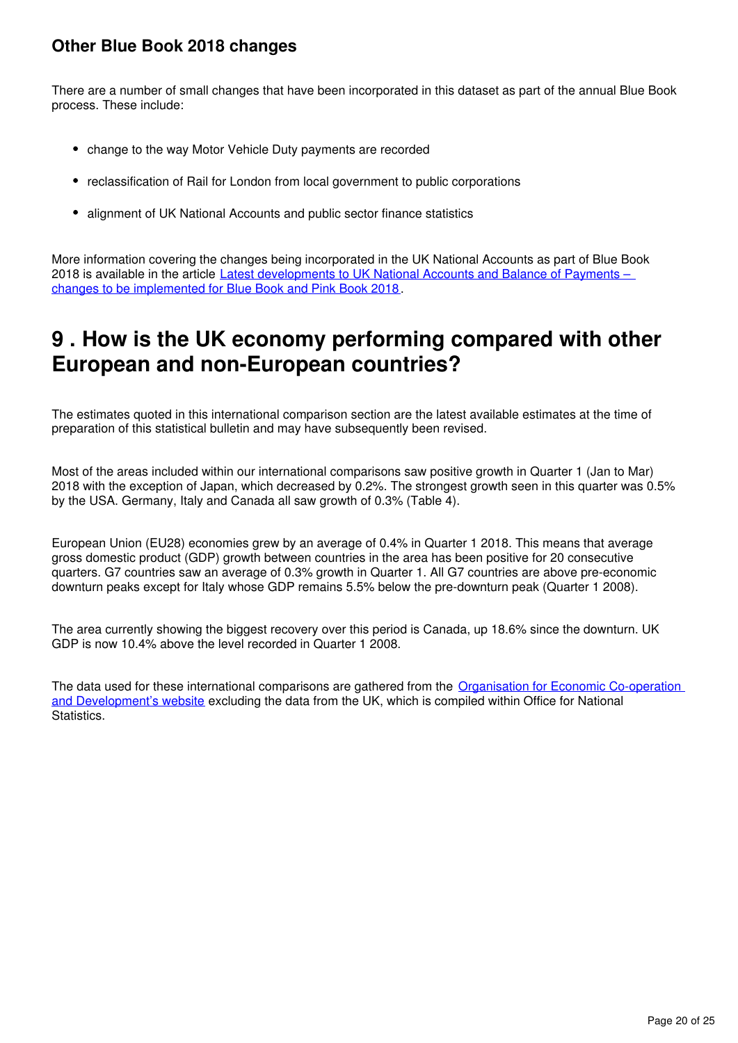### Other Blue Book 2018 changes

There are a number of small changes that have been incorporated in this dataset as part of the annual Blue Book process. These include:

- change to the way Motor Vehicle Duty payments are recorded
- reclassification of Rail for London from local government to public corporations
- alignment of UK National Accounts and public sector finance statistics

More information covering the changes being incorporated in the UK National Accounts as part of Blue Book 2018 is available in the article Latest developments to UK National Accounts and Balance of Payments – changes to be implemented for Blue Book and Pink Book 2018.

## 9 . How is the UK economy performing compared with other European and non-European countries?

The estimates quoted in this international comparison section are the latest available estimates at the time of preparation of this statistical bulletin and may have subsequently been revised.

Most of the areas included within our international comparisons saw positive growth in Quarter 1 (Jan to Mar) 2018 with the exception of Japan, which decreased by 0.2%. The strongest growth seen in this quarter was 0.5% by the USA. Germany, Italy and Canada all saw growth of 0.3% (Table 4).

European Union (EU28) economies grew by an average of 0.4% in Quarter 1 2018. This means that average gross domestic product (GDP) growth between countries in the area has been positive for 20 consecutive quarters. G7 countries saw an average of 0.3% growth in Quarter 1. All G7 countries are above pre-economic downturn peaks except for Italy whose GDP remains 5.5% below the pre-downturn peak (Quarter 1 2008).

The area currently showing the biggest recovery over this period is Canada, up 18.6% since the downturn. UK GDP is now 10.4% above the level recorded in Quarter 1 2008.

The data used for these international comparisons are gathered from the Organisation for Economic Co-operation and Development's website excluding the data from the UK, which is compiled within Office for National Statistics.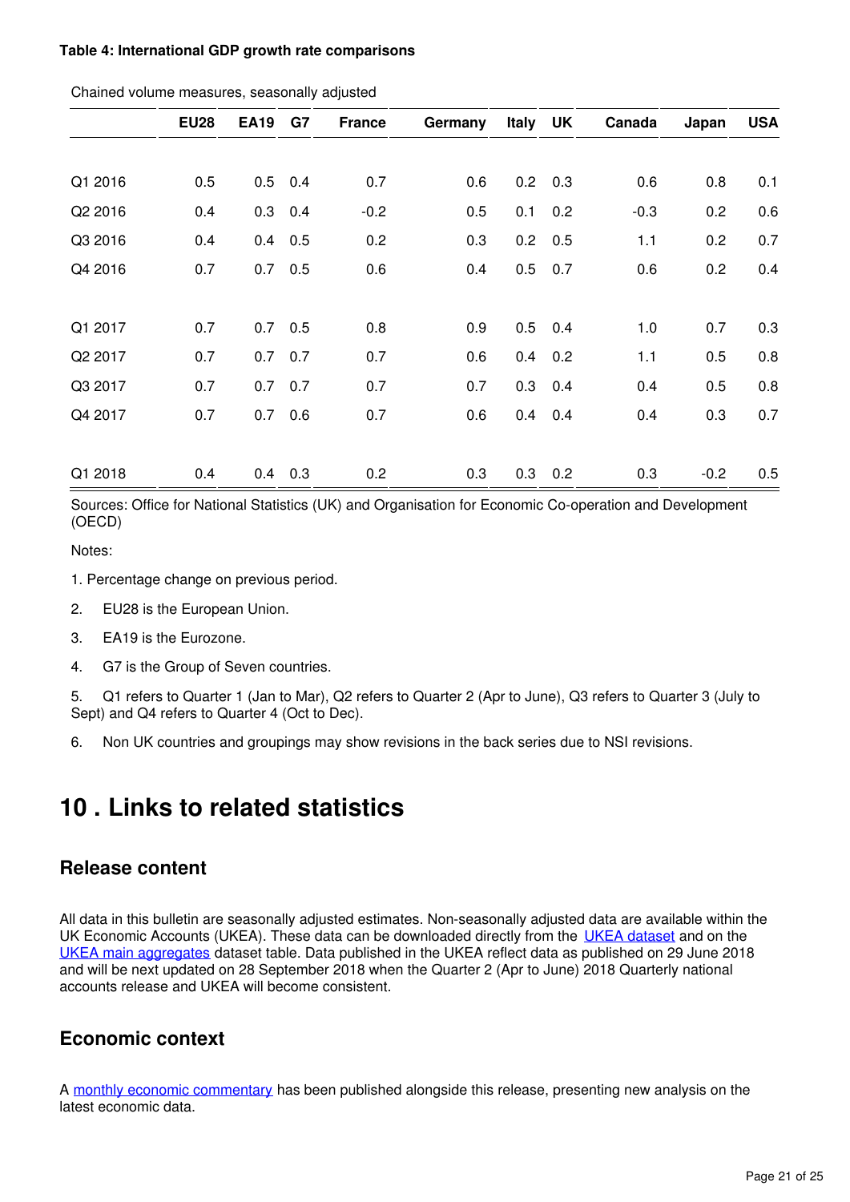**Table 4: International GDP growth rate comparisons**

Chained volume measures, seasonally adjusted

| | EU28 | EA19 | G7 | France | Germany | Italy | UK | Canada | Japan | USA |
|---|---|---|---|---|---|---|---|---|---|---|
| Q1 2016 | 0.5 | 0.5 | 0.4 | 0.7 | 0.6 | 0.2 | 0.3 | 0.6 | 0.8 | 0.1 |
| Q2 2016 | 0.4 | 0.3 | 0.4 | -0.2 | 0.5 | 0.1 | 0.2 | -0.3 | 0.2 | 0.6 |
| Q3 2016 | 0.4 | 0.4 | 0.5 | 0.2 | 0.3 | 0.2 | 0.5 | 1.1 | 0.2 | 0.7 |
| Q4 2016 | 0.7 | 0.7 | 0.5 | 0.6 | 0.4 | 0.5 | 0.7 | 0.6 | 0.2 | 0.4 |
| Q1 2017 | 0.7 | 0.7 | 0.5 | 0.8 | 0.9 | 0.5 | 0.4 | 1.0 | 0.7 | 0.3 |
| Q2 2017 | 0.7 | 0.7 | 0.7 | 0.7 | 0.6 | 0.4 | 0.2 | 1.1 | 0.5 | 0.8 |
| Q3 2017 | 0.7 | 0.7 | 0.7 | 0.7 | 0.7 | 0.3 | 0.4 | 0.4 | 0.5 | 0.8 |
| Q4 2017 | 0.7 | 0.7 | 0.6 | 0.7 | 0.6 | 0.4 | 0.4 | 0.4 | 0.3 | 0.7 |
| Q1 2018 | 0.4 | 0.4 | 0.3 | 0.2 | 0.3 | 0.3 | 0.2 | 0.3 | -0.2 | 0.5 |

Sources: Office for National Statistics (UK) and Organisation for Economic Co-operation and Development (OECD)

Notes:

1. Percentage change on previous period.
2. EU28 is the European Union.
3. EA19 is the Eurozone.
4. G7 is the Group of Seven countries.
5. Q1 refers to Quarter 1 (Jan to Mar), Q2 refers to Quarter 2 (Apr to June), Q3 refers to Quarter 3 (July to Sept) and Q4 refers to Quarter 4 (Oct to Dec).
6. Non UK countries and groupings may show revisions in the back series due to NSI revisions.

# 10 . Links to related statistics

## Release content

All data in this bulletin are seasonally adjusted estimates. Non-seasonally adjusted data are available within the UK Economic Accounts (UKEA). These data can be downloaded directly from the UKEA dataset and on the UKEA main aggregates dataset table. Data published in the UKEA reflect data as published on 29 June 2018 and will be next updated on 28 September 2018 when the Quarter 2 (Apr to June) 2018 Quarterly national accounts release and UKEA will become consistent.

## Economic context

A monthly economic commentary has been published alongside this release, presenting new analysis on the latest economic data.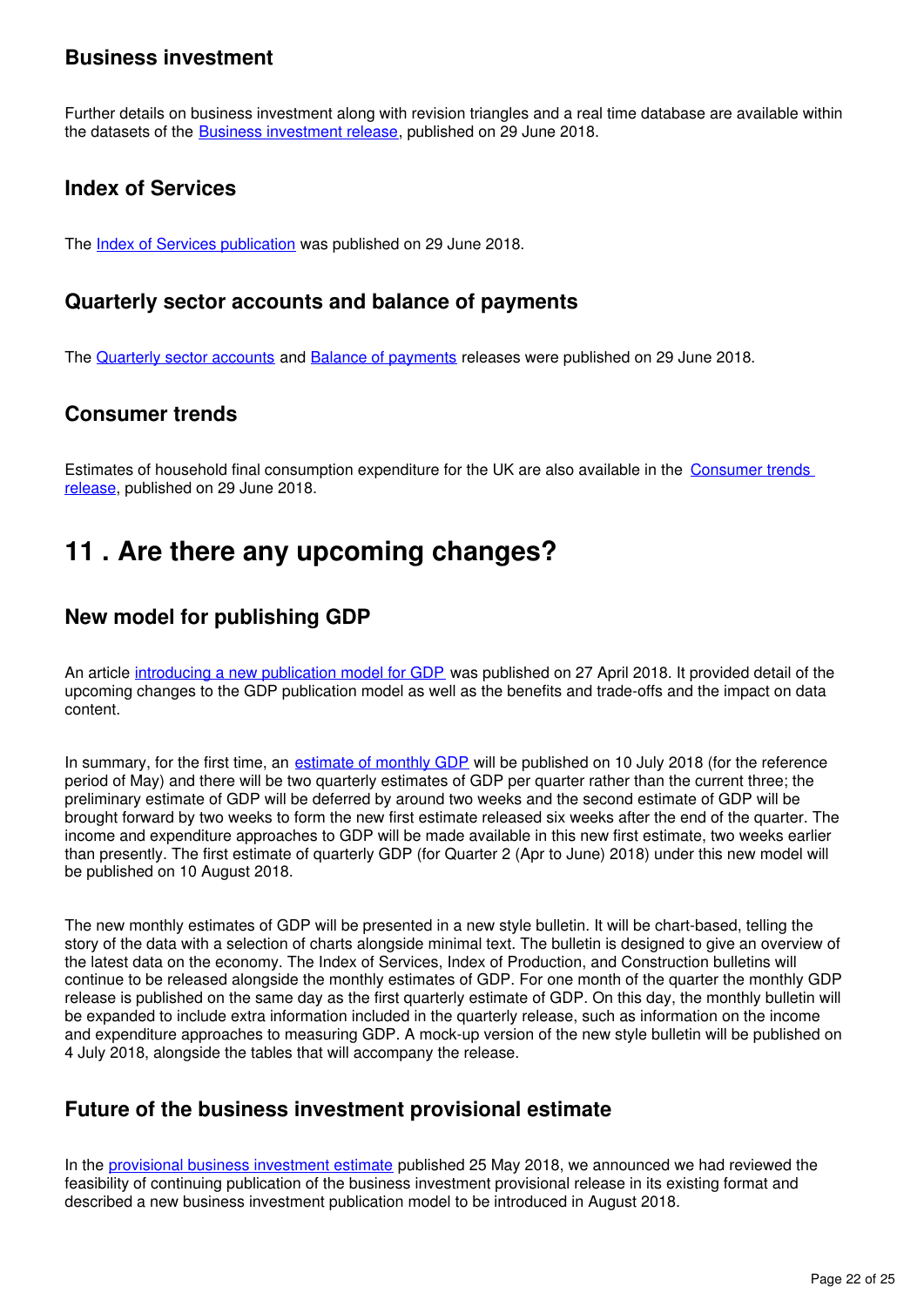### Business investment

Further details on business investment along with revision triangles and a real time database are available within the datasets of the Business investment release, published on 29 June 2018.

### Index of Services

The Index of Services publication was published on 29 June 2018.

### Quarterly sector accounts and balance of payments

The Quarterly sector accounts and Balance of payments releases were published on 29 June 2018.

### Consumer trends

Estimates of household final consumption expenditure for the UK are also available in the Consumer trends release, published on 29 June 2018.

## 11 . Are there any upcoming changes?

### New model for publishing GDP

An article introducing a new publication model for GDP was published on 27 April 2018. It provided detail of the upcoming changes to the GDP publication model as well as the benefits and trade-offs and the impact on data content.

In summary, for the first time, an estimate of monthly GDP will be published on 10 July 2018 (for the reference period of May) and there will be two quarterly estimates of GDP per quarter rather than the current three; the preliminary estimate of GDP will be deferred by around two weeks and the second estimate of GDP will be brought forward by two weeks to form the new first estimate released six weeks after the end of the quarter. The income and expenditure approaches to GDP will be made available in this new first estimate, two weeks earlier than presently. The first estimate of quarterly GDP (for Quarter 2 (Apr to June) 2018) under this new model will be published on 10 August 2018.

The new monthly estimates of GDP will be presented in a new style bulletin. It will be chart-based, telling the story of the data with a selection of charts alongside minimal text. The bulletin is designed to give an overview of the latest data on the economy. The Index of Services, Index of Production, and Construction bulletins will continue to be released alongside the monthly estimates of GDP. For one month of the quarter the monthly GDP release is published on the same day as the first quarterly estimate of GDP. On this day, the monthly bulletin will be expanded to include extra information included in the quarterly release, such as information on the income and expenditure approaches to measuring GDP. A mock-up version of the new style bulletin will be published on 4 July 2018, alongside the tables that will accompany the release.

### Future of the business investment provisional estimate

In the provisional business investment estimate published 25 May 2018, we announced we had reviewed the feasibility of continuing publication of the business investment provisional release in its existing format and described a new business investment publication model to be introduced in August 2018.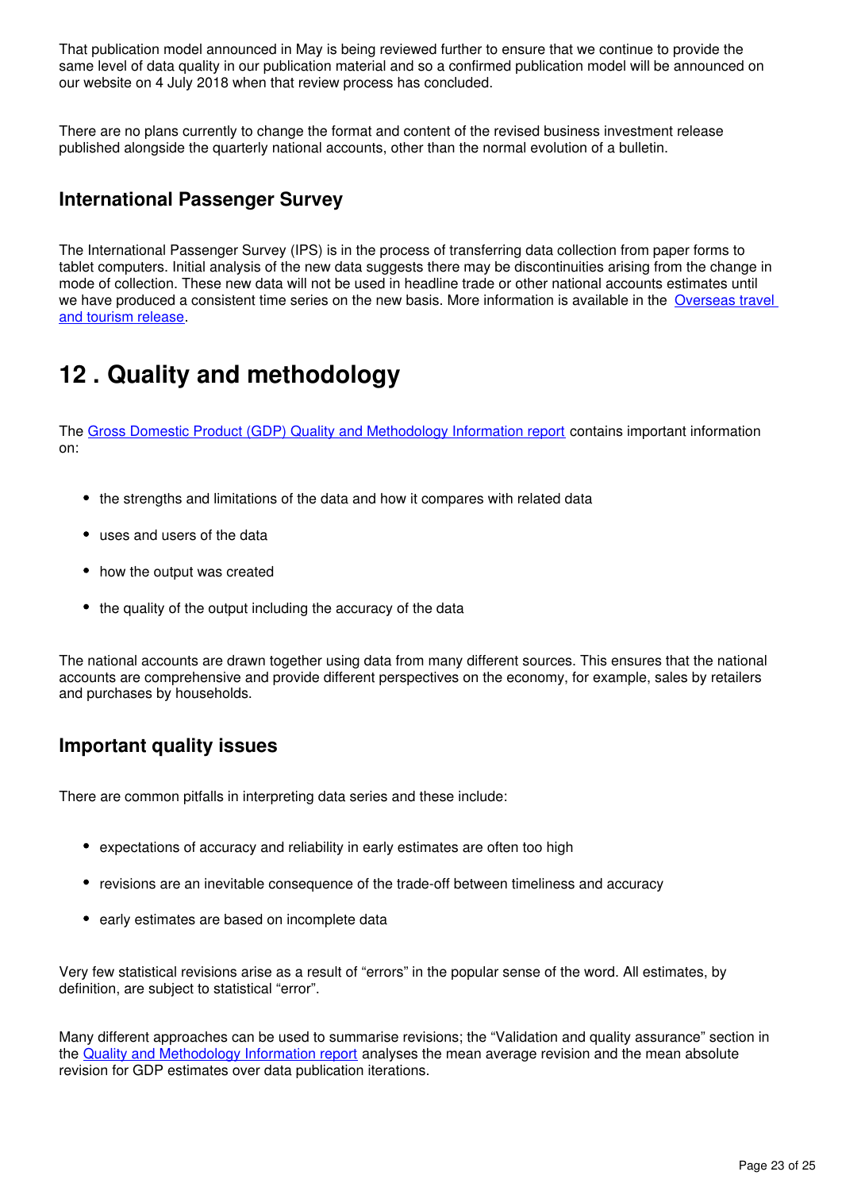That publication model announced in May is being reviewed further to ensure that we continue to provide the same level of data quality in our publication material and so a confirmed publication model will be announced on our website on 4 July 2018 when that review process has concluded.

There are no plans currently to change the format and content of the revised business investment release published alongside the quarterly national accounts, other than the normal evolution of a bulletin.

### International Passenger Survey

The International Passenger Survey (IPS) is in the process of transferring data collection from paper forms to tablet computers. Initial analysis of the new data suggests there may be discontinuities arising from the change in mode of collection. These new data will not be used in headline trade or other national accounts estimates until we have produced a consistent time series on the new basis. More information is available in the Overseas travel and tourism release.

## 12 . Quality and methodology

The Gross Domestic Product (GDP) Quality and Methodology Information report contains important information on:

- the strengths and limitations of the data and how it compares with related data
- uses and users of the data
- how the output was created
- the quality of the output including the accuracy of the data

The national accounts are drawn together using data from many different sources. This ensures that the national accounts are comprehensive and provide different perspectives on the economy, for example, sales by retailers and purchases by households.

### Important quality issues

There are common pitfalls in interpreting data series and these include:

- expectations of accuracy and reliability in early estimates are often too high
- revisions are an inevitable consequence of the trade-off between timeliness and accuracy
- early estimates are based on incomplete data

Very few statistical revisions arise as a result of "errors" in the popular sense of the word. All estimates, by definition, are subject to statistical "error".

Many different approaches can be used to summarise revisions; the "Validation and quality assurance" section in the Quality and Methodology Information report analyses the mean average revision and the mean absolute revision for GDP estimates over data publication iterations.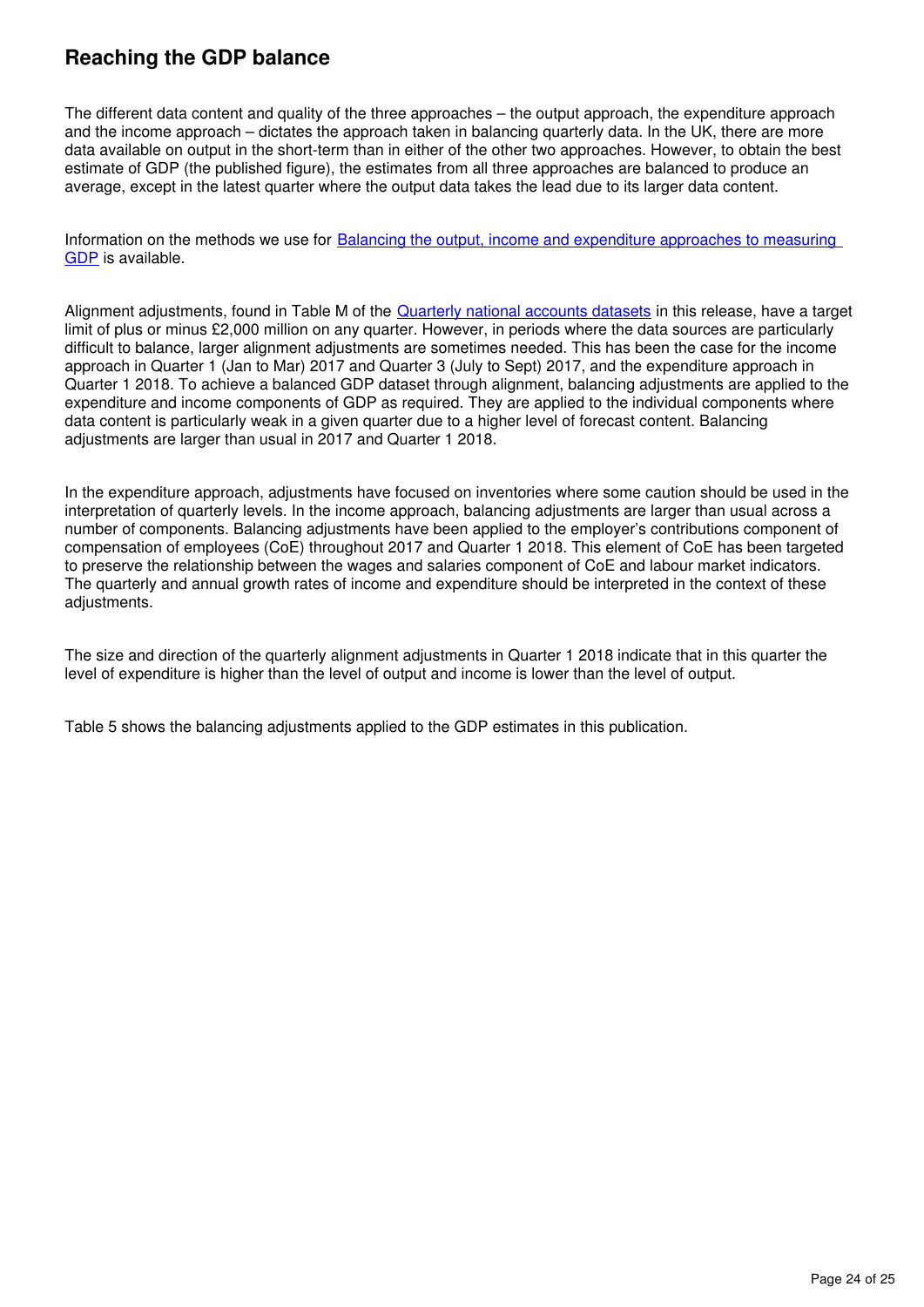## Reaching the GDP balance

The different data content and quality of the three approaches – the output approach, the expenditure approach and the income approach – dictates the approach taken in balancing quarterly data. In the UK, there are more data available on output in the short-term than in either of the other two approaches. However, to obtain the best estimate of GDP (the published figure), the estimates from all three approaches are balanced to produce an average, except in the latest quarter where the output data takes the lead due to its larger data content.

Information on the methods we use for [Balancing the output, income and expenditure approaches to measuring GDP](#) is available.

Alignment adjustments, found in Table M of the [Quarterly national accounts datasets](#) in this release, have a target limit of plus or minus £2,000 million on any quarter. However, in periods where the data sources are particularly difficult to balance, larger alignment adjustments are sometimes needed. This has been the case for the income approach in Quarter 1 (Jan to Mar) 2017 and Quarter 3 (July to Sept) 2017, and the expenditure approach in Quarter 1 2018. To achieve a balanced GDP dataset through alignment, balancing adjustments are applied to the expenditure and income components of GDP as required. They are applied to the individual components where data content is particularly weak in a given quarter due to a higher level of forecast content. Balancing adjustments are larger than usual in 2017 and Quarter 1 2018.

In the expenditure approach, adjustments have focused on inventories where some caution should be used in the interpretation of quarterly levels. In the income approach, balancing adjustments are larger than usual across a number of components. Balancing adjustments have been applied to the employer's contributions component of compensation of employees (CoE) throughout 2017 and Quarter 1 2018. This element of CoE has been targeted to preserve the relationship between the wages and salaries component of CoE and labour market indicators. The quarterly and annual growth rates of income and expenditure should be interpreted in the context of these adjustments.

The size and direction of the quarterly alignment adjustments in Quarter 1 2018 indicate that in this quarter the level of expenditure is higher than the level of output and income is lower than the level of output.

Table 5 shows the balancing adjustments applied to the GDP estimates in this publication.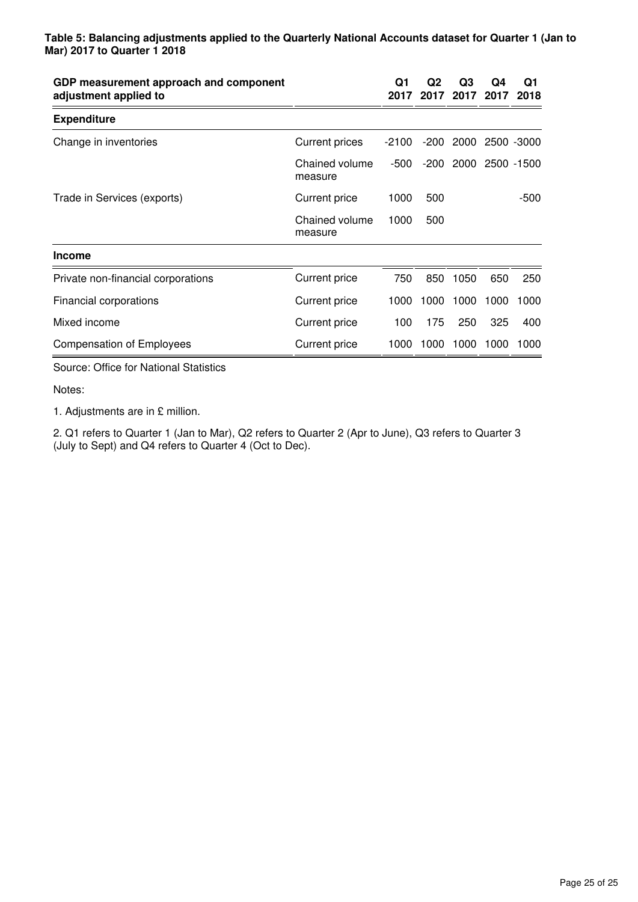**Table 5: Balancing adjustments applied to the Quarterly National Accounts dataset for Quarter 1 (Jan to Mar) 2017 to Quarter 1 2018**

| GDP measurement approach and component adjustment applied to | | Q1 2017 | Q2 2017 | Q3 2017 | Q4 2017 | Q1 2018 |
|---|---|---|---|---|---|---|
| **Expenditure** | | | | | | |
| Change in inventories | Current prices | -2100 | -200 | 2000 | 2500 | -3000 |
| | Chained volume measure | -500 | -200 | 2000 | 2500 | -1500 |
| Trade in Services (exports) | Current price | 1000 | 500 | | | -500 |
| | Chained volume measure | 1000 | 500 | | | |
| **Income** | | | | | | |
| Private non-financial corporations | Current price | 750 | 850 | 1050 | 650 | 250 |
| Financial corporations | Current price | 1000 | 1000 | 1000 | 1000 | 1000 |
| Mixed income | Current price | 100 | 175 | 250 | 325 | 400 |
| Compensation of Employees | Current price | 1000 | 1000 | 1000 | 1000 | 1000 |

Source: Office for National Statistics

Notes:

1. Adjustments are in £ million.

2. Q1 refers to Quarter 1 (Jan to Mar), Q2 refers to Quarter 2 (Apr to June), Q3 refers to Quarter 3 (July to Sept) and Q4 refers to Quarter 4 (Oct to Dec).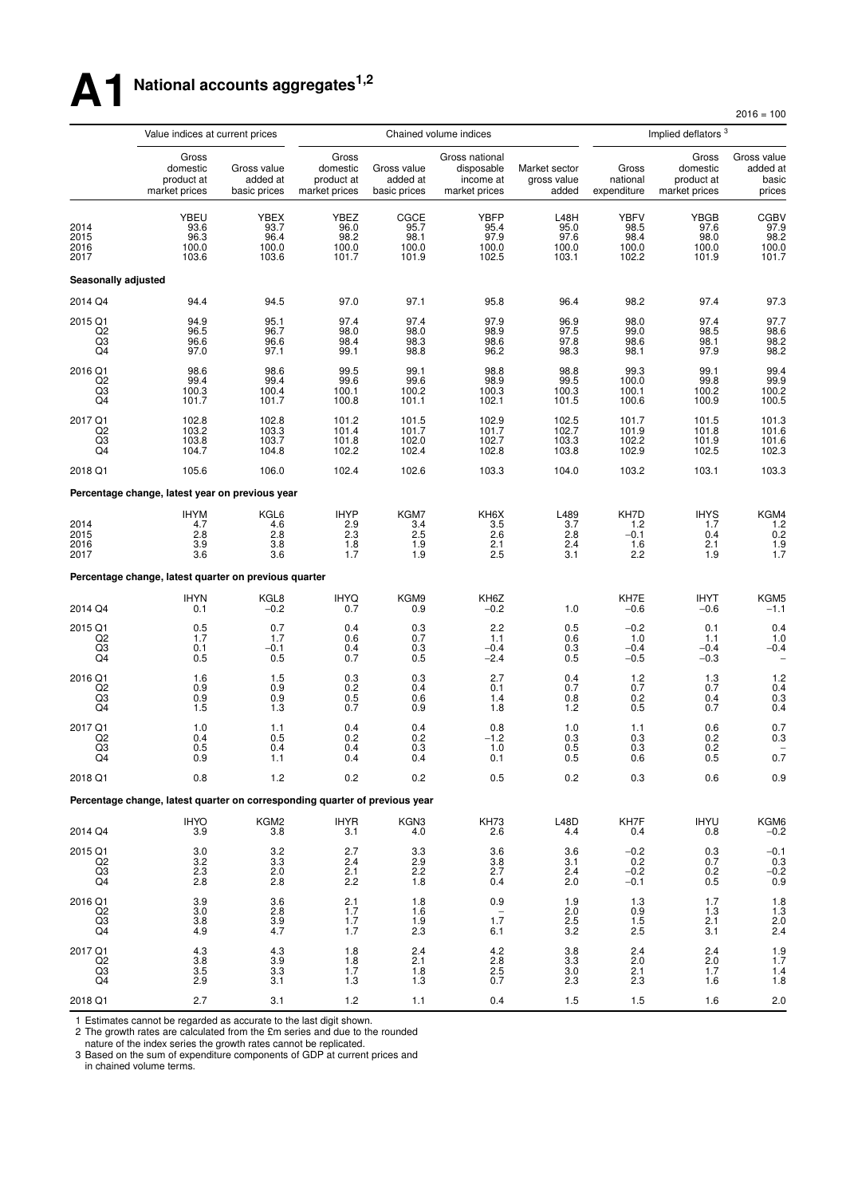# A1 National accounts aggregates[1,2]

2016 = 100

| | Value indices at current prices | | Chained volume indices | | | | Implied deflators [3] | | |
|---|---|---|---|---|---|---|---|---|---|
| | Gross domestic product at market prices | Gross value added at basic prices | Gross domestic product at market prices | Gross value added at basic prices | Gross national disposable income at market prices | Market sector gross value added | Gross national expenditure | Gross domestic product at market prices | Gross value added at basic prices |
| | YBEU | YBEX | YBEZ | CGCE | YBFP | L48H | YBFV | YBGB | CGBV |
| 2014 | 93.6 | 93.7 | 96.0 | 95.7 | 95.4 | 95.0 | 98.5 | 97.6 | 97.9 |
| 2015 | 96.3 | 96.4 | 98.2 | 98.1 | 97.9 | 97.6 | 98.4 | 98.0 | 98.2 |
| 2016 | 100.0 | 100.0 | 100.0 | 100.0 | 100.0 | 100.0 | 100.0 | 100.0 | 100.0 |
| 2017 | 103.6 | 103.6 | 101.7 | 101.9 | 102.5 | 103.1 | 102.2 | 101.9 | 101.7 |
| **Seasonally adjusted** | | | | | | | | | |
| 2014 Q4 | 94.4 | 94.5 | 97.0 | 97.1 | 95.8 | 96.4 | 98.2 | 97.4 | 97.3 |
| 2015 Q1 | 94.9 | 95.1 | 97.4 | 97.4 | 97.9 | 96.9 | 98.0 | 97.4 | 97.7 |
| Q2 | 96.5 | 96.7 | 98.0 | 98.0 | 98.9 | 97.5 | 99.0 | 98.5 | 98.6 |
| Q3 | 96.6 | 96.6 | 98.4 | 98.3 | 98.6 | 97.8 | 98.6 | 98.1 | 98.2 |
| Q4 | 97.0 | 97.1 | 99.1 | 98.8 | 96.2 | 98.3 | 98.1 | 97.9 | 98.2 |
| 2016 Q1 | 98.6 | 98.6 | 99.5 | 99.1 | 98.8 | 98.8 | 99.3 | 99.1 | 99.4 |
| Q2 | 99.4 | 99.4 | 99.6 | 99.6 | 98.9 | 99.5 | 100.0 | 99.8 | 99.9 |
| Q3 | 100.3 | 100.4 | 100.1 | 100.2 | 100.3 | 100.3 | 100.1 | 100.2 | 100.2 |
| Q4 | 101.7 | 101.7 | 100.8 | 101.1 | 102.1 | 101.5 | 100.6 | 100.9 | 100.5 |
| 2017 Q1 | 102.8 | 102.8 | 101.2 | 101.5 | 102.9 | 102.5 | 101.7 | 101.5 | 101.3 |
| Q2 | 103.2 | 103.3 | 101.4 | 101.7 | 101.7 | 102.7 | 101.9 | 101.8 | 101.6 |
| Q3 | 103.8 | 103.7 | 101.8 | 102.0 | 102.7 | 103.3 | 102.2 | 101.9 | 101.6 |
| Q4 | 104.7 | 104.8 | 102.2 | 102.4 | 102.8 | 103.8 | 102.9 | 102.5 | 102.3 |
| 2018 Q1 | 105.6 | 106.0 | 102.4 | 102.6 | 103.3 | 104.0 | 103.2 | 103.1 | 103.3 |
| **Percentage change, latest year on previous year** | | | | | | | | | |
| | IHYM | KGL6 | IHYP | KGM7 | KH6X | L489 | KH7D | IHYS | KGM4 |
| 2014 | 4.7 | 4.6 | 2.9 | 3.4 | 3.5 | 3.7 | 1.2 | 1.7 | 1.2 |
| 2015 | 2.8 | 2.8 | 2.3 | 2.5 | 2.6 | 2.8 | −0.1 | 0.4 | 0.2 |
| 2016 | 3.9 | 3.8 | 1.8 | 1.9 | 2.1 | 2.4 | 1.6 | 2.1 | 1.9 |
| 2017 | 3.6 | 3.6 | 1.7 | 1.9 | 2.5 | 3.1 | 2.2 | 1.9 | 1.7 |
| **Percentage change, latest quarter on previous quarter** | | | | | | | | | |
| | IHYN | KGL8 | IHYQ | KGM9 | KH6Z | | KH7E | IHYT | KGM5 |
| 2014 Q4 | 0.1 | −0.2 | 0.7 | 0.9 | −0.2 | 1.0 | −0.6 | −0.6 | −1.1 |
| 2015 Q1 | 0.5 | 0.7 | 0.4 | 0.3 | 2.2 | 0.5 | −0.2 | 0.1 | 0.4 |
| Q2 | 1.7 | 1.7 | 0.6 | 0.7 | 1.1 | 0.6 | 1.0 | 1.1 | 1.0 |
| Q3 | 0.1 | −0.1 | 0.4 | 0.3 | −0.4 | 0.3 | −0.4 | −0.4 | −0.4 |
| Q4 | 0.5 | 0.5 | 0.7 | 0.5 | −2.4 | 0.5 | −0.5 | −0.3 | – |
| 2016 Q1 | 1.6 | 1.5 | 0.3 | 0.3 | 2.7 | 0.4 | 1.2 | 1.3 | 1.2 |
| Q2 | 0.9 | 0.9 | 0.2 | 0.4 | 0.1 | 0.7 | 0.7 | 0.7 | 0.4 |
| Q3 | 0.9 | 0.9 | 0.5 | 0.6 | 1.4 | 0.8 | 0.2 | 0.4 | 0.3 |
| Q4 | 1.5 | 1.3 | 0.7 | 0.9 | 1.8 | 1.2 | 0.5 | 0.7 | 0.4 |
| 2017 Q1 | 1.0 | 1.1 | 0.4 | 0.4 | 0.8 | 1.0 | 1.1 | 0.6 | 0.7 |
| Q2 | 0.4 | 0.5 | 0.2 | 0.2 | −1.2 | 0.3 | 0.3 | 0.2 | 0.3 |
| Q3 | 0.5 | 0.4 | 0.4 | 0.3 | 1.0 | 0.5 | 0.3 | 0.2 | – |
| Q4 | 0.9 | 1.1 | 0.4 | 0.4 | 0.1 | 0.5 | 0.6 | 0.5 | 0.7 |
| 2018 Q1 | 0.8 | 1.2 | 0.2 | 0.2 | 0.5 | 0.2 | 0.3 | 0.6 | 0.9 |
| **Percentage change, latest quarter on corresponding quarter of previous year** | | | | | | | | | |
| | IHYO | KGM2 | IHYR | KGN3 | KH73 | L48D | KH7F | IHYU | KGM6 |
| 2014 Q4 | 3.9 | 3.8 | 3.1 | 4.0 | 2.6 | 4.4 | 0.4 | 0.8 | −0.2 |
| 2015 Q1 | 3.0 | 3.2 | 2.7 | 3.3 | 3.6 | 3.6 | −0.2 | 0.3 | −0.1 |
| Q2 | 3.2 | 3.3 | 2.4 | 2.9 | 3.8 | 3.1 | 0.2 | 0.7 | 0.3 |
| Q3 | 2.3 | 2.0 | 2.1 | 2.2 | 2.7 | 2.4 | −0.2 | 0.2 | −0.2 |
| Q4 | 2.8 | 2.8 | 2.2 | 1.8 | 0.4 | 2.0 | −0.1 | 0.5 | 0.9 |
| 2016 Q1 | 3.9 | 3.6 | 2.1 | 1.8 | 0.9 | 1.9 | 1.3 | 1.7 | 1.8 |
| Q2 | 3.0 | 2.8 | 1.7 | 1.6 | – | 2.0 | 0.9 | 1.3 | 1.3 |
| Q3 | 3.8 | 3.9 | 1.7 | 1.9 | 1.7 | 2.5 | 1.5 | 2.1 | 2.0 |
| Q4 | 4.9 | 4.7 | 1.7 | 2.3 | 6.1 | 3.2 | 2.5 | 3.1 | 2.4 |
| 2017 Q1 | 4.3 | 4.3 | 1.8 | 2.4 | 4.2 | 3.8 | 2.4 | 2.4 | 1.9 |
| Q2 | 3.8 | 3.9 | 1.8 | 2.1 | 2.8 | 3.3 | 2.0 | 2.0 | 1.7 |
| Q3 | 3.5 | 3.3 | 1.7 | 1.8 | 2.5 | 3.0 | 2.1 | 1.7 | 1.4 |
| Q4 | 2.9 | 3.1 | 1.3 | 1.3 | 0.7 | 2.3 | 2.3 | 1.6 | 1.8 |
| 2018 Q1 | 2.7 | 3.1 | 1.2 | 1.1 | 0.4 | 1.5 | 1.5 | 1.6 | 2.0 |

1 Estimates cannot be regarded as accurate to the last digit shown.
2 The growth rates are calculated from the £m series and due to the rounded nature of the index series the growth rates cannot be replicated.
3 Based on the sum of expenditure components of GDP at current prices and in chained volume terms.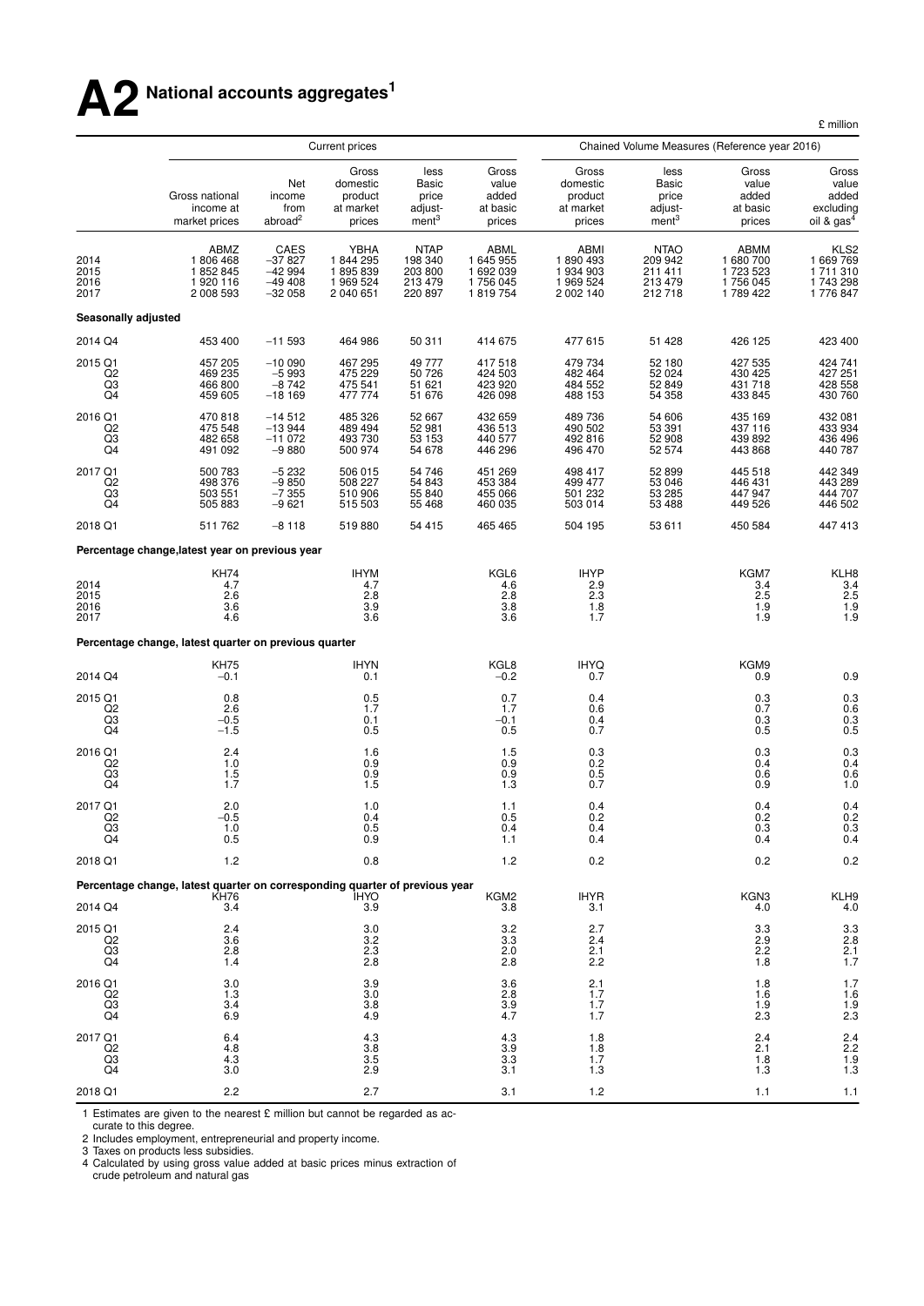# A2 National accounts aggregates[1]

£ million

| | Current prices | | | | | Chained Volume Measures (Reference year 2016) | | | |
|---|---|---|---|---|---|---|---|---|---|
| | Gross national income at market prices | Net income from abroad[2] | Gross domestic product at market prices | less Basic price adjust-ment[3] | Gross value added at basic prices | Gross domestic product at market prices | less Basic price adjust-ment[3] | Gross value added at basic prices | Gross value added excluding oil & gas[4] |
| | ABMZ | CAES | YBHA | NTAP | ABML | ABMI | NTAO | ABMM | KLS2 |
| 2014 | 1 806 468 | −37 827 | 1 844 295 | 198 340 | 1 645 955 | 1 890 493 | 209 942 | 1 680 700 | 1 669 769 |
| 2015 | 1 852 845 | −42 994 | 1 895 839 | 203 800 | 1 692 039 | 1 934 903 | 211 411 | 1 723 523 | 1 711 310 |
| 2016 | 1 920 116 | −49 408 | 1 969 524 | 213 479 | 1 756 045 | 1 969 524 | 213 479 | 1 756 045 | 1 743 298 |
| 2017 | 2 008 593 | −32 058 | 2 040 651 | 220 897 | 1 819 754 | 2 002 140 | 212 718 | 1 789 422 | 1 776 847 |
| **Seasonally adjusted** | | | | | | | | | |
| 2014 Q4 | 453 400 | −11 593 | 464 986 | 50 311 | 414 675 | 477 615 | 51 428 | 426 125 | 423 400 |
| 2015 Q1 | 457 205 | −10 090 | 467 295 | 49 777 | 417 518 | 479 734 | 52 180 | 427 535 | 424 741 |
| Q2 | 469 235 | −5 993 | 475 229 | 50 726 | 424 503 | 482 464 | 52 024 | 430 425 | 427 251 |
| Q3 | 466 800 | −8 742 | 475 541 | 51 621 | 423 920 | 484 552 | 52 849 | 431 718 | 428 558 |
| Q4 | 459 605 | −18 169 | 477 774 | 51 676 | 426 098 | 488 153 | 54 358 | 433 845 | 430 760 |
| 2016 Q1 | 470 818 | −14 512 | 485 326 | 52 667 | 432 659 | 489 736 | 54 606 | 435 169 | 432 081 |
| Q2 | 475 548 | −13 944 | 489 494 | 52 981 | 436 513 | 490 502 | 53 391 | 437 116 | 433 934 |
| Q3 | 482 658 | −11 072 | 493 730 | 53 153 | 440 577 | 492 816 | 52 908 | 439 892 | 436 496 |
| Q4 | 491 092 | −9 880 | 500 974 | 54 678 | 446 296 | 496 470 | 52 574 | 443 868 | 440 787 |
| 2017 Q1 | 500 783 | −5 232 | 506 015 | 54 746 | 451 269 | 498 417 | 52 899 | 445 518 | 442 349 |
| Q2 | 498 376 | −9 850 | 508 227 | 54 843 | 453 384 | 499 477 | 53 046 | 446 431 | 443 289 |
| Q3 | 503 551 | −7 355 | 510 906 | 55 840 | 455 066 | 501 232 | 53 285 | 447 947 | 444 707 |
| Q4 | 505 883 | −9 621 | 515 503 | 55 468 | 460 035 | 503 014 | 53 488 | 449 526 | 446 502 |
| 2018 Q1 | 511 762 | −8 118 | 519 880 | 54 415 | 465 465 | 504 195 | 53 611 | 450 584 | 447 413 |
| **Percentage change,latest year on previous year** | | | | | | | | | |
| | KH74 | | IHYM | | KGL6 | IHYP | | KGM7 | KLH8 |
| 2014 | 4.7 | | 4.7 | | 4.6 | 2.9 | | 3.4 | 3.4 |
| 2015 | 2.6 | | 2.8 | | 2.8 | 2.3 | | 2.5 | 2.5 |
| 2016 | 3.6 | | 3.9 | | 3.8 | 1.8 | | 1.9 | 1.9 |
| 2017 | 4.6 | | 3.6 | | 3.6 | 1.7 | | 1.9 | 1.9 |
| **Percentage change, latest quarter on previous quarter** | | | | | | | | | |
| | KH75 | | IHYN | | KGL8 | IHYQ | | KGM9 | |
| 2014 Q4 | −0.1 | | 0.1 | | −0.2 | 0.7 | | 0.9 | 0.9 |
| 2015 Q1 | 0.8 | | 0.5 | | 0.7 | 0.4 | | 0.3 | 0.3 |
| Q2 | 2.6 | | 1.7 | | 1.7 | 0.6 | | 0.7 | 0.6 |
| Q3 | −0.5 | | 0.1 | | −0.1 | 0.4 | | 0.3 | 0.3 |
| Q4 | −1.5 | | 0.5 | | 0.5 | 0.7 | | 0.5 | 0.5 |
| 2016 Q1 | 2.4 | | 1.6 | | 1.5 | 0.3 | | 0.3 | 0.3 |
| Q2 | 1.0 | | 0.9 | | 0.9 | 0.2 | | 0.4 | 0.4 |
| Q3 | 1.5 | | 0.9 | | 0.9 | 0.5 | | 0.6 | 0.6 |
| Q4 | 1.7 | | 1.5 | | 1.3 | 0.7 | | 0.9 | 1.0 |
| 2017 Q1 | 2.0 | | 1.0 | | 1.1 | 0.4 | | 0.4 | 0.4 |
| Q2 | −0.5 | | 0.4 | | 0.5 | 0.2 | | 0.2 | 0.2 |
| Q3 | 1.0 | | 0.5 | | 0.4 | 0.4 | | 0.3 | 0.3 |
| Q4 | 0.5 | | 0.9 | | 1.1 | 0.4 | | 0.4 | 0.4 |
| 2018 Q1 | 1.2 | | 0.8 | | 1.2 | 0.2 | | 0.2 | 0.2 |
| **Percentage change, latest quarter on corresponding quarter of previous year** | | | | | | | | | |
| | KH76 | | IHYO | | KGM2 | IHYR | | KGN3 | KLH9 |
| 2014 Q4 | 3.4 | | 3.9 | | 3.8 | 3.1 | | 4.0 | 4.0 |
| 2015 Q1 | 2.4 | | 3.0 | | 3.2 | 2.7 | | 3.3 | 3.3 |
| Q2 | 3.6 | | 3.2 | | 3.3 | 2.4 | | 2.9 | 2.8 |
| Q3 | 2.8 | | 2.3 | | 2.0 | 2.1 | | 2.2 | 2.1 |
| Q4 | 1.4 | | 2.8 | | 2.8 | 2.2 | | 1.8 | 1.7 |
| 2016 Q1 | 3.0 | | 3.9 | | 3.6 | 2.1 | | 1.8 | 1.7 |
| Q2 | 1.3 | | 3.0 | | 2.8 | 1.7 | | 1.6 | 1.6 |
| Q3 | 3.4 | | 3.8 | | 3.9 | 1.7 | | 1.9 | 1.9 |
| Q4 | 6.9 | | 4.9 | | 4.7 | 1.7 | | 2.3 | 2.3 |
| 2017 Q1 | 6.4 | | 4.3 | | 4.3 | 1.8 | | 2.4 | 2.4 |
| Q2 | 4.8 | | 3.8 | | 3.9 | 1.8 | | 2.1 | 2.2 |
| Q3 | 4.3 | | 3.5 | | 3.3 | 1.7 | | 1.8 | 1.9 |
| Q4 | 3.0 | | 2.9 | | 3.1 | 1.3 | | 1.3 | 1.3 |
| 2018 Q1 | 2.2 | | 2.7 | | 3.1 | 1.2 | | 1.1 | 1.1 |

1 Estimates are given to the nearest £ million but cannot be regarded as accurate to this degree.
2 Includes employment, entrepreneurial and property income.
3 Taxes on products less subsidies.
4 Calculated by using gross value added at basic prices minus extraction of crude petroleum and natural gas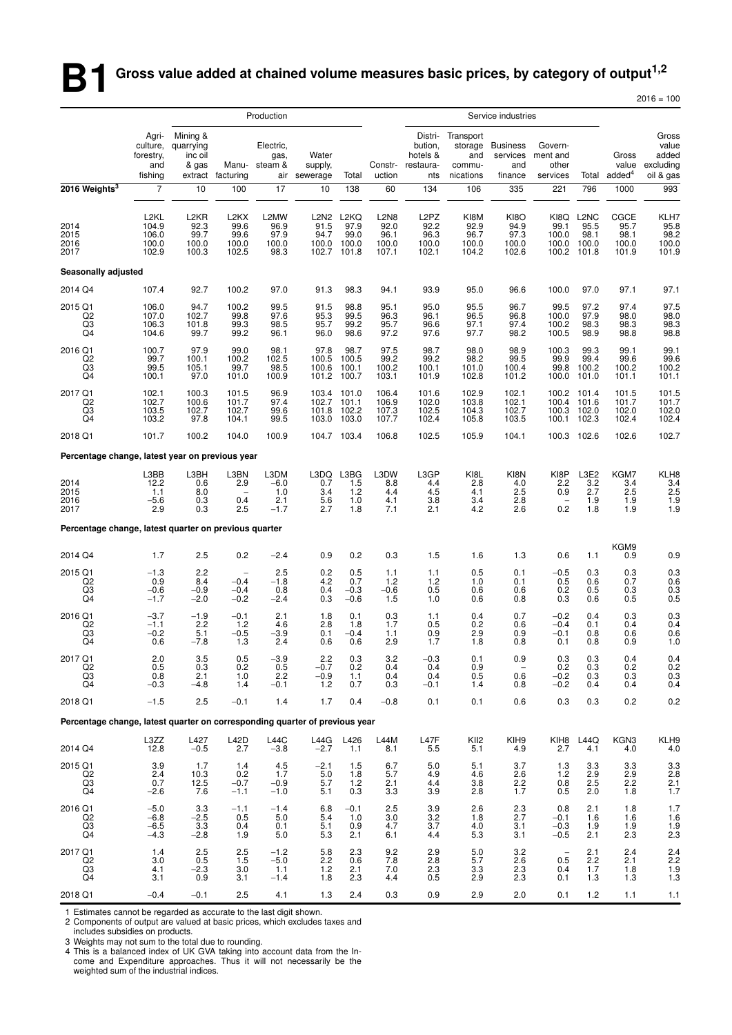# B1 Gross value added at chained volume measures basic prices, by category of output[1,2]

2016 = 100

| | Production | | | | | | | Service industries | | | | | | |
|---|---|---|---|---|---|---|---|---|---|---|---|---|---|---|
| | Agri-culture, forestry, and fishing | Mining & quarrying inc oil & gas extract | Manu-facturing | Electric, gas, steam & air | Water supply, sewerage | Total | Constr-uction | Distri-bution, hotels & restaura-nts | Transport storage and commu-nications | Business services and finance | Govern-ment and other services | Total | Gross value added[4] | Gross value added excluding oil & gas |
| **2016 Weights[3]** | 7 | 10 | 100 | 17 | 10 | 138 | 60 | 134 | 106 | 335 | 221 | 796 | 1000 | 993 |
| | L2KL | L2KR | L2KX | L2MW | L2N2 | L2KQ | L2N8 | L2PZ | KI8M | KI8O | KI8Q | L2NC | CGCE | KLH7 |
| 2014 | 104.9 | 92.3 | 99.6 | 96.9 | 91.5 | 97.9 | 92.0 | 92.2 | 92.9 | 94.9 | 99.1 | 95.5 | 95.7 | 95.8 |
| 2015 | 106.0 | 99.7 | 99.6 | 97.9 | 94.7 | 99.0 | 96.1 | 96.3 | 96.7 | 97.3 | 100.0 | 98.1 | 98.1 | 98.2 |
| 2016 | 100.0 | 100.0 | 100.0 | 100.0 | 100.0 | 100.0 | 100.0 | 100.0 | 100.0 | 100.0 | 100.0 | 100.0 | 100.0 | 100.0 |
| 2017 | 102.9 | 100.3 | 102.5 | 98.3 | 102.7 | 101.8 | 107.1 | 102.1 | 104.2 | 102.6 | 100.2 | 101.8 | 101.9 | 101.9 |
| **Seasonally adjusted** | | | | | | | | | | | | | | |
| 2014 Q4 | 107.4 | 92.7 | 100.2 | 97.0 | 91.3 | 98.3 | 94.1 | 93.9 | 95.0 | 96.6 | 100.0 | 97.0 | 97.1 | 97.1 |
| 2015 Q1 | 106.0 | 94.7 | 100.2 | 99.5 | 91.5 | 98.8 | 95.1 | 95.0 | 95.5 | 96.7 | 99.5 | 97.2 | 97.4 | 97.5 |
| Q2 | 107.0 | 102.7 | 99.8 | 97.6 | 95.3 | 99.5 | 96.3 | 96.1 | 96.5 | 96.8 | 100.0 | 97.9 | 98.0 | 98.0 |
| Q3 | 106.3 | 101.8 | 99.3 | 98.5 | 95.7 | 99.2 | 95.7 | 96.6 | 97.1 | 97.4 | 100.2 | 98.3 | 98.3 | 98.3 |
| Q4 | 104.6 | 99.7 | 99.2 | 96.1 | 96.0 | 98.6 | 97.2 | 97.6 | 97.7 | 98.2 | 100.5 | 98.9 | 98.8 | 98.8 |
| 2016 Q1 | 100.7 | 97.9 | 99.0 | 98.1 | 97.8 | 98.7 | 97.5 | 98.7 | 98.0 | 98.9 | 100.3 | 99.3 | 99.1 | 99.1 |
| Q2 | 99.7 | 100.1 | 100.2 | 102.5 | 100.5 | 100.5 | 99.2 | 99.2 | 98.2 | 99.5 | 99.9 | 99.4 | 99.6 | 99.6 |
| Q3 | 99.5 | 105.1 | 99.7 | 98.5 | 100.6 | 100.1 | 100.2 | 100.1 | 101.0 | 100.4 | 99.8 | 100.2 | 100.2 | 100.2 |
| Q4 | 100.1 | 97.0 | 101.0 | 100.9 | 101.2 | 100.7 | 103.1 | 101.9 | 102.8 | 101.2 | 100.0 | 101.0 | 101.1 | 101.1 |
| 2017 Q1 | 102.1 | 100.3 | 101.5 | 96.9 | 103.4 | 101.0 | 106.4 | 101.6 | 102.9 | 102.1 | 100.2 | 101.4 | 101.5 | 101.5 |
| Q2 | 102.7 | 100.6 | 101.7 | 97.4 | 102.7 | 101.1 | 106.9 | 102.0 | 103.8 | 102.1 | 100.4 | 101.6 | 101.7 | 101.7 |
| Q3 | 103.5 | 102.7 | 102.7 | 99.6 | 101.8 | 102.2 | 107.3 | 102.5 | 104.3 | 102.7 | 100.3 | 102.0 | 102.0 | 102.0 |
| Q4 | 103.2 | 97.8 | 104.1 | 99.5 | 103.0 | 103.0 | 107.7 | 102.4 | 105.8 | 103.5 | 100.1 | 102.3 | 102.4 | 102.4 |
| 2018 Q1 | 101.7 | 100.2 | 104.0 | 100.9 | 104.7 | 103.4 | 106.8 | 102.5 | 105.9 | 104.1 | 100.3 | 102.6 | 102.6 | 102.7 |
| **Percentage change, latest year on previous year** | | | | | | | | | | | | | | |
| | L3BB | L3BH | L3BN | L3DM | L3DQ | L3BG | L3DW | L3GP | KI8L | KI8N | KI8P | L3E2 | KGM7 | KLH8 |
| 2014 | 12.2 | 0.6 | 2.9 | −6.0 | 0.7 | 1.5 | 8.8 | 4.4 | 2.8 | 4.0 | 2.2 | 3.2 | 3.4 | 3.4 |
| 2015 | 1.1 | 8.0 | – | 1.0 | 3.4 | 1.2 | 4.4 | 4.5 | 4.1 | 2.5 | 0.9 | 2.7 | 2.5 | 2.5 |
| 2016 | −5.6 | 0.3 | 0.4 | 2.1 | 5.6 | 1.0 | 4.1 | 3.8 | 3.4 | 2.8 | – | 1.9 | 1.9 | 1.9 |
| 2017 | 2.9 | 0.3 | 2.5 | −1.7 | 2.7 | 1.8 | 7.1 | 2.1 | 4.2 | 2.6 | 0.2 | 1.8 | 1.9 | 1.9 |
| **Percentage change, latest quarter on previous quarter** | | | | | | | | | | | | | | |
| | | | | | | | | | | | | | KGM9 | |
| 2014 Q4 | 1.7 | 2.5 | 0.2 | −2.4 | 0.9 | 0.2 | 0.3 | 1.5 | 1.6 | 1.3 | 0.6 | 1.1 | 0.9 | 0.9 |
| 2015 Q1 | −1.3 | 2.2 | – | 2.5 | 0.2 | 0.5 | 1.1 | 1.1 | 0.5 | 0.1 | −0.5 | 0.3 | 0.3 | 0.3 |
| Q2 | 0.9 | 8.4 | −0.4 | −1.8 | 4.2 | 0.7 | 1.2 | 1.2 | 1.0 | 0.1 | 0.5 | 0.6 | 0.7 | 0.6 |
| Q3 | −0.6 | −0.9 | −0.4 | 0.8 | 0.4 | −0.3 | −0.6 | 0.5 | 0.6 | 0.6 | 0.2 | 0.5 | 0.3 | 0.3 |
| Q4 | −1.7 | −2.0 | −0.2 | −2.4 | 0.3 | −0.6 | 1.5 | 1.0 | 0.6 | 0.8 | 0.3 | 0.6 | 0.5 | 0.5 |
| 2016 Q1 | −3.7 | −1.9 | −0.1 | 2.1 | 1.8 | 0.1 | 0.3 | 1.1 | 0.4 | 0.7 | −0.2 | 0.4 | 0.3 | 0.3 |
| Q2 | −1.1 | 2.2 | 1.2 | 4.6 | 2.8 | 1.8 | 1.7 | 0.5 | 0.2 | 0.6 | −0.4 | 0.1 | 0.4 | 0.4 |
| Q3 | −0.2 | 5.1 | −0.5 | −3.9 | 0.1 | −0.4 | 1.1 | 0.9 | 2.9 | 0.9 | −0.1 | 0.8 | 0.6 | 0.6 |
| Q4 | 0.6 | −7.8 | 1.3 | 2.4 | 0.6 | 0.6 | 2.9 | 1.7 | 1.8 | 0.8 | 0.1 | 0.8 | 0.9 | 1.0 |
| 2017 Q1 | 2.0 | 3.5 | 0.5 | −3.9 | 2.2 | 0.3 | 3.2 | −0.3 | 0.1 | 0.9 | 0.3 | 0.3 | 0.4 | 0.4 |
| Q2 | 0.5 | 0.3 | 0.2 | 0.5 | −0.7 | 0.2 | 0.4 | 0.4 | 0.9 | – | 0.2 | 0.3 | 0.2 | 0.2 |
| Q3 | 0.8 | 2.1 | 1.0 | 2.2 | −0.9 | 1.1 | 0.4 | 0.4 | 0.5 | 0.6 | −0.2 | 0.3 | 0.3 | 0.3 |
| Q4 | −0.3 | −4.8 | 1.4 | −0.1 | 1.2 | 0.7 | 0.3 | −0.1 | 1.4 | 0.8 | −0.2 | 0.4 | 0.4 | 0.4 |
| 2018 Q1 | −1.5 | 2.5 | −0.1 | 1.4 | 1.7 | 0.4 | −0.8 | 0.1 | 0.1 | 0.6 | 0.3 | 0.3 | 0.2 | 0.2 |
| **Percentage change, latest quarter on corresponding quarter of previous year** | | | | | | | | | | | | | | |
| | L3ZZ | L427 | L42D | L44C | L44G | L426 | L44M | L47F | KII2 | KIH9 | KIH8 | L44Q | KGN3 | KLH9 |
| 2014 Q4 | 12.8 | −0.5 | 2.7 | −3.8 | −2.7 | 1.1 | 8.1 | 5.5 | 5.1 | 4.9 | 2.7 | 4.1 | 4.0 | 4.0 |
| 2015 Q1 | 3.9 | 1.7 | 1.4 | 4.5 | −2.1 | 1.5 | 6.7 | 5.0 | 5.1 | 3.7 | 1.3 | 3.3 | 3.3 | 3.3 |
| Q2 | 2.4 | 10.3 | 0.2 | 1.7 | 5.0 | 1.8 | 5.7 | 4.9 | 4.6 | 2.6 | 1.2 | 2.9 | 2.9 | 2.8 |
| Q3 | 0.7 | 12.5 | −0.7 | −0.9 | 5.7 | 1.2 | 2.1 | 4.4 | 3.8 | 2.2 | 0.8 | 2.5 | 2.2 | 2.1 |
| Q4 | −2.6 | 7.6 | −1.1 | −1.0 | 5.1 | 0.3 | 3.3 | 3.9 | 2.8 | 1.7 | 0.5 | 2.0 | 1.8 | 1.7 |
| 2016 Q1 | −5.0 | 3.3 | −1.1 | −1.4 | 6.8 | −0.1 | 2.5 | 3.9 | 2.6 | 2.3 | 0.8 | 2.1 | 1.8 | 1.7 |
| Q2 | −6.8 | −2.5 | 0.5 | 5.0 | 5.4 | 1.0 | 3.0 | 3.2 | 1.8 | 2.7 | −0.1 | 1.6 | 1.6 | 1.6 |
| Q3 | −6.5 | 3.3 | 0.4 | 0.1 | 5.1 | 0.9 | 4.7 | 3.7 | 4.0 | 3.1 | −0.3 | 1.9 | 1.9 | 1.9 |
| Q4 | −4.3 | −2.8 | 1.9 | 5.0 | 5.3 | 2.1 | 6.1 | 4.4 | 5.3 | 3.1 | −0.5 | 2.1 | 2.3 | 2.3 |
| 2017 Q1 | 1.4 | 2.5 | 2.5 | −1.2 | 5.8 | 2.3 | 9.2 | 2.9 | 5.0 | 3.2 | – | 2.1 | 2.4 | 2.4 |
| Q2 | 3.0 | 0.5 | 1.5 | −5.0 | 2.2 | 0.6 | 7.8 | 2.8 | 5.7 | 2.6 | 0.5 | 2.2 | 2.1 | 2.2 |
| Q3 | 4.1 | −2.3 | 3.0 | 1.1 | 1.2 | 2.1 | 7.0 | 2.3 | 3.3 | 2.3 | 0.4 | 1.7 | 1.8 | 1.9 |
| Q4 | 3.1 | 0.9 | 3.1 | −1.4 | 1.8 | 2.3 | 4.4 | 0.5 | 2.9 | 2.3 | 0.1 | 1.3 | 1.3 | 1.3 |
| 2018 Q1 | −0.4 | −0.1 | 2.5 | 4.1 | 1.3 | 2.4 | 0.3 | 0.9 | 2.9 | 2.0 | 0.1 | 1.2 | 1.1 | 1.1 |

1 Estimates cannot be regarded as accurate to the last digit shown.
2 Components of output are valued at basic prices, which excludes taxes and includes subsidies on products.
3 Weights may not sum to the total due to rounding.
4 This is a balanced index of UK GVA taking into account data from the Income and Expenditure approaches. Thus it will not necessarily be the weighted sum of the industrial indices.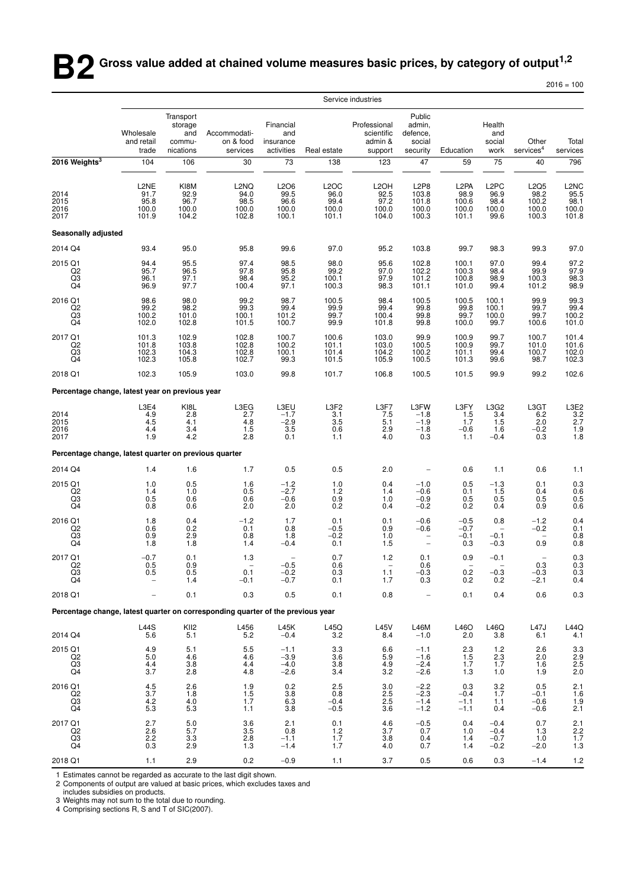# B2 Gross value added at chained volume measures basic prices, by category of output[1,2]

2016 = 100

| | Service industries | | | | | | | | | | |
|---|---|---|---|---|---|---|---|---|---|---|---|
| | Wholesale and retail trade | Transport storage and commu-nications | Accommodati-on & food services | Financial and insurance activities | Real estate | Professional scientific admin & support | Public admin, defence, social security | Education | Health and social work | Other services[4] | Total services |
| **2016 Weights[3]** | 104 | 106 | 30 | 73 | 138 | 123 | 47 | 59 | 75 | 40 | 796 |
| | L2NE | KI8M | L2NQ | L2O6 | L2OC | L2OH | L2P8 | L2PA | L2PC | L2Q5 | L2NC |
| 2014 | 91.7 | 92.9 | 94.0 | 99.5 | 96.0 | 92.5 | 103.8 | 98.9 | 96.9 | 98.2 | 95.5 |
| 2015 | 95.8 | 96.7 | 98.5 | 96.6 | 99.4 | 97.2 | 101.8 | 100.6 | 98.4 | 100.2 | 98.1 |
| 2016 | 100.0 | 100.0 | 100.0 | 100.0 | 100.0 | 100.0 | 100.0 | 100.0 | 100.0 | 100.0 | 100.0 |
| 2017 | 101.9 | 104.2 | 102.8 | 100.1 | 101.1 | 104.0 | 100.3 | 101.1 | 99.6 | 100.3 | 101.8 |
| **Seasonally adjusted** | | | | | | | | | | | |
| 2014 Q4 | 93.4 | 95.0 | 95.8 | 99.6 | 97.0 | 95.2 | 103.8 | 99.7 | 98.3 | 99.3 | 97.0 |
| 2015 Q1 | 94.4 | 95.5 | 97.4 | 98.5 | 98.0 | 95.6 | 102.8 | 100.1 | 97.0 | 99.4 | 97.2 |
| Q2 | 95.7 | 96.5 | 97.8 | 95.8 | 99.2 | 97.0 | 102.2 | 100.3 | 98.4 | 99.9 | 97.9 |
| Q3 | 96.1 | 97.1 | 98.4 | 95.2 | 100.1 | 97.9 | 101.2 | 100.8 | 98.9 | 100.3 | 98.3 |
| Q4 | 96.9 | 97.7 | 100.4 | 97.1 | 100.3 | 98.3 | 101.1 | 101.0 | 99.4 | 101.2 | 98.9 |
| 2016 Q1 | 98.6 | 98.0 | 99.2 | 98.7 | 100.5 | 98.4 | 100.5 | 100.5 | 100.1 | 99.9 | 99.3 |
| Q2 | 99.2 | 98.2 | 99.3 | 99.4 | 99.9 | 99.4 | 99.8 | 99.8 | 100.1 | 99.7 | 99.4 |
| Q3 | 100.2 | 101.0 | 100.1 | 101.2 | 99.7 | 100.4 | 99.8 | 99.7 | 100.0 | 99.7 | 100.2 |
| Q4 | 102.0 | 102.8 | 101.5 | 100.7 | 99.9 | 101.8 | 99.8 | 100.0 | 99.7 | 100.6 | 101.0 |
| 2017 Q1 | 101.3 | 102.9 | 102.8 | 100.7 | 100.6 | 103.0 | 99.9 | 100.9 | 99.7 | 100.7 | 101.4 |
| Q2 | 101.8 | 103.8 | 102.8 | 100.2 | 101.1 | 103.0 | 100.5 | 100.9 | 99.7 | 101.0 | 101.6 |
| Q3 | 102.3 | 104.3 | 102.8 | 100.1 | 101.4 | 104.2 | 100.2 | 101.1 | 99.4 | 100.7 | 102.0 |
| Q4 | 102.3 | 105.8 | 102.7 | 99.3 | 101.5 | 105.9 | 100.5 | 101.3 | 99.6 | 98.7 | 102.3 |
| 2018 Q1 | 102.3 | 105.9 | 103.0 | 99.8 | 101.7 | 106.8 | 100.5 | 101.5 | 99.9 | 99.2 | 102.6 |
| **Percentage change, latest year on previous year** | | | | | | | | | | | |
| | L3E4 | KI8L | L3EG | L3EU | L3F2 | L3F7 | L3FW | L3FY | L3G2 | L3GT | L3E2 |
| 2014 | 4.9 | 2.8 | 2.7 | −1.7 | 3.1 | 7.5 | −1.8 | 1.5 | 3.4 | 6.2 | 3.2 |
| 2015 | 4.5 | 4.1 | 4.8 | −2.9 | 3.5 | 5.1 | −1.9 | 1.7 | 1.5 | 2.0 | 2.7 |
| 2016 | 4.4 | 3.4 | 1.5 | 3.5 | 0.6 | 2.9 | −1.8 | −0.6 | 1.6 | −0.2 | 1.9 |
| 2017 | 1.9 | 4.2 | 2.8 | 0.1 | 1.1 | 4.0 | 0.3 | 1.1 | −0.4 | 0.3 | 1.8 |
| **Percentage change, latest quarter on previous quarter** | | | | | | | | | | | |
| 2014 Q4 | 1.4 | 1.6 | 1.7 | 0.5 | 0.5 | 2.0 | – | 0.6 | 1.1 | 0.6 | 1.1 |
| 2015 Q1 | 1.0 | 0.5 | 1.6 | −1.2 | 1.0 | 0.4 | −1.0 | 0.5 | −1.3 | 0.1 | 0.3 |
| Q2 | 1.4 | 1.0 | 0.5 | −2.7 | 1.2 | 1.4 | −0.6 | 0.1 | 1.5 | 0.4 | 0.6 |
| Q3 | 0.5 | 0.6 | 0.6 | −0.6 | 0.9 | 1.0 | −0.9 | 0.5 | 0.5 | 0.5 | 0.5 |
| Q4 | 0.8 | 0.6 | 2.0 | 2.0 | 0.2 | 0.4 | −0.2 | 0.2 | 0.4 | 0.9 | 0.6 |
| 2016 Q1 | 1.8 | 0.4 | −1.2 | 1.7 | 0.1 | 0.1 | −0.6 | −0.5 | 0.8 | −1.2 | 0.4 |
| Q2 | 0.6 | 0.2 | 0.1 | 0.8 | −0.5 | 0.9 | −0.6 | −0.7 | – | −0.2 | 0.1 |
| Q3 | 0.9 | 2.9 | 0.8 | 1.8 | −0.2 | 1.0 | – | −0.1 | −0.1 | – | 0.8 |
| Q4 | 1.8 | 1.8 | 1.4 | −0.4 | 0.1 | 1.5 | – | 0.3 | −0.3 | 0.9 | 0.8 |
| 2017 Q1 | −0.7 | 0.1 | 1.3 | – | 0.7 | 1.2 | 0.1 | 0.9 | −0.1 | – | 0.3 |
| Q2 | 0.5 | 0.9 | – | −0.5 | 0.6 | – | 0.6 | – | – | 0.3 | 0.3 |
| Q3 | 0.5 | 0.5 | 0.1 | −0.2 | 0.3 | 1.1 | −0.3 | 0.2 | −0.3 | −0.3 | 0.3 |
| Q4 | – | 1.4 | −0.1 | −0.7 | 0.1 | 1.7 | 0.3 | 0.2 | 0.2 | −2.1 | 0.4 |
| 2018 Q1 | – | 0.1 | 0.3 | 0.5 | 0.1 | 0.8 | – | 0.1 | 0.4 | 0.6 | 0.3 |
| **Percentage change, latest quarter on corresponding quarter of the previous year** | | | | | | | | | | | |
| | L44S | KII2 | L456 | L45K | L45Q | L45V | L46M | L46O | L46Q | L47J | L44Q |
| 2014 Q4 | 5.6 | 5.1 | 5.2 | −0.4 | 3.2 | 8.4 | −1.0 | 2.0 | 3.8 | 6.1 | 4.1 |
| 2015 Q1 | 4.9 | 5.1 | 5.5 | −1.1 | 3.3 | 6.6 | −1.1 | 2.3 | 1.2 | 2.6 | 3.3 |
| Q2 | 5.0 | 4.6 | 4.6 | −3.9 | 3.6 | 5.9 | −1.6 | 1.5 | 2.3 | 2.0 | 2.9 |
| Q3 | 4.4 | 3.8 | 4.4 | −4.0 | 3.8 | 4.9 | −2.4 | 1.7 | 1.7 | 1.6 | 2.5 |
| Q4 | 3.7 | 2.8 | 4.8 | −2.6 | 3.4 | 3.2 | −2.6 | 1.3 | 1.0 | 1.9 | 2.0 |
| 2016 Q1 | 4.5 | 2.6 | 1.9 | 0.2 | 2.5 | 3.0 | −2.2 | 0.3 | 3.2 | 0.5 | 2.1 |
| Q2 | 3.7 | 1.8 | 1.5 | 3.8 | 0.8 | 2.5 | −2.3 | −0.4 | 1.7 | −0.1 | 1.6 |
| Q3 | 4.2 | 4.0 | 1.7 | 6.3 | −0.4 | 2.5 | −1.4 | −1.1 | 1.1 | −0.6 | 1.9 |
| Q4 | 5.3 | 5.3 | 1.1 | 3.8 | −0.5 | 3.6 | −1.2 | −1.1 | 0.4 | −0.6 | 2.1 |
| 2017 Q1 | 2.7 | 5.0 | 3.6 | 2.1 | 0.1 | 4.6 | −0.5 | 0.4 | −0.4 | 0.7 | 2.1 |
| Q2 | 2.6 | 5.7 | 3.5 | 0.8 | 1.2 | 3.7 | 0.7 | 1.0 | −0.4 | 1.3 | 2.2 |
| Q3 | 2.2 | 3.3 | 2.8 | −1.1 | 1.7 | 3.8 | 0.4 | 1.4 | −0.7 | 1.0 | 1.7 |
| Q4 | 0.3 | 2.9 | 1.3 | −1.4 | 1.7 | 4.0 | 0.7 | 1.4 | −0.2 | −2.0 | 1.3 |
| 2018 Q1 | 1.1 | 2.9 | 0.2 | −0.9 | 1.1 | 3.7 | 0.5 | 0.6 | 0.3 | −1.4 | 1.2 |

1 Estimates cannot be regarded as accurate to the last digit shown.
2 Components of output are valued at basic prices, which excludes taxes and includes subsidies on products.
3 Weights may not sum to the total due to rounding.
4 Comprising sections R, S and T of SIC(2007).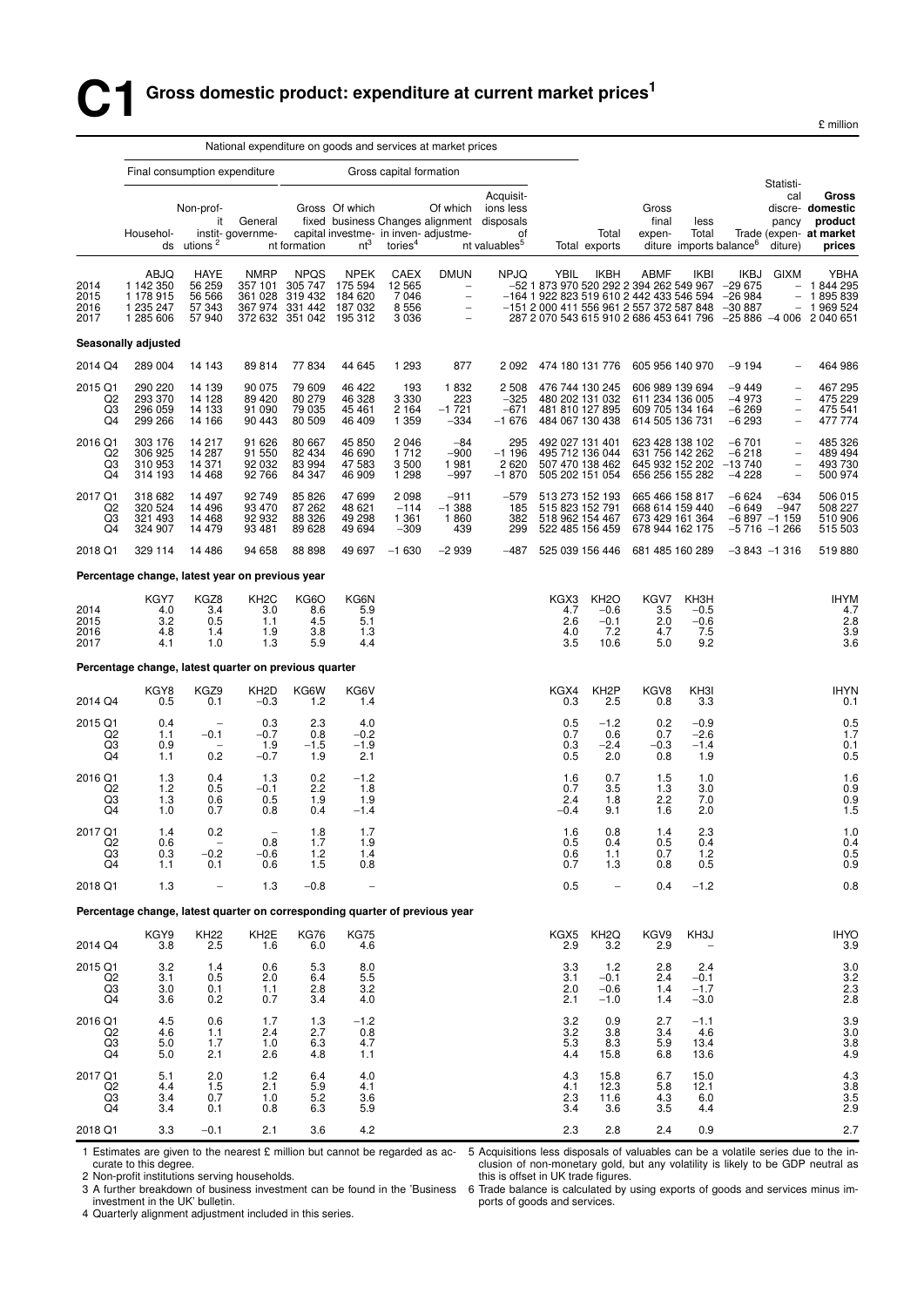# C1 Gross domestic product: expenditure at current market prices[1]

£ million

| | National expenditure on goods and services at market prices | | | | | | | | | | | | | | |
|---|---|---|---|---|---|---|---|---|---|---|---|---|---|---|---|
| | Final consumption expenditure | | | Gross capital formation | | | | | | | | | | | |
| | Households | Non-profit institutions[2] | General government | Gross fixed capital formation | Of which business investment[3] | Changes in inventories[4] | Of which alignment adjustment | Acquisitions less disposals of valuables[5] | Total | Total exports | Gross final expenditure | less Total imports | Trade balance[6] | Statistical discrepancy (expenditure) | Gross domestic product at market prices |
| | ABJQ | HAYE | NMRP | NPQS | NPEK | CAEX | DMUN | NPJQ | YBIL | IKBH | ABMF | IKBI | IKBJ | GIXM | YBHA |
| 2014 | 1 142 350 | 56 259 | 357 101 | 305 747 | 175 594 | 12 565 | – | –52 | 1 873 970 | 520 292 | 2 394 262 | 549 967 | –29 675 | – | 1 844 295 |
| 2015 | 1 178 915 | 56 566 | 361 028 | 319 432 | 184 620 | 7 046 | – | –164 | 1 922 823 | 519 610 | 2 442 433 | 546 594 | –26 984 | – | 1 895 839 |
| 2016 | 1 235 247 | 57 343 | 367 974 | 331 442 | 187 032 | 8 556 | – | –151 | 2 000 411 | 556 961 | 2 557 372 | 587 848 | –30 887 | – | 1 969 524 |
| 2017 | 1 285 606 | 57 940 | 372 632 | 351 042 | 195 312 | 3 036 | – | 287 | 2 070 543 | 615 910 | 2 686 453 | 641 796 | –25 886 | –4 006 | 2 040 651 |
| **Seasonally adjusted** | | | | | | | | | | | | | | | |
| 2014 Q4 | 289 004 | 14 143 | 89 814 | 77 834 | 44 645 | 1 293 | 877 | 2 092 | 474 180 | 131 776 | 605 956 | 140 970 | –9 194 | – | 464 986 |
| 2015 Q1 | 290 220 | 14 139 | 90 075 | 79 609 | 46 422 | 193 | 1 832 | 2 508 | 476 744 | 130 245 | 606 989 | 139 694 | –9 449 | – | 467 295 |
| Q2 | 293 370 | 14 128 | 89 420 | 80 279 | 46 328 | 3 330 | 223 | –325 | 480 202 | 131 032 | 611 234 | 136 005 | –4 973 | – | 475 229 |
| Q3 | 296 059 | 14 133 | 91 090 | 79 035 | 45 461 | 2 164 | –1 721 | –671 | 481 810 | 127 895 | 609 705 | 134 164 | –6 269 | – | 475 541 |
| Q4 | 299 266 | 14 166 | 90 443 | 80 509 | 46 409 | 1 359 | –334 | –1 676 | 484 067 | 130 438 | 614 505 | 136 731 | –6 293 | – | 477 774 |
| 2016 Q1 | 303 176 | 14 217 | 91 626 | 80 667 | 45 850 | 2 046 | –84 | 295 | 492 027 | 131 401 | 623 428 | 138 102 | –6 701 | – | 485 326 |
| Q2 | 306 925 | 14 287 | 91 550 | 82 434 | 46 690 | 1 712 | –900 | –1 196 | 495 712 | 136 044 | 631 756 | 142 262 | –6 218 | – | 489 494 |
| Q3 | 310 953 | 14 371 | 92 032 | 83 994 | 47 583 | 3 500 | 1 981 | 2 620 | 507 470 | 138 462 | 645 932 | 152 202 | –13 740 | – | 493 730 |
| Q4 | 314 193 | 14 468 | 92 766 | 84 347 | 46 909 | 1 298 | –997 | –1 870 | 505 202 | 151 054 | 656 256 | 155 282 | –4 228 | – | 500 974 |
| 2017 Q1 | 318 682 | 14 497 | 92 749 | 85 826 | 47 699 | 2 098 | –911 | –579 | 513 273 | 152 193 | 665 466 | 158 817 | –6 624 | –634 | 506 015 |
| Q2 | 320 524 | 14 496 | 93 470 | 87 262 | 48 621 | –114 | –1 388 | 185 | 515 823 | 152 791 | 668 614 | 159 440 | –6 649 | –947 | 508 227 |
| Q3 | 321 493 | 14 468 | 92 932 | 88 326 | 49 298 | 1 361 | 1 860 | 382 | 518 962 | 154 467 | 673 429 | 161 364 | –6 897 | –1 159 | 510 906 |
| Q4 | 324 907 | 14 479 | 93 481 | 89 628 | 49 694 | –309 | 439 | 299 | 522 485 | 156 459 | 678 944 | 162 175 | –5 716 | –1 266 | 515 503 |
| 2018 Q1 | 329 114 | 14 486 | 94 658 | 88 898 | 49 697 | –1 630 | –2 939 | –487 | 525 039 | 156 446 | 681 485 | 160 289 | –3 843 | –1 316 | 519 880 |
| **Percentage change, latest year on previous year** | | | | | | | | | | | | | | | |
| | KGY7 | KGZ8 | KH2C | KG6O | KG6N | | | | KGX3 | KH2O | KGV7 | KH3H | | | IHYM |
| 2014 | 4.0 | 3.4 | 3.0 | 8.6 | 5.9 | | | | 4.7 | –0.6 | 3.5 | –0.5 | | | 4.7 |
| 2015 | 3.2 | 0.5 | 1.1 | 4.5 | 5.1 | | | | 2.6 | –0.1 | 2.0 | –0.6 | | | 2.8 |
| 2016 | 4.8 | 1.4 | 1.9 | 3.8 | 1.3 | | | | 4.0 | 7.2 | 4.7 | 7.5 | | | 3.9 |
| 2017 | 4.1 | 1.0 | 1.3 | 5.9 | 4.4 | | | | 3.5 | 10.6 | 5.0 | 9.2 | | | 3.6 |
| **Percentage change, latest quarter on previous quarter** | | | | | | | | | | | | | | | |
| | KGY8 | KGZ9 | KH2D | KG6W | KG6V | | | | KGX4 | KH2P | KGV8 | KH3I | | | IHYN |
| 2014 Q4 | 0.5 | 0.1 | –0.3 | 1.2 | 1.4 | | | | 0.3 | 2.5 | 0.8 | 3.3 | | | 0.1 |
| 2015 Q1 | 0.4 | – | 0.3 | 2.3 | 4.0 | | | | 0.5 | –1.2 | 0.2 | –0.9 | | | 0.5 |
| Q2 | 1.1 | –0.1 | –0.7 | 0.8 | –0.2 | | | | 0.7 | 0.6 | 0.7 | –2.6 | | | 1.7 |
| Q3 | 0.9 | – | 1.9 | –1.5 | –1.9 | | | | 0.3 | –2.4 | –0.3 | –1.4 | | | 0.1 |
| Q4 | 1.1 | 0.2 | –0.7 | 1.9 | 2.1 | | | | 0.5 | 2.0 | 0.8 | 1.9 | | | 0.5 |
| 2016 Q1 | 1.3 | 0.4 | 1.3 | 0.2 | –1.2 | | | | 1.6 | 0.7 | 1.5 | 1.0 | | | 1.6 |
| Q2 | 1.2 | 0.5 | –0.1 | 2.2 | 1.8 | | | | 0.7 | 3.5 | 1.3 | 3.0 | | | 0.9 |
| Q3 | 1.3 | 0.6 | 0.5 | 1.9 | 1.9 | | | | 2.4 | 1.8 | 2.2 | 7.0 | | | 0.9 |
| Q4 | 1.0 | 0.7 | 0.8 | 0.4 | –1.4 | | | | –0.4 | 9.1 | 1.6 | 2.0 | | | 1.5 |
| 2017 Q1 | 1.4 | 0.2 | – | 1.8 | 1.7 | | | | 1.6 | 0.8 | 1.4 | 2.3 | | | 1.0 |
| Q2 | 0.6 | – | 0.8 | 1.7 | 1.9 | | | | 0.5 | 0.4 | 0.5 | 0.4 | | | 0.4 |
| Q3 | 0.3 | –0.2 | –0.6 | 1.2 | 1.4 | | | | 0.6 | 1.1 | 0.7 | 1.2 | | | 0.5 |
| Q4 | 1.1 | 0.1 | 0.6 | 1.5 | 0.8 | | | | 0.7 | 1.3 | 0.8 | 0.5 | | | 0.9 |
| 2018 Q1 | 1.3 | – | 1.3 | –0.8 | – | | | | 0.5 | – | 0.4 | –1.2 | | | 0.8 |
| **Percentage change, latest quarter on corresponding quarter of previous year** | | | | | | | | | | | | | | | |
| | KGY9 | KH22 | KH2E | KG76 | KG75 | | | | KGX5 | KH2Q | KGV9 | KH3J | | | IHYO |
| 2014 Q4 | 3.8 | 2.5 | 1.6 | 6.0 | 4.6 | | | | 2.9 | 3.2 | 2.9 | – | | | 3.9 |
| 2015 Q1 | 3.2 | 1.4 | 0.6 | 5.3 | 8.0 | | | | 3.3 | 1.2 | 2.8 | 2.4 | | | 3.0 |
| Q2 | 3.1 | 0.5 | 2.0 | 6.4 | 5.5 | | | | 3.1 | –0.1 | 2.4 | –0.1 | | | 3.2 |
| Q3 | 3.0 | 0.1 | 1.1 | 2.8 | 3.2 | | | | 2.0 | –0.6 | 1.4 | –1.7 | | | 2.3 |
| Q4 | 3.6 | 0.2 | 0.7 | 3.4 | 4.0 | | | | 2.1 | –1.0 | 1.4 | –3.0 | | | 2.8 |
| 2016 Q1 | 4.5 | 0.6 | 1.7 | 1.3 | –1.2 | | | | 3.2 | 0.9 | 2.7 | –1.1 | | | 3.9 |
| Q2 | 4.6 | 1.1 | 2.4 | 2.7 | 0.8 | | | | 3.2 | 3.8 | 3.4 | 4.6 | | | 3.0 |
| Q3 | 5.0 | 1.7 | 1.0 | 6.3 | 4.7 | | | | 5.3 | 8.3 | 5.9 | 13.4 | | | 3.8 |
| Q4 | 5.0 | 2.1 | 2.6 | 4.8 | 1.1 | | | | 4.4 | 15.8 | 6.8 | 13.6 | | | 4.9 |
| 2017 Q1 | 5.1 | 2.0 | 1.2 | 6.4 | 4.0 | | | | 4.3 | 15.8 | 6.7 | 15.0 | | | 4.3 |
| Q2 | 4.4 | 1.5 | 2.1 | 5.9 | 4.1 | | | | 4.1 | 12.3 | 5.8 | 12.1 | | | 3.8 |
| Q3 | 3.4 | 0.7 | 1.0 | 5.2 | 3.6 | | | | 2.3 | 11.6 | 4.3 | 6.0 | | | 3.5 |
| Q4 | 3.4 | 0.1 | 0.8 | 6.3 | 5.9 | | | | 3.4 | 3.6 | 3.5 | 4.4 | | | 2.9 |
| 2018 Q1 | 3.3 | –0.1 | 2.1 | 3.6 | 4.2 | | | | 2.3 | 2.8 | 2.4 | 0.9 | | | 2.7 |

1 Estimates are given to the nearest £ million but cannot be regarded as accurate to this degree.
2 Non-profit institutions serving households.
3 A further breakdown of business investment can be found in the 'Business investment in the UK' bulletin.
4 Quarterly alignment adjustment included in this series.
5 Acquisitions less disposals of valuables can be a volatile series due to the inclusion of non-monetary gold, but any volatility is likely to be GDP neutral as this is offset in UK trade figures.
6 Trade balance is calculated by using exports of goods and services minus imports of goods and services.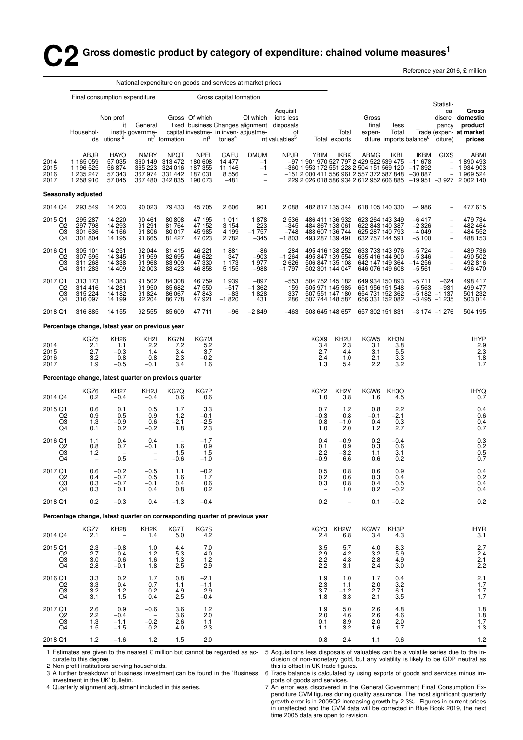# C2 Gross domestic product by category of expenditure: chained volume measures[1]

Reference year 2016, £ million

| | National expenditure on goods and services at market prices | | | | | | | | | | | | | | | |
|---|---|---|---|---|---|---|---|---|---|---|---|---|---|---|---|---|
| | Final consumption expenditure | | | Gross capital formation | | | | | | | | | | | | |
| | Households | Non-profit institutions[2] | General government[7] | Gross fixed capital formation | Of which business investment[3] | Changes in inventories[4] | Of which alignment adjustment | Acquisitions less disposals of valuables[5] | Total | Exports | Gross final expenditure | less Total imports | Trade balance[6] | Statistical discrepancy (expenditure) | Gross domestic product at market prices |
| | ABJR | HAYO | NMRY | NPQT | NPEL | CAFU | DMUM | NPJR | YBIM | IKBK | ABMG | IKBL | IKBM | GIXS | ABMI |
| 2014 | 1 165 059 | 57 035 | 360 149 | 313 472 | 180 608 | 14 477 | −1 | −97 | 1 901 970 | 527 797 | 2 429 522 | 539 475 | −11 678 | – | 1 890 493 |
| 2015 | 1 196 525 | 56 874 | 365 223 | 324 016 | 187 355 | 11 146 | −1 | −360 | 1 953 172 | 551 228 | 2 504 151 | 569 120 | −17 892 | – | 1 934 903 |
| 2016 | 1 235 247 | 57 343 | 367 974 | 331 442 | 187 031 | 8 556 | – | −151 | 2 000 411 | 556 961 | 2 557 372 | 587 848 | −30 887 | – | 1 969 524 |
| 2017 | 1 258 910 | 57 045 | 367 480 | 342 835 | 190 073 | −481 | – | 229 | 2 026 018 | 586 934 | 2 612 952 | 606 885 | −19 951 | −3 927 | 2 002 140 |
| **Seasonally adjusted** | | | | | | | | | | | | | | | |
| 2014 Q4 | 293 549 | 14 203 | 90 023 | 79 433 | 45 705 | 2 606 | 901 | 2 088 | 482 817 | 135 344 | 618 105 | 140 330 | −4 986 | – | 477 615 |
| 2015 Q1 | 295 287 | 14 220 | 90 461 | 80 808 | 47 195 | 1 011 | 1 878 | 2 536 | 486 411 | 136 932 | 623 264 | 143 349 | −6 417 | – | 479 734 |
| Q2 | 297 798 | 14 293 | 91 291 | 81 764 | 47 152 | 3 154 | 223 | −345 | 484 867 | 138 061 | 622 843 | 140 387 | −2 326 | – | 482 464 |
| Q3 | 301 636 | 14 166 | 91 806 | 80 017 | 45 985 | 4 199 | −1 757 | −748 | 488 607 | 136 744 | 625 287 | 140 793 | −4 049 | – | 484 552 |
| Q4 | 301 804 | 14 195 | 91 665 | 81 427 | 47 023 | 2 782 | −345 | −1 803 | 493 287 | 139 491 | 632 757 | 144 591 | −5 100 | – | 488 153 |
| 2016 Q1 | 305 101 | 14 251 | 92 044 | 81 415 | 46 221 | 1 881 | −86 | 284 | 495 416 | 138 252 | 633 733 | 143 976 | −5 724 | – | 489 736 |
| Q2 | 307 595 | 14 345 | 91 959 | 82 695 | 46 622 | 347 | −903 | −1 264 | 495 847 | 139 554 | 635 416 | 144 900 | −5 346 | – | 490 502 |
| Q3 | 311 268 | 14 338 | 91 968 | 83 909 | 47 330 | 1 173 | 1 977 | 2 626 | 506 847 | 135 108 | 642 147 | 149 364 | −14 256 | – | 492 816 |
| Q4 | 311 283 | 14 409 | 92 003 | 83 423 | 46 858 | 5 155 | −988 | −1 797 | 502 301 | 144 047 | 646 076 | 149 608 | −5 561 | – | 496 470 |
| 2017 Q1 | 313 173 | 14 383 | 91 502 | 84 308 | 46 759 | 1 939 | −897 | −553 | 504 752 | 145 182 | 649 934 | 150 893 | −5 711 | −624 | 498 417 |
| Q2 | 314 416 | 14 281 | 91 950 | 85 682 | 47 550 | −517 | −1 362 | 159 | 505 971 | 145 985 | 651 956 | 151 548 | −5 563 | −931 | 499 477 |
| Q3 | 315 224 | 14 182 | 91 824 | 86 067 | 47 843 | −83 | 1 828 | 337 | 507 551 | 147 180 | 654 731 | 152 362 | −5 182 | −1 137 | 501 232 |
| Q4 | 316 097 | 14 199 | 92 204 | 86 778 | 47 921 | −1 820 | 431 | 286 | 507 744 | 148 587 | 656 331 | 152 082 | −3 495 | −1 235 | 503 014 |
| 2018 Q1 | 316 885 | 14 155 | 92 555 | 85 609 | 47 711 | −96 | −2 849 | −463 | 508 645 | 148 657 | 657 302 | 151 831 | −3 174 | −1 276 | 504 195 |
| **Percentage change, latest year on previous year** | | | | | | | | | | | | | | | |
| | KGZ5 | KH26 | KH2I | KG7N | KG7M | | | | KGX9 | KH2U | KGW5 | KH3N | | | IHYP |
| 2014 | 2.1 | 1.1 | 2.2 | 7.2 | 5.2 | | | | 3.4 | 2.3 | 3.1 | 3.8 | | | 2.9 |
| 2015 | 2.7 | −0.3 | 1.4 | 3.4 | 3.7 | | | | 2.7 | 4.4 | 3.1 | 5.5 | | | 2.3 |
| 2016 | 3.2 | 0.8 | 0.8 | 2.3 | −0.2 | | | | 2.4 | 1.0 | 2.1 | 3.3 | | | 1.8 |
| 2017 | 1.9 | −0.5 | −0.1 | 3.4 | 1.6 | | | | 1.3 | 5.4 | 2.2 | 3.2 | | | 1.7 |
| **Percentage change, latest quarter on previous quarter** | | | | | | | | | | | | | | | |
| | KGZ6 | KH27 | KH2J | KG7Q | KG7P | | | | KGY2 | KH2V | KGW6 | KH3O | | | IHYQ |
| 2014 Q4 | 0.2 | −0.4 | −0.4 | 0.6 | 0.6 | | | | 1.0 | 3.8 | 1.6 | 4.5 | | | 0.7 |
| 2015 Q1 | 0.6 | 0.1 | 0.5 | 1.7 | 3.3 | | | | 0.7 | 1.2 | 0.8 | 2.2 | | | 0.4 |
| Q2 | 0.9 | 0.5 | 0.9 | 1.2 | −0.1 | | | | −0.3 | 0.8 | −0.1 | −2.1 | | | 0.6 |
| Q3 | 1.3 | −0.9 | 0.6 | −2.1 | −2.5 | | | | 0.8 | −1.0 | 0.4 | 0.3 | | | 0.4 |
| Q4 | 0.1 | 0.2 | −0.2 | 1.8 | 2.3 | | | | 1.0 | 2.0 | 1.2 | 2.7 | | | 0.7 |
| 2016 Q1 | 1.1 | 0.4 | 0.4 | – | −1.7 | | | | 0.4 | −0.9 | 0.2 | −0.4 | | | 0.3 |
| Q2 | 0.8 | 0.7 | −0.1 | 1.6 | 0.9 | | | | 0.1 | 0.9 | 0.3 | 0.6 | | | 0.2 |
| Q3 | 1.2 | – | – | 1.5 | 1.5 | | | | 2.2 | −3.2 | 1.1 | 3.1 | | | 0.5 |
| Q4 | – | 0.5 | – | −0.6 | −1.0 | | | | −0.9 | 6.6 | 0.6 | 0.2 | | | 0.7 |
| 2017 Q1 | 0.6 | −0.2 | −0.5 | 1.1 | −0.2 | | | | 0.5 | 0.8 | 0.6 | 0.9 | | | 0.4 |
| Q2 | 0.4 | −0.7 | 0.5 | 1.6 | 1.7 | | | | 0.2 | 0.6 | 0.3 | 0.4 | | | 0.2 |
| Q3 | 0.3 | −0.7 | −0.1 | 0.4 | 0.6 | | | | 0.3 | 0.8 | 0.4 | 0.5 | | | 0.4 |
| Q4 | 0.3 | 0.1 | 0.4 | 0.8 | 0.2 | | | | – | 1.0 | 0.2 | −0.2 | | | 0.4 |
| 2018 Q1 | 0.2 | −0.3 | 0.4 | −1.3 | −0.4 | | | | 0.2 | – | 0.1 | −0.2 | | | 0.2 |
| **Percentage change, latest quarter on corresponding quarter of previous year** | | | | | | | | | | | | | | | |
| | KGZ7 | KH28 | KH2K | KG7T | KG7S | | | | KGY3 | KH2W | KGW7 | KH3P | | | IHYR |
| 2014 Q4 | 2.1 | – | 1.4 | 5.0 | 4.2 | | | | 2.4 | 6.8 | 3.4 | 4.3 | | | 3.1 |
| 2015 Q1 | 2.3 | −0.8 | 1.0 | 4.4 | 7.0 | | | | 3.5 | 5.7 | 4.0 | 8.3 | | | 2.7 |
| Q2 | 2.7 | 0.4 | 1.2 | 5.3 | 4.0 | | | | 2.9 | 4.2 | 3.2 | 5.9 | | | 2.4 |
| Q3 | 3.0 | −0.6 | 1.6 | 1.3 | 1.2 | | | | 2.2 | 4.8 | 2.8 | 4.9 | | | 2.1 |
| Q4 | 2.8 | −0.1 | 1.8 | 2.5 | 2.9 | | | | 2.2 | 3.1 | 2.4 | 3.0 | | | 2.2 |
| 2016 Q1 | 3.3 | 0.2 | 1.7 | 0.8 | −2.1 | | | | 1.9 | 1.0 | 1.7 | 0.4 | | | 2.1 |
| Q2 | 3.3 | 0.4 | 0.7 | 1.1 | −1.1 | | | | 2.3 | 1.1 | 2.0 | 3.2 | | | 1.7 |
| Q3 | 3.2 | 1.2 | 0.2 | 4.9 | 2.9 | | | | 3.7 | −1.2 | 2.7 | 6.1 | | | 1.7 |
| Q4 | 3.1 | 1.5 | 0.4 | 2.5 | −0.4 | | | | 1.8 | 3.3 | 2.1 | 3.5 | | | 1.7 |
| 2017 Q1 | 2.6 | 0.9 | −0.6 | 3.6 | 1.2 | | | | 1.9 | 5.0 | 2.6 | 4.8 | | | 1.8 |
| Q2 | 2.2 | −0.4 | – | 3.6 | 2.0 | | | | 2.0 | 4.6 | 2.6 | 4.6 | | | 1.8 |
| Q3 | 1.3 | −1.1 | −0.2 | 2.6 | 1.1 | | | | 0.1 | 8.9 | 2.0 | 2.0 | | | 1.7 |
| Q4 | 1.5 | −1.5 | 0.2 | 4.0 | 2.3 | | | | 1.1 | 3.2 | 1.6 | 1.7 | | | 1.3 |
| 2018 Q1 | 1.2 | −1.6 | 1.2 | 1.5 | 2.0 | | | | 0.8 | 2.4 | 1.1 | 0.6 | | | 1.2 |

1 Estimates are given to the nearest £ million but cannot be regarded as accurate to this degree.
2 Non-profit institutions serving households.
3 A further breakdown of business investment can be found in the 'Business investment in the UK' bulletin.
4 Quarterly alignment adjustment included in this series.
5 Acquisitions less disposals of valuables can be a volatile series due to the inclusion of non-monetary gold, but any volatility is likely to be GDP neutral as this is offset in UK trade figures.
6 Trade balance is calculated by using exports of goods and services minus imports of goods and services.
7 An error was discovered in the General Government Final Consumption Expenditure CVM figures during quality assurance. The most significant quarterly growth error is in 2005Q2 increasing growth by 2.3%. Figures in current prices in unaffected and the CVM data will be corrected in Blue Book 2019, the next time 2005 data are open to revision.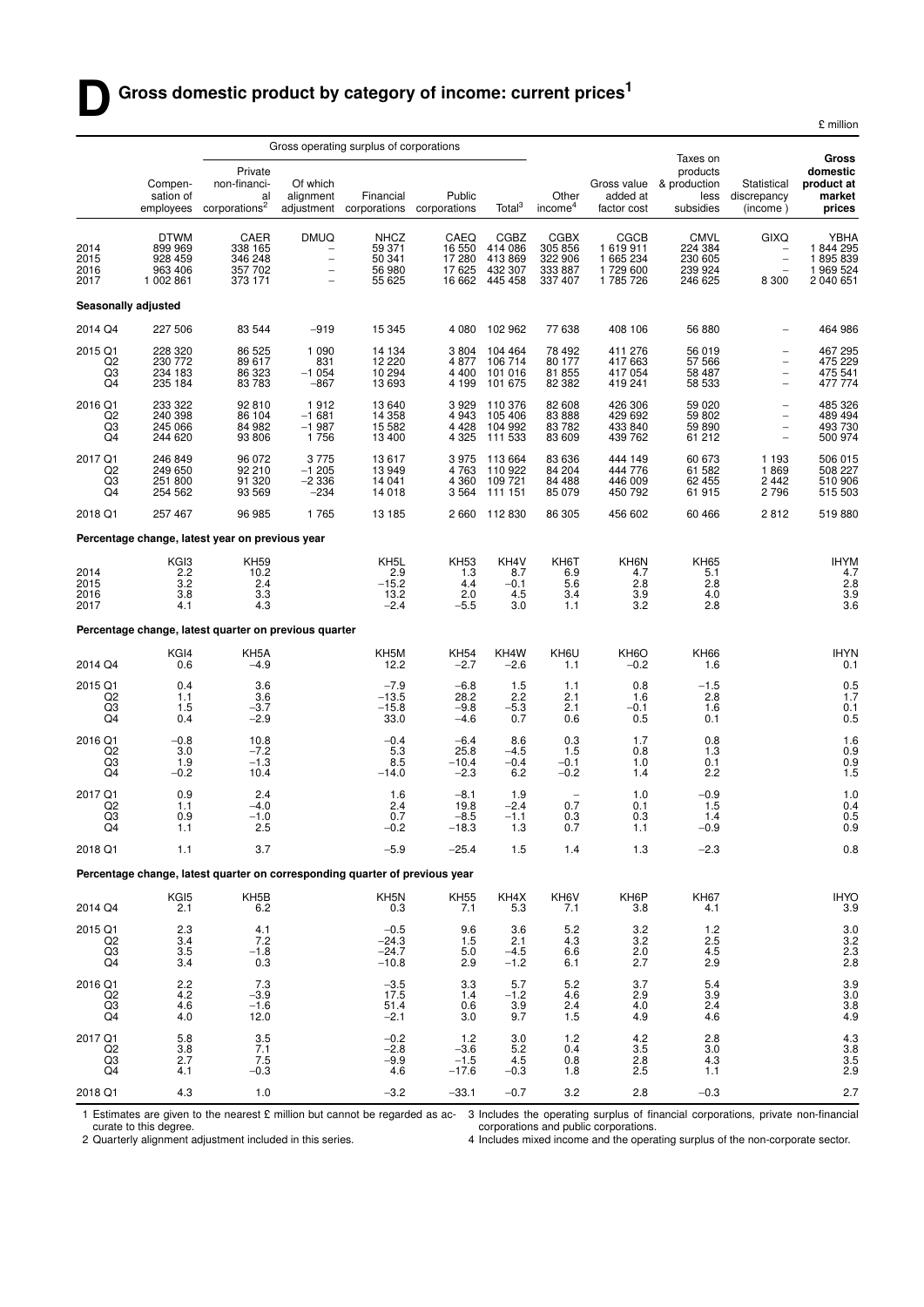# D Gross domestic product by category of income: current prices[1]

£ million

| | | Gross operating surplus of corporations | | | | | | | | | |
|---|---|---|---|---|---|---|---|---|---|---|---|
| | Compensation of employees | Private non-financial corporations[2] | Of which alignment adjustment | Financial corporations | Public corporations | Total[3] | Other income[4] | Gross value added at factor cost | Taxes on products & production less subsidies | Statistical discrepancy (income) | Gross domestic product at market prices |
| | DTWM | CAER | DMUQ | NHCZ | CAEQ | CGBZ | CGBX | CGCB | CMVL | GIXQ | YBHA |
| 2014 | 899 969 | 338 165 | – | 59 371 | 16 550 | 414 086 | 305 856 | 1 619 911 | 224 384 | – | 1 844 295 |
| 2015 | 928 459 | 346 248 | – | 50 341 | 17 280 | 413 869 | 322 906 | 1 665 234 | 230 605 | – | 1 895 839 |
| 2016 | 963 406 | 357 702 | – | 56 980 | 17 625 | 432 307 | 333 887 | 1 729 600 | 239 924 | – | 1 969 524 |
| 2017 | 1 002 861 | 373 171 | – | 55 625 | 16 662 | 445 458 | 337 407 | 1 785 726 | 246 625 | 8 300 | 2 040 651 |
| **Seasonally adjusted** | | | | | | | | | | | |
| 2014 Q4 | 227 506 | 83 544 | −919 | 15 345 | 4 080 | 102 962 | 77 638 | 408 106 | 56 880 | – | 464 986 |
| 2015 Q1 | 228 320 | 86 525 | 1 090 | 14 134 | 3 804 | 104 464 | 78 492 | 411 276 | 56 019 | – | 467 295 |
| Q2 | 230 772 | 89 617 | 831 | 12 220 | 4 877 | 106 714 | 80 177 | 417 663 | 57 566 | – | 475 229 |
| Q3 | 234 183 | 86 323 | −1 054 | 10 294 | 4 400 | 101 016 | 81 855 | 417 054 | 58 487 | – | 475 541 |
| Q4 | 235 184 | 83 783 | −867 | 13 693 | 4 199 | 101 675 | 82 382 | 419 241 | 58 533 | – | 477 774 |
| 2016 Q1 | 233 322 | 92 810 | 1 912 | 13 640 | 3 929 | 110 376 | 82 608 | 426 306 | 59 020 | – | 485 326 |
| Q2 | 240 398 | 86 104 | −1 681 | 14 358 | 4 943 | 105 406 | 83 888 | 429 692 | 59 802 | – | 489 494 |
| Q3 | 245 066 | 84 982 | −1 987 | 15 582 | 4 428 | 104 992 | 83 782 | 433 840 | 59 890 | – | 493 730 |
| Q4 | 244 620 | 93 806 | 1 756 | 13 400 | 4 325 | 111 533 | 83 609 | 439 762 | 61 212 | – | 500 974 |
| 2017 Q1 | 246 849 | 96 072 | 3 775 | 13 617 | 3 975 | 113 664 | 83 636 | 444 149 | 60 673 | 1 193 | 506 015 |
| Q2 | 249 650 | 92 210 | −1 205 | 13 949 | 4 763 | 110 922 | 84 204 | 444 776 | 61 582 | 1 869 | 508 227 |
| Q3 | 251 800 | 91 320 | −2 336 | 14 041 | 4 360 | 109 721 | 84 488 | 446 009 | 62 455 | 2 442 | 510 906 |
| Q4 | 254 562 | 93 569 | −234 | 14 018 | 3 564 | 111 151 | 85 079 | 450 792 | 61 915 | 2 796 | 515 503 |
| 2018 Q1 | 257 467 | 96 985 | 1 765 | 13 185 | 2 660 | 112 830 | 86 305 | 456 602 | 60 466 | 2 812 | 519 880 |
| **Percentage change, latest year on previous year** | | | | | | | | | | | |
| | KGI3 | KH59 | | KH5L | KH53 | KH4V | KH6T | KH6N | KH65 | | IHYM |
| 2014 | 2.2 | 10.2 | | 2.9 | 1.3 | 8.7 | 6.9 | 4.7 | 5.1 | | 4.7 |
| 2015 | 3.2 | 2.4 | | −15.2 | 4.4 | −0.1 | 5.6 | 2.8 | 2.8 | | 2.8 |
| 2016 | 3.8 | 3.3 | | 13.2 | 2.0 | 4.5 | 3.4 | 3.9 | 4.0 | | 3.9 |
| 2017 | 4.1 | 4.3 | | −2.4 | −5.5 | 3.0 | 1.1 | 3.2 | 2.8 | | 3.6 |
| **Percentage change, latest quarter on previous quarter** | | | | | | | | | | | |
| | KGI4 | KH5A | | KH5M | KH54 | KH4W | KH6U | KH6O | KH66 | | IHYN |
| 2014 Q4 | 0.6 | −4.9 | | 12.2 | −2.7 | −2.6 | 1.1 | −0.2 | 1.6 | | 0.1 |
| 2015 Q1 | 0.4 | 3.6 | | −7.9 | −6.8 | 1.5 | 1.1 | 0.8 | −1.5 | | 0.5 |
| Q2 | 1.1 | 3.6 | | −13.5 | 28.2 | 2.2 | 2.1 | 1.6 | 2.8 | | 1.7 |
| Q3 | 1.5 | −3.7 | | −15.8 | −9.8 | −5.3 | 2.1 | −0.1 | 1.6 | | 0.1 |
| Q4 | 0.4 | −2.9 | | 33.0 | −4.6 | 0.7 | 0.6 | 0.5 | 0.1 | | 0.5 |
| 2016 Q1 | −0.8 | 10.8 | | −0.4 | −6.4 | 8.6 | 0.3 | 1.7 | 0.8 | | 1.6 |
| Q2 | 3.0 | −7.2 | | 5.3 | 25.8 | −4.5 | 1.5 | 0.8 | 1.3 | | 0.9 |
| Q3 | 1.9 | −1.3 | | 8.5 | −10.4 | −0.4 | −0.1 | 1.0 | 0.1 | | 0.9 |
| Q4 | −0.2 | 10.4 | | −14.0 | −2.3 | 6.2 | −0.2 | 1.4 | 2.2 | | 1.5 |
| 2017 Q1 | 0.9 | 2.4 | | 1.6 | −8.1 | 1.9 | – | 1.0 | −0.9 | | 1.0 |
| Q2 | 1.1 | −4.0 | | 2.4 | 19.8 | −2.4 | 0.7 | 0.1 | 1.5 | | 0.4 |
| Q3 | 0.9 | −1.0 | | 0.7 | −8.5 | −1.1 | 0.3 | 0.3 | 1.4 | | 0.5 |
| Q4 | 1.1 | 2.5 | | −0.2 | −18.3 | 1.3 | 0.7 | 1.1 | −0.9 | | 0.9 |
| 2018 Q1 | 1.1 | 3.7 | | −5.9 | −25.4 | 1.5 | 1.4 | 1.3 | −2.3 | | 0.8 |
| **Percentage change, latest quarter on corresponding quarter of previous year** | | | | | | | | | | | |
| | KGI5 | KH5B | | KH5N | KH55 | KH4X | KH6V | KH6P | KH67 | | IHYO |
| 2014 Q4 | 2.1 | 6.2 | | 0.3 | 7.1 | 5.3 | 7.1 | 3.8 | 4.1 | | 3.9 |
| 2015 Q1 | 2.3 | 4.1 | | −0.5 | 9.6 | 3.6 | 5.2 | 3.2 | 1.2 | | 3.0 |
| Q2 | 3.4 | 7.2 | | −24.3 | 1.5 | 2.1 | 4.3 | 3.2 | 2.5 | | 3.2 |
| Q3 | 3.5 | −1.8 | | −24.7 | 5.0 | −4.5 | 6.6 | 2.0 | 4.5 | | 2.3 |
| Q4 | 3.4 | 0.3 | | −10.8 | 2.9 | −1.2 | 6.1 | 2.7 | 2.9 | | 2.8 |
| 2016 Q1 | 2.2 | 7.3 | | −3.5 | 3.3 | 5.7 | 5.2 | 3.7 | 5.4 | | 3.9 |
| Q2 | 4.2 | −3.9 | | 17.5 | 1.4 | −1.2 | 4.6 | 2.9 | 3.9 | | 3.0 |
| Q3 | 4.6 | −1.6 | | 51.4 | 0.6 | 3.9 | 2.4 | 4.0 | 2.4 | | 3.8 |
| Q4 | 4.0 | 12.0 | | −2.1 | 3.0 | 9.7 | 1.5 | 4.9 | 4.6 | | 4.9 |
| 2017 Q1 | 5.8 | 3.5 | | −0.2 | 1.2 | 3.0 | 1.2 | 4.2 | 2.8 | | 4.3 |
| Q2 | 3.8 | 7.1 | | −2.8 | −3.6 | 5.2 | 0.4 | 3.5 | 3.0 | | 3.8 |
| Q3 | 2.7 | 7.5 | | −9.9 | −1.5 | 4.5 | 0.8 | 2.8 | 4.3 | | 3.5 |
| Q4 | 4.1 | −0.3 | | 4.6 | −17.6 | −0.3 | 1.8 | 2.5 | 1.1 | | 2.9 |
| 2018 Q1 | 4.3 | 1.0 | | −3.2 | −33.1 | −0.7 | 3.2 | 2.8 | −0.3 | | 2.7 |

1 Estimates are given to the nearest £ million but cannot be regarded as accurate to this degree.

2 Quarterly alignment adjustment included in this series.

3 Includes the operating surplus of financial corporations, private non-financial corporations and public corporations.

4 Includes mixed income and the operating surplus of the non-corporate sector.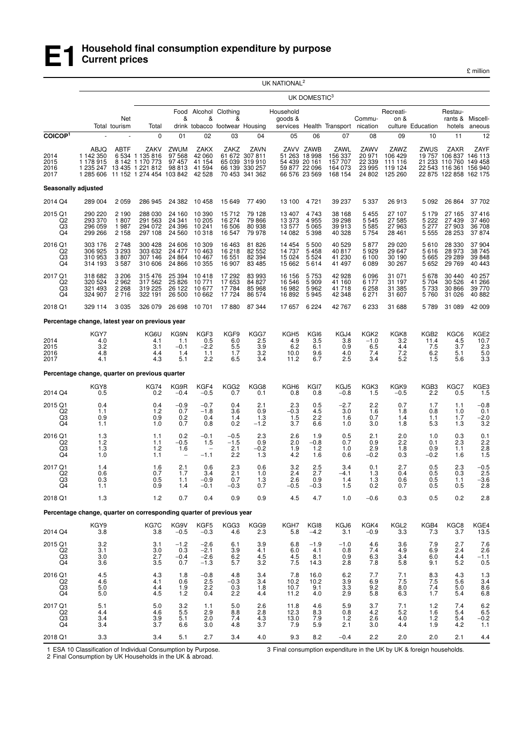# E1 Household final consumption expenditure by purpose
## Current prices

£ million

| | UK NATIONAL[2] | | UK DOMESTIC[3] | | | | | | | | | | | | |
|---|---|---|---|---|---|---|---|---|---|---|---|---|---|---|---|
| | Total | Net tourism | Total | Food & drink | Alcohol & tobacco | Clothing & footwear | Housing | Household goods & services | Health | Transport | Commu-nication | Recreati-on & culture | Education | Restau-rants & hotels | Miscell-aneous |
| **COICOP[1]** | - | - | 0 | 01 | 02 | 03 | 04 | 05 | 06 | 07 | 08 | 09 | 10 | 11 | 12 |
| | ABJQ | ABTF | ZAKV | ZWUM | ZAKX | ZAKZ | ZAVN | ZAVV | ZAWB | ZAWL | ZAWV | ZAWZ | ZWUS | ZAXR | ZAYF |
| 2014 | 1 142 350 | 6 534 | 1 135 816 | 97 568 | 42 060 | 61 672 | 307 811 | 51 263 | 18 998 | 156 337 | 20 971 | 106 429 | 19 757 | 106 837 | 146 113 |
| 2015 | 1 178 915 | 8 142 | 1 170 773 | 97 457 | 41 154 | 65 039 | 319 910 | 54 439 | 20 161 | 157 707 | 22 339 | 111 116 | 21 233 | 110 760 | 149 458 |
| 2016 | 1 235 247 | 13 435 | 1 221 812 | 98 813 | 41 594 | 66 139 | 330 257 | 59 877 | 22 096 | 164 073 | 23 995 | 119 124 | 22 543 | 116 361 | 156 940 |
| 2017 | 1 285 606 | 11 152 | 1 274 454 | 103 842 | 42 528 | 70 453 | 341 362 | 66 576 | 23 569 | 168 154 | 24 802 | 125 260 | 22 875 | 122 858 | 162 175 |
| **Seasonally adjusted** | | | | | | | | | | | | | | | |
| 2014 Q4 | 289 004 | 2 059 | 286 945 | 24 382 | 10 458 | 15 649 | 77 490 | 13 100 | 4 721 | 39 237 | 5 337 | 26 913 | 5 092 | 26 864 | 37 702 |
| 2015 Q1 | 290 220 | 2 190 | 288 030 | 24 160 | 10 390 | 15 712 | 79 128 | 13 407 | 4 743 | 38 168 | 5 455 | 27 107 | 5 179 | 27 165 | 37 416 |
| Q2 | 293 370 | 1 807 | 291 563 | 24 341 | 10 205 | 16 274 | 79 866 | 13 373 | 4 955 | 39 298 | 5 545 | 27 585 | 5 222 | 27 439 | 37 460 |
| Q3 | 296 059 | 1 987 | 294 072 | 24 396 | 10 241 | 16 506 | 80 938 | 13 577 | 5 065 | 39 913 | 5 585 | 27 963 | 5 277 | 27 903 | 36 708 |
| Q4 | 299 266 | 2 158 | 297 108 | 24 560 | 10 318 | 16 547 | 79 978 | 14 082 | 5 398 | 40 328 | 5 754 | 28 461 | 5 555 | 28 253 | 37 874 |
| 2016 Q1 | 303 176 | 2 748 | 300 428 | 24 606 | 10 309 | 16 463 | 81 826 | 14 454 | 5 500 | 40 529 | 5 877 | 29 020 | 5 610 | 28 330 | 37 904 |
| Q2 | 306 925 | 3 293 | 303 632 | 24 477 | 10 463 | 16 218 | 82 552 | 14 737 | 5 458 | 40 817 | 5 929 | 29 647 | 5 616 | 28 973 | 38 745 |
| Q3 | 310 953 | 3 807 | 307 146 | 24 864 | 10 467 | 16 551 | 82 394 | 15 024 | 5 524 | 41 230 | 6 100 | 30 190 | 5 665 | 29 289 | 39 848 |
| Q4 | 314 193 | 3 587 | 310 606 | 24 866 | 10 355 | 16 907 | 83 485 | 15 662 | 5 614 | 41 497 | 6 089 | 30 267 | 5 652 | 29 769 | 40 443 |
| 2017 Q1 | 318 682 | 3 206 | 315 476 | 25 394 | 10 418 | 17 292 | 83 993 | 16 156 | 5 753 | 42 928 | 6 096 | 31 071 | 5 678 | 30 440 | 40 257 |
| Q2 | 320 524 | 2 962 | 317 562 | 25 826 | 10 771 | 17 653 | 84 827 | 16 546 | 5 909 | 41 160 | 6 177 | 31 197 | 5 704 | 30 526 | 41 266 |
| Q3 | 321 493 | 2 268 | 319 225 | 26 122 | 10 677 | 17 784 | 85 968 | 16 982 | 5 962 | 41 718 | 6 258 | 31 385 | 5 733 | 30 866 | 39 770 |
| Q4 | 324 907 | 2 716 | 322 191 | 26 500 | 10 662 | 17 724 | 86 574 | 16 892 | 5 945 | 42 348 | 6 271 | 31 607 | 5 760 | 31 026 | 40 882 |
| 2018 Q1 | 329 114 | 3 035 | 326 079 | 26 698 | 10 701 | 17 880 | 87 344 | 17 657 | 6 224 | 42 767 | 6 233 | 31 688 | 5 789 | 31 089 | 42 009 |
| **Percentage change, latest year on previous year** | | | | | | | | | | | | | | | |
| | KGY7 | | KG6U | KG9N | KGF3 | KGF9 | KGG7 | KGH5 | KGI6 | KGJ4 | KGK2 | KGK8 | KGB2 | KGC6 | KGE2 |
| 2014 | 4.0 | | 4.1 | 1.1 | 0.5 | 6.0 | 2.5 | 4.9 | 3.5 | 3.8 | −1.0 | 3.2 | 11.4 | 4.5 | 10.7 |
| 2015 | 3.2 | | 3.1 | −0.1 | −2.2 | 5.5 | 3.9 | 6.2 | 6.1 | 0.9 | 6.5 | 4.4 | 7.5 | 3.7 | 2.3 |
| 2016 | 4.8 | | 4.4 | 1.4 | 1.1 | 1.7 | 3.2 | 10.0 | 9.6 | 4.0 | 7.4 | 7.2 | 6.2 | 5.1 | 5.0 |
| 2017 | 4.1 | | 4.3 | 5.1 | 2.2 | 6.5 | 3.4 | 11.2 | 6.7 | 2.5 | 3.4 | 5.2 | 1.5 | 5.6 | 3.3 |
| **Percentage change, quarter on previous quarter** | | | | | | | | | | | | | | | |
| | KGY8 | | KG74 | KG9R | KGF4 | KGG2 | KGG8 | KGH6 | KGI7 | KGJ5 | KGK3 | KGK9 | KGB3 | KGC7 | KGE3 |
| 2014 Q4 | 0.5 | | 0.2 | −0.4 | −0.5 | 0.7 | 0.1 | 0.8 | 0.8 | −0.8 | 1.5 | −0.5 | 2.2 | 0.5 | 1.5 |
| 2015 Q1 | 0.4 | | 0.4 | −0.9 | −0.7 | 0.4 | 2.1 | 2.3 | 0.5 | −2.7 | 2.2 | 0.7 | 1.7 | 1.1 | −0.8 |
| Q2 | 1.1 | | 1.2 | 0.7 | −1.8 | 3.6 | 0.9 | −0.3 | 4.5 | 3.0 | 1.6 | 1.8 | 0.8 | 1.0 | 0.1 |
| Q3 | 0.9 | | 0.9 | 0.2 | 0.4 | 1.4 | 1.3 | 1.5 | 2.2 | 1.6 | 0.7 | 1.4 | 1.1 | 1.7 | −2.0 |
| Q4 | 1.1 | | 1.0 | 0.7 | 0.8 | 0.2 | −1.2 | 3.7 | 6.6 | 1.0 | 3.0 | 1.8 | 5.3 | 1.3 | 3.2 |
| 2016 Q1 | 1.3 | | 1.1 | 0.2 | −0.1 | −0.5 | 2.3 | 2.6 | 1.9 | 0.5 | 2.1 | 2.0 | 1.0 | 0.3 | 0.1 |
| Q2 | 1.2 | | 1.1 | −0.5 | 1.5 | −1.5 | 0.9 | 2.0 | −0.8 | 0.7 | 0.9 | 2.2 | 0.1 | 2.3 | 2.2 |
| Q3 | 1.3 | | 1.2 | 1.6 | – | 2.1 | −0.2 | 1.9 | 1.2 | 1.0 | 2.9 | 1.8 | 0.9 | 1.1 | 2.8 |
| Q4 | 1.0 | | 1.1 | – | −1.1 | 2.2 | 1.3 | 4.2 | 1.6 | 0.6 | −0.2 | 0.3 | −0.2 | 1.6 | 1.5 |
| 2017 Q1 | 1.4 | | 1.6 | 2.1 | 0.6 | 2.3 | 0.6 | 3.2 | 2.5 | 3.4 | 0.1 | 2.7 | 0.5 | 2.3 | −0.5 |
| Q2 | 0.6 | | 0.7 | 1.7 | 3.4 | 2.1 | 1.0 | 2.4 | 2.7 | −4.1 | 1.3 | 0.4 | 0.5 | 0.3 | 2.5 |
| Q3 | 0.3 | | 0.5 | 1.1 | −0.9 | 0.7 | 1.3 | 2.6 | 0.9 | 1.4 | 1.3 | 0.6 | 0.5 | 1.1 | −3.6 |
| Q4 | 1.1 | | 0.9 | 1.4 | −0.1 | −0.3 | 0.7 | −0.5 | −0.3 | 1.5 | 0.2 | 0.7 | 0.5 | 0.5 | 2.8 |
| 2018 Q1 | 1.3 | | 1.2 | 0.7 | 0.4 | 0.9 | 0.9 | 4.5 | 4.7 | 1.0 | −0.6 | 0.3 | 0.5 | 0.2 | 2.8 |
| **Percentage change, quarter on corresponding quarter of previous year** | | | | | | | | | | | | | | | |
| | KGY9 | | KG7C | KG9V | KGF5 | KGG3 | KGG9 | KGH7 | KGI8 | KGJ6 | KGK4 | KGL2 | KGB4 | KGC8 | KGE4 |
| 2014 Q4 | 3.8 | | 3.8 | −0.5 | −0.3 | 4.6 | 2.3 | 5.8 | −4.2 | 3.1 | −0.9 | 3.3 | 7.3 | 3.7 | 13.5 |
| 2015 Q1 | 3.2 | | 3.1 | −1.2 | −2.6 | 6.1 | 3.9 | 6.8 | −1.9 | −1.0 | 4.6 | 3.6 | 7.9 | 2.7 | 7.6 |
| Q2 | 3.1 | | 3.0 | 0.3 | −2.1 | 3.9 | 4.1 | 6.0 | 4.1 | 0.8 | 7.4 | 4.9 | 6.9 | 2.4 | 2.6 |
| Q3 | 3.0 | | 2.7 | −0.4 | −2.6 | 6.2 | 4.5 | 4.5 | 8.1 | 0.9 | 6.3 | 3.4 | 6.0 | 4.4 | −1.1 |
| Q4 | 3.6 | | 3.5 | 0.7 | −1.3 | 5.7 | 3.2 | 7.5 | 14.3 | 2.8 | 7.8 | 5.8 | 9.1 | 5.2 | 0.5 |
| 2016 Q1 | 4.5 | | 4.3 | 1.8 | −0.8 | 4.8 | 3.4 | 7.8 | 16.0 | 6.2 | 7.7 | 7.1 | 8.3 | 4.3 | 1.3 |
| Q2 | 4.6 | | 4.1 | 0.6 | 2.5 | −0.3 | 3.4 | 10.2 | 10.2 | 3.9 | 6.9 | 7.5 | 7.5 | 5.6 | 3.4 |
| Q3 | 5.0 | | 4.4 | 1.9 | 2.2 | 0.3 | 1.8 | 10.7 | 9.1 | 3.3 | 9.2 | 8.0 | 7.4 | 5.0 | 8.6 |
| Q4 | 5.0 | | 4.5 | 1.2 | 0.4 | 2.2 | 4.4 | 11.2 | 4.0 | 2.9 | 5.8 | 6.3 | 1.7 | 5.4 | 6.8 |
| 2017 Q1 | 5.1 | | 5.0 | 3.2 | 1.1 | 5.0 | 2.6 | 11.8 | 4.6 | 5.9 | 3.7 | 7.1 | 1.2 | 7.4 | 6.2 |
| Q2 | 4.4 | | 4.6 | 5.5 | 2.9 | 8.8 | 2.8 | 12.3 | 8.3 | 0.8 | 4.2 | 5.2 | 1.6 | 5.4 | 6.5 |
| Q3 | 3.4 | | 3.9 | 5.1 | 2.0 | 7.4 | 4.3 | 13.0 | 7.9 | 1.2 | 2.6 | 4.0 | 1.2 | 5.4 | −0.2 |
| Q4 | 3.4 | | 3.7 | 6.6 | 3.0 | 4.8 | 3.7 | 7.9 | 5.9 | 2.1 | 3.0 | 4.4 | 1.9 | 4.2 | 1.1 |
| 2018 Q1 | 3.3 | | 3.4 | 5.1 | 2.7 | 3.4 | 4.0 | 9.3 | 8.2 | −0.4 | 2.2 | 2.0 | 2.0 | 2.1 | 4.4 |

1 ESA 10 Classification of Individual Consumption by Purpose.
2 Final Consumption by UK Households in the UK & abroad.
3 Final consumption expenditure in the UK by UK & foreign households.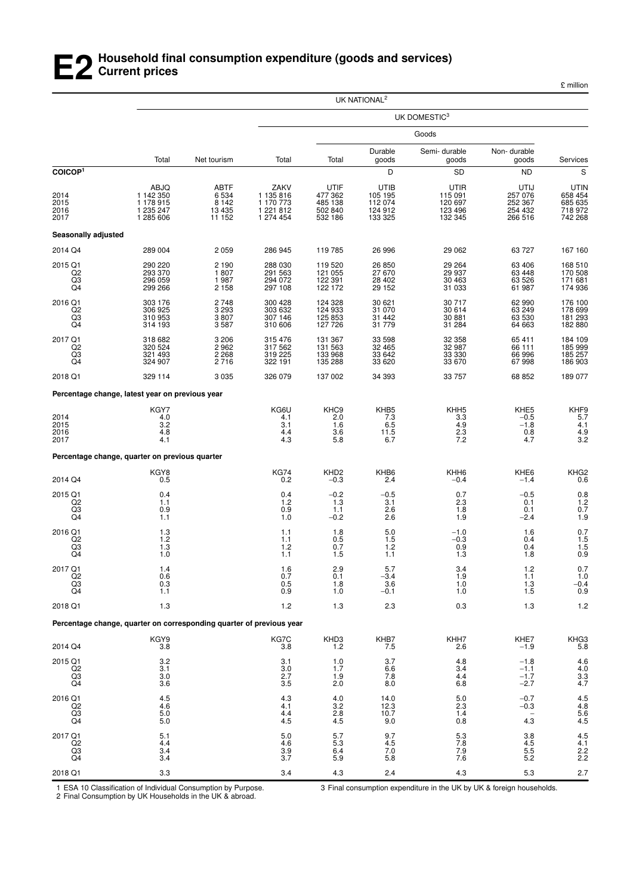# E2 Household final consumption expenditure (goods and services) Current prices

£ million

| | UK NATIONAL[2] | | | | | | | |
|---|---|---|---|---|---|---|---|---|
| | | | UK DOMESTIC[3] | | | | | |
| | | | | Goods | | | | |
| | Total | Net tourism | Total | Total | Durable goods | Semi- durable goods | Non- durable goods | Services |
| **COICOP[1]** | | | | | D | SD | ND | S |
| | ABJQ | ABTF | ZAKV | UTIF | UTIB | UTIR | UTIJ | UTIN |
| 2014 | 1 142 350 | 6 534 | 1 135 816 | 477 362 | 105 195 | 115 091 | 257 076 | 658 454 |
| 2015 | 1 178 915 | 8 142 | 1 170 773 | 485 138 | 112 074 | 120 697 | 252 367 | 685 635 |
| 2016 | 1 235 247 | 13 435 | 1 221 812 | 502 840 | 124 912 | 123 496 | 254 432 | 718 972 |
| 2017 | 1 285 606 | 11 152 | 1 274 454 | 532 186 | 133 325 | 132 345 | 266 516 | 742 268 |
| **Seasonally adjusted** | | | | | | | | |
| 2014 Q4 | 289 004 | 2 059 | 286 945 | 119 785 | 26 996 | 29 062 | 63 727 | 167 160 |
| 2015 Q1 | 290 220 | 2 190 | 288 030 | 119 520 | 26 850 | 29 264 | 63 406 | 168 510 |
| Q2 | 293 370 | 1 807 | 291 563 | 121 055 | 27 670 | 29 937 | 63 448 | 170 508 |
| Q3 | 296 059 | 1 987 | 294 072 | 122 391 | 28 402 | 30 463 | 63 526 | 171 681 |
| Q4 | 299 266 | 2 158 | 297 108 | 122 172 | 29 152 | 31 033 | 61 987 | 174 936 |
| 2016 Q1 | 303 176 | 2 748 | 300 428 | 124 328 | 30 621 | 30 717 | 62 990 | 176 100 |
| Q2 | 306 925 | 3 293 | 303 632 | 124 933 | 31 070 | 30 614 | 63 249 | 178 699 |
| Q3 | 310 953 | 3 807 | 307 146 | 125 853 | 31 442 | 30 881 | 63 530 | 181 293 |
| Q4 | 314 193 | 3 587 | 310 606 | 127 726 | 31 779 | 31 284 | 64 663 | 182 880 |
| 2017 Q1 | 318 682 | 3 206 | 315 476 | 131 367 | 33 598 | 32 358 | 65 411 | 184 109 |
| Q2 | 320 524 | 2 962 | 317 562 | 131 563 | 32 465 | 32 987 | 66 111 | 185 999 |
| Q3 | 321 493 | 2 268 | 319 225 | 133 968 | 33 642 | 33 330 | 66 996 | 185 257 |
| Q4 | 324 907 | 2 716 | 322 191 | 135 288 | 33 620 | 33 670 | 67 998 | 186 903 |
| 2018 Q1 | 329 114 | 3 035 | 326 079 | 137 002 | 34 393 | 33 757 | 68 852 | 189 077 |
| **Percentage change, latest year on previous year** | | | | | | | | |
| | KGY7 | | KG6U | KHC9 | KHB5 | KHH5 | KHE5 | KHF9 |
| 2014 | 4.0 | | 4.1 | 2.0 | 7.3 | 3.3 | −0.5 | 5.7 |
| 2015 | 3.2 | | 3.1 | 1.6 | 6.5 | 4.9 | −1.8 | 4.1 |
| 2016 | 4.8 | | 4.4 | 3.6 | 11.5 | 2.3 | 0.8 | 4.9 |
| 2017 | 4.1 | | 4.3 | 5.8 | 6.7 | 7.2 | 4.7 | 3.2 |
| **Percentage change, quarter on previous quarter** | | | | | | | | |
| | KGY8 | | KG74 | KHD2 | KHB6 | KHH6 | KHE6 | KHG2 |
| 2014 Q4 | 0.5 | | 0.2 | −0.3 | 2.4 | −0.4 | −1.4 | 0.6 |
| 2015 Q1 | 0.4 | | 0.4 | −0.2 | −0.5 | 0.7 | −0.5 | 0.8 |
| Q2 | 1.1 | | 1.2 | 1.3 | 3.1 | 2.3 | 0.1 | 1.2 |
| Q3 | 0.9 | | 0.9 | 1.1 | 2.6 | 1.8 | 0.1 | 0.7 |
| Q4 | 1.1 | | 1.0 | −0.2 | 2.6 | 1.9 | −2.4 | 1.9 |
| 2016 Q1 | 1.3 | | 1.1 | 1.8 | 5.0 | −1.0 | 1.6 | 0.7 |
| Q2 | 1.2 | | 1.1 | 0.5 | 1.5 | −0.3 | 0.4 | 1.5 |
| Q3 | 1.3 | | 1.2 | 0.7 | 1.2 | 0.9 | 0.4 | 1.5 |
| Q4 | 1.0 | | 1.1 | 1.5 | 1.1 | 1.3 | 1.8 | 0.9 |
| 2017 Q1 | 1.4 | | 1.6 | 2.9 | 5.7 | 3.4 | 1.2 | 0.7 |
| Q2 | 0.6 | | 0.7 | 0.1 | −3.4 | 1.9 | 1.1 | 1.0 |
| Q3 | 0.3 | | 0.5 | 1.8 | 3.6 | 1.0 | 1.3 | −0.4 |
| Q4 | 1.1 | | 0.9 | 1.0 | −0.1 | 1.0 | 1.5 | 0.9 |
| 2018 Q1 | 1.3 | | 1.2 | 1.3 | 2.3 | 0.3 | 1.3 | 1.2 |
| **Percentage change, quarter on corresponding quarter of previous year** | | | | | | | | |
| | KGY9 | | KG7C | KHD3 | KHB7 | KHH7 | KHE7 | KHG3 |
| 2014 Q4 | 3.8 | | 3.8 | 1.2 | 7.5 | 2.6 | −1.9 | 5.8 |
| 2015 Q1 | 3.2 | | 3.1 | 1.0 | 3.7 | 4.8 | −1.8 | 4.6 |
| Q2 | 3.1 | | 3.0 | 1.7 | 6.6 | 3.4 | −1.1 | 4.0 |
| Q3 | 3.0 | | 2.7 | 1.9 | 7.8 | 4.4 | −1.7 | 3.3 |
| Q4 | 3.6 | | 3.5 | 2.0 | 8.0 | 6.8 | −2.7 | 4.7 |
| 2016 Q1 | 4.5 | | 4.3 | 4.0 | 14.0 | 5.0 | −0.7 | 4.5 |
| Q2 | 4.6 | | 4.1 | 3.2 | 12.3 | 2.3 | −0.3 | 4.8 |
| Q3 | 5.0 | | 4.4 | 2.8 | 10.7 | 1.4 | – | 5.6 |
| Q4 | 5.0 | | 4.5 | 4.5 | 9.0 | 0.8 | 4.3 | 4.5 |
| 2017 Q1 | 5.1 | | 5.0 | 5.7 | 9.7 | 5.3 | 3.8 | 4.5 |
| Q2 | 4.4 | | 4.6 | 5.3 | 4.5 | 7.8 | 4.5 | 4.1 |
| Q3 | 3.4 | | 3.9 | 6.4 | 7.0 | 7.9 | 5.5 | 2.2 |
| Q4 | 3.4 | | 3.7 | 5.9 | 5.8 | 7.6 | 5.2 | 2.2 |
| 2018 Q1 | 3.3 | | 3.4 | 4.3 | 2.4 | 4.3 | 5.3 | 2.7 |

1 ESA 10 Classification of Individual Consumption by Purpose.
2 Final Consumption by UK Households in the UK & abroad.
3 Final consumption expenditure in the UK by UK & foreign households.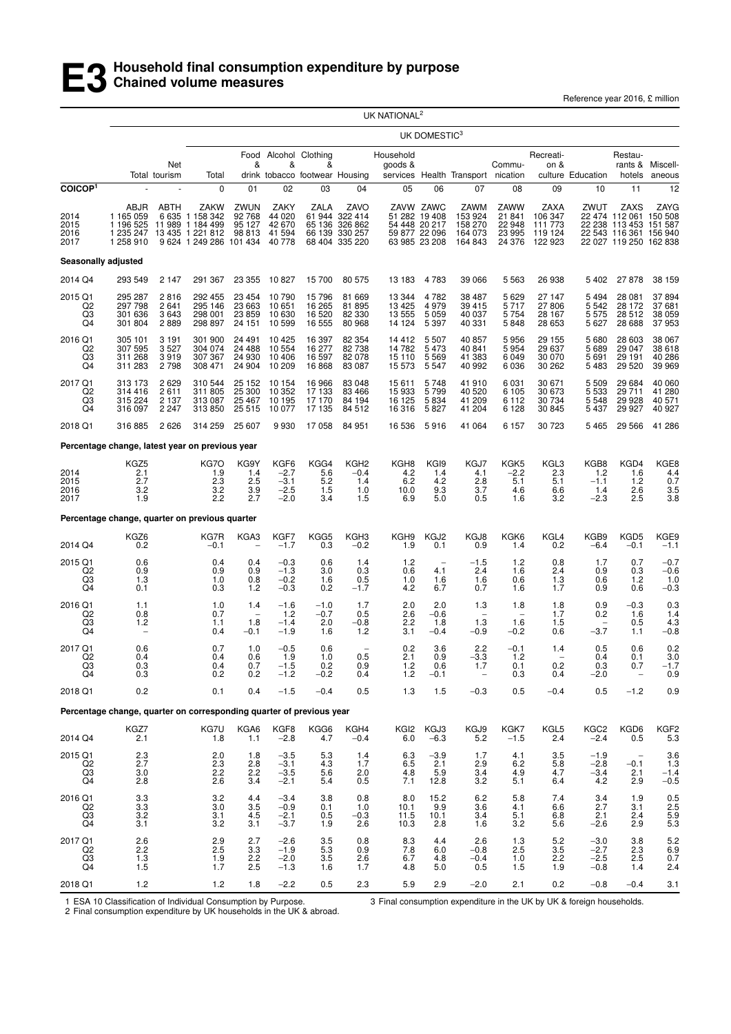# E3 Household final consumption expenditure by purpose
## Chained volume measures

Reference year 2016, £ million

| | UK NATIONAL[2] | | UK DOMESTIC[3] | | | | | | | | | | | | |
|---|---|---|---|---|---|---|---|---|---|---|---|---|---|---|---|
| | Total | Net tourism | Total | Food & drink | Alcohol & tobacco | Clothing & footwear | Housing | Household goods & services | Health | Transport | Commu-nication | Recreati-on & culture | Education | Restau-rants & hotels | Miscell-aneous |
| **COICOP[1]** | - | - | 0 | 01 | 02 | 03 | 04 | 05 | 06 | 07 | 08 | 09 | 10 | 11 | 12 |
| | ABJR | ABTH | ZAKW | ZWUN | ZAKY | ZALA | ZAVO | ZAVW | ZAWC | ZAWM | ZAWW | ZAXA | ZWUT | ZAXS | ZAYG |
| 2014 | 1 165 059 | 6 635 | 1 158 342 | 92 768 | 44 020 | 61 944 | 322 414 | 51 282 | 19 408 | 153 924 | 21 841 | 106 347 | 22 474 | 112 061 | 150 508 |
| 2015 | 1 196 525 | 11 989 | 1 184 499 | 95 127 | 42 670 | 65 136 | 326 862 | 54 448 | 20 217 | 158 270 | 22 948 | 111 773 | 22 238 | 113 453 | 151 587 |
| 2016 | 1 235 247 | 13 435 | 1 221 812 | 98 813 | 41 594 | 66 139 | 330 257 | 59 877 | 22 096 | 164 073 | 23 995 | 119 124 | 22 543 | 116 361 | 156 940 |
| 2017 | 1 258 910 | 9 624 | 1 249 286 | 101 434 | 40 778 | 68 404 | 335 220 | 63 985 | 23 208 | 164 843 | 24 376 | 122 923 | 22 027 | 119 250 | 162 838 |
| **Seasonally adjusted** | | | | | | | | | | | | | | | |
| 2014 Q4 | 293 549 | 2 147 | 291 367 | 23 355 | 10 827 | 15 700 | 80 575 | 13 183 | 4 783 | 39 066 | 5 563 | 26 938 | 5 402 | 27 878 | 38 159 |
| 2015 Q1 | 295 287 | 2 816 | 292 455 | 23 454 | 10 790 | 15 796 | 81 669 | 13 344 | 4 782 | 38 487 | 5 629 | 27 147 | 5 494 | 28 081 | 37 894 |
| Q2 | 297 798 | 2 641 | 295 146 | 23 663 | 10 651 | 16 265 | 81 895 | 13 425 | 4 979 | 39 415 | 5 717 | 27 806 | 5 542 | 28 172 | 37 681 |
| Q3 | 301 636 | 3 643 | 298 001 | 23 859 | 10 630 | 16 520 | 82 330 | 13 555 | 5 059 | 40 037 | 5 754 | 28 167 | 5 575 | 28 512 | 38 059 |
| Q4 | 301 804 | 2 889 | 298 897 | 24 151 | 10 599 | 16 555 | 80 968 | 14 124 | 5 397 | 40 331 | 5 848 | 28 653 | 5 627 | 28 688 | 37 953 |
| 2016 Q1 | 305 101 | 3 191 | 301 900 | 24 491 | 10 425 | 16 397 | 82 354 | 14 412 | 5 507 | 40 857 | 5 956 | 29 155 | 5 680 | 28 603 | 38 067 |
| Q2 | 307 595 | 3 527 | 304 074 | 24 488 | 10 554 | 16 277 | 82 738 | 14 782 | 5 473 | 40 841 | 5 954 | 29 637 | 5 689 | 29 047 | 38 618 |
| Q3 | 311 268 | 3 919 | 307 367 | 24 930 | 10 406 | 16 597 | 82 078 | 15 110 | 5 569 | 41 383 | 6 049 | 30 070 | 5 691 | 29 191 | 40 286 |
| Q4 | 311 283 | 2 798 | 308 471 | 24 904 | 10 209 | 16 868 | 83 087 | 15 573 | 5 547 | 40 992 | 6 036 | 30 262 | 5 483 | 29 520 | 39 969 |
| 2017 Q1 | 313 173 | 2 629 | 310 544 | 25 152 | 10 154 | 16 966 | 83 048 | 15 611 | 5 748 | 41 910 | 6 031 | 30 671 | 5 509 | 29 684 | 40 060 |
| Q2 | 314 416 | 2 611 | 311 805 | 25 300 | 10 352 | 17 133 | 83 466 | 15 933 | 5 799 | 40 520 | 6 105 | 30 673 | 5 533 | 29 711 | 41 280 |
| Q3 | 315 224 | 2 137 | 313 087 | 25 467 | 10 195 | 17 170 | 84 194 | 16 125 | 5 834 | 41 209 | 6 112 | 30 734 | 5 548 | 29 928 | 40 571 |
| Q4 | 316 097 | 2 247 | 313 850 | 25 515 | 10 077 | 17 135 | 84 512 | 16 316 | 5 827 | 41 204 | 6 128 | 30 845 | 5 437 | 29 927 | 40 927 |
| 2018 Q1 | 316 885 | 2 626 | 314 259 | 25 607 | 9 930 | 17 058 | 84 951 | 16 536 | 5 916 | 41 064 | 6 157 | 30 723 | 5 465 | 29 566 | 41 286 |
| **Percentage change, latest year on previous year** | | | | | | | | | | | | | | | |
| | KGZ5 | | KG7O | KG9Y | KGF6 | KGG4 | KGH2 | KGH8 | KGI9 | KGJ7 | KGK5 | KGL3 | KGB8 | KGD4 | KGE8 |
| 2014 | 2.1 | | 1.9 | 1.4 | −2.7 | 5.6 | −0.4 | 4.2 | 1.4 | 4.1 | −2.2 | 2.3 | 1.2 | 1.6 | 4.4 |
| 2015 | 2.7 | | 2.3 | 2.5 | −3.1 | 5.2 | 1.4 | 6.2 | 4.2 | 2.8 | 5.1 | 5.1 | −1.1 | 1.2 | 0.7 |
| 2016 | 3.2 | | 3.2 | 3.9 | −2.5 | 1.5 | 1.0 | 10.0 | 9.3 | 3.7 | 4.6 | 6.6 | 1.4 | 2.6 | 3.5 |
| 2017 | 1.9 | | 2.2 | 2.7 | −2.0 | 3.4 | 1.5 | 6.9 | 5.0 | 0.5 | 1.6 | 3.2 | −2.3 | 2.5 | 3.8 |
| **Percentage change, quarter on previous quarter** | | | | | | | | | | | | | | | |
| | KGZ6 | | KG7R | KGA3 | KGF7 | KGG5 | KGH3 | KGH9 | KGJ2 | KGJ8 | KGK6 | KGL4 | KGB9 | KGD5 | KGE9 |
| 2014 Q4 | 0.2 | | −0.1 | – | −1.7 | 0.3 | −0.2 | 1.9 | 0.1 | 0.9 | 1.4 | 0.2 | −6.4 | −0.1 | −1.1 |
| 2015 Q1 | 0.6 | | 0.4 | 0.4 | −0.3 | 0.6 | 1.4 | 1.2 | – | −1.5 | 1.2 | 0.8 | 1.7 | 0.7 | −0.7 |
| Q2 | 0.9 | | 0.9 | 0.9 | −1.3 | 3.0 | 0.3 | 0.6 | 4.1 | 2.4 | 1.6 | 2.4 | 0.9 | 0.3 | −0.6 |
| Q3 | 1.3 | | 1.0 | 0.8 | −0.2 | 1.6 | 0.5 | 1.0 | 1.6 | 1.6 | 0.6 | 1.3 | 0.6 | 1.2 | 1.0 |
| Q4 | 0.1 | | 0.3 | 1.2 | −0.3 | 0.2 | −1.7 | 4.2 | 6.7 | 0.7 | 1.6 | 1.7 | 0.9 | 0.6 | −0.3 |
| 2016 Q1 | 1.1 | | 1.0 | 1.4 | −1.6 | −1.0 | 1.7 | 2.0 | 2.0 | 1.3 | 1.8 | 1.8 | 0.9 | −0.3 | 0.3 |
| Q2 | 0.8 | | 0.7 | – | 1.2 | −0.7 | 0.5 | 2.6 | −0.6 | – | – | 1.7 | 0.2 | 1.6 | 1.4 |
| Q3 | 1.2 | | 1.1 | 1.8 | −1.4 | 2.0 | −0.8 | 2.2 | 1.8 | 1.3 | 1.6 | 1.5 | – | 0.5 | 4.3 |
| Q4 | – | | 0.4 | −0.1 | −1.9 | 1.6 | 1.2 | 3.1 | −0.4 | −0.9 | −0.2 | 0.6 | −3.7 | 1.1 | −0.8 |
| 2017 Q1 | 0.6 | | 0.7 | 1.0 | −0.5 | 0.6 | – | 0.2 | 3.6 | 2.2 | −0.1 | 1.4 | 0.5 | 0.6 | 0.2 |
| Q2 | 0.4 | | 0.4 | 0.6 | 1.9 | 1.0 | 0.5 | 2.1 | 0.9 | −3.3 | 1.2 | – | 0.4 | 0.1 | 3.0 |
| Q3 | 0.3 | | 0.4 | 0.7 | −1.5 | 0.2 | 0.9 | 1.2 | 0.6 | 1.7 | 0.1 | 0.2 | 0.3 | 0.7 | −1.7 |
| Q4 | 0.3 | | 0.2 | 0.2 | −1.2 | −0.2 | 0.4 | 1.2 | −0.1 | – | 0.3 | 0.4 | −2.0 | – | 0.9 |
| 2018 Q1 | 0.2 | | 0.1 | 0.4 | −1.5 | −0.4 | 0.5 | 1.3 | 1.5 | −0.3 | 0.5 | −0.4 | 0.5 | −1.2 | 0.9 |
| **Percentage change, quarter on corresponding quarter of previous year** | | | | | | | | | | | | | | | |
| | KGZ7 | | KG7U | KGA6 | KGF8 | KGG6 | KGH4 | KGI2 | KGJ3 | KGJ9 | KGK7 | KGL5 | KGC2 | KGD6 | KGF2 |
| 2014 Q4 | 2.1 | | 1.8 | 1.1 | −2.8 | 4.7 | −0.4 | 6.0 | −6.3 | 5.2 | −1.5 | 2.4 | −2.4 | 0.5 | 5.3 |
| 2015 Q1 | 2.3 | | 2.0 | 1.8 | −3.5 | 5.3 | 1.4 | 6.3 | −3.9 | 1.7 | 4.1 | 3.5 | −1.9 | – | 3.6 |
| Q2 | 2.7 | | 2.3 | 2.8 | −3.1 | 4.3 | 1.7 | 6.5 | 2.1 | 2.9 | 6.2 | 5.8 | −2.8 | −0.1 | 1.3 |
| Q3 | 3.0 | | 2.2 | 2.2 | −3.5 | 5.6 | 2.0 | 4.8 | 5.9 | 3.4 | 4.9 | 4.7 | −3.4 | 2.1 | −1.4 |
| Q4 | 2.8 | | 2.6 | 3.4 | −2.1 | 5.4 | 0.5 | 7.1 | 12.8 | 3.2 | 5.1 | 6.4 | 4.2 | 2.9 | −0.5 |
| 2016 Q1 | 3.3 | | 3.2 | 4.4 | −3.4 | 3.8 | 0.8 | 8.0 | 15.2 | 6.2 | 5.8 | 7.4 | 3.4 | 1.9 | 0.5 |
| Q2 | 3.3 | | 3.0 | 3.5 | −0.9 | 0.1 | 1.0 | 10.1 | 9.9 | 3.6 | 4.1 | 6.6 | 2.7 | 3.1 | 2.5 |
| Q3 | 3.2 | | 3.1 | 4.5 | −2.1 | 0.5 | −0.3 | 11.5 | 10.1 | 3.4 | 5.1 | 6.8 | 2.1 | 2.4 | 5.9 |
| Q4 | 3.1 | | 3.2 | 3.1 | −3.7 | 1.9 | 2.6 | 10.3 | 2.8 | 1.6 | 3.2 | 5.6 | −2.6 | 2.9 | 5.3 |
| 2017 Q1 | 2.6 | | 2.9 | 2.7 | −2.6 | 3.5 | 0.8 | 8.3 | 4.4 | 2.6 | 1.3 | 5.2 | −3.0 | 3.8 | 5.2 |
| Q2 | 2.2 | | 2.5 | 3.3 | −1.9 | 5.3 | 0.9 | 7.8 | 6.0 | −0.8 | 2.5 | 3.5 | −2.7 | 2.3 | 6.9 |
| Q3 | 1.3 | | 1.9 | 2.2 | −2.0 | 3.5 | 2.6 | 6.7 | 4.8 | −0.4 | 1.0 | 2.2 | −2.5 | 2.5 | 0.7 |
| Q4 | 1.5 | | 1.7 | 2.5 | −1.3 | 1.6 | 1.7 | 4.8 | 5.0 | 0.5 | 1.5 | 1.9 | −0.8 | 1.4 | 2.4 |
| 2018 Q1 | 1.2 | | 1.2 | 1.8 | −2.2 | 0.5 | 2.3 | 5.9 | 2.9 | −2.0 | 2.1 | 0.2 | −0.8 | −0.4 | 3.1 |

1 ESA 10 Classification of Individual Consumption by Purpose.
2 Final consumption expenditure by UK households in the UK & abroad.
3 Final consumption expenditure in the UK by UK & foreign households.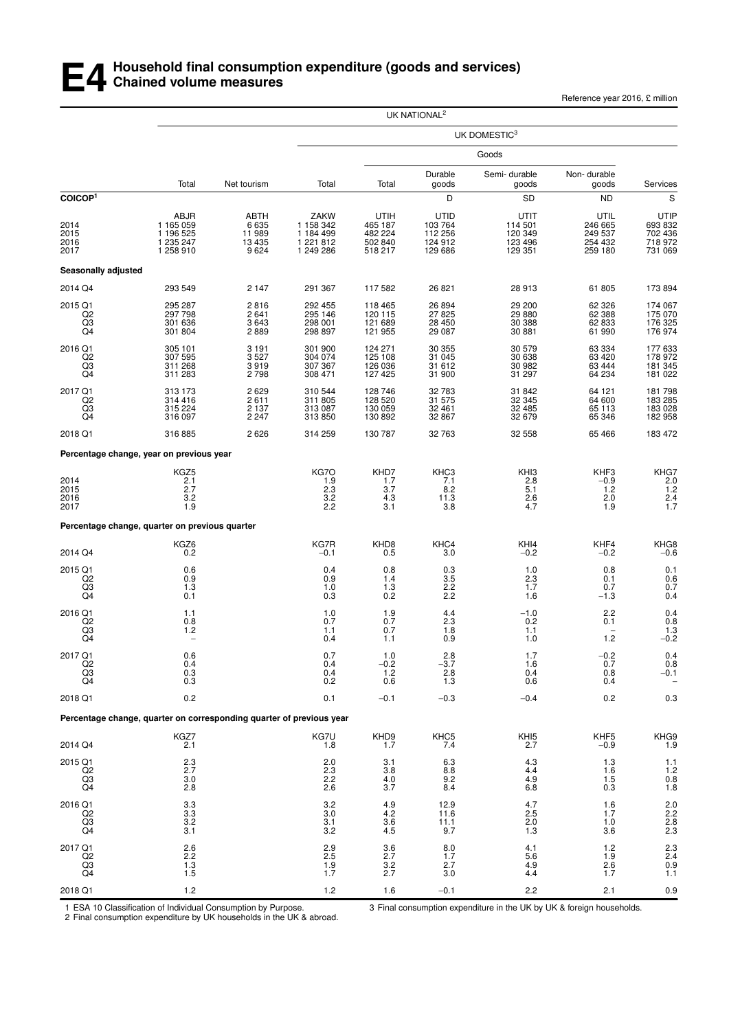# E4 Household final consumption expenditure (goods and services) Chained volume measures

Reference year 2016, £ million

| | UK NATIONAL[2] | | | | | | | |
|---|---|---|---|---|---|---|---|---|
| | | | UK DOMESTIC[3] | | | | | |
| | | | | Goods | | | | |
| | Total | Net tourism | Total | Total | Durable goods | Semi- durable goods | Non- durable goods | Services |
| **COICOP[1]** | | | | | D | SD | ND | S |
| | ABJR | ABTH | ZAKW | UTIH | UTID | UTIT | UTIL | UTIP |
| 2014 | 1 165 059 | 6 635 | 1 158 342 | 465 187 | 103 764 | 114 501 | 246 665 | 693 832 |
| 2015 | 1 196 525 | 11 989 | 1 184 499 | 482 224 | 112 256 | 120 349 | 249 537 | 702 436 |
| 2016 | 1 235 247 | 13 435 | 1 221 812 | 502 840 | 124 912 | 123 496 | 254 432 | 718 972 |
| 2017 | 1 258 910 | 9 624 | 1 249 286 | 518 217 | 129 686 | 129 351 | 259 180 | 731 069 |
| **Seasonally adjusted** | | | | | | | | |
| 2014 Q4 | 293 549 | 2 147 | 291 367 | 117 582 | 26 821 | 28 913 | 61 805 | 173 894 |
| 2015 Q1 | 295 287 | 2 816 | 292 455 | 118 465 | 26 894 | 29 200 | 62 326 | 174 067 |
| Q2 | 297 798 | 2 641 | 295 146 | 120 115 | 27 825 | 29 880 | 62 388 | 175 070 |
| Q3 | 301 636 | 3 643 | 298 001 | 121 689 | 28 450 | 30 388 | 62 833 | 176 325 |
| Q4 | 301 804 | 2 889 | 298 897 | 121 955 | 29 087 | 30 881 | 61 990 | 176 974 |
| 2016 Q1 | 305 101 | 3 191 | 301 900 | 124 271 | 30 355 | 30 579 | 63 334 | 177 633 |
| Q2 | 307 595 | 3 527 | 304 074 | 125 108 | 31 045 | 30 638 | 63 420 | 178 972 |
| Q3 | 311 268 | 3 919 | 307 367 | 126 036 | 31 612 | 30 982 | 63 444 | 181 345 |
| Q4 | 311 283 | 2 798 | 308 471 | 127 425 | 31 900 | 31 297 | 64 234 | 181 022 |
| 2017 Q1 | 313 173 | 2 629 | 310 544 | 128 746 | 32 783 | 31 842 | 64 121 | 181 798 |
| Q2 | 314 416 | 2 611 | 311 805 | 128 520 | 31 575 | 32 345 | 64 600 | 183 285 |
| Q3 | 315 224 | 2 137 | 313 087 | 130 059 | 32 461 | 32 485 | 65 113 | 183 028 |
| Q4 | 316 097 | 2 247 | 313 850 | 130 892 | 32 867 | 32 679 | 65 346 | 182 958 |
| 2018 Q1 | 316 885 | 2 626 | 314 259 | 130 787 | 32 763 | 32 558 | 65 466 | 183 472 |
| **Percentage change, year on previous year** | | | | | | | | |
| | KGZ5 | | KG7O | KHD7 | KHC3 | KHI3 | KHF3 | KHG7 |
| 2014 | 2.1 | | 1.9 | 1.7 | 7.1 | 2.8 | −0.9 | 2.0 |
| 2015 | 2.7 | | 2.3 | 3.7 | 8.2 | 5.1 | 1.2 | 1.2 |
| 2016 | 3.2 | | 3.2 | 4.3 | 11.3 | 2.6 | 2.0 | 2.4 |
| 2017 | 1.9 | | 2.2 | 3.1 | 3.8 | 4.7 | 1.9 | 1.7 |
| **Percentage change, quarter on previous quarter** | | | | | | | | |
| | KGZ6 | | KG7R | KHD8 | KHC4 | KHI4 | KHF4 | KHG8 |
| 2014 Q4 | 0.2 | | −0.1 | 0.5 | 3.0 | −0.2 | −0.2 | −0.6 |
| 2015 Q1 | 0.6 | | 0.4 | 0.8 | 0.3 | 1.0 | 0.8 | 0.1 |
| Q2 | 0.9 | | 0.9 | 1.4 | 3.5 | 2.3 | 0.1 | 0.6 |
| Q3 | 1.3 | | 1.0 | 1.3 | 2.2 | 1.7 | 0.7 | 0.7 |
| Q4 | 0.1 | | 0.3 | 0.2 | 2.2 | 1.6 | −1.3 | 0.4 |
| 2016 Q1 | 1.1 | | 1.0 | 1.9 | 4.4 | −1.0 | 2.2 | 0.4 |
| Q2 | 0.8 | | 0.7 | 0.7 | 2.3 | 0.2 | 0.1 | 0.8 |
| Q3 | 1.2 | | 1.1 | 0.7 | 1.8 | 1.1 | – | 1.3 |
| Q4 | – | | 0.4 | 1.1 | 0.9 | 1.0 | 1.2 | −0.2 |
| 2017 Q1 | 0.6 | | 0.7 | 1.0 | 2.8 | 1.7 | −0.2 | 0.4 |
| Q2 | 0.4 | | 0.4 | −0.2 | −3.7 | 1.6 | 0.7 | 0.8 |
| Q3 | 0.3 | | 0.4 | 1.2 | 2.8 | 0.4 | 0.8 | −0.1 |
| Q4 | 0.3 | | 0.2 | 0.6 | 1.3 | 0.6 | 0.4 | – |
| 2018 Q1 | 0.2 | | 0.1 | −0.1 | −0.3 | −0.4 | 0.2 | 0.3 |
| **Percentage change, quarter on corresponding quarter of previous year** | | | | | | | | |
| | KGZ7 | | KG7U | KHD9 | KHC5 | KHI5 | KHF5 | KHG9 |
| 2014 Q4 | 2.1 | | 1.8 | 1.7 | 7.4 | 2.7 | −0.9 | 1.9 |
| 2015 Q1 | 2.3 | | 2.0 | 3.1 | 6.3 | 4.3 | 1.3 | 1.1 |
| Q2 | 2.7 | | 2.3 | 3.8 | 8.8 | 4.4 | 1.6 | 1.2 |
| Q3 | 3.0 | | 2.2 | 4.0 | 9.2 | 4.9 | 1.5 | 0.8 |
| Q4 | 2.8 | | 2.6 | 3.7 | 8.4 | 6.8 | 0.3 | 1.8 |
| 2016 Q1 | 3.3 | | 3.2 | 4.9 | 12.9 | 4.7 | 1.6 | 2.0 |
| Q2 | 3.3 | | 3.0 | 4.2 | 11.6 | 2.5 | 1.7 | 2.2 |
| Q3 | 3.2 | | 3.1 | 3.6 | 11.1 | 2.0 | 1.0 | 2.8 |
| Q4 | 3.1 | | 3.2 | 4.5 | 9.7 | 1.3 | 3.6 | 2.3 |
| 2017 Q1 | 2.6 | | 2.9 | 3.6 | 8.0 | 4.1 | 1.2 | 2.3 |
| Q2 | 2.2 | | 2.5 | 2.7 | 1.7 | 5.6 | 1.9 | 2.4 |
| Q3 | 1.3 | | 1.9 | 3.2 | 2.7 | 4.9 | 2.6 | 0.9 |
| Q4 | 1.5 | | 1.7 | 2.7 | 3.0 | 4.4 | 1.7 | 1.1 |
| 2018 Q1 | 1.2 | | 1.2 | 1.6 | −0.1 | 2.2 | 2.1 | 0.9 |

1 ESA 10 Classification of Individual Consumption by Purpose.
2 Final consumption expenditure by UK households in the UK & abroad.
3 Final consumption expenditure in the UK by UK & foreign households.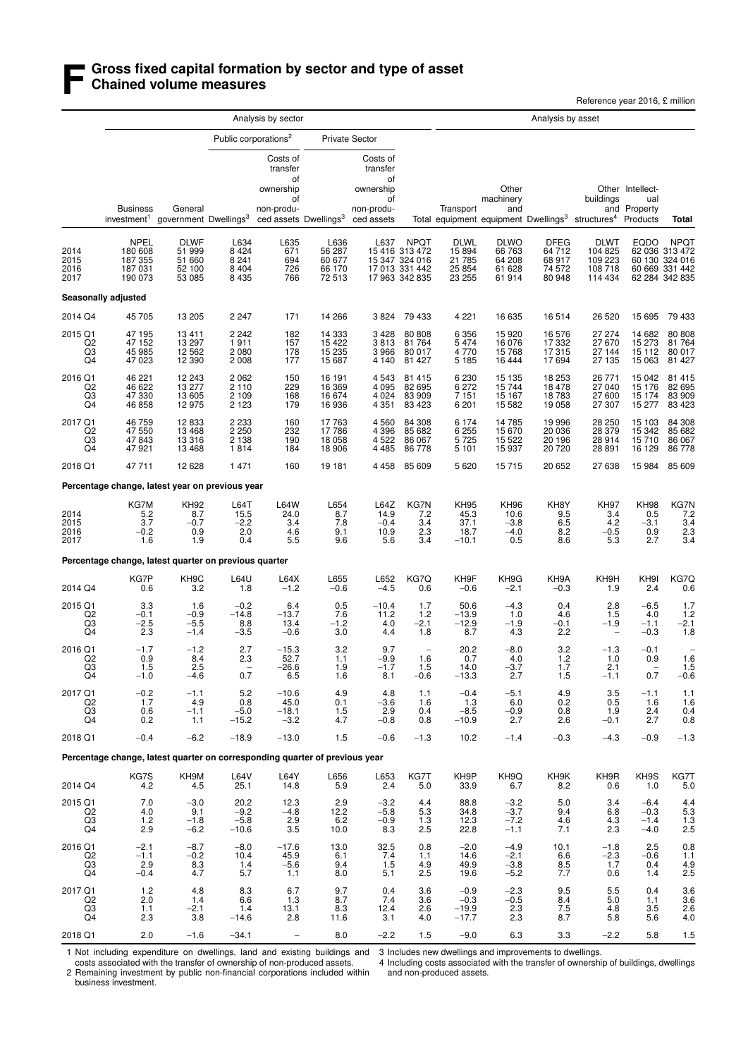# F Gross fixed capital formation by sector and type of asset
## Chained volume measures

Reference year 2016, £ million

| | Analysis by sector | | | | | | | Analysis by asset | | | | | | |
|---|---|---|---|---|---|---|---|---|---|---|---|---|---|---|
| | | | Public corporations[2] | | Private Sector | | | | | | | | | |
| | Business investment[1] | General government | Dwellings[3] | Costs of transfer of ownership of non-produced assets | Dwellings[3] | Costs of transfer of ownership of non-produced assets | Total | Transport equipment | Other machinery and equipment | Dwellings[3] | Other buildings and structures[4] | Intellectual Property Products | Total |
| | NPEL | DLWF | L634 | L635 | L636 | L637 | NPQT | DLWL | DLWO | DFEG | DLWT | EQDO | NPQT |
| 2014 | 180 608 | 51 999 | 8 424 | 671 | 56 287 | 15 416 | 313 472 | 15 894 | 66 763 | 64 712 | 104 825 | 62 036 | 313 472 |
| 2015 | 187 355 | 51 660 | 8 241 | 694 | 60 677 | 15 347 | 324 016 | 21 785 | 64 208 | 68 917 | 109 223 | 60 130 | 324 016 |
| 2016 | 187 031 | 52 100 | 8 404 | 726 | 66 170 | 17 013 | 331 442 | 25 854 | 61 628 | 74 572 | 108 718 | 60 669 | 331 442 |
| 2017 | 190 073 | 53 085 | 8 435 | 766 | 72 513 | 17 963 | 342 835 | 23 255 | 61 914 | 80 948 | 114 434 | 62 284 | 342 835 |
| **Seasonally adjusted** | | | | | | | | | | | | | |
| 2014 Q4 | 45 705 | 13 205 | 2 247 | 171 | 14 266 | 3 824 | 79 433 | 4 221 | 16 635 | 16 514 | 26 520 | 15 695 | 79 433 |
| 2015 Q1 | 47 195 | 13 411 | 2 242 | 182 | 14 333 | 3 428 | 80 808 | 6 356 | 15 920 | 16 576 | 27 274 | 14 682 | 80 808 |
| Q2 | 47 152 | 13 297 | 1 911 | 157 | 15 422 | 3 813 | 81 764 | 5 474 | 16 076 | 17 332 | 27 670 | 15 273 | 81 764 |
| Q3 | 45 985 | 12 562 | 2 080 | 178 | 15 235 | 3 966 | 80 017 | 4 770 | 15 768 | 17 315 | 27 144 | 15 112 | 80 017 |
| Q4 | 47 023 | 12 390 | 2 008 | 177 | 15 687 | 4 140 | 81 427 | 5 185 | 16 444 | 17 694 | 27 135 | 15 063 | 81 427 |
| 2016 Q1 | 46 221 | 12 243 | 2 062 | 150 | 16 191 | 4 543 | 81 415 | 6 230 | 15 135 | 18 253 | 26 771 | 15 042 | 81 415 |
| Q2 | 46 622 | 13 277 | 2 110 | 229 | 16 369 | 4 095 | 82 695 | 6 272 | 15 744 | 18 478 | 27 040 | 15 176 | 82 695 |
| Q3 | 47 330 | 13 605 | 2 109 | 168 | 16 674 | 4 024 | 83 909 | 7 151 | 15 167 | 18 783 | 27 600 | 15 174 | 83 909 |
| Q4 | 46 858 | 12 975 | 2 123 | 179 | 16 936 | 4 351 | 83 423 | 6 201 | 15 582 | 19 058 | 27 307 | 15 277 | 83 423 |
| 2017 Q1 | 46 759 | 12 833 | 2 233 | 160 | 17 763 | 4 560 | 84 308 | 6 174 | 14 785 | 19 996 | 28 250 | 15 103 | 84 308 |
| Q2 | 47 550 | 13 468 | 2 250 | 232 | 17 786 | 4 396 | 85 682 | 6 255 | 15 670 | 20 036 | 28 379 | 15 342 | 85 682 |
| Q3 | 47 843 | 13 316 | 2 138 | 190 | 18 058 | 4 522 | 86 067 | 5 725 | 15 522 | 20 196 | 28 914 | 15 710 | 86 067 |
| Q4 | 47 921 | 13 468 | 1 814 | 184 | 18 906 | 4 485 | 86 778 | 5 101 | 15 937 | 20 720 | 28 891 | 16 129 | 86 778 |
| 2018 Q1 | 47 711 | 12 628 | 1 471 | 160 | 19 181 | 4 458 | 85 609 | 5 620 | 15 715 | 20 652 | 27 638 | 15 984 | 85 609 |
| **Percentage change, latest year on previous year** | | | | | | | | | | | | | |
| | KG7M | KH92 | L64T | L64W | L654 | L64Z | KG7N | KH95 | KH96 | KH8Y | KH97 | KH98 | KG7N |
| 2014 | 5.2 | 8.7 | 15.5 | 24.0 | 8.7 | 14.9 | 7.2 | 45.3 | 10.6 | 9.5 | 3.4 | 0.5 | 7.2 |
| 2015 | 3.7 | −0.7 | −2.2 | 3.4 | 7.8 | −0.4 | 3.4 | 37.1 | −3.8 | 6.5 | 4.2 | −3.1 | 3.4 |
| 2016 | −0.2 | 0.9 | 2.0 | 4.6 | 9.1 | 10.9 | 2.3 | 18.7 | −4.0 | 8.2 | −0.5 | 0.9 | 2.3 |
| 2017 | 1.6 | 1.9 | 0.4 | 5.5 | 9.6 | 5.6 | 3.4 | −10.1 | 0.5 | 8.6 | 5.3 | 2.7 | 3.4 |
| **Percentage change, latest quarter on previous quarter** | | | | | | | | | | | | | |
| | KG7P | KH9C | L64U | L64X | L655 | L652 | KG7Q | KH9F | KH9G | KH9A | KH9H | KH9I | KG7Q |
| 2014 Q4 | 0.6 | 3.2 | 1.8 | −1.2 | −0.6 | −4.5 | 0.6 | −0.6 | −2.1 | −0.3 | 1.9 | 2.4 | 0.6 |
| 2015 Q1 | 3.3 | 1.6 | −0.2 | 6.4 | 0.5 | −10.4 | 1.7 | 50.6 | −4.3 | 0.4 | 2.8 | −6.5 | 1.7 |
| Q2 | −0.1 | −0.9 | −14.8 | −13.7 | 7.6 | 11.2 | 1.2 | −13.9 | 1.0 | 4.6 | 1.5 | 4.0 | 1.2 |
| Q3 | −2.5 | −5.5 | 8.8 | 13.4 | −1.2 | 4.0 | −2.1 | −12.9 | −1.9 | −0.1 | −1.9 | −1.1 | −2.1 |
| Q4 | 2.3 | −1.4 | −3.5 | −0.6 | 3.0 | 4.4 | 1.8 | 8.7 | 4.3 | 2.2 | – | −0.3 | 1.8 |
| 2016 Q1 | −1.7 | −1.2 | 2.7 | −15.3 | 3.2 | 9.7 | – | 20.2 | −8.0 | 3.2 | −1.3 | −0.1 | – |
| Q2 | 0.9 | 8.4 | 2.3 | 52.7 | 1.1 | −9.9 | 1.6 | 0.7 | 4.0 | 1.2 | 1.0 | 0.9 | 1.6 |
| Q3 | 1.5 | 2.5 | – | −26.6 | 1.9 | −1.7 | 1.5 | 14.0 | −3.7 | 1.7 | 2.1 | – | 1.5 |
| Q4 | −1.0 | −4.6 | 0.7 | 6.5 | 1.6 | 8.1 | −0.6 | −13.3 | 2.7 | 1.5 | −1.1 | 0.7 | −0.6 |
| 2017 Q1 | −0.2 | −1.1 | 5.2 | −10.6 | 4.9 | 4.8 | 1.1 | −0.4 | −5.1 | 4.9 | 3.5 | −1.1 | 1.1 |
| Q2 | 1.7 | 4.9 | 0.8 | 45.0 | 0.1 | −3.6 | 1.6 | 1.3 | 6.0 | 0.2 | 0.5 | 1.6 | 1.6 |
| Q3 | 0.6 | −1.1 | −5.0 | −18.1 | 1.5 | 2.9 | 0.4 | −8.5 | −0.9 | 0.8 | 1.9 | 2.4 | 0.4 |
| Q4 | 0.2 | 1.1 | −15.2 | −3.2 | 4.7 | −0.8 | 0.8 | −10.9 | 2.7 | 2.6 | −0.1 | 2.7 | 0.8 |
| 2018 Q1 | −0.4 | −6.2 | −18.9 | −13.0 | 1.5 | −0.6 | −1.3 | 10.2 | −1.4 | −0.3 | −4.3 | −0.9 | −1.3 |
| **Percentage change, latest quarter on corresponding quarter of previous year** | | | | | | | | | | | | | |
| | KG7S | KH9M | L64V | L64Y | L656 | L653 | KG7T | KH9P | KH9Q | KH9K | KH9R | KH9S | KG7T |
| 2014 Q4 | 4.2 | 4.5 | 25.1 | 14.8 | 5.9 | 2.4 | 5.0 | 33.9 | 6.7 | 8.2 | 0.6 | 1.0 | 5.0 |
| 2015 Q1 | 7.0 | −3.0 | 20.2 | 12.3 | 2.9 | −3.2 | 4.4 | 88.8 | −3.2 | 5.0 | 3.4 | −6.4 | 4.4 |
| Q2 | 4.0 | 9.1 | −9.2 | −4.8 | 12.2 | −5.8 | 5.3 | 34.8 | −3.7 | 9.4 | 6.8 | −0.3 | 5.3 |
| Q3 | 1.2 | −1.8 | −5.8 | 2.9 | 6.2 | −0.9 | 1.3 | 12.3 | −7.2 | 4.6 | 4.3 | −1.4 | 1.3 |
| Q4 | 2.9 | −6.2 | −10.6 | 3.5 | 10.0 | 8.3 | 2.5 | 22.8 | −1.1 | 7.1 | 2.3 | −4.0 | 2.5 |
| 2016 Q1 | −2.1 | −8.7 | −8.0 | −17.6 | 13.0 | 32.5 | 0.8 | −2.0 | −4.9 | 10.1 | −1.8 | 2.5 | 0.8 |
| Q2 | −1.1 | −0.2 | 10.4 | 45.9 | 6.1 | 7.4 | 1.1 | 14.6 | −2.1 | 6.6 | −2.3 | −0.6 | 1.1 |
| Q3 | 2.9 | 8.3 | 1.4 | −5.6 | 9.4 | 1.5 | 4.9 | 49.9 | −3.8 | 8.5 | 1.7 | 0.4 | 4.9 |
| Q4 | −0.4 | 4.7 | 5.7 | 1.1 | 8.0 | 5.1 | 2.5 | 19.6 | −5.2 | 7.7 | 0.6 | 1.4 | 2.5 |
| 2017 Q1 | 1.2 | 4.8 | 8.3 | 6.7 | 9.7 | 0.4 | 3.6 | −0.9 | −2.3 | 9.5 | 5.5 | 0.4 | 3.6 |
| Q2 | 2.0 | 1.4 | 6.6 | 1.3 | 8.7 | 7.4 | 3.6 | −0.3 | −0.5 | 8.4 | 5.0 | 1.1 | 3.6 |
| Q3 | 1.1 | −2.1 | 1.4 | 13.1 | 8.3 | 12.4 | 2.6 | −19.9 | 2.3 | 7.5 | 4.8 | 3.5 | 2.6 |
| Q4 | 2.3 | 3.8 | −14.6 | 2.8 | 11.6 | 3.1 | 4.0 | −17.7 | 2.3 | 8.7 | 5.8 | 5.6 | 4.0 |
| 2018 Q1 | 2.0 | −1.6 | −34.1 | – | 8.0 | −2.2 | 1.5 | −9.0 | 6.3 | 3.3 | −2.2 | 5.8 | 1.5 |

1 Not including expenditure on dwellings, land and existing buildings and costs associated with the transfer of ownership of non-produced assets.
2 Remaining investment by public non-financial corporations included within business investment.
3 Includes new dwellings and improvements to dwellings.
4 Including costs associated with the transfer of ownership of buildings, dwellings and non-produced assets.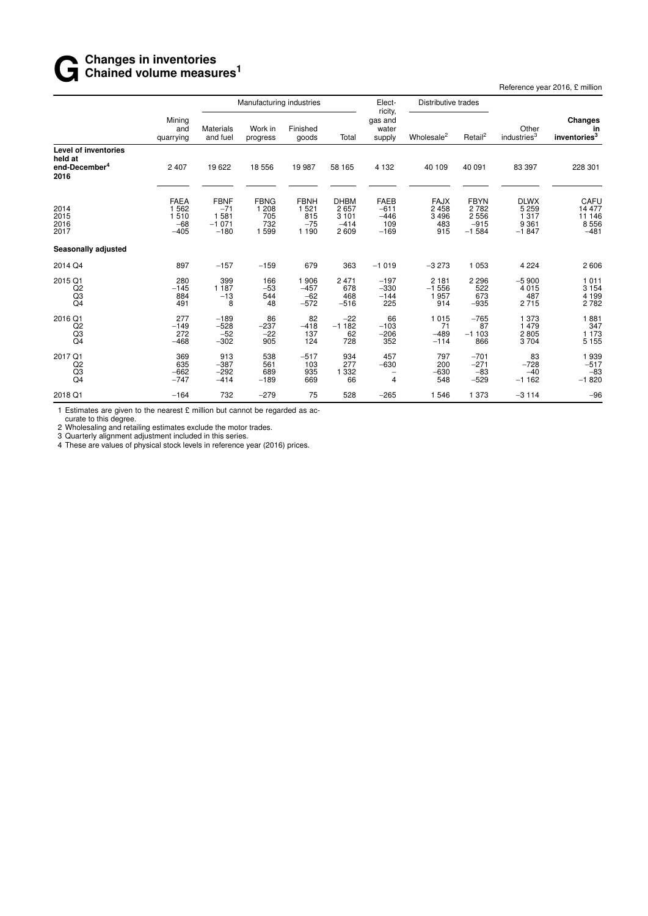# G Changes in inventories Chained volume measures[1]

Reference year 2016, £ million

| | Mining and quarrying | Manufacturing industries | | | | Electricity, gas and water supply | Distributive trades | | Other industries[3] | Changes in inventories[3] |
|---|---|---|---|---|---|---|---|---|---|---|
| | | Materials and fuel | Work in progress | Finished goods | Total | | Wholesale[2] | Retail[2] | | |
| **Level of inventories held at end-December[4] 2016** | 2 407 | 19 622 | 18 556 | 19 987 | 58 165 | 4 132 | 40 109 | 40 091 | 83 397 | 228 301 |
| | FAEA | FBNF | FBNG | FBNH | DHBM | FAEB | FAJX | FBYN | DLWX | CAFU |
| 2014 | 1 562 | −71 | 1 208 | 1 521 | 2 657 | −611 | 2 458 | 2 782 | 5 259 | 14 477 |
| 2015 | 1 510 | 1 581 | 705 | 815 | 3 101 | −446 | 3 496 | 2 556 | 1 317 | 11 146 |
| 2016 | −68 | −1 071 | 732 | −75 | −414 | 109 | 483 | −915 | 9 361 | 8 556 |
| 2017 | −405 | −180 | 1 599 | 1 190 | 2 609 | −169 | 915 | −1 584 | −1 847 | −481 |
| **Seasonally adjusted** | | | | | | | | | | |
| 2014 Q4 | 897 | −157 | −159 | 679 | 363 | −1 019 | −3 273 | 1 053 | 4 224 | 2 606 |
| 2015 Q1 | 280 | 399 | 166 | 1 906 | 2 471 | −197 | 2 181 | 2 296 | −5 900 | 1 011 |
| Q2 | −145 | 1 187 | −53 | −457 | 678 | −330 | −1 556 | 522 | 4 015 | 3 154 |
| Q3 | 884 | −13 | 544 | −62 | 468 | −144 | 1 957 | 673 | 487 | 4 199 |
| Q4 | 491 | 8 | 48 | −572 | −516 | 225 | 914 | −935 | 2 715 | 2 782 |
| 2016 Q1 | 277 | −189 | 86 | 82 | −22 | 66 | 1 015 | −765 | 1 373 | 1 881 |
| Q2 | −149 | −528 | −237 | −418 | −1 182 | −103 | 71 | 87 | 1 479 | 347 |
| Q3 | 272 | −52 | −22 | 137 | 62 | −206 | −489 | −1 103 | 2 805 | 1 173 |
| Q4 | −468 | −302 | 905 | 124 | 728 | 352 | −114 | 866 | 3 704 | 5 155 |
| 2017 Q1 | 369 | 913 | 538 | −517 | 934 | 457 | 797 | −701 | 83 | 1 939 |
| Q2 | 635 | −387 | 561 | 103 | 277 | −630 | 200 | −271 | −728 | −517 |
| Q3 | −662 | −292 | 689 | 935 | 1 332 | – | −630 | −83 | −40 | −83 |
| Q4 | −747 | −414 | −189 | 669 | 66 | 4 | 548 | −529 | −1 162 | −1 820 |
| 2018 Q1 | −164 | 732 | −279 | 75 | 528 | −265 | 1 546 | 1 373 | −3 114 | −96 |

1 Estimates are given to the nearest £ million but cannot be regarded as accurate to this degree.
2 Wholesaling and retailing estimates exclude the motor trades.
3 Quarterly alignment adjustment included in this series.
4 These are values of physical stock levels in reference year (2016) prices.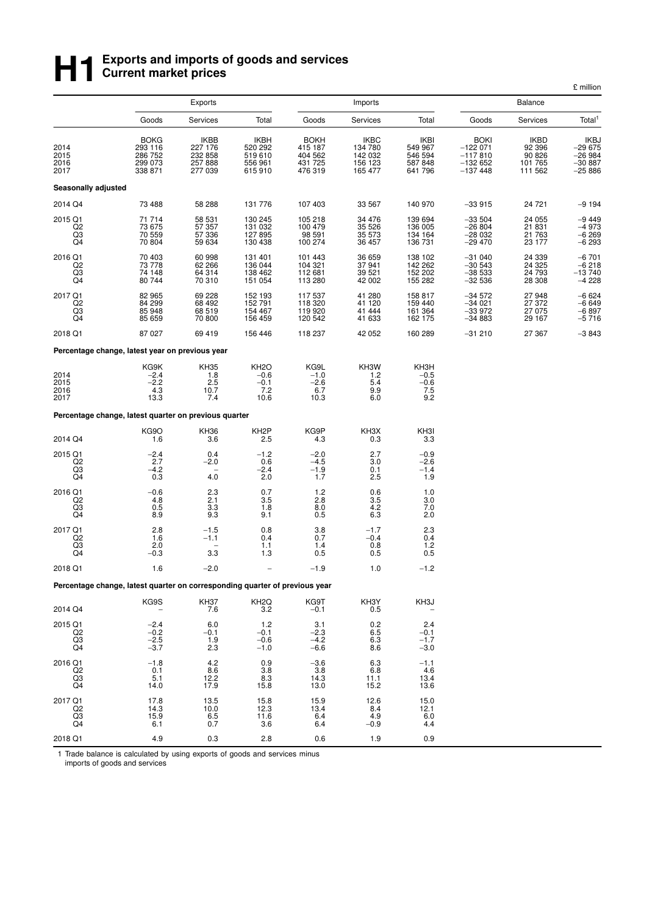# H1 Exports and imports of goods and services
## Current market prices

£ million

| | Exports | | | Imports | | | Balance | | |
|---|---|---|---|---|---|---|---|---|---|
| | Goods | Services | Total | Goods | Services | Total | Goods | Services | Total[1] |
| | BOKG | IKBB | IKBH | BOKH | IKBC | IKBI | BOKI | IKBD | IKBJ |
| 2014 | 293 116 | 227 176 | 520 292 | 415 187 | 134 780 | 549 967 | −122 071 | 92 396 | −29 675 |
| 2015 | 286 752 | 232 858 | 519 610 | 404 562 | 142 032 | 546 594 | −117 810 | 90 826 | −26 984 |
| 2016 | 299 073 | 257 888 | 556 961 | 431 725 | 156 123 | 587 848 | −132 652 | 101 765 | −30 887 |
| 2017 | 338 871 | 277 039 | 615 910 | 476 319 | 165 477 | 641 796 | −137 448 | 111 562 | −25 886 |
| **Seasonally adjusted** | | | | | | | | | |
| 2014 Q4 | 73 488 | 58 288 | 131 776 | 107 403 | 33 567 | 140 970 | −33 915 | 24 721 | −9 194 |
| 2015 Q1 | 71 714 | 58 531 | 130 245 | 105 218 | 34 476 | 139 694 | −33 504 | 24 055 | −9 449 |
| Q2 | 73 675 | 57 357 | 131 032 | 100 479 | 35 526 | 136 005 | −26 804 | 21 831 | −4 973 |
| Q3 | 70 559 | 57 336 | 127 895 | 98 591 | 35 573 | 134 164 | −28 032 | 21 763 | −6 269 |
| Q4 | 70 804 | 59 634 | 130 438 | 100 274 | 36 457 | 136 731 | −29 470 | 23 177 | −6 293 |
| 2016 Q1 | 70 403 | 60 998 | 131 401 | 101 443 | 36 659 | 138 102 | −31 040 | 24 339 | −6 701 |
| Q2 | 73 778 | 62 266 | 136 044 | 104 321 | 37 941 | 142 262 | −30 543 | 24 325 | −6 218 |
| Q3 | 74 148 | 64 314 | 138 462 | 112 681 | 39 521 | 152 202 | −38 533 | 24 793 | −13 740 |
| Q4 | 80 744 | 70 310 | 151 054 | 113 280 | 42 002 | 155 282 | −32 536 | 28 308 | −4 228 |
| 2017 Q1 | 82 965 | 69 228 | 152 193 | 117 537 | 41 280 | 158 817 | −34 572 | 27 948 | −6 624 |
| Q2 | 84 299 | 68 492 | 152 791 | 118 320 | 41 120 | 159 440 | −34 021 | 27 372 | −6 649 |
| Q3 | 85 948 | 68 519 | 154 467 | 119 920 | 41 444 | 161 364 | −33 972 | 27 075 | −6 897 |
| Q4 | 85 659 | 70 800 | 156 459 | 120 542 | 41 633 | 162 175 | −34 883 | 29 167 | −5 716 |
| 2018 Q1 | 87 027 | 69 419 | 156 446 | 118 237 | 42 052 | 160 289 | −31 210 | 27 367 | −3 843 |
| **Percentage change, latest year on previous year** | | | | | | | | | |
| | KG9K | KH35 | KH2O | KG9L | KH3W | KH3H | | | |
| 2014 | −2.4 | 1.8 | −0.6 | −1.0 | 1.2 | −0.5 | | | |
| 2015 | −2.2 | 2.5 | −0.1 | −2.6 | 5.4 | −0.6 | | | |
| 2016 | 4.3 | 10.7 | 7.2 | 6.7 | 9.9 | 7.5 | | | |
| 2017 | 13.3 | 7.4 | 10.6 | 10.3 | 6.0 | 9.2 | | | |
| **Percentage change, latest quarter on previous quarter** | | | | | | | | | |
| | KG9O | KH36 | KH2P | KG9P | KH3X | KH3I | | | |
| 2014 Q4 | 1.6 | 3.6 | 2.5 | 4.3 | 0.3 | 3.3 | | | |
| 2015 Q1 | −2.4 | 0.4 | −1.2 | −2.0 | 2.7 | −0.9 | | | |
| Q2 | 2.7 | −2.0 | 0.6 | −4.5 | 3.0 | −2.6 | | | |
| Q3 | −4.2 | – | −2.4 | −1.9 | 0.1 | −1.4 | | | |
| Q4 | 0.3 | 4.0 | 2.0 | 1.7 | 2.5 | 1.9 | | | |
| 2016 Q1 | −0.6 | 2.3 | 0.7 | 1.2 | 0.6 | 1.0 | | | |
| Q2 | 4.8 | 2.1 | 3.5 | 2.8 | 3.5 | 3.0 | | | |
| Q3 | 0.5 | 3.3 | 1.8 | 8.0 | 4.2 | 7.0 | | | |
| Q4 | 8.9 | 9.3 | 9.1 | 0.5 | 6.3 | 2.0 | | | |
| 2017 Q1 | 2.8 | −1.5 | 0.8 | 3.8 | −1.7 | 2.3 | | | |
| Q2 | 1.6 | −1.1 | 0.4 | 0.7 | −0.4 | 0.4 | | | |
| Q3 | 2.0 | – | 1.1 | 1.4 | 0.8 | 1.2 | | | |
| Q4 | −0.3 | 3.3 | 1.3 | 0.5 | 0.5 | 0.5 | | | |
| 2018 Q1 | 1.6 | −2.0 | – | −1.9 | 1.0 | −1.2 | | | |
| **Percentage change, latest quarter on corresponding quarter of previous year** | | | | | | | | | |
| | KG9S | KH37 | KH2Q | KG9T | KH3Y | KH3J | | | |
| 2014 Q4 | – | 7.6 | 3.2 | −0.1 | 0.5 | – | | | |
| 2015 Q1 | −2.4 | 6.0 | 1.2 | 3.1 | 0.2 | 2.4 | | | |
| Q2 | −0.2 | −0.1 | −0.1 | −2.3 | 6.5 | −0.1 | | | |
| Q3 | −2.5 | 1.9 | −0.6 | −4.2 | 6.3 | −1.7 | | | |
| Q4 | −3.7 | 2.3 | −1.0 | −6.6 | 8.6 | −3.0 | | | |
| 2016 Q1 | −1.8 | 4.2 | 0.9 | −3.6 | 6.3 | −1.1 | | | |
| Q2 | 0.1 | 8.6 | 3.8 | 3.8 | 6.8 | 4.6 | | | |
| Q3 | 5.1 | 12.2 | 8.3 | 14.3 | 11.1 | 13.4 | | | |
| Q4 | 14.0 | 17.9 | 15.8 | 13.0 | 15.2 | 13.6 | | | |
| 2017 Q1 | 17.8 | 13.5 | 15.8 | 15.9 | 12.6 | 15.0 | | | |
| Q2 | 14.3 | 10.0 | 12.3 | 13.4 | 8.4 | 12.1 | | | |
| Q3 | 15.9 | 6.5 | 11.6 | 6.4 | 4.9 | 6.0 | | | |
| Q4 | 6.1 | 0.7 | 3.6 | 6.4 | −0.9 | 4.4 | | | |
| 2018 Q1 | 4.9 | 0.3 | 2.8 | 0.6 | 1.9 | 0.9 | | | |

1 Trade balance is calculated by using exports of goods and services minus imports of goods and services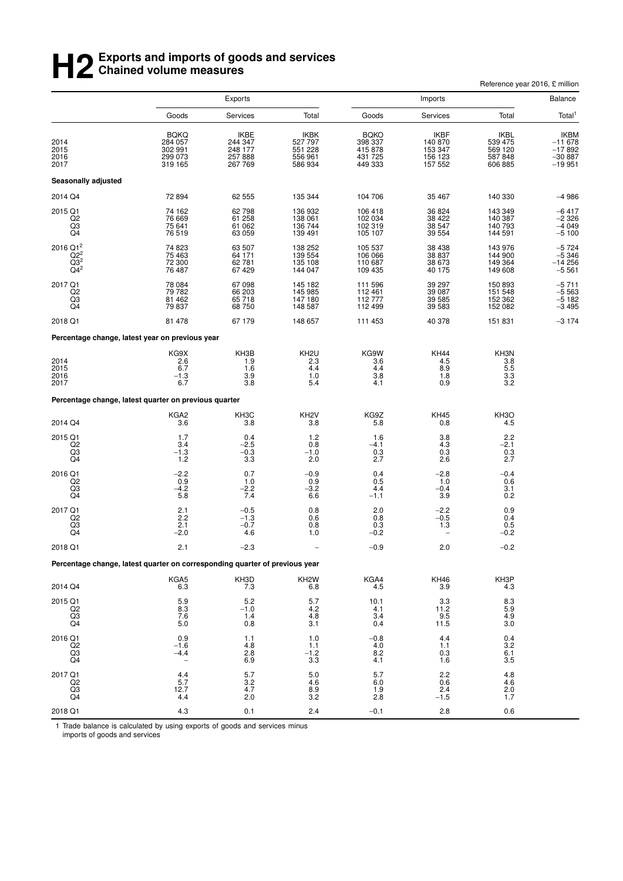# H2 Exports and imports of goods and services
## Chained volume measures

Reference year 2016, £ million

| | Exports | | | Imports | | | Balance |
|---|---|---|---|---|---|---|---|
| | Goods | Services | Total | Goods | Services | Total | Total[1] |
| | BQKQ | IKBE | IKBK | BQKO | IKBF | IKBL | IKBM |
| 2014 | 284 057 | 244 347 | 527 797 | 398 337 | 140 870 | 539 475 | −11 678 |
| 2015 | 302 991 | 248 177 | 551 228 | 415 878 | 153 347 | 569 120 | −17 892 |
| 2016 | 299 073 | 257 888 | 556 961 | 431 725 | 156 123 | 587 848 | −30 887 |
| 2017 | 319 165 | 267 769 | 586 934 | 449 333 | 157 552 | 606 885 | −19 951 |
| **Seasonally adjusted** | | | | | | | |
| 2014 Q4 | 72 894 | 62 555 | 135 344 | 104 706 | 35 467 | 140 330 | −4 986 |
| 2015 Q1 | 74 162 | 62 798 | 136 932 | 106 418 | 36 824 | 143 349 | −6 417 |
| Q2 | 76 669 | 61 258 | 138 061 | 102 034 | 38 422 | 140 387 | −2 326 |
| Q3 | 75 641 | 61 062 | 136 744 | 102 319 | 38 547 | 140 793 | −4 049 |
| Q4 | 76 519 | 63 059 | 139 491 | 105 107 | 39 554 | 144 591 | −5 100 |
| 2016 Q1[2] | 74 823 | 63 507 | 138 252 | 105 537 | 38 438 | 143 976 | −5 724 |
| Q2[2] | 75 463 | 64 171 | 139 554 | 106 066 | 38 837 | 144 900 | −5 346 |
| Q3[2] | 72 300 | 62 781 | 135 108 | 110 687 | 38 673 | 149 364 | −14 256 |
| Q4[2] | 76 487 | 67 429 | 144 047 | 109 435 | 40 175 | 149 608 | −5 561 |
| 2017 Q1 | 78 084 | 67 098 | 145 182 | 111 596 | 39 297 | 150 893 | −5 711 |
| Q2 | 79 782 | 66 203 | 145 985 | 112 461 | 39 087 | 151 548 | −5 563 |
| Q3 | 81 462 | 65 718 | 147 180 | 112 777 | 39 585 | 152 362 | −5 182 |
| Q4 | 79 837 | 68 750 | 148 587 | 112 499 | 39 583 | 152 082 | −3 495 |
| 2018 Q1 | 81 478 | 67 179 | 148 657 | 111 453 | 40 378 | 151 831 | −3 174 |
| **Percentage change, latest year on previous year** | | | | | | | |
| | KG9X | KH3B | KH2U | KG9W | KH44 | KH3N | |
| 2014 | 2.6 | 1.9 | 2.3 | 3.6 | 4.5 | 3.8 | |
| 2015 | 6.7 | 1.6 | 4.4 | 4.4 | 8.9 | 5.5 | |
| 2016 | −1.3 | 3.9 | 1.0 | 3.8 | 1.8 | 3.3 | |
| 2017 | 6.7 | 3.8 | 5.4 | 4.1 | 0.9 | 3.2 | |
| **Percentage change, latest quarter on previous quarter** | | | | | | | |
| | KGA2 | KH3C | KH2V | KG9Z | KH45 | KH3O | |
| 2014 Q4 | 3.6 | 3.8 | 3.8 | 5.8 | 0.8 | 4.5 | |
| 2015 Q1 | 1.7 | 0.4 | 1.2 | 1.6 | 3.8 | 2.2 | |
| Q2 | 3.4 | −2.5 | 0.8 | −4.1 | 4.3 | −2.1 | |
| Q3 | −1.3 | −0.3 | −1.0 | 0.3 | 0.3 | 0.3 | |
| Q4 | 1.2 | 3.3 | 2.0 | 2.7 | 2.6 | 2.7 | |
| 2016 Q1 | −2.2 | 0.7 | −0.9 | 0.4 | −2.8 | −0.4 | |
| Q2 | 0.9 | 1.0 | 0.9 | 0.5 | 1.0 | 0.6 | |
| Q3 | −4.2 | −2.2 | −3.2 | 4.4 | −0.4 | 3.1 | |
| Q4 | 5.8 | 7.4 | 6.6 | −1.1 | 3.9 | 0.2 | |
| 2017 Q1 | 2.1 | −0.5 | 0.8 | 2.0 | −2.2 | 0.9 | |
| Q2 | 2.2 | −1.3 | 0.6 | 0.8 | −0.5 | 0.4 | |
| Q3 | 2.1 | −0.7 | 0.8 | 0.3 | 1.3 | 0.5 | |
| Q4 | −2.0 | 4.6 | 1.0 | −0.2 | – | −0.2 | |
| 2018 Q1 | 2.1 | −2.3 | – | −0.9 | 2.0 | −0.2 | |
| **Percentage change, latest quarter on corresponding quarter of previous year** | | | | | | | |
| | KGA5 | KH3D | KH2W | KGA4 | KH46 | KH3P | |
| 2014 Q4 | 6.3 | 7.3 | 6.8 | 4.5 | 3.9 | 4.3 | |
| 2015 Q1 | 5.9 | 5.2 | 5.7 | 10.1 | 3.3 | 8.3 | |
| Q2 | 8.3 | −1.0 | 4.2 | 4.1 | 11.2 | 5.9 | |
| Q3 | 7.6 | 1.4 | 4.8 | 3.4 | 9.5 | 4.9 | |
| Q4 | 5.0 | 0.8 | 3.1 | 0.4 | 11.5 | 3.0 | |
| 2016 Q1 | 0.9 | 1.1 | 1.0 | −0.8 | 4.4 | 0.4 | |
| Q2 | −1.6 | 4.8 | 1.1 | 4.0 | 1.1 | 3.2 | |
| Q3 | −4.4 | 2.8 | −1.2 | 8.2 | 0.3 | 6.1 | |
| Q4 | – | 6.9 | 3.3 | 4.1 | 1.6 | 3.5 | |
| 2017 Q1 | 4.4 | 5.7 | 5.0 | 5.7 | 2.2 | 4.8 | |
| Q2 | 5.7 | 3.2 | 4.6 | 6.0 | 0.6 | 4.6 | |
| Q3 | 12.7 | 4.7 | 8.9 | 1.9 | 2.4 | 2.0 | |
| Q4 | 4.4 | 2.0 | 3.2 | 2.8 | −1.5 | 1.7 | |
| 2018 Q1 | 4.3 | 0.1 | 2.4 | −0.1 | 2.8 | 0.6 | |

1 Trade balance is calculated by using exports of goods and services minus imports of goods and services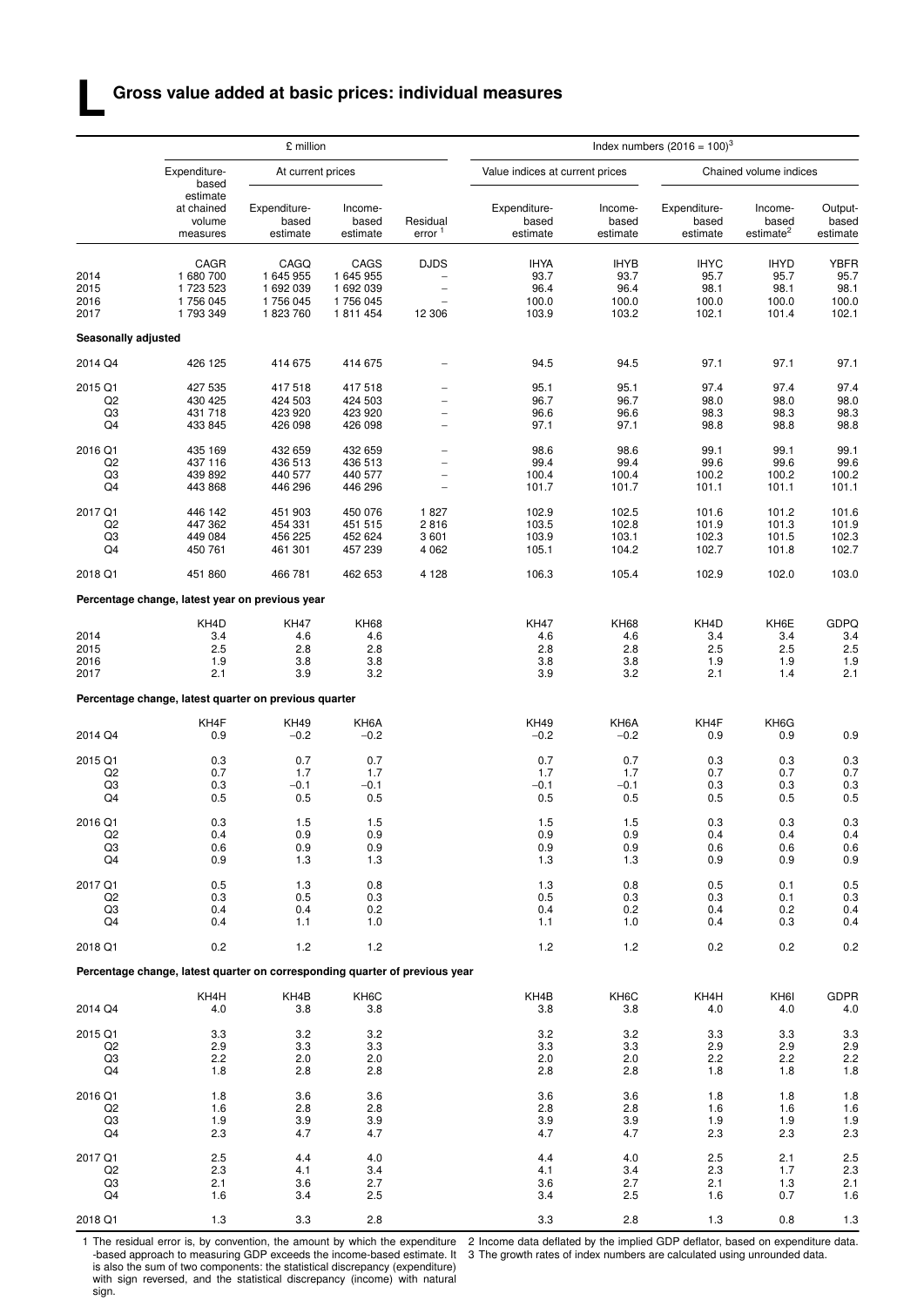# L Gross value added at basic prices: individual measures

| | £ million | | | | Index numbers (2016 = 100)[3] | | | | |
|---|---|---|---|---|---|---|---|---|---|
| | Expenditure-based estimate at chained volume measures | At current prices | | | Value indices at current prices | | Chained volume indices | | |
| | | Expenditure-based estimate | Income-based estimate | Residual error [1] | Expenditure-based estimate | Income-based estimate | Expenditure-based estimate | Income-based estimate[2] | Output-based estimate |
| | CAGR | CAGQ | CAGS | DJDS | IHYA | IHYB | IHYC | IHYD | YBFR |
| 2014 | 1 680 700 | 1 645 955 | 1 645 955 | – | 93.7 | 93.7 | 95.7 | 95.7 | 95.7 |
| 2015 | 1 723 523 | 1 692 039 | 1 692 039 | – | 96.4 | 96.4 | 98.1 | 98.1 | 98.1 |
| 2016 | 1 756 045 | 1 756 045 | 1 756 045 | – | 100.0 | 100.0 | 100.0 | 100.0 | 100.0 |
| 2017 | 1 793 349 | 1 823 760 | 1 811 454 | 12 306 | 103.9 | 103.2 | 102.1 | 101.4 | 102.1 |
| **Seasonally adjusted** | | | | | | | | | |
| 2014 Q4 | 426 125 | 414 675 | 414 675 | – | 94.5 | 94.5 | 97.1 | 97.1 | 97.1 |
| 2015 Q1 | 427 535 | 417 518 | 417 518 | – | 95.1 | 95.1 | 97.4 | 97.4 | 97.4 |
| Q2 | 430 425 | 424 503 | 424 503 | – | 96.7 | 96.7 | 98.0 | 98.0 | 98.0 |
| Q3 | 431 718 | 423 920 | 423 920 | – | 96.6 | 96.6 | 98.3 | 98.3 | 98.3 |
| Q4 | 433 845 | 426 098 | 426 098 | – | 97.1 | 97.1 | 98.8 | 98.8 | 98.8 |
| 2016 Q1 | 435 169 | 432 659 | 432 659 | – | 98.6 | 98.6 | 99.1 | 99.1 | 99.1 |
| Q2 | 437 116 | 436 513 | 436 513 | – | 99.4 | 99.4 | 99.6 | 99.6 | 99.6 |
| Q3 | 439 892 | 440 577 | 440 577 | – | 100.4 | 100.4 | 100.2 | 100.2 | 100.2 |
| Q4 | 443 868 | 446 296 | 446 296 | – | 101.7 | 101.7 | 101.1 | 101.1 | 101.1 |
| 2017 Q1 | 446 142 | 451 903 | 450 076 | 1 827 | 102.9 | 102.5 | 101.6 | 101.2 | 101.6 |
| Q2 | 447 362 | 454 331 | 451 515 | 2 816 | 103.5 | 102.8 | 101.9 | 101.3 | 101.9 |
| Q3 | 449 084 | 456 225 | 452 624 | 3 601 | 103.9 | 103.1 | 102.3 | 101.5 | 102.3 |
| Q4 | 450 761 | 461 301 | 457 239 | 4 062 | 105.1 | 104.2 | 102.7 | 101.8 | 102.7 |
| 2018 Q1 | 451 860 | 466 781 | 462 653 | 4 128 | 106.3 | 105.4 | 102.9 | 102.0 | 103.0 |
| **Percentage change, latest year on previous year** | | | | | | | | | |
| | KH4D | KH47 | KH68 | | KH47 | KH68 | KH4D | KH6E | GDPQ |
| 2014 | 3.4 | 4.6 | 4.6 | | 4.6 | 4.6 | 3.4 | 3.4 | 3.4 |
| 2015 | 2.5 | 2.8 | 2.8 | | 2.8 | 2.8 | 2.5 | 2.5 | 2.5 |
| 2016 | 1.9 | 3.8 | 3.8 | | 3.8 | 3.8 | 1.9 | 1.9 | 1.9 |
| 2017 | 2.1 | 3.9 | 3.2 | | 3.9 | 3.2 | 2.1 | 1.4 | 2.1 |
| **Percentage change, latest quarter on previous quarter** | | | | | | | | | |
| | KH4F | KH49 | KH6A | | KH49 | KH6A | KH4F | KH6G | |
| 2014 Q4 | 0.9 | −0.2 | −0.2 | | −0.2 | −0.2 | 0.9 | 0.9 | 0.9 |
| 2015 Q1 | 0.3 | 0.7 | 0.7 | | 0.7 | 0.7 | 0.3 | 0.3 | 0.3 |
| Q2 | 0.7 | 1.7 | 1.7 | | 1.7 | 1.7 | 0.7 | 0.7 | 0.7 |
| Q3 | 0.3 | −0.1 | −0.1 | | −0.1 | −0.1 | 0.3 | 0.3 | 0.3 |
| Q4 | 0.5 | 0.5 | 0.5 | | 0.5 | 0.5 | 0.5 | 0.5 | 0.5 |
| 2016 Q1 | 0.3 | 1.5 | 1.5 | | 1.5 | 1.5 | 0.3 | 0.3 | 0.3 |
| Q2 | 0.4 | 0.9 | 0.9 | | 0.9 | 0.9 | 0.4 | 0.4 | 0.4 |
| Q3 | 0.6 | 0.9 | 0.9 | | 0.9 | 0.9 | 0.6 | 0.6 | 0.6 |
| Q4 | 0.9 | 1.3 | 1.3 | | 1.3 | 1.3 | 0.9 | 0.9 | 0.9 |
| 2017 Q1 | 0.5 | 1.3 | 0.8 | | 1.3 | 0.8 | 0.5 | 0.1 | 0.5 |
| Q2 | 0.3 | 0.5 | 0.3 | | 0.5 | 0.3 | 0.3 | 0.1 | 0.3 |
| Q3 | 0.4 | 0.4 | 0.2 | | 0.4 | 0.2 | 0.4 | 0.2 | 0.4 |
| Q4 | 0.4 | 1.1 | 1.0 | | 1.1 | 1.0 | 0.4 | 0.3 | 0.4 |
| 2018 Q1 | 0.2 | 1.2 | 1.2 | | 1.2 | 1.2 | 0.2 | 0.2 | 0.2 |
| **Percentage change, latest quarter on corresponding quarter of previous year** | | | | | | | | | |
| | KH4H | KH4B | KH6C | | KH4B | KH6C | KH4H | KH6I | GDPR |
| 2014 Q4 | 4.0 | 3.8 | 3.8 | | 3.8 | 3.8 | 4.0 | 4.0 | 4.0 |
| 2015 Q1 | 3.3 | 3.2 | 3.2 | | 3.2 | 3.2 | 3.3 | 3.3 | 3.3 |
| Q2 | 2.9 | 3.3 | 3.3 | | 3.3 | 3.3 | 2.9 | 2.9 | 2.9 |
| Q3 | 2.2 | 2.0 | 2.0 | | 2.0 | 2.0 | 2.2 | 2.2 | 2.2 |
| Q4 | 1.8 | 2.8 | 2.8 | | 2.8 | 2.8 | 1.8 | 1.8 | 1.8 |
| 2016 Q1 | 1.8 | 3.6 | 3.6 | | 3.6 | 3.6 | 1.8 | 1.8 | 1.8 |
| Q2 | 1.6 | 2.8 | 2.8 | | 2.8 | 2.8 | 1.6 | 1.6 | 1.6 |
| Q3 | 1.9 | 3.9 | 3.9 | | 3.9 | 3.9 | 1.9 | 1.9 | 1.9 |
| Q4 | 2.3 | 4.7 | 4.7 | | 4.7 | 4.7 | 2.3 | 2.3 | 2.3 |
| 2017 Q1 | 2.5 | 4.4 | 4.0 | | 4.4 | 4.0 | 2.5 | 2.1 | 2.5 |
| Q2 | 2.3 | 4.1 | 3.4 | | 4.1 | 3.4 | 2.3 | 1.7 | 2.3 |
| Q3 | 2.1 | 3.6 | 2.7 | | 3.6 | 2.7 | 2.1 | 1.3 | 2.1 |
| Q4 | 1.6 | 3.4 | 2.5 | | 3.4 | 2.5 | 1.6 | 0.7 | 1.6 |
| 2018 Q1 | 1.3 | 3.3 | 2.8 | | 3.3 | 2.8 | 1.3 | 0.8 | 1.3 |

1 The residual error is, by convention, the amount by which the expenditure-based approach to measuring GDP exceeds the income-based estimate. It is also the sum of two components: the statistical discrepancy (expenditure) with sign reversed, and the statistical discrepancy (income) with natural sign.

2 Income data deflated by the implied GDP deflator, based on expenditure data.

3 The growth rates of index numbers are calculated using unrounded data.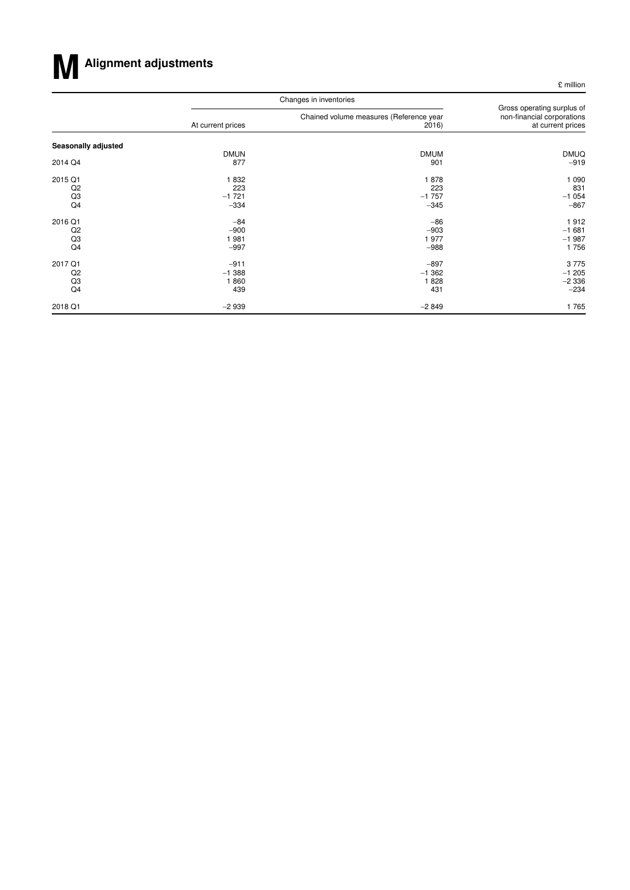# M Alignment adjustments

£ million

| | Changes in inventories | | Gross operating surplus of non-financial corporations at current prices |
|---|---|---|---|
| | At current prices | Chained volume measures (Reference year 2016) | |
| **Seasonally adjusted** | | | |
| | DMUN | DMUM | DMUQ |
| 2014 Q4 | 877 | 901 | −919 |
| 2015 Q1 | 1 832 | 1 878 | 1 090 |
| Q2 | 223 | 223 | 831 |
| Q3 | −1 721 | −1 757 | −1 054 |
| Q4 | −334 | −345 | −867 |
| 2016 Q1 | −84 | −86 | 1 912 |
| Q2 | −900 | −903 | −1 681 |
| Q3 | 1 981 | 1 977 | −1 987 |
| Q4 | −997 | −988 | 1 756 |
| 2017 Q1 | −911 | −897 | 3 775 |
| Q2 | −1 388 | −1 362 | −1 205 |
| Q3 | 1 860 | 1 828 | −2 336 |
| Q4 | 439 | 431 | −234 |
| 2018 Q1 | −2 939 | −2 849 | 1 765 |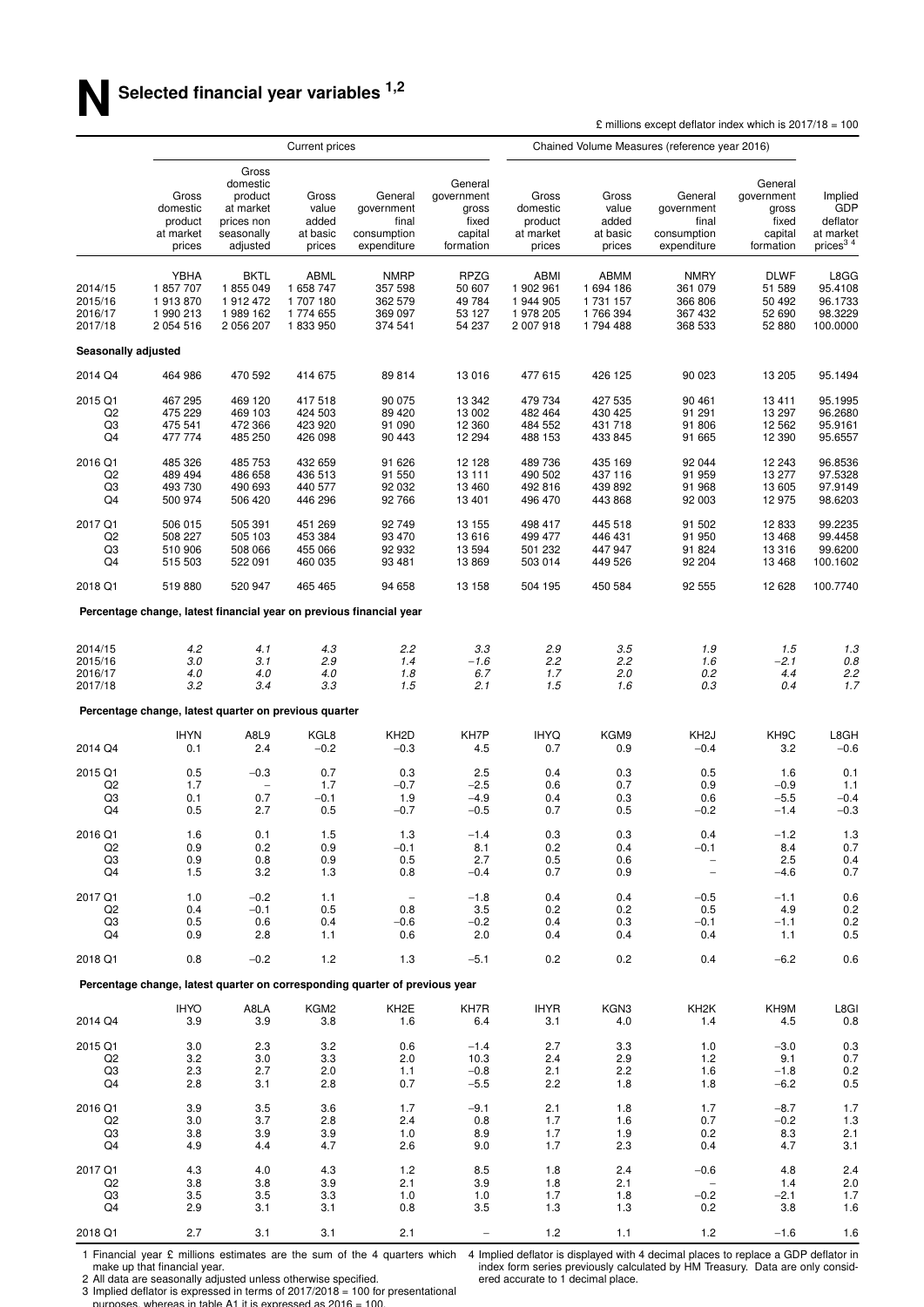# N Selected financial year variables [1,2]

£ millions except deflator index which is 2017/18 = 100

| | Current prices | | | | | Chained Volume Measures (reference year 2016) | | | | |
|---|---|---|---|---|---|---|---|---|---|---|
| | Gross domestic product at market prices | Gross domestic product at market prices non seasonally adjusted | Gross value added at basic prices | General government final consumption expenditure | General government gross fixed capital formation | Gross domestic product at market prices | Gross value added at basic prices | General government final consumption expenditure | General government gross fixed capital formation | Implied GDP deflator at market prices[3 4] |
| | YBHA | BKTL | ABML | NMRP | RPZG | ABMI | ABMM | NMRY | DLWF | L8GG |
| 2014/15 | 1 857 707 | 1 855 049 | 1 658 747 | 357 598 | 50 607 | 1 902 961 | 1 694 186 | 361 079 | 51 589 | 95.4108 |
| 2015/16 | 1 913 870 | 1 912 472 | 1 707 180 | 362 579 | 49 784 | 1 944 905 | 1 731 157 | 366 806 | 50 492 | 96.1733 |
| 2016/17 | 1 990 213 | 1 989 162 | 1 774 655 | 369 097 | 53 127 | 1 978 205 | 1 766 394 | 367 432 | 52 690 | 98.3229 |
| 2017/18 | 2 054 516 | 2 056 207 | 1 833 950 | 374 541 | 54 237 | 2 007 918 | 1 794 488 | 368 533 | 52 880 | 100.0000 |
| **Seasonally adjusted** | | | | | | | | | | |
| 2014 Q4 | 464 986 | 470 592 | 414 675 | 89 814 | 13 016 | 477 615 | 426 125 | 90 023 | 13 205 | 95.1494 |
| 2015 Q1 | 467 295 | 469 120 | 417 518 | 90 075 | 13 342 | 479 734 | 427 535 | 90 461 | 13 411 | 95.1995 |
| Q2 | 475 229 | 469 103 | 424 503 | 89 420 | 13 002 | 482 464 | 430 425 | 91 291 | 13 297 | 96.2680 |
| Q3 | 475 541 | 472 366 | 423 920 | 91 090 | 12 360 | 484 552 | 431 718 | 91 806 | 12 562 | 95.9161 |
| Q4 | 477 774 | 485 250 | 426 098 | 90 443 | 12 294 | 488 153 | 433 845 | 91 665 | 12 390 | 95.6557 |
| 2016 Q1 | 485 326 | 485 753 | 432 659 | 91 626 | 12 128 | 489 736 | 435 169 | 92 044 | 12 243 | 96.8536 |
| Q2 | 489 494 | 486 658 | 436 513 | 91 550 | 13 111 | 490 502 | 437 116 | 91 959 | 13 277 | 97.5328 |
| Q3 | 493 730 | 490 693 | 440 577 | 92 032 | 13 460 | 492 816 | 439 892 | 91 968 | 13 605 | 97.9149 |
| Q4 | 500 974 | 506 420 | 446 296 | 92 766 | 13 401 | 496 470 | 443 868 | 92 003 | 12 975 | 98.6203 |
| 2017 Q1 | 506 015 | 505 391 | 451 269 | 92 749 | 13 155 | 498 417 | 445 518 | 91 502 | 12 833 | 99.2235 |
| Q2 | 508 227 | 505 103 | 453 384 | 93 470 | 13 616 | 499 477 | 446 431 | 91 950 | 13 468 | 99.4458 |
| Q3 | 510 906 | 508 066 | 455 066 | 92 932 | 13 594 | 501 232 | 447 947 | 91 824 | 13 316 | 99.6200 |
| Q4 | 515 503 | 522 091 | 460 035 | 93 481 | 13 869 | 503 014 | 449 526 | 92 204 | 13 468 | 100.1602 |
| 2018 Q1 | 519 880 | 520 947 | 465 465 | 94 658 | 13 158 | 504 195 | 450 584 | 92 555 | 12 628 | 100.7740 |
| **Percentage change, latest financial year on previous financial year** | | | | | | | | | | |
| 2014/15 | *4.2* | *4.1* | *4.3* | *2.2* | *3.3* | *2.9* | *3.5* | *1.9* | *1.5* | *1.3* |
| 2015/16 | *3.0* | *3.1* | *2.9* | *1.4* | *−1.6* | *2.2* | *2.2* | *1.6* | *−2.1* | *0.8* |
| 2016/17 | *4.0* | *4.0* | *4.0* | *1.8* | *6.7* | *1.7* | *2.0* | *0.2* | *4.4* | *2.2* |
| 2017/18 | *3.2* | *3.4* | *3.3* | *1.5* | *2.1* | *1.5* | *1.6* | *0.3* | *0.4* | *1.7* |
| **Percentage change, latest quarter on previous quarter** | | | | | | | | | | |
| | IHYN | A8L9 | KGL8 | KH2D | KH7P | IHYQ | KGM9 | KH2J | KH9C | L8GH |
| 2014 Q4 | 0.1 | 2.4 | −0.2 | −0.3 | 4.5 | 0.7 | 0.9 | −0.4 | 3.2 | −0.6 |
| 2015 Q1 | 0.5 | −0.3 | 0.7 | 0.3 | 2.5 | 0.4 | 0.3 | 0.5 | 1.6 | 0.1 |
| Q2 | 1.7 | – | 1.7 | −0.7 | −2.5 | 0.6 | 0.7 | 0.9 | −0.9 | 1.1 |
| Q3 | 0.1 | 0.7 | −0.1 | 1.9 | −4.9 | 0.4 | 0.3 | 0.6 | −5.5 | −0.4 |
| Q4 | 0.5 | 2.7 | 0.5 | −0.7 | −0.5 | 0.7 | 0.5 | −0.2 | −1.4 | −0.3 |
| 2016 Q1 | 1.6 | 0.1 | 1.5 | 1.3 | −1.4 | 0.3 | 0.3 | 0.4 | −1.2 | 1.3 |
| Q2 | 0.9 | 0.2 | 0.9 | −0.1 | 8.1 | 0.2 | 0.4 | −0.1 | 8.4 | 0.7 |
| Q3 | 0.9 | 0.8 | 0.9 | 0.5 | 2.7 | 0.5 | 0.6 | – | 2.5 | 0.4 |
| Q4 | 1.5 | 3.2 | 1.3 | 0.8 | −0.4 | 0.7 | 0.9 | – | −4.6 | 0.7 |
| 2017 Q1 | 1.0 | −0.2 | 1.1 | – | −1.8 | 0.4 | 0.4 | −0.5 | −1.1 | 0.6 |
| Q2 | 0.4 | −0.1 | 0.5 | 0.8 | 3.5 | 0.2 | 0.2 | 0.5 | 4.9 | 0.2 |
| Q3 | 0.5 | 0.6 | 0.4 | −0.6 | −0.2 | 0.4 | 0.3 | −0.1 | −1.1 | 0.2 |
| Q4 | 0.9 | 2.8 | 1.1 | 0.6 | 2.0 | 0.4 | 0.4 | 0.4 | 1.1 | 0.5 |
| 2018 Q1 | 0.8 | −0.2 | 1.2 | 1.3 | −5.1 | 0.2 | 0.2 | 0.4 | −6.2 | 0.6 |
| **Percentage change, latest quarter on corresponding quarter of previous year** | | | | | | | | | | |
| | IHYO | A8LA | KGM2 | KH2E | KH7R | IHYR | KGN3 | KH2K | KH9M | L8GI |
| 2014 Q4 | 3.9 | 3.9 | 3.8 | 1.6 | 6.4 | 3.1 | 4.0 | 1.4 | 4.5 | 0.8 |
| 2015 Q1 | 3.0 | 2.3 | 3.2 | 0.6 | −1.4 | 2.7 | 3.3 | 1.0 | −3.0 | 0.3 |
| Q2 | 3.2 | 3.0 | 3.3 | 2.0 | 10.3 | 2.4 | 2.9 | 1.2 | 9.1 | 0.7 |
| Q3 | 2.3 | 2.7 | 2.0 | 1.1 | −0.8 | 2.1 | 2.2 | 1.6 | −1.8 | 0.2 |
| Q4 | 2.8 | 3.1 | 2.8 | 0.7 | −5.5 | 2.2 | 1.8 | 1.8 | −6.2 | 0.5 |
| 2016 Q1 | 3.9 | 3.5 | 3.6 | 1.7 | −9.1 | 2.1 | 1.8 | 1.7 | −8.7 | 1.7 |
| Q2 | 3.0 | 3.7 | 2.8 | 2.4 | 0.8 | 1.7 | 1.6 | 0.7 | −0.2 | 1.3 |
| Q3 | 3.8 | 3.9 | 3.9 | 1.0 | 8.9 | 1.7 | 1.9 | 0.2 | 8.3 | 2.1 |
| Q4 | 4.9 | 4.4 | 4.7 | 2.6 | 9.0 | 1.7 | 2.3 | 0.4 | 4.7 | 3.1 |
| 2017 Q1 | 4.3 | 4.0 | 4.3 | 1.2 | 8.5 | 1.8 | 2.4 | −0.6 | 4.8 | 2.4 |
| Q2 | 3.8 | 3.8 | 3.9 | 2.1 | 3.9 | 1.8 | 2.1 | – | 1.4 | 2.0 |
| Q3 | 3.5 | 3.5 | 3.3 | 1.0 | 1.0 | 1.7 | 1.8 | −0.2 | −2.1 | 1.7 |
| Q4 | 2.9 | 3.1 | 3.1 | 0.8 | 3.5 | 1.3 | 1.3 | 0.2 | 3.8 | 1.6 |
| 2018 Q1 | 2.7 | 3.1 | 3.1 | 2.1 | – | 1.2 | 1.1 | 1.2 | −1.6 | 1.6 |

1 Financial year £ millions estimates are the sum of the 4 quarters which make up that financial year.
2 All data are seasonally adjusted unless otherwise specified.
3 Implied deflator is expressed in terms of 2017/2018 = 100 for presentational purposes, whereas in table A1 it is expressed as 2016 = 100.
4 Implied deflator is displayed with 4 decimal places to replace a GDP deflator in index form series previously calculated by HM Treasury. Data are only considered accurate to 1 decimal place.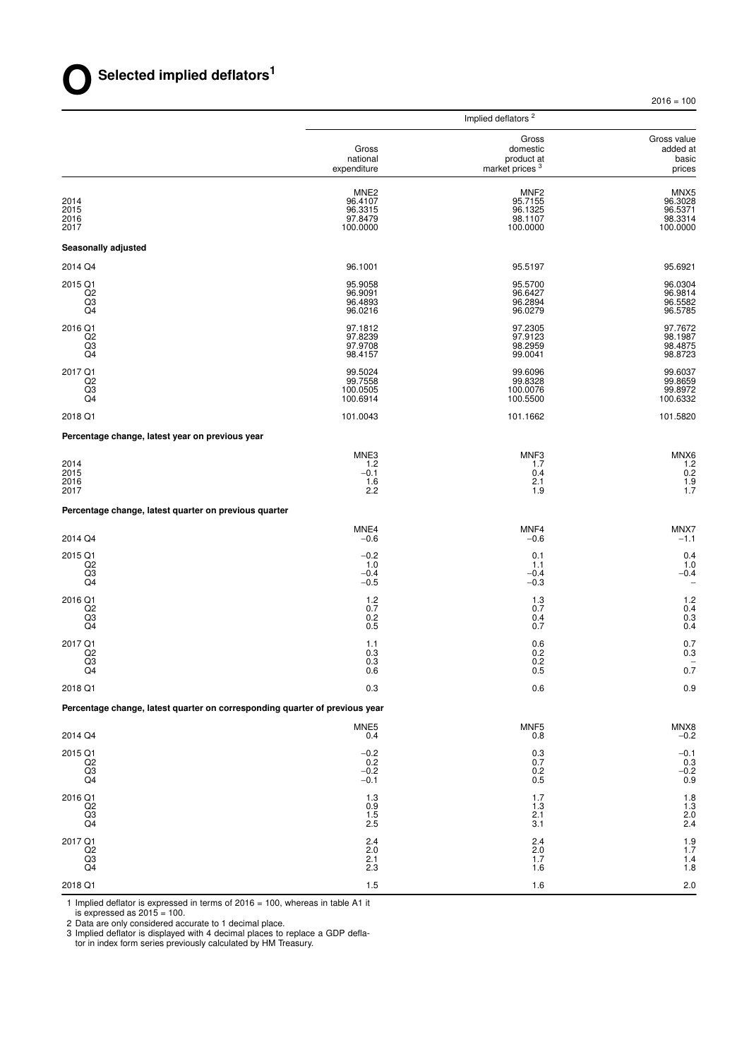# O Selected implied deflators[1]

2016 = 100

| | Implied deflators [2] | | |
|---|---|---|---|
| | Gross national expenditure | Gross domestic product at market prices [3] | Gross value added at basic prices |
| | MNE2 | MNF2 | MNX5 |
| 2014 | 96.4107 | 95.7155 | 96.3028 |
| 2015 | 96.3315 | 96.1325 | 96.5371 |
| 2016 | 97.8479 | 98.1107 | 98.3314 |
| 2017 | 100.0000 | 100.0000 | 100.0000 |
| **Seasonally adjusted** | | | |
| 2014 Q4 | 96.1001 | 95.5197 | 95.6921 |
| 2015 Q1 | 95.9058 | 95.5700 | 96.0304 |
| Q2 | 96.9091 | 96.6427 | 96.9814 |
| Q3 | 96.4893 | 96.2894 | 96.5582 |
| Q4 | 96.0216 | 96.0279 | 96.5785 |
| 2016 Q1 | 97.1812 | 97.2305 | 97.7672 |
| Q2 | 97.8239 | 97.9123 | 98.1987 |
| Q3 | 97.9708 | 98.2959 | 98.4875 |
| Q4 | 98.4157 | 99.0041 | 98.8723 |
| 2017 Q1 | 99.5024 | 99.6096 | 99.6037 |
| Q2 | 99.7558 | 99.8328 | 99.8659 |
| Q3 | 100.0505 | 100.0076 | 99.8972 |
| Q4 | 100.6914 | 100.5500 | 100.6332 |
| 2018 Q1 | 101.0043 | 101.1662 | 101.5820 |
| **Percentage change, latest year on previous year** | | | |
| | MNE3 | MNF3 | MNX6 |
| 2014 | 1.2 | 1.7 | 1.2 |
| 2015 | −0.1 | 0.4 | 0.2 |
| 2016 | 1.6 | 2.1 | 1.9 |
| 2017 | 2.2 | 1.9 | 1.7 |
| **Percentage change, latest quarter on previous quarter** | | | |
| | MNE4 | MNF4 | MNX7 |
| 2014 Q4 | −0.6 | −0.6 | −1.1 |
| 2015 Q1 | −0.2 | 0.1 | 0.4 |
| Q2 | 1.0 | 1.1 | 1.0 |
| Q3 | −0.4 | −0.4 | −0.4 |
| Q4 | −0.5 | −0.3 | – |
| 2016 Q1 | 1.2 | 1.3 | 1.2 |
| Q2 | 0.7 | 0.7 | 0.4 |
| Q3 | 0.2 | 0.4 | 0.3 |
| Q4 | 0.5 | 0.7 | 0.4 |
| 2017 Q1 | 1.1 | 0.6 | 0.7 |
| Q2 | 0.3 | 0.2 | 0.3 |
| Q3 | 0.3 | 0.2 | – |
| Q4 | 0.6 | 0.5 | 0.7 |
| 2018 Q1 | 0.3 | 0.6 | 0.9 |
| **Percentage change, latest quarter on corresponding quarter of previous year** | | | |
| | MNE5 | MNF5 | MNX8 |
| 2014 Q4 | 0.4 | 0.8 | −0.2 |
| 2015 Q1 | −0.2 | 0.3 | −0.1 |
| Q2 | 0.2 | 0.7 | 0.3 |
| Q3 | −0.2 | 0.2 | −0.2 |
| Q4 | −0.1 | 0.5 | 0.9 |
| 2016 Q1 | 1.3 | 1.7 | 1.8 |
| Q2 | 0.9 | 1.3 | 1.3 |
| Q3 | 1.5 | 2.1 | 2.0 |
| Q4 | 2.5 | 3.1 | 2.4 |
| 2017 Q1 | 2.4 | 2.4 | 1.9 |
| Q2 | 2.0 | 2.0 | 1.7 |
| Q3 | 2.1 | 1.7 | 1.4 |
| Q4 | 2.3 | 1.6 | 1.8 |
| 2018 Q1 | 1.5 | 1.6 | 2.0 |

1 Implied deflator is expressed in terms of 2016 = 100, whereas in table A1 it is expressed as 2015 = 100.

2 Data are only considered accurate to 1 decimal place.

3 Implied deflator is displayed with 4 decimal places to replace a GDP deflator in index form series previously calculated by HM Treasury.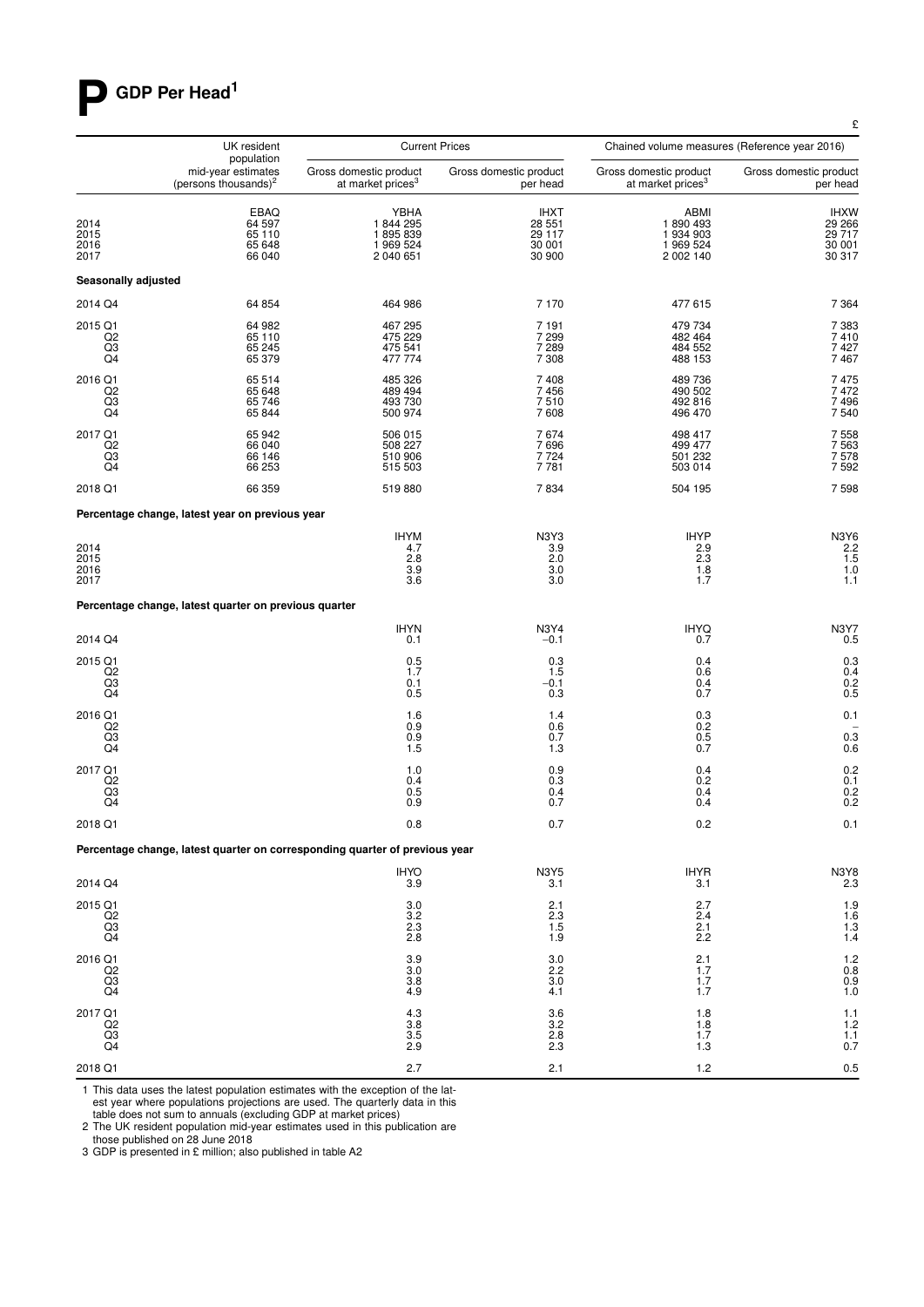# P GDP Per Head[1]

£

| | UK resident population mid-year estimates (persons thousands)[2] | Current Prices | | Chained volume measures (Reference year 2016) | |
|---|---|---|---|---|---|
| | | Gross domestic product at market prices[3] | Gross domestic product per head | Gross domestic product at market prices[3] | Gross domestic product per head |
| | EBAQ | YBHA | IHXT | ABMI | IHXW |
| 2014 | 64 597 | 1 844 295 | 28 551 | 1 890 493 | 29 266 |
| 2015 | 65 110 | 1 895 839 | 29 117 | 1 934 903 | 29 717 |
| 2016 | 65 648 | 1 969 524 | 30 001 | 1 969 524 | 30 001 |
| 2017 | 66 040 | 2 040 651 | 30 900 | 2 002 140 | 30 317 |
| **Seasonally adjusted** | | | | | |
| 2014 Q4 | 64 854 | 464 986 | 7 170 | 477 615 | 7 364 |
| 2015 Q1 | 64 982 | 467 295 | 7 191 | 479 734 | 7 383 |
| Q2 | 65 110 | 475 229 | 7 299 | 482 464 | 7 410 |
| Q3 | 65 245 | 475 541 | 7 289 | 484 552 | 7 427 |
| Q4 | 65 379 | 477 774 | 7 308 | 488 153 | 7 467 |
| 2016 Q1 | 65 514 | 485 326 | 7 408 | 489 736 | 7 475 |
| Q2 | 65 648 | 489 494 | 7 456 | 490 502 | 7 472 |
| Q3 | 65 746 | 493 730 | 7 510 | 492 816 | 7 496 |
| Q4 | 65 844 | 500 974 | 7 608 | 496 470 | 7 540 |
| 2017 Q1 | 65 942 | 506 015 | 7 674 | 498 417 | 7 558 |
| Q2 | 66 040 | 508 227 | 7 696 | 499 477 | 7 563 |
| Q3 | 66 146 | 510 906 | 7 724 | 501 232 | 7 578 |
| Q4 | 66 253 | 515 503 | 7 781 | 503 014 | 7 592 |
| 2018 Q1 | 66 359 | 519 880 | 7 834 | 504 195 | 7 598 |
| **Percentage change, latest year on previous year** | | | | | |
| | | IHYM | N3Y3 | IHYP | N3Y6 |
| 2014 | | 4.7 | 3.9 | 2.9 | 2.2 |
| 2015 | | 2.8 | 2.0 | 2.3 | 1.5 |
| 2016 | | 3.9 | 3.0 | 1.8 | 1.0 |
| 2017 | | 3.6 | 3.0 | 1.7 | 1.1 |
| **Percentage change, latest quarter on previous quarter** | | | | | |
| | | IHYN | N3Y4 | IHYQ | N3Y7 |
| 2014 Q4 | | 0.1 | −0.1 | 0.7 | 0.5 |
| 2015 Q1 | | 0.5 | 0.3 | 0.4 | 0.3 |
| Q2 | | 1.7 | 1.5 | 0.6 | 0.4 |
| Q3 | | 0.1 | −0.1 | 0.4 | 0.2 |
| Q4 | | 0.5 | 0.3 | 0.7 | 0.5 |
| 2016 Q1 | | 1.6 | 1.4 | 0.3 | 0.1 |
| Q2 | | 0.9 | 0.6 | 0.2 | – |
| Q3 | | 0.9 | 0.7 | 0.5 | 0.3 |
| Q4 | | 1.5 | 1.3 | 0.7 | 0.6 |
| 2017 Q1 | | 1.0 | 0.9 | 0.4 | 0.2 |
| Q2 | | 0.4 | 0.3 | 0.2 | 0.1 |
| Q3 | | 0.5 | 0.4 | 0.4 | 0.2 |
| Q4 | | 0.9 | 0.7 | 0.4 | 0.2 |
| 2018 Q1 | | 0.8 | 0.7 | 0.2 | 0.1 |
| **Percentage change, latest quarter on corresponding quarter of previous year** | | | | | |
| | | IHYO | N3Y5 | IHYR | N3Y8 |
| 2014 Q4 | | 3.9 | 3.1 | 3.1 | 2.3 |
| 2015 Q1 | | 3.0 | 2.1 | 2.7 | 1.9 |
| Q2 | | 3.2 | 2.3 | 2.4 | 1.6 |
| Q3 | | 2.3 | 1.5 | 2.1 | 1.3 |
| Q4 | | 2.8 | 1.9 | 2.2 | 1.4 |
| 2016 Q1 | | 3.9 | 3.0 | 2.1 | 1.2 |
| Q2 | | 3.0 | 2.2 | 1.7 | 0.8 |
| Q3 | | 3.8 | 3.0 | 1.7 | 0.9 |
| Q4 | | 4.9 | 4.1 | 1.7 | 1.0 |
| 2017 Q1 | | 4.3 | 3.6 | 1.8 | 1.1 |
| Q2 | | 3.8 | 3.2 | 1.8 | 1.2 |
| Q3 | | 3.5 | 2.8 | 1.7 | 1.1 |
| Q4 | | 2.9 | 2.3 | 1.3 | 0.7 |
| 2018 Q1 | | 2.7 | 2.1 | 1.2 | 0.5 |

1 This data uses the latest population estimates with the exception of the latest year where populations projections are used. The quarterly data in this table does not sum to annuals (excluding GDP at market prices)
2 The UK resident population mid-year estimates used in this publication are those published on 28 June 2018
3 GDP is presented in £ million; also published in table A2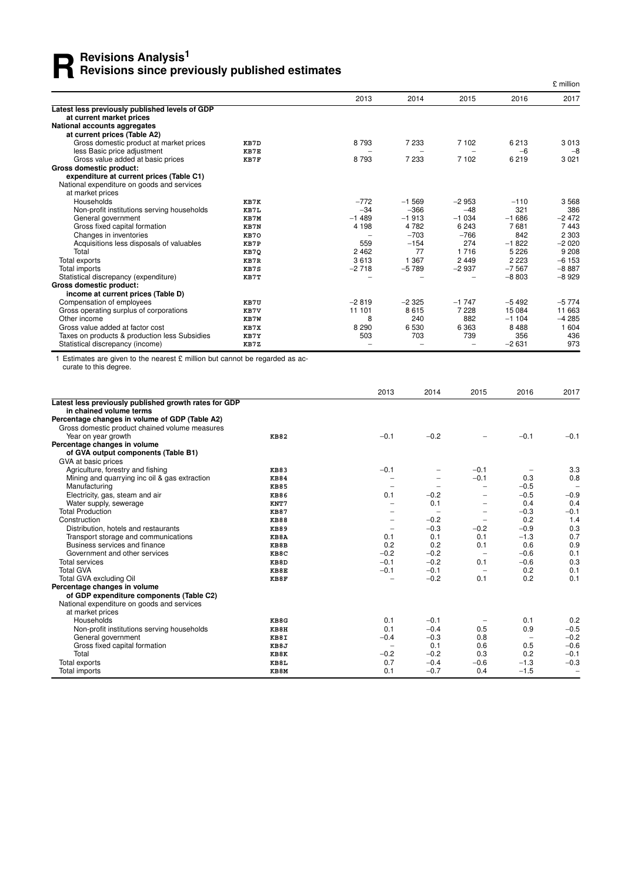# R Revisions Analysis[1]
## Revisions since previously published estimates

£ million

| | | 2013 | 2014 | 2015 | 2016 | 2017 |
|---|---|---|---|---|---|---|
| **Latest less previously published levels of GDP at current market prices** | | | | | | |
| **National accounts aggregates at current prices (Table A2)** | | | | | | |
| Gross domestic product at market prices | KB7D | 8 793 | 7 233 | 7 102 | 6 213 | 3 013 |
| less Basic price adjustment | KB7E | – | – | – | −6 | −8 |
| Gross value added at basic prices | KB7F | 8 793 | 7 233 | 7 102 | 6 219 | 3 021 |
| **Gross domestic product: expenditure at current prices (Table C1)** | | | | | | |
| National expenditure on goods and services at market prices | | | | | | |
| Households | KB7K | −772 | −1 569 | −2 953 | −110 | 3 568 |
| Non-profit institutions serving households | KB7L | −34 | −366 | −48 | 321 | 386 |
| General government | KB7M | −1 489 | −1 913 | −1 034 | −1 686 | −2 472 |
| Gross fixed capital formation | KB7N | 4 198 | 4 782 | 6 243 | 7 681 | 7 443 |
| Changes in inventories | KB7O | – | −703 | −766 | 842 | 2 303 |
| Acquisitions less disposals of valuables | KB7P | 559 | −154 | 274 | −1 822 | −2 020 |
| Total | KB7Q | 2 462 | 77 | 1 716 | 5 226 | 9 208 |
| Total exports | KB7R | 3 613 | 1 367 | 2 449 | 2 223 | −6 153 |
| Total imports | KB7S | −2 718 | −5 789 | −2 937 | −7 567 | −8 887 |
| Statistical discrepancy (expenditure) | KB7T | – | – | – | −8 803 | −8 929 |
| **Gross domestic product: income at current prices (Table D)** | | | | | | |
| Compensation of employees | KB7U | −2 819 | −2 325 | −1 747 | −5 492 | −5 774 |
| Gross operating surplus of corporations | KB7V | 11 101 | 8 615 | 7 228 | 15 084 | 11 663 |
| Other income | KB7W | 8 | 240 | 882 | −1 104 | −4 285 |
| Gross value added at factor cost | KB7X | 8 290 | 6 530 | 6 363 | 8 488 | 1 604 |
| Taxes on products & production less Subsidies | KB7Y | 503 | 703 | 739 | 356 | 436 |
| Statistical discrepancy (income) | KB7Z | – | – | – | −2 631 | 973 |

1 Estimates are given to the nearest £ million but cannot be regarded as accurate to this degree.

| | | 2013 | 2014 | 2015 | 2016 | 2017 |
|---|---|---|---|---|---|---|
| **Latest less previously published growth rates for GDP in chained volume terms** | | | | | | |
| **Percentage changes in volume of GDP (Table A2)** | | | | | | |
| Gross domestic product chained volume measures | | | | | | |
| Year on year growth | KB82 | −0.1 | −0.2 | – | −0.1 | −0.1 |
| **Percentage changes in volume of GVA output components (Table B1)** | | | | | | |
| GVA at basic prices | | | | | | |
| Agriculture, forestry and fishing | KB83 | −0.1 | – | −0.1 | – | 3.3 |
| Mining and quarrying inc oil & gas extraction | KB84 | – | – | −0.1 | 0.3 | 0.8 |
| Manufacturing | KB85 | – | – | – | −0.5 | – |
| Electricity, gas, steam and air | KB86 | 0.1 | −0.2 | – | −0.5 | −0.9 |
| Water supply, sewerage | KNT7 | – | 0.1 | – | 0.4 | 0.4 |
| Total Production | KB87 | – | – | – | −0.3 | −0.1 |
| Construction | KB88 | – | −0.2 | – | 0.2 | 1.4 |
| Distribution, hotels and restaurants | KB89 | – | −0.3 | −0.2 | −0.9 | 0.3 |
| Transport storage and communications | KB8A | 0.1 | 0.1 | 0.1 | −1.3 | 0.7 |
| Business services and finance | KB8B | 0.2 | 0.2 | 0.1 | 0.6 | 0.9 |
| Government and other services | KB8C | −0.2 | −0.2 | – | −0.6 | 0.1 |
| Total services | KB8D | −0.1 | −0.2 | 0.1 | −0.6 | 0.3 |
| Total GVA | KB8E | −0.1 | −0.1 | – | 0.2 | 0.1 |
| Total GVA excluding Oil | KB8F | – | −0.2 | 0.1 | 0.2 | 0.1 |
| **Percentage changes in volume of GDP expenditure components (Table C2)** | | | | | | |
| National expenditure on goods and services at market prices | | | | | | |
| Households | KB8G | 0.1 | −0.1 | – | 0.1 | 0.2 |
| Non-profit institutions serving households | KB8H | 0.1 | −0.4 | 0.5 | 0.9 | −0.5 |
| General government | KB8I | −0.4 | −0.3 | 0.8 | – | −0.2 |
| Gross fixed capital formation | KB8J | – | 0.1 | 0.6 | 0.5 | −0.6 |
| Total | KB8K | −0.2 | −0.2 | 0.3 | 0.2 | −0.1 |
| Total exports | KB8L | 0.7 | −0.4 | −0.6 | −1.3 | −0.3 |
| Total imports | KB8M | 0.1 | −0.7 | 0.4 | −1.5 | – |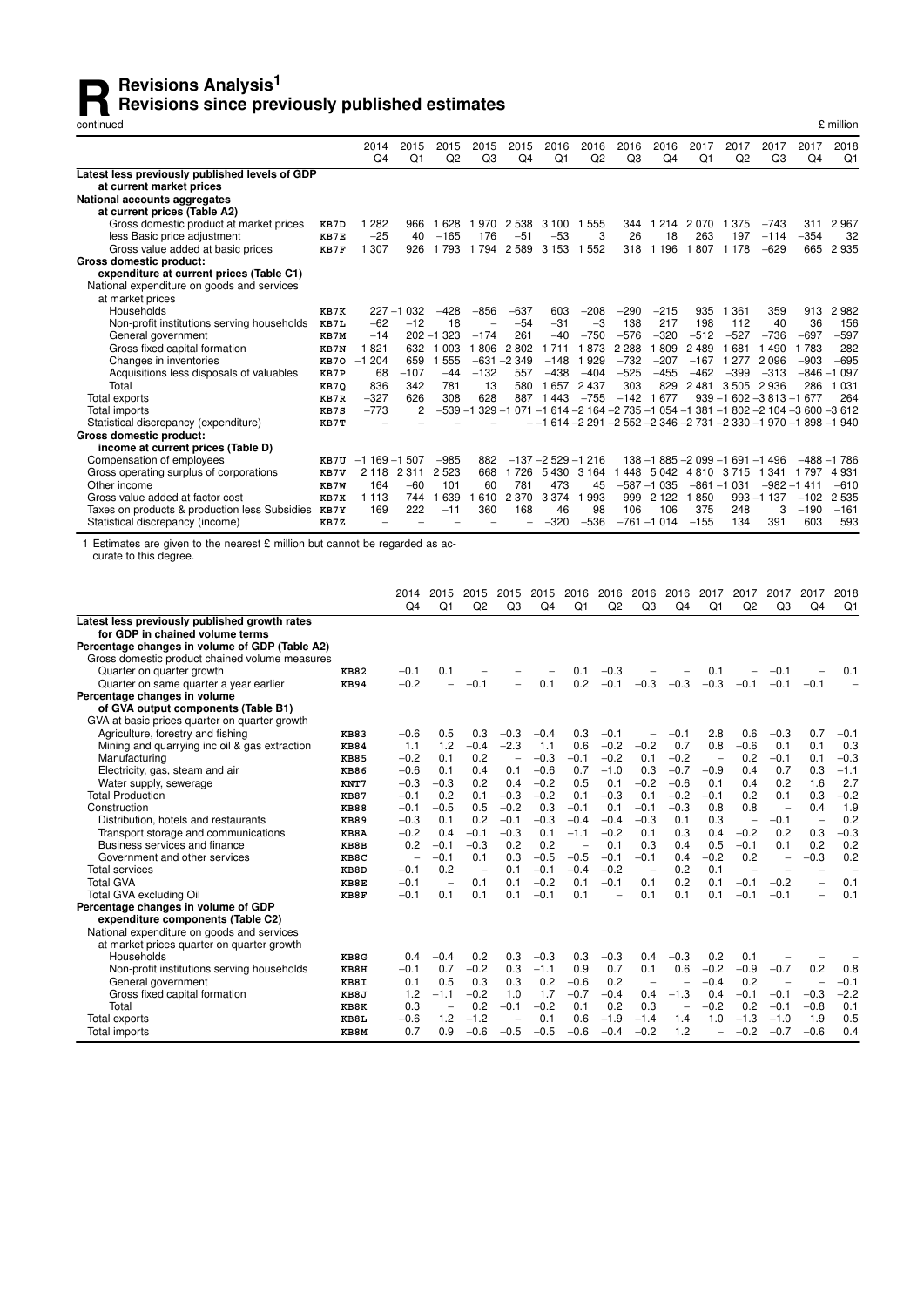# R Revisions Analysis[1]

## Revisions since previously published estimates

continued

£ million

| | | 2014 Q4 | 2015 Q1 | 2015 Q2 | 2015 Q3 | 2015 Q4 | 2016 Q1 | 2016 Q2 | 2016 Q3 | 2016 Q4 | 2017 Q1 | 2017 Q2 | 2017 Q3 | 2017 Q4 | 2018 Q1 |
|---|---|---|---|---|---|---|---|---|---|---|---|---|---|---|---|
| **Latest less previously published levels of GDP at current market prices** | | | | | | | | | | | | | | | |
| **National accounts aggregates at current prices (Table A2)** | | | | | | | | | | | | | | | |
| Gross domestic product at market prices | KB7D | 1 282 | 966 | 1 628 | 1 970 | 2 538 | 3 100 | 1 555 | 344 | 1 214 | 2 070 | 1 375 | −743 | 311 | 2 967 |
| less Basic price adjustment | KB7E | −25 | 40 | −165 | 176 | −51 | −53 | 3 | 26 | 18 | 263 | 197 | −114 | −354 | 32 |
| Gross value added at basic prices | KB7F | 1 307 | 926 | 1 793 | 1 794 | 2 589 | 3 153 | 1 552 | 318 | 1 196 | 1 807 | 1 178 | −629 | 665 | 2 935 |
| **Gross domestic product: expenditure at current prices (Table C1)** | | | | | | | | | | | | | | | |
| National expenditure on goods and services at market prices | | | | | | | | | | | | | | | |
| Households | KB7K | 227 | −1 032 | −428 | −856 | −637 | 603 | −208 | −290 | −215 | 935 | 1 361 | 359 | 913 | 2 982 |
| Non-profit institutions serving households | KB7L | −62 | −12 | 18 | – | −54 | −31 | −3 | 138 | 217 | 198 | 112 | 40 | 36 | 156 |
| General government | KB7M | −14 | 202 | −1 323 | −174 | 261 | −40 | −750 | −576 | −320 | −512 | −527 | −736 | −697 | −597 |
| Gross fixed capital formation | KB7N | 1 821 | 632 | 1 003 | 1 806 | 2 802 | 1 711 | 1 873 | 2 288 | 1 809 | 2 489 | 1 681 | 1 490 | 1 783 | 282 |
| Changes in inventories | KB7O | −1 204 | 659 | 1 555 | −631 | −2 349 | −148 | 1 929 | −732 | −207 | −167 | 1 277 | 2 096 | −903 | −695 |
| Acquisitions less disposals of valuables | KB7P | 68 | −107 | −44 | −132 | 557 | −438 | −404 | −525 | −455 | −462 | −399 | −313 | −846 | −1 097 |
| Total | KB7Q | 836 | 342 | 781 | 13 | 580 | 1 657 | 2 437 | 303 | 829 | 2 481 | 3 505 | 2 936 | 286 | 1 031 |
| Total exports | KB7R | −327 | 626 | 308 | 628 | 887 | 1 443 | −755 | −142 | 1 677 | 939 | −1 602 | −3 813 | −1 677 | 264 |
| Total imports | KB7S | −773 | 2 | −539 | −1 329 | −1 071 | −1 614 | −2 164 | −2 735 | −1 054 | −1 381 | −1 802 | −2 104 | −3 600 | −3 612 |
| Statistical discrepancy (expenditure) | KB7T | – | – | – | – | – | −1 614 | −2 291 | −2 552 | −2 346 | −2 731 | −2 330 | −1 970 | −1 898 | −1 940 |
| **Gross domestic product: income at current prices (Table D)** | | | | | | | | | | | | | | | |
| Compensation of employees | KB7U | −1 169 | −1 507 | −985 | 882 | −137 | −2 529 | −1 216 | 138 | −1 885 | −2 099 | −1 691 | −1 496 | −488 | −1 786 |
| Gross operating surplus of corporations | KB7V | 2 118 | 2 311 | 2 523 | 668 | 1 726 | 5 430 | 3 164 | 1 448 | 5 042 | 4 810 | 3 715 | 1 341 | 1 797 | 4 931 |
| Other income | KB7W | 164 | −60 | 101 | 60 | 781 | 473 | 45 | −587 | −1 035 | −861 | −1 031 | −982 | −1 411 | −610 |
| Gross value added at factor cost | KB7X | 1 113 | 744 | 1 639 | 1 610 | 2 370 | 3 374 | 1 993 | 999 | 2 122 | 1 850 | 993 | −1 137 | −102 | 2 535 |
| Taxes on products & production less Subsidies | KB7Y | 169 | 222 | −11 | 360 | 168 | 46 | 98 | 106 | 106 | 375 | 248 | 3 | −190 | −161 |
| Statistical discrepancy (income) | KB7Z | – | – | – | – | – | −320 | −536 | −761 | −1 014 | −155 | 134 | 391 | 603 | 593 |

1 Estimates are given to the nearest £ million but cannot be regarded as accurate to this degree.

| | | 2014 Q4 | 2015 Q1 | 2015 Q2 | 2015 Q3 | 2015 Q4 | 2016 Q1 | 2016 Q2 | 2016 Q3 | 2016 Q4 | 2017 Q1 | 2017 Q2 | 2017 Q3 | 2017 Q4 | 2018 Q1 |
|---|---|---|---|---|---|---|---|---|---|---|---|---|---|---|---|
| **Latest less previously published growth rates for GDP in chained volume terms** | | | | | | | | | | | | | | | |
| **Percentage changes in volume of GDP (Table A2)** | | | | | | | | | | | | | | | |
| Gross domestic product chained volume measures | | | | | | | | | | | | | | | |
| Quarter on quarter growth | KB82 | −0.1 | 0.1 | – | – | – | 0.1 | −0.3 | – | – | 0.1 | – | −0.1 | – | 0.1 |
| Quarter on same quarter a year earlier | KB94 | −0.2 | – | −0.1 | – | 0.1 | 0.2 | −0.1 | −0.3 | −0.3 | −0.3 | −0.1 | −0.1 | −0.1 | – |
| **Percentage changes in volume of GVA output components (Table B1)** | | | | | | | | | | | | | | | |
| GVA at basic prices quarter on quarter growth | | | | | | | | | | | | | | | |
| Agriculture, forestry and fishing | KB83 | −0.6 | 0.5 | 0.3 | −0.3 | −0.4 | 0.3 | −0.1 | – | −0.1 | 2.8 | 0.6 | −0.3 | 0.7 | −0.1 |
| Mining and quarrying inc oil & gas extraction | KB84 | 1.1 | 1.2 | −0.4 | −2.3 | 1.1 | 0.6 | −0.2 | −0.2 | 0.7 | 0.8 | −0.6 | 0.1 | 0.1 | 0.3 |
| Manufacturing | KB85 | −0.2 | 0.1 | 0.2 | – | −0.3 | −0.1 | −0.2 | 0.1 | −0.2 | – | 0.2 | −0.1 | 0.1 | −0.3 |
| Electricity, gas, steam and air | KB86 | −0.6 | 0.1 | 0.4 | 0.1 | −0.6 | 0.7 | −1.0 | 0.3 | −0.7 | −0.9 | 0.4 | 0.7 | 0.3 | −1.1 |
| Water supply, sewerage | KNT7 | −0.3 | −0.3 | 0.2 | 0.4 | −0.2 | 0.5 | 0.1 | −0.2 | −0.6 | 0.1 | 0.4 | 0.2 | 1.6 | 2.7 |
| Total Production | KB87 | −0.1 | 0.2 | 0.1 | −0.3 | −0.2 | 0.1 | −0.3 | 0.1 | −0.2 | −0.1 | 0.2 | 0.1 | 0.3 | −0.2 |
| Construction | KB88 | −0.1 | −0.5 | 0.5 | −0.2 | 0.3 | −0.1 | 0.1 | −0.1 | −0.3 | 0.8 | 0.8 | – | 0.4 | 1.9 |
| Distribution, hotels and restaurants | KB89 | −0.3 | 0.1 | 0.2 | −0.1 | −0.3 | −0.4 | −0.4 | −0.3 | 0.1 | 0.3 | – | −0.1 | – | 0.2 |
| Transport storage and communications | KB8A | −0.2 | 0.4 | −0.1 | −0.3 | 0.1 | −1.1 | −0.2 | 0.1 | 0.3 | 0.4 | −0.2 | 0.2 | 0.3 | −0.3 |
| Business services and finance | KB8B | 0.2 | −0.1 | −0.3 | 0.2 | 0.2 | – | 0.1 | 0.3 | 0.4 | 0.5 | −0.1 | 0.1 | 0.2 | 0.2 |
| Government and other services | KB8C | – | −0.1 | 0.1 | 0.3 | −0.5 | −0.5 | −0.1 | −0.1 | 0.4 | −0.2 | 0.2 | – | −0.3 | 0.2 |
| Total services | KB8D | −0.1 | 0.2 | – | 0.1 | −0.1 | −0.4 | −0.2 | – | 0.2 | 0.1 | – | – | – | – |
| Total GVA | KB8E | −0.1 | – | 0.1 | 0.1 | −0.2 | 0.1 | −0.1 | 0.1 | 0.2 | 0.1 | −0.1 | −0.2 | – | 0.1 |
| Total GVA excluding Oil | KB8F | −0.1 | 0.1 | 0.1 | 0.1 | −0.1 | 0.1 | – | 0.1 | 0.1 | 0.1 | −0.1 | −0.1 | – | 0.1 |
| **Percentage changes in volume of GDP expenditure components (Table C2)** | | | | | | | | | | | | | | | |
| National expenditure on goods and services at market prices quarter on quarter growth | | | | | | | | | | | | | | | |
| Households | KB8G | 0.4 | −0.4 | 0.2 | 0.3 | −0.3 | 0.3 | −0.3 | 0.4 | −0.3 | 0.2 | 0.1 | – | – | – |
| Non-profit institutions serving households | KB8H | −0.1 | 0.7 | −0.2 | 0.3 | −1.1 | 0.9 | 0.7 | 0.1 | 0.6 | −0.2 | −0.9 | −0.7 | 0.2 | 0.8 |
| General government | KB8I | 0.1 | 0.5 | 0.3 | 0.3 | 0.2 | −0.6 | 0.2 | – | – | −0.4 | 0.2 | – | – | −0.1 |
| Gross fixed capital formation | KB8J | 1.2 | −1.1 | −0.2 | 1.0 | 1.7 | −0.7 | −0.4 | 0.4 | −1.3 | 0.4 | −0.1 | −0.1 | −0.3 | −2.2 |
| Total | KB8K | 0.3 | – | 0.2 | −0.1 | −0.2 | 0.1 | 0.2 | 0.3 | – | −0.2 | 0.2 | −0.1 | −0.8 | 0.1 |
| Total exports | KB8L | −0.6 | 1.2 | −1.2 | – | 0.1 | 0.6 | −1.9 | −1.4 | 1.4 | 1.0 | −1.3 | −1.0 | 1.9 | 0.5 |
| Total imports | KB8M | 0.7 | 0.9 | −0.6 | −0.5 | −0.5 | −0.6 | −0.4 | −0.2 | 1.2 | – | −0.2 | −0.7 | −0.6 | 0.4 |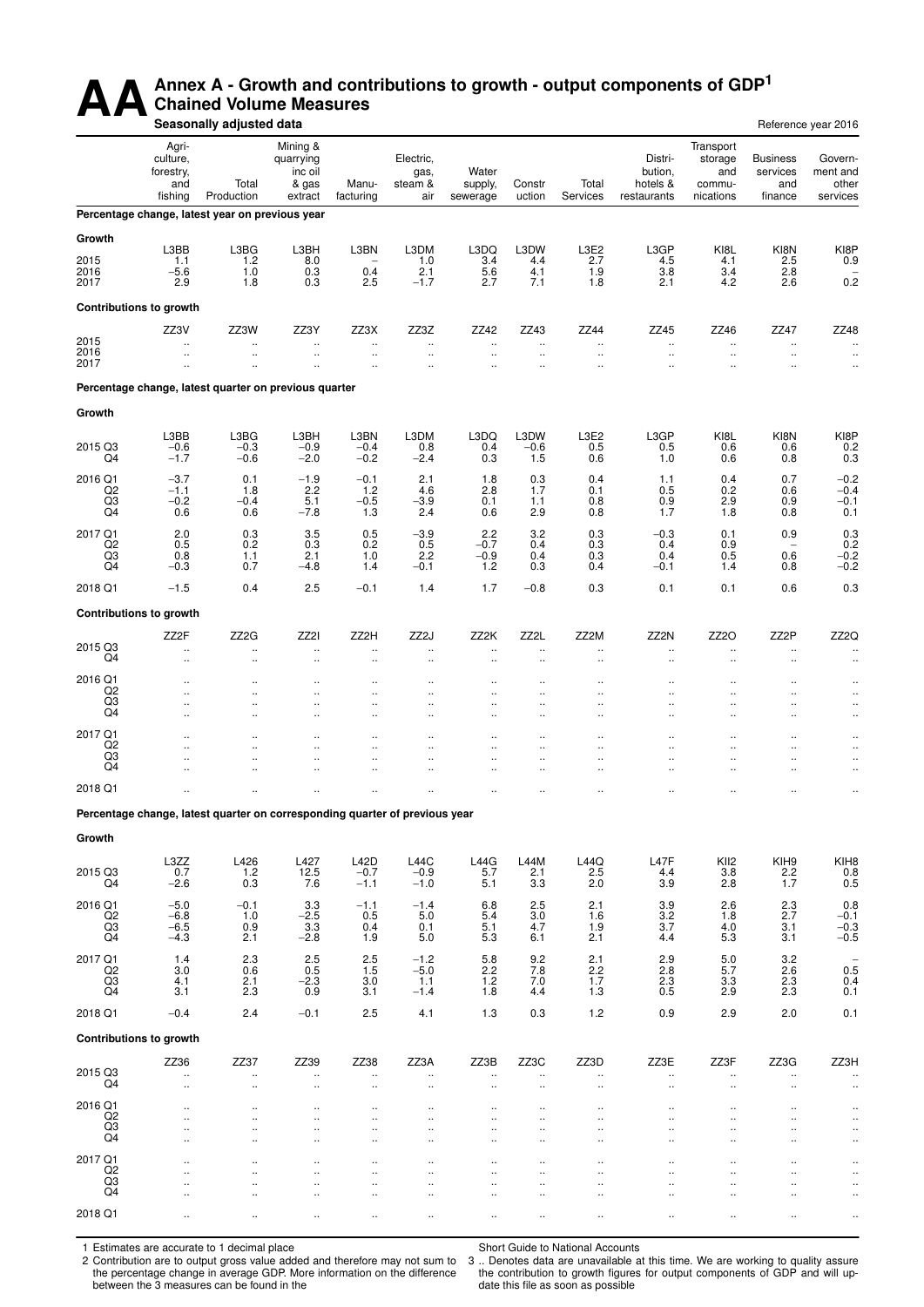# AA Annex A - Growth and contributions to growth - output components of GDP[1]

## Chained Volume Measures

**Seasonally adjusted data** — Reference year 2016

| | Agri-culture, forestry, and fishing | Total Production | Mining & quarrying inc oil & gas extract | Manu-facturing | Electric, gas, steam & air | Water supply, sewerage | Constr uction | Total Services | Distri-bution, hotels & restaurants | Transport storage and commu-nications | Business services and finance | Govern-ment and other services |
|---|---|---|---|---|---|---|---|---|---|---|---|---|
| **Percentage change, latest year on previous year** | | | | | | | | | | | | |
| **Growth** | | | | | | | | | | | | |
| | L3BB | L3BG | L3BH | L3BN | L3DM | L3DQ | L3DW | L3E2 | L3GP | KI8L | KI8N | KI8P |
| 2015 | 1.1 | 1.2 | 8.0 | – | 1.0 | 3.4 | 4.4 | 2.7 | 4.5 | 4.1 | 2.5 | 0.9 |
| 2016 | −5.6 | 1.0 | 0.3 | 0.4 | 2.1 | 5.6 | 4.1 | 1.9 | 3.8 | 3.4 | 2.8 | – |
| 2017 | 2.9 | 1.8 | 0.3 | 2.5 | −1.7 | 2.7 | 7.1 | 1.8 | 2.1 | 4.2 | 2.6 | 0.2 |
| **Contributions to growth** | | | | | | | | | | | | |
| | ZZ3V | ZZ3W | ZZ3Y | ZZ3X | ZZ3Z | ZZ42 | ZZ43 | ZZ44 | ZZ45 | ZZ46 | ZZ47 | ZZ48 |
| 2015 | .. | .. | .. | .. | .. | .. | .. | .. | .. | .. | .. | .. |
| 2016 | .. | .. | .. | .. | .. | .. | .. | .. | .. | .. | .. | .. |
| 2017 | .. | .. | .. | .. | .. | .. | .. | .. | .. | .. | .. | .. |
| **Percentage change, latest quarter on previous quarter** | | | | | | | | | | | | |
| **Growth** | | | | | | | | | | | | |
| | L3BB | L3BG | L3BH | L3BN | L3DM | L3DQ | L3DW | L3E2 | L3GP | KI8L | KI8N | KI8P |
| 2015 Q3 | −0.6 | −0.3 | −0.9 | −0.4 | 0.8 | 0.4 | −0.6 | 0.5 | 0.5 | 0.6 | 0.6 | 0.2 |
| Q4 | −1.7 | −0.6 | −2.0 | −0.2 | −2.4 | 0.3 | 1.5 | 0.6 | 1.0 | 0.6 | 0.8 | 0.3 |
| 2016 Q1 | −3.7 | 0.1 | −1.9 | −0.1 | 2.1 | 1.8 | 0.3 | 0.4 | 1.1 | 0.4 | 0.7 | −0.2 |
| Q2 | −1.1 | 1.8 | 2.2 | 1.2 | 4.6 | 2.8 | 1.7 | 0.1 | 0.5 | 0.2 | 0.6 | −0.4 |
| Q3 | −0.2 | −0.4 | 5.1 | −0.5 | −3.9 | 0.1 | 1.1 | 0.8 | 0.9 | 2.9 | 0.9 | −0.1 |
| Q4 | 0.6 | 0.6 | −7.8 | 1.3 | 2.4 | 0.6 | 2.9 | 0.8 | 1.7 | 1.8 | 0.8 | 0.1 |
| 2017 Q1 | 2.0 | 0.3 | 3.5 | 0.5 | −3.9 | 2.2 | 3.2 | 0.3 | −0.3 | 0.1 | 0.9 | 0.3 |
| Q2 | 0.5 | 0.2 | 0.3 | 0.2 | 0.5 | −0.7 | 0.4 | 0.3 | 0.4 | 0.9 | – | 0.2 |
| Q3 | 0.8 | 1.1 | 2.1 | 1.0 | 2.2 | −0.9 | 0.4 | 0.3 | 0.4 | 0.5 | 0.6 | −0.2 |
| Q4 | −0.3 | 0.7 | −4.8 | 1.4 | −0.1 | 1.2 | 0.3 | 0.4 | −0.1 | 1.4 | 0.8 | −0.2 |
| 2018 Q1 | −1.5 | 0.4 | 2.5 | −0.1 | 1.4 | 1.7 | −0.8 | 0.3 | 0.1 | 0.1 | 0.6 | 0.3 |
| **Contributions to growth** | | | | | | | | | | | | |
| | ZZ2F | ZZ2G | ZZ2I | ZZ2H | ZZ2J | ZZ2K | ZZ2L | ZZ2M | ZZ2N | ZZ2O | ZZ2P | ZZ2Q |
| 2015 Q3 | .. | .. | .. | .. | .. | .. | .. | .. | .. | .. | .. | .. |
| Q4 | .. | .. | .. | .. | .. | .. | .. | .. | .. | .. | .. | .. |
| 2016 Q1 | .. | .. | .. | .. | .. | .. | .. | .. | .. | .. | .. | .. |
| Q2 | .. | .. | .. | .. | .. | .. | .. | .. | .. | .. | .. | .. |
| Q3 | .. | .. | .. | .. | .. | .. | .. | .. | .. | .. | .. | .. |
| Q4 | .. | .. | .. | .. | .. | .. | .. | .. | .. | .. | .. | .. |
| 2017 Q1 | .. | .. | .. | .. | .. | .. | .. | .. | .. | .. | .. | .. |
| Q2 | .. | .. | .. | .. | .. | .. | .. | .. | .. | .. | .. | .. |
| Q3 | .. | .. | .. | .. | .. | .. | .. | .. | .. | .. | .. | .. |
| Q4 | .. | .. | .. | .. | .. | .. | .. | .. | .. | .. | .. | .. |
| 2018 Q1 | .. | .. | .. | .. | .. | .. | .. | .. | .. | .. | .. | .. |
| **Percentage change, latest quarter on corresponding quarter of previous year** | | | | | | | | | | | | |
| **Growth** | | | | | | | | | | | | |
| | L3ZZ | L426 | L427 | L42D | L44C | L44G | L44M | L44Q | L47F | KII2 | KIH9 | KIH8 |
| 2015 Q3 | 0.7 | 1.2 | 12.5 | −0.7 | −0.9 | 5.7 | 2.1 | 2.5 | 4.4 | 3.8 | 2.2 | 0.8 |
| Q4 | −2.6 | 0.3 | 7.6 | −1.1 | −1.0 | 5.1 | 3.3 | 2.0 | 3.9 | 2.8 | 1.7 | 0.5 |
| 2016 Q1 | −5.0 | −0.1 | 3.3 | −1.1 | −1.4 | 6.8 | 2.5 | 2.1 | 3.9 | 2.6 | 2.3 | 0.8 |
| Q2 | −6.8 | 1.0 | −2.5 | 0.5 | 5.0 | 5.4 | 3.0 | 1.6 | 3.2 | 1.8 | 2.7 | −0.1 |
| Q3 | −6.5 | 0.9 | 3.3 | 0.4 | 0.1 | 5.1 | 4.7 | 1.9 | 3.7 | 4.0 | 3.1 | −0.3 |
| Q4 | −4.3 | 2.1 | −2.8 | 1.9 | 5.0 | 5.3 | 6.1 | 2.1 | 4.4 | 5.3 | 3.1 | −0.5 |
| 2017 Q1 | 1.4 | 2.3 | 2.5 | 2.5 | −1.2 | 5.8 | 9.2 | 2.1 | 2.9 | 5.0 | 3.2 | – |
| Q2 | 3.0 | 0.6 | 0.5 | 1.5 | −5.0 | 2.2 | 7.8 | 2.2 | 2.8 | 5.7 | 2.6 | 0.5 |
| Q3 | 4.1 | 2.1 | −2.3 | 3.0 | 1.1 | 1.2 | 7.0 | 1.7 | 2.3 | 3.3 | 2.3 | 0.4 |
| Q4 | 3.1 | 2.3 | 0.9 | 3.1 | −1.4 | 1.8 | 4.4 | 1.3 | 0.5 | 2.9 | 2.3 | 0.1 |
| 2018 Q1 | −0.4 | 2.4 | −0.1 | 2.5 | 4.1 | 1.3 | 0.3 | 1.2 | 0.9 | 2.9 | 2.0 | 0.1 |
| **Contributions to growth** | | | | | | | | | | | | |
| | ZZ36 | ZZ37 | ZZ39 | ZZ38 | ZZ3A | ZZ3B | ZZ3C | ZZ3D | ZZ3E | ZZ3F | ZZ3G | ZZ3H |
| 2015 Q3 | .. | .. | .. | .. | .. | .. | .. | .. | .. | .. | .. | .. |
| Q4 | .. | .. | .. | .. | .. | .. | .. | .. | .. | .. | .. | .. |
| 2016 Q1 | .. | .. | .. | .. | .. | .. | .. | .. | .. | .. | .. | .. |
| Q2 | .. | .. | .. | .. | .. | .. | .. | .. | .. | .. | .. | .. |
| Q3 | .. | .. | .. | .. | .. | .. | .. | .. | .. | .. | .. | .. |
| Q4 | .. | .. | .. | .. | .. | .. | .. | .. | .. | .. | .. | .. |
| 2017 Q1 | .. | .. | .. | .. | .. | .. | .. | .. | .. | .. | .. | .. |
| Q2 | .. | .. | .. | .. | .. | .. | .. | .. | .. | .. | .. | .. |
| Q3 | .. | .. | .. | .. | .. | .. | .. | .. | .. | .. | .. | .. |
| Q4 | .. | .. | .. | .. | .. | .. | .. | .. | .. | .. | .. | .. |
| 2018 Q1 | .. | .. | .. | .. | .. | .. | .. | .. | .. | .. | .. | .. |

1 Estimates are accurate to 1 decimal place

2 Contribution are to output gross value added and therefore may not sum to the percentage change in average GDP. More information on the difference between the 3 measures can be found in the Short Guide to National Accounts

3 .. Denotes data are unavailable at this time. We are working to quality assure the contribution to growth figures for output components of GDP and will update this file as soon as possible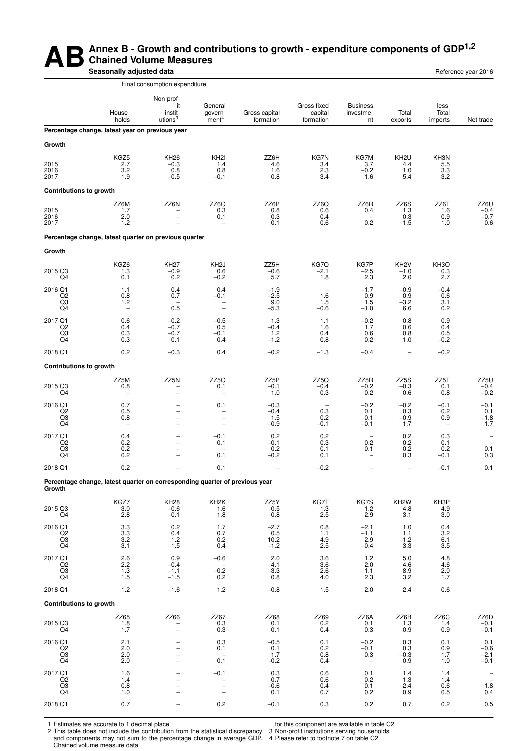# AB Annex B - Growth and contributions to growth - expenditure components of GDP[1,2]

## Chained Volume Measures

**Seasonally adjusted data** Reference year 2016

| | Final consumption expenditure | | | | | | | | |
|---|---|---|---|---|---|---|---|---|---|
| | Households | Non-profit institutions[3] | General government[4] | Gross capital formation | Gross fixed capital formation | Business investment | Total exports | less Total imports | Net trade |
| **Percentage change, latest year on previous year** | | | | | | | | | |
| **Growth** | | | | | | | | | |
| | KGZ5 | KH26 | KH2I | ZZ6H | KG7N | KG7M | KH2U | KH3N | |
| 2015 | 2.7 | −0.3 | 1.4 | 4.6 | 3.4 | 3.7 | 4.4 | 5.5 | |
| 2016 | 3.2 | 0.8 | 0.8 | 1.6 | 2.3 | −0.2 | 1.0 | 3.3 | |
| 2017 | 1.9 | −0.5 | −0.1 | 0.8 | 3.4 | 1.6 | 5.4 | 3.2 | |
| **Contributions to growth** | | | | | | | | | |
| | ZZ6M | ZZ6N | ZZ6O | ZZ6P | ZZ6Q | ZZ6R | ZZ6S | ZZ6T | ZZ6U |
| 2015 | 1.7 | – | 0.3 | 0.8 | 0.6 | 0.4 | 1.3 | 1.6 | −0.4 |
| 2016 | 2.0 | – | 0.1 | 0.3 | 0.4 | – | 0.3 | 0.9 | −0.7 |
| 2017 | 1.2 | – | – | 0.1 | 0.6 | 0.2 | 1.5 | 1.0 | 0.6 |
| **Percentage change, latest quarter on previous quarter** | | | | | | | | | |
| **Growth** | | | | | | | | | |
| | KGZ6 | KH27 | KH2J | ZZ5H | KG7Q | KG7P | KH2V | KH3O | |
| 2015 Q3 | 1.3 | −0.9 | 0.6 | −0.6 | −2.1 | −2.5 | −1.0 | 0.3 | |
| Q4 | 0.1 | 0.2 | −0.2 | 5.7 | 1.8 | 2.3 | 2.0 | 2.7 | |
| 2016 Q1 | 1.1 | 0.4 | 0.4 | −1.9 | – | −1.7 | −0.9 | −0.4 | |
| Q2 | 0.8 | 0.7 | −0.1 | −2.5 | 1.6 | 0.9 | 0.9 | 0.6 | |
| Q3 | 1.2 | – | – | 9.0 | 1.5 | 1.5 | −3.2 | 3.1 | |
| Q4 | – | 0.5 | – | −5.3 | −0.6 | −1.0 | 6.6 | 0.2 | |
| 2017 Q1 | 0.6 | −0.2 | −0.5 | 1.3 | 1.1 | −0.2 | 0.8 | 0.9 | |
| Q2 | 0.4 | −0.7 | 0.5 | −0.4 | 1.6 | 1.7 | 0.6 | 0.4 | |
| Q3 | 0.3 | −0.7 | −0.1 | 1.2 | 0.4 | 0.6 | 0.8 | 0.5 | |
| Q4 | 0.3 | 0.1 | 0.4 | −1.2 | 0.8 | 0.2 | 1.0 | −0.2 | |
| 2018 Q1 | 0.2 | −0.3 | 0.4 | −0.2 | −1.3 | −0.4 | – | −0.2 | |
| **Contributions to growth** | | | | | | | | | |
| | ZZ5M | ZZ5N | ZZ5O | ZZ5P | ZZ5Q | ZZ5R | ZZ5S | ZZ5T | ZZ5U |
| 2015 Q3 | 0.8 | – | 0.1 | −0.1 | −0.4 | −0.2 | −0.3 | 0.1 | −0.4 |
| Q4 | – | – | – | 1.0 | 0.3 | 0.2 | 0.6 | 0.8 | −0.2 |
| 2016 Q1 | 0.7 | – | 0.1 | −0.3 | – | −0.2 | −0.2 | −0.1 | −0.1 |
| Q2 | 0.5 | – | – | −0.4 | 0.3 | 0.1 | 0.3 | 0.2 | 0.1 |
| Q3 | 0.8 | – | – | 1.5 | 0.2 | 0.1 | −0.9 | 0.9 | −1.8 |
| Q4 | – | – | – | −0.9 | −0.1 | −0.1 | 1.7 | – | 1.7 |
| 2017 Q1 | 0.4 | – | −0.1 | 0.2 | 0.2 | – | 0.2 | 0.3 | – |
| Q2 | 0.2 | – | 0.1 | −0.1 | 0.3 | 0.2 | 0.2 | 0.1 | – |
| Q3 | 0.2 | – | – | 0.2 | 0.1 | 0.1 | 0.2 | 0.2 | 0.1 |
| Q4 | 0.2 | – | 0.1 | −0.2 | 0.1 | – | 0.3 | −0.1 | 0.3 |
| 2018 Q1 | 0.2 | – | 0.1 | – | −0.2 | – | – | −0.1 | 0.1 |
| **Percentage change, latest quarter on corresponding quarter of previous year** | | | | | | | | | |
| **Growth** | | | | | | | | | |
| | KGZ7 | KH28 | KH2K | ZZ5Y | KG7T | KG7S | KH2W | KH3P | |
| 2015 Q3 | 3.0 | −0.6 | 1.6 | 0.5 | 1.3 | 1.2 | 4.8 | 4.9 | |
| Q4 | 2.8 | −0.1 | 1.8 | 0.8 | 2.5 | 2.9 | 3.1 | 3.0 | |
| 2016 Q1 | 3.3 | 0.2 | 1.7 | −2.7 | 0.8 | −2.1 | 1.0 | 0.4 | |
| Q2 | 3.3 | 0.4 | 0.7 | 0.5 | 1.1 | −1.1 | 1.1 | 3.2 | |
| Q3 | 3.2 | 1.2 | 0.2 | 10.2 | 4.9 | 2.9 | −1.2 | 6.1 | |
| Q4 | 3.1 | 1.5 | 0.4 | −1.2 | 2.5 | −0.4 | 3.3 | 3.5 | |
| 2017 Q1 | 2.6 | 0.9 | −0.6 | 2.0 | 3.6 | 1.2 | 5.0 | 4.8 | |
| Q2 | 2.2 | −0.4 | – | 4.1 | 3.6 | 2.0 | 4.6 | 4.6 | |
| Q3 | 1.3 | −1.1 | −0.2 | −3.3 | 2.6 | 1.1 | 8.9 | 2.0 | |
| Q4 | 1.5 | −1.5 | 0.2 | 0.8 | 4.0 | 2.3 | 3.2 | 1.7 | |
| 2018 Q1 | 1.2 | −1.6 | 1.2 | −0.8 | 1.5 | 2.0 | 2.4 | 0.6 | |
| **Contributions to growth** | | | | | | | | | |
| | ZZ65 | ZZ66 | ZZ67 | ZZ68 | ZZ69 | ZZ6A | ZZ6B | ZZ6C | ZZ6D |
| 2015 Q3 | 1.8 | – | 0.3 | 0.1 | 0.2 | 0.1 | 1.3 | 1.4 | −0.1 |
| Q4 | 1.7 | – | 0.3 | 0.1 | 0.4 | 0.3 | 0.9 | 0.9 | −0.1 |
| 2016 Q1 | 2.1 | – | 0.3 | −0.5 | 0.1 | −0.2 | 0.3 | 0.1 | 0.1 |
| Q2 | 2.0 | – | 0.1 | 0.1 | 0.2 | −0.1 | 0.3 | 0.9 | −0.6 |
| Q3 | 2.0 | – | – | 1.7 | 0.8 | 0.3 | −0.3 | 1.7 | −2.1 |
| Q4 | 2.0 | – | 0.1 | −0.2 | 0.4 | – | 0.9 | 1.0 | −0.1 |
| 2017 Q1 | 1.6 | – | −0.1 | 0.3 | 0.6 | 0.1 | 1.4 | 1.4 | – |
| Q2 | 1.4 | – | – | 0.7 | 0.6 | 0.2 | 1.3 | 1.4 | – |
| Q3 | 0.8 | – | – | −0.6 | 0.4 | 0.1 | 2.4 | 0.6 | 1.8 |
| Q4 | 1.0 | – | – | 0.1 | 0.7 | 0.2 | 0.9 | 0.5 | 0.4 |
| 2018 Q1 | 0.7 | – | 0.2 | −0.1 | 0.3 | 0.2 | 0.7 | 0.2 | 0.5 |

1 Estimates are accurate to 1 decimal place
2 This table does not include the contribution from the statistical discrepancy and components may not sum to the percentage change in average GDP. Chained volume measure data for this component are available in table C2
3 Non-profit institutions serving households
4 Please refer to footnote 7 on table C2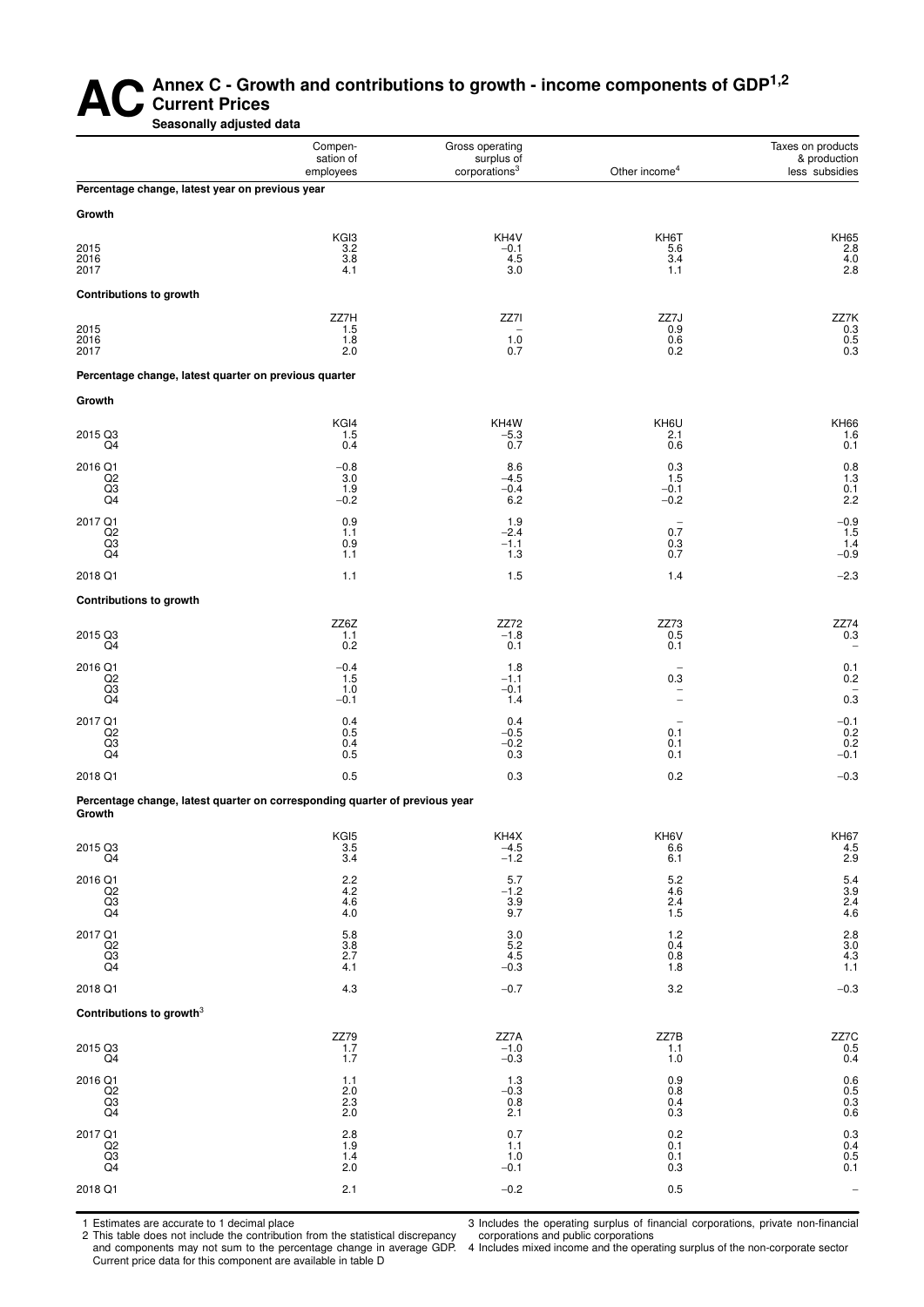# AC Annex C - Growth and contributions to growth - income components of GDP[1,2]

## Current Prices

**Seasonally adjusted data**

| | Compensation of employees | Gross operating surplus of corporations[3] | Other income[4] | Taxes on products & production less subsidies |
|---|---|---|---|---|
| **Percentage change, latest year on previous year** | | | | |
| **Growth** | | | | |
| | KGI3 | KH4V | KH6T | KH65 |
| 2015 | 3.2 | −0.1 | 5.6 | 2.8 |
| 2016 | 3.8 | 4.5 | 3.4 | 4.0 |
| 2017 | 4.1 | 3.0 | 1.1 | 2.8 |
| **Contributions to growth** | | | | |
| | ZZ7H | ZZ7I | ZZ7J | ZZ7K |
| 2015 | 1.5 | – | 0.9 | 0.3 |
| 2016 | 1.8 | 1.0 | 0.6 | 0.5 |
| 2017 | 2.0 | 0.7 | 0.2 | 0.3 |
| **Percentage change, latest quarter on previous quarter** | | | | |
| **Growth** | | | | |
| | KGI4 | KH4W | KH6U | KH66 |
| 2015 Q3 | 1.5 | −5.3 | 2.1 | 1.6 |
| Q4 | 0.4 | 0.7 | 0.6 | 0.1 |
| 2016 Q1 | −0.8 | 8.6 | 0.3 | 0.8 |
| Q2 | 3.0 | −4.5 | 1.5 | 1.3 |
| Q3 | 1.9 | −0.4 | −0.1 | 0.1 |
| Q4 | −0.2 | 6.2 | −0.2 | 2.2 |
| 2017 Q1 | 0.9 | 1.9 | – | −0.9 |
| Q2 | 1.1 | −2.4 | 0.7 | 1.5 |
| Q3 | 0.9 | −1.1 | 0.3 | 1.4 |
| Q4 | 1.1 | 1.3 | 0.7 | −0.9 |
| 2018 Q1 | 1.1 | 1.5 | 1.4 | −2.3 |
| **Contributions to growth** | | | | |
| | ZZ6Z | ZZ72 | ZZ73 | ZZ74 |
| 2015 Q3 | 1.1 | −1.8 | 0.5 | 0.3 |
| Q4 | 0.2 | 0.1 | 0.1 | – |
| 2016 Q1 | −0.4 | 1.8 | – | 0.1 |
| Q2 | 1.5 | −1.1 | 0.3 | 0.2 |
| Q3 | 1.0 | −0.1 | – | – |
| Q4 | −0.1 | 1.4 | – | 0.3 |
| 2017 Q1 | 0.4 | 0.4 | – | −0.1 |
| Q2 | 0.5 | −0.5 | 0.1 | 0.2 |
| Q3 | 0.4 | −0.2 | 0.1 | 0.2 |
| Q4 | 0.5 | 0.3 | 0.1 | −0.1 |
| 2018 Q1 | 0.5 | 0.3 | 0.2 | −0.3 |
| **Percentage change, latest quarter on corresponding quarter of previous year** | | | | |
| **Growth** | | | | |
| | KGI5 | KH4X | KH6V | KH67 |
| 2015 Q3 | 3.5 | −4.5 | 6.6 | 4.5 |
| Q4 | 3.4 | −1.2 | 6.1 | 2.9 |
| 2016 Q1 | 2.2 | 5.7 | 5.2 | 5.4 |
| Q2 | 4.2 | −1.2 | 4.6 | 3.9 |
| Q3 | 4.6 | 3.9 | 2.4 | 2.4 |
| Q4 | 4.0 | 9.7 | 1.5 | 4.6 |
| 2017 Q1 | 5.8 | 3.0 | 1.2 | 2.8 |
| Q2 | 3.8 | 5.2 | 0.4 | 3.0 |
| Q3 | 2.7 | 4.5 | 0.8 | 4.3 |
| Q4 | 4.1 | −0.3 | 1.8 | 1.1 |
| 2018 Q1 | 4.3 | −0.7 | 3.2 | −0.3 |
| **Contributions to growth[3]** | | | | |
| | ZZ79 | ZZ7A | ZZ7B | ZZ7C |
| 2015 Q3 | 1.7 | −1.0 | 1.1 | 0.5 |
| Q4 | 1.7 | −0.3 | 1.0 | 0.4 |
| 2016 Q1 | 1.1 | 1.3 | 0.9 | 0.6 |
| Q2 | 2.0 | −0.3 | 0.8 | 0.5 |
| Q3 | 2.3 | 0.8 | 0.4 | 0.3 |
| Q4 | 2.0 | 2.1 | 0.3 | 0.6 |
| 2017 Q1 | 2.8 | 0.7 | 0.2 | 0.3 |
| Q2 | 1.9 | 1.1 | 0.1 | 0.4 |
| Q3 | 1.4 | 1.0 | 0.1 | 0.5 |
| Q4 | 2.0 | −0.1 | 0.3 | 0.1 |
| 2018 Q1 | 2.1 | −0.2 | 0.5 | – |

1 Estimates are accurate to 1 decimal place

2 This table does not include the contribution from the statistical discrepancy and components may not sum to the percentage change in average GDP. Current price data for this component are available in table D

3 Includes the operating surplus of financial corporations, private non-financial corporations and public corporations

4 Includes mixed income and the operating surplus of the non-corporate sector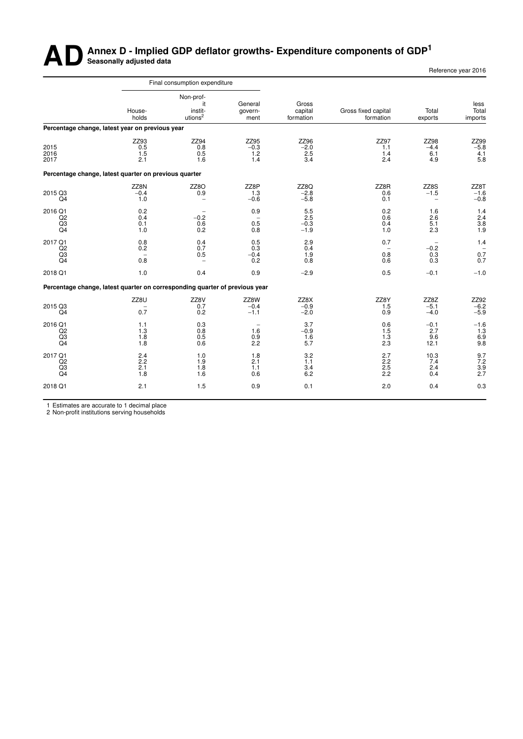# AD Annex D - Implied GDP deflator growths- Expenditure components of GDP[1]

**Seasonally adjusted data**

Reference year 2016

| | Final consumption expenditure | | | | | | |
|---|---|---|---|---|---|---|---|
| | House-holds | Non-profit instit-utions[2] | General govern-ment | Gross capital formation | Gross fixed capital formation | Total exports | less Total imports |
| **Percentage change, latest year on previous year** | | | | | | | |
| | ZZ93 | ZZ94 | ZZ95 | ZZ96 | ZZ97 | ZZ98 | ZZ99 |
| 2015 | 0.5 | 0.8 | −0.3 | −2.0 | 1.1 | −4.4 | −5.8 |
| 2016 | 1.5 | 0.5 | 1.2 | 2.5 | 1.4 | 6.1 | 4.1 |
| 2017 | 2.1 | 1.6 | 1.4 | 3.4 | 2.4 | 4.9 | 5.8 |
| **Percentage change, latest quarter on previous quarter** | | | | | | | |
| | ZZ8N | ZZ8O | ZZ8P | ZZ8Q | ZZ8R | ZZ8S | ZZ8T |
| 2015 Q3 | −0.4 | 0.9 | 1.3 | −2.8 | 0.6 | −1.5 | −1.6 |
| Q4 | 1.0 | – | −0.6 | −5.8 | 0.1 | – | −0.8 |
| 2016 Q1 | 0.2 | – | 0.9 | 5.5 | 0.2 | 1.6 | 1.4 |
| Q2 | 0.4 | −0.2 | – | 2.5 | 0.6 | 2.6 | 2.4 |
| Q3 | 0.1 | 0.6 | 0.5 | −0.3 | 0.4 | 5.1 | 3.8 |
| Q4 | 1.0 | 0.2 | 0.8 | −1.9 | 1.0 | 2.3 | 1.9 |
| 2017 Q1 | 0.8 | 0.4 | 0.5 | 2.9 | 0.7 | – | 1.4 |
| Q2 | 0.2 | 0.7 | 0.3 | 0.4 | – | −0.2 | – |
| Q3 | – | 0.5 | −0.4 | 1.9 | 0.8 | 0.3 | 0.7 |
| Q4 | 0.8 | – | 0.2 | 0.8 | 0.6 | 0.3 | 0.7 |
| 2018 Q1 | 1.0 | 0.4 | 0.9 | −2.9 | 0.5 | −0.1 | −1.0 |
| **Percentage change, latest quarter on corresponding quarter of previous year** | | | | | | | |
| | ZZ8U | ZZ8V | ZZ8W | ZZ8X | ZZ8Y | ZZ8Z | ZZ92 |
| 2015 Q3 | – | 0.7 | −0.4 | −0.9 | 1.5 | −5.1 | −6.2 |
| Q4 | 0.7 | 0.2 | −1.1 | −2.0 | 0.9 | −4.0 | −5.9 |
| 2016 Q1 | 1.1 | 0.3 | – | 3.7 | 0.6 | −0.1 | −1.6 |
| Q2 | 1.3 | 0.8 | 1.6 | −0.9 | 1.5 | 2.7 | 1.3 |
| Q3 | 1.8 | 0.5 | 0.9 | 1.6 | 1.3 | 9.6 | 6.9 |
| Q4 | 1.8 | 0.6 | 2.2 | 5.7 | 2.3 | 12.1 | 9.8 |
| 2017 Q1 | 2.4 | 1.0 | 1.8 | 3.2 | 2.7 | 10.3 | 9.7 |
| Q2 | 2.2 | 1.9 | 2.1 | 1.1 | 2.2 | 7.4 | 7.2 |
| Q3 | 2.1 | 1.8 | 1.1 | 3.4 | 2.5 | 2.4 | 3.9 |
| Q4 | 1.8 | 1.6 | 0.6 | 6.2 | 2.2 | 0.4 | 2.7 |
| 2018 Q1 | 2.1 | 1.5 | 0.9 | 0.1 | 2.0 | 0.4 | 0.3 |

1 Estimates are accurate to 1 decimal place
2 Non-profit institutions serving households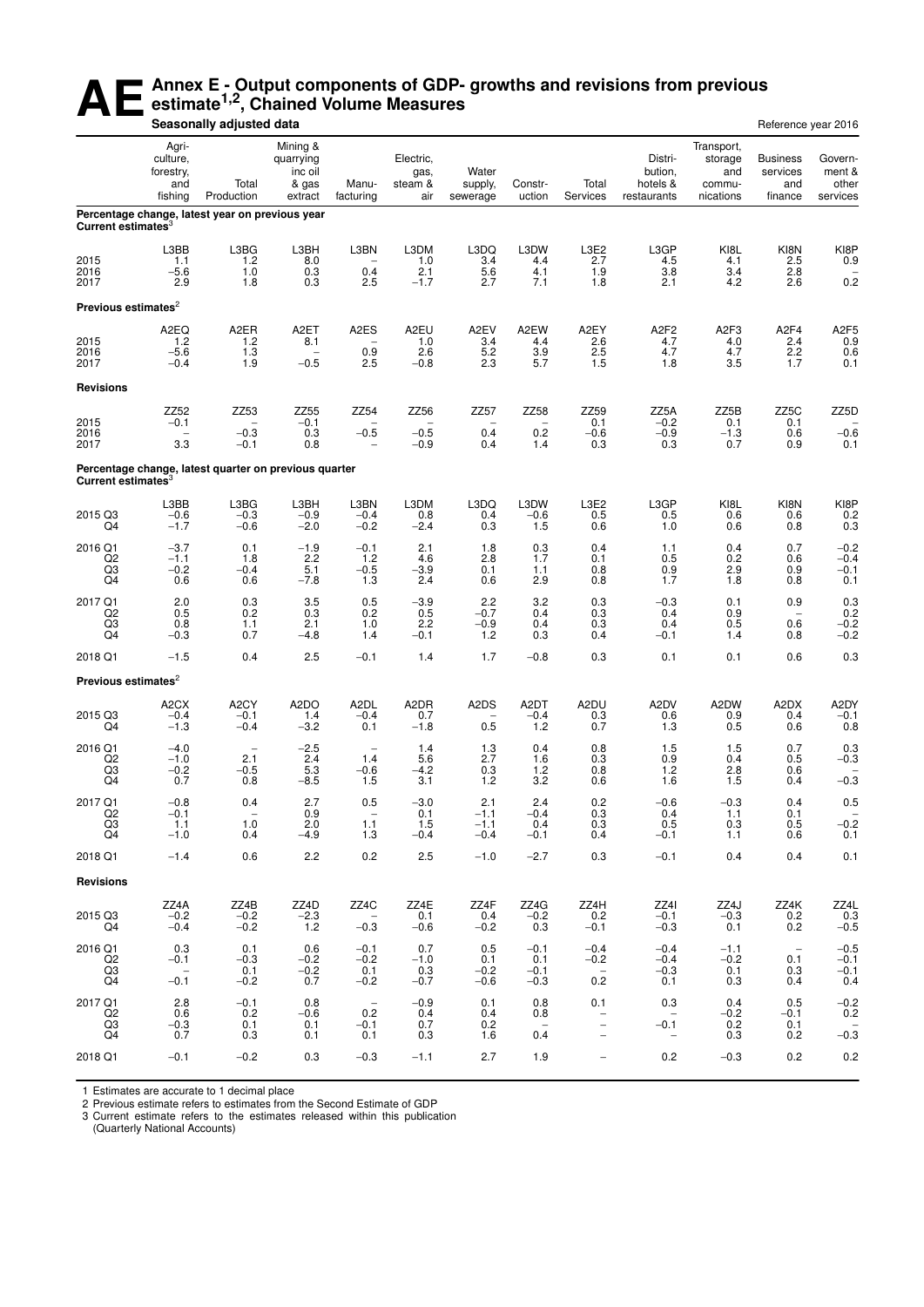# AE Annex E - Output components of GDP- growths and revisions from previous estimate[1,2], Chained Volume Measures

**Seasonally adjusted data** — Reference year 2016

| | Agri-culture, forestry, and fishing | Total Production | Mining & quarrying inc oil & gas extract | Manu-facturing | Electric, gas, steam & air | Water supply, sewerage | Constr-uction | Total Services | Distri-bution, hotels & restaurants | Transport, storage and commu-nications | Business services and finance | Govern-ment & other services |
|---|---|---|---|---|---|---|---|---|---|---|---|---|
| **Percentage change, latest year on previous year** | | | | | | | | | | | | |
| **Current estimates[3]** | | | | | | | | | | | | |
| | L3BB | L3BG | L3BH | L3BN | L3DM | L3DQ | L3DW | L3E2 | L3GP | KI8L | KI8N | KI8P |
| 2015 | 1.1 | 1.2 | 8.0 | – | 1.0 | 3.4 | 4.4 | 2.7 | 4.5 | 4.1 | 2.5 | 0.9 |
| 2016 | −5.6 | 1.0 | 0.3 | 0.4 | 2.1 | 5.6 | 4.1 | 1.9 | 3.8 | 3.4 | 2.8 | – |
| 2017 | 2.9 | 1.8 | 0.3 | 2.5 | −1.7 | 2.7 | 7.1 | 1.8 | 2.1 | 4.2 | 2.6 | 0.2 |
| **Previous estimates[2]** | | | | | | | | | | | | |
| | A2EQ | A2ER | A2ET | A2ES | A2EU | A2EV | A2EW | A2EY | A2F2 | A2F3 | A2F4 | A2F5 |
| 2015 | 1.2 | 1.2 | 8.1 | – | 1.0 | 3.4 | 4.4 | 2.6 | 4.7 | 4.0 | 2.4 | 0.9 |
| 2016 | −5.6 | 1.3 | – | 0.9 | 2.6 | 5.2 | 3.9 | 2.5 | 4.7 | 4.7 | 2.2 | 0.6 |
| 2017 | −0.4 | 1.9 | −0.5 | 2.5 | −0.8 | 2.3 | 5.7 | 1.5 | 1.8 | 3.5 | 1.7 | 0.1 |
| **Revisions** | | | | | | | | | | | | |
| | ZZ52 | ZZ53 | ZZ55 | ZZ54 | ZZ56 | ZZ57 | ZZ58 | ZZ59 | ZZ5A | ZZ5B | ZZ5C | ZZ5D |
| 2015 | −0.1 | – | −0.1 | – | – | – | – | 0.1 | −0.2 | 0.1 | 0.1 | – |
| 2016 | – | −0.3 | 0.3 | −0.5 | −0.5 | 0.4 | 0.2 | −0.6 | −0.9 | −1.3 | 0.6 | −0.6 |
| 2017 | 3.3 | −0.1 | 0.8 | – | −0.9 | 0.4 | 1.4 | 0.3 | 0.3 | 0.7 | 0.9 | 0.1 |
| **Percentage change, latest quarter on previous quarter** | | | | | | | | | | | | |
| **Current estimates[3]** | | | | | | | | | | | | |
| | L3BB | L3BG | L3BH | L3BN | L3DM | L3DQ | L3DW | L3E2 | L3GP | KI8L | KI8N | KI8P |
| 2015 Q3 | −0.6 | −0.3 | −0.9 | −0.4 | 0.8 | 0.4 | −0.6 | 0.5 | 0.5 | 0.6 | 0.6 | 0.2 |
| Q4 | −1.7 | −0.6 | −2.0 | −0.2 | −2.4 | 0.3 | 1.5 | 0.6 | 1.0 | 0.6 | 0.8 | 0.3 |
| 2016 Q1 | −3.7 | 0.1 | −1.9 | −0.1 | 2.1 | 1.8 | 0.3 | 0.4 | 1.1 | 0.4 | 0.7 | −0.2 |
| Q2 | −1.1 | 1.8 | 2.2 | 1.2 | 4.6 | 2.8 | 1.7 | 0.1 | 0.5 | 0.2 | 0.6 | −0.4 |
| Q3 | −0.2 | −0.4 | 5.1 | −0.5 | −3.9 | 0.1 | 1.1 | 0.8 | 0.9 | 2.9 | 0.9 | −0.1 |
| Q4 | 0.6 | 0.6 | −7.8 | 1.3 | 2.4 | 0.6 | 2.9 | 0.8 | 1.7 | 1.8 | 0.8 | 0.1 |
| 2017 Q1 | 2.0 | 0.3 | 3.5 | 0.5 | −3.9 | 2.2 | 3.2 | 0.3 | −0.3 | 0.1 | 0.9 | 0.3 |
| Q2 | 0.5 | 0.2 | 0.3 | 0.2 | 0.5 | −0.7 | 0.4 | 0.3 | 0.4 | 0.9 | – | 0.2 |
| Q3 | 0.8 | 1.1 | 2.1 | 1.0 | 2.2 | −0.9 | 0.4 | 0.3 | 0.4 | 0.5 | 0.6 | −0.2 |
| Q4 | −0.3 | 0.7 | −4.8 | 1.4 | −0.1 | 1.2 | 0.3 | 0.4 | −0.1 | 1.4 | 0.8 | −0.2 |
| 2018 Q1 | −1.5 | 0.4 | 2.5 | −0.1 | 1.4 | 1.7 | −0.8 | 0.3 | 0.1 | 0.1 | 0.6 | 0.3 |
| **Previous estimates[2]** | | | | | | | | | | | | |
| | A2CX | A2CY | A2DO | A2DL | A2DR | A2DS | A2DT | A2DU | A2DV | A2DW | A2DX | A2DY |
| 2015 Q3 | −0.4 | −0.1 | 1.4 | −0.4 | 0.7 | – | −0.4 | 0.3 | 0.6 | 0.9 | 0.4 | −0.1 |
| Q4 | −1.3 | −0.4 | −3.2 | 0.1 | −1.8 | 0.5 | 1.2 | 0.7 | 1.3 | 0.5 | 0.6 | 0.8 |
| 2016 Q1 | −4.0 | – | −2.5 | – | 1.4 | 1.3 | 0.4 | 0.8 | 1.5 | 1.5 | 0.7 | 0.3 |
| Q2 | −1.0 | 2.1 | 2.4 | 1.4 | 5.6 | 2.7 | 1.6 | 0.3 | 0.9 | 0.4 | 0.5 | −0.3 |
| Q3 | −0.2 | −0.5 | 5.3 | −0.6 | −4.2 | 0.3 | 1.2 | 0.8 | 1.2 | 2.8 | 0.6 | – |
| Q4 | 0.7 | 0.8 | −8.5 | 1.5 | 3.1 | 1.2 | 3.2 | 0.6 | 1.6 | 1.5 | 0.4 | −0.3 |
| 2017 Q1 | −0.8 | 0.4 | 2.7 | 0.5 | −3.0 | 2.1 | 2.4 | 0.2 | −0.6 | −0.3 | 0.4 | 0.5 |
| Q2 | −0.1 | – | 0.9 | – | 0.1 | −1.1 | −0.4 | 0.3 | 0.4 | 1.1 | 0.1 | – |
| Q3 | 1.1 | 1.0 | 2.0 | 1.1 | 1.5 | −1.1 | 0.4 | 0.3 | 0.5 | 0.3 | 0.5 | −0.2 |
| Q4 | −1.0 | 0.4 | −4.9 | 1.3 | −0.4 | −0.4 | −0.1 | 0.4 | −0.1 | 1.1 | 0.6 | 0.1 |
| 2018 Q1 | −1.4 | 0.6 | 2.2 | 0.2 | 2.5 | −1.0 | −2.7 | 0.3 | −0.1 | 0.4 | 0.4 | 0.1 |
| **Revisions** | | | | | | | | | | | | |
| | ZZ4A | ZZ4B | ZZ4D | ZZ4C | ZZ4E | ZZ4F | ZZ4G | ZZ4H | ZZ4I | ZZ4J | ZZ4K | ZZ4L |
| 2015 Q3 | −0.2 | −0.2 | −2.3 | – | 0.1 | 0.4 | −0.2 | 0.2 | −0.1 | −0.3 | 0.2 | 0.3 |
| Q4 | −0.4 | −0.2 | 1.2 | −0.3 | −0.6 | −0.2 | 0.3 | −0.1 | −0.3 | 0.1 | 0.2 | −0.5 |
| 2016 Q1 | 0.3 | 0.1 | 0.6 | −0.1 | 0.7 | 0.5 | −0.1 | −0.4 | −0.4 | −1.1 | – | −0.5 |
| Q2 | −0.1 | −0.3 | −0.2 | −0.2 | −1.0 | 0.1 | 0.1 | −0.2 | −0.4 | −0.2 | 0.1 | −0.1 |
| Q3 | – | 0.1 | −0.2 | 0.1 | 0.3 | −0.2 | −0.1 | – | −0.3 | 0.1 | 0.3 | −0.1 |
| Q4 | −0.1 | −0.2 | 0.7 | −0.2 | −0.7 | −0.6 | −0.3 | 0.2 | 0.1 | 0.3 | 0.4 | 0.4 |
| 2017 Q1 | 2.8 | −0.1 | 0.8 | – | −0.9 | 0.1 | 0.8 | 0.1 | 0.3 | 0.4 | 0.5 | −0.2 |
| Q2 | 0.6 | 0.2 | −0.6 | 0.2 | 0.4 | 0.4 | 0.8 | – | – | −0.2 | −0.1 | 0.2 |
| Q3 | −0.3 | 0.1 | 0.1 | −0.1 | 0.7 | 0.2 | – | – | −0.1 | 0.2 | 0.1 | – |
| Q4 | 0.7 | 0.3 | 0.1 | 0.1 | 0.3 | 1.6 | 0.4 | – | – | 0.3 | 0.2 | −0.3 |
| 2018 Q1 | −0.1 | −0.2 | 0.3 | −0.3 | −1.1 | 2.7 | 1.9 | – | 0.2 | −0.3 | 0.2 | 0.2 |

1 Estimates are accurate to 1 decimal place

2 Previous estimate refers to estimates from the Second Estimate of GDP

3 Current estimate refers to the estimates released within this publication (Quarterly National Accounts)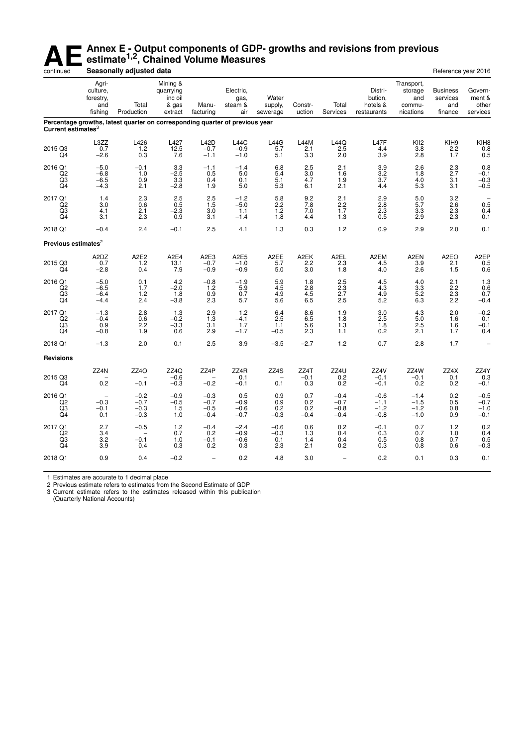# AE Annex E - Output components of GDP- growths and revisions from previous estimate[1,2], Chained Volume Measures

continued

**Seasonally adjusted data** — Reference year 2016

| | Agri-culture, forestry, and fishing | Total Production | Mining & quarrying inc oil & gas extract | Manu-facturing | Electric, gas, steam & air | Water supply, sewerage | Constr-uction | Total Services | Distri-bution, hotels & restaurants | Transport, storage and commu-nications | Business services and finance | Govern-ment & other services |
|---|---|---|---|---|---|---|---|---|---|---|---|---|
| **Percentage growths, latest quarter on corresponding quarter of previous year** | | | | | | | | | | | | |
| **Current estimates[3]** | | | | | | | | | | | | |
| | L3ZZ | L426 | L427 | L42D | L44C | L44G | L44M | L44Q | L47F | KII2 | KIH9 | KIH8 |
| 2015 Q3 | 0.7 | 1.2 | 12.5 | −0.7 | −0.9 | 5.7 | 2.1 | 2.5 | 4.4 | 3.8 | 2.2 | 0.8 |
| Q4 | −2.6 | 0.3 | 7.6 | −1.1 | −1.0 | 5.1 | 3.3 | 2.0 | 3.9 | 2.8 | 1.7 | 0.5 |
| 2016 Q1 | −5.0 | −0.1 | 3.3 | −1.1 | −1.4 | 6.8 | 2.5 | 2.1 | 3.9 | 2.6 | 2.3 | 0.8 |
| Q2 | −6.8 | 1.0 | −2.5 | 0.5 | 5.0 | 5.4 | 3.0 | 1.6 | 3.2 | 1.8 | 2.7 | −0.1 |
| Q3 | −6.5 | 0.9 | 3.3 | 0.4 | 0.1 | 5.1 | 4.7 | 1.9 | 3.7 | 4.0 | 3.1 | −0.3 |
| Q4 | −4.3 | 2.1 | −2.8 | 1.9 | 5.0 | 5.3 | 6.1 | 2.1 | 4.4 | 5.3 | 3.1 | −0.5 |
| 2017 Q1 | 1.4 | 2.3 | 2.5 | 2.5 | −1.2 | 5.8 | 9.2 | 2.1 | 2.9 | 5.0 | 3.2 | – |
| Q2 | 3.0 | 0.6 | 0.5 | 1.5 | −5.0 | 2.2 | 7.8 | 2.2 | 2.8 | 5.7 | 2.6 | 0.5 |
| Q3 | 4.1 | 2.1 | −2.3 | 3.0 | 1.1 | 1.2 | 7.0 | 1.7 | 2.3 | 3.3 | 2.3 | 0.4 |
| Q4 | 3.1 | 2.3 | 0.9 | 3.1 | −1.4 | 1.8 | 4.4 | 1.3 | 0.5 | 2.9 | 2.3 | 0.1 |
| 2018 Q1 | −0.4 | 2.4 | −0.1 | 2.5 | 4.1 | 1.3 | 0.3 | 1.2 | 0.9 | 2.9 | 2.0 | 0.1 |
| **Previous estimates[2]** | | | | | | | | | | | | |
| | A2DZ | A2E2 | A2E4 | A2E3 | A2E5 | A2EE | A2EK | A2EL | A2EM | A2EN | A2EO | A2EP |
| 2015 Q3 | 0.7 | 1.2 | 13.1 | −0.7 | −1.0 | 5.7 | 2.2 | 2.3 | 4.5 | 3.9 | 2.1 | 0.5 |
| Q4 | −2.8 | 0.4 | 7.9 | −0.9 | −0.9 | 5.0 | 3.0 | 1.8 | 4.0 | 2.6 | 1.5 | 0.6 |
| 2016 Q1 | −5.0 | 0.1 | 4.2 | −0.8 | −1.9 | 5.9 | 1.8 | 2.5 | 4.5 | 4.0 | 2.1 | 1.3 |
| Q2 | −6.5 | 1.7 | −2.0 | 1.2 | 5.9 | 4.5 | 2.8 | 2.3 | 4.3 | 3.3 | 2.2 | 0.6 |
| Q3 | −6.4 | 1.2 | 1.8 | 0.9 | 0.7 | 4.9 | 4.5 | 2.7 | 4.9 | 5.2 | 2.3 | 0.7 |
| Q4 | −4.4 | 2.4 | −3.8 | 2.3 | 5.7 | 5.6 | 6.5 | 2.5 | 5.2 | 6.3 | 2.2 | −0.4 |
| 2017 Q1 | −1.3 | 2.8 | 1.3 | 2.9 | 1.2 | 6.4 | 8.6 | 1.9 | 3.0 | 4.3 | 2.0 | −0.2 |
| Q2 | −0.4 | 0.6 | −0.2 | 1.3 | −4.1 | 2.5 | 6.5 | 1.8 | 2.5 | 5.0 | 1.6 | 0.1 |
| Q3 | 0.9 | 2.2 | −3.3 | 3.1 | 1.7 | 1.1 | 5.6 | 1.3 | 1.8 | 2.5 | 1.6 | −0.1 |
| Q4 | −0.8 | 1.9 | 0.6 | 2.9 | −1.7 | −0.5 | 2.3 | 1.1 | 0.2 | 2.1 | 1.7 | 0.4 |
| 2018 Q1 | −1.3 | 2.0 | 0.1 | 2.5 | 3.9 | −3.5 | −2.7 | 1.2 | 0.7 | 2.8 | 1.7 | – |
| **Revisions** | | | | | | | | | | | | |
| | ZZ4N | ZZ4O | ZZ4Q | ZZ4P | ZZ4R | ZZ4S | ZZ4T | ZZ4U | ZZ4V | ZZ4W | ZZ4X | ZZ4Y |
| 2015 Q3 | – | – | −0.6 | – | 0.1 | – | −0.1 | 0.2 | −0.1 | −0.1 | 0.1 | 0.3 |
| Q4 | 0.2 | −0.1 | −0.3 | −0.2 | −0.1 | 0.1 | 0.3 | 0.2 | −0.1 | 0.2 | 0.2 | −0.1 |
| 2016 Q1 | – | −0.2 | −0.9 | −0.3 | 0.5 | 0.9 | 0.7 | −0.4 | −0.6 | −1.4 | 0.2 | −0.5 |
| Q2 | −0.3 | −0.7 | −0.5 | −0.7 | −0.9 | 0.9 | 0.2 | −0.7 | −1.1 | −1.5 | 0.5 | −0.7 |
| Q3 | −0.1 | −0.3 | 1.5 | −0.5 | −0.6 | 0.2 | 0.2 | −0.8 | −1.2 | −1.2 | 0.8 | −1.0 |
| Q4 | 0.1 | −0.3 | 1.0 | −0.4 | −0.7 | −0.3 | −0.4 | −0.4 | −0.8 | −1.0 | 0.9 | −0.1 |
| 2017 Q1 | 2.7 | −0.5 | 1.2 | −0.4 | −2.4 | −0.6 | 0.6 | 0.2 | −0.1 | 0.7 | 1.2 | 0.2 |
| Q2 | 3.4 | – | 0.7 | 0.2 | −0.9 | −0.3 | 1.3 | 0.4 | 0.3 | 0.7 | 1.0 | 0.4 |
| Q3 | 3.2 | −0.1 | 1.0 | −0.1 | −0.6 | 0.1 | 1.4 | 0.4 | 0.5 | 0.8 | 0.7 | 0.5 |
| Q4 | 3.9 | 0.4 | 0.3 | 0.2 | 0.3 | 2.3 | 2.1 | 0.2 | 0.3 | 0.8 | 0.6 | −0.3 |
| 2018 Q1 | 0.9 | 0.4 | −0.2 | – | 0.2 | 4.8 | 3.0 | – | 0.2 | 0.1 | 0.3 | 0.1 |

1 Estimates are accurate to 1 decimal place

2 Previous estimate refers to estimates from the Second Estimate of GDP

3 Current estimate refers to the estimates released within this publication (Quarterly National Accounts)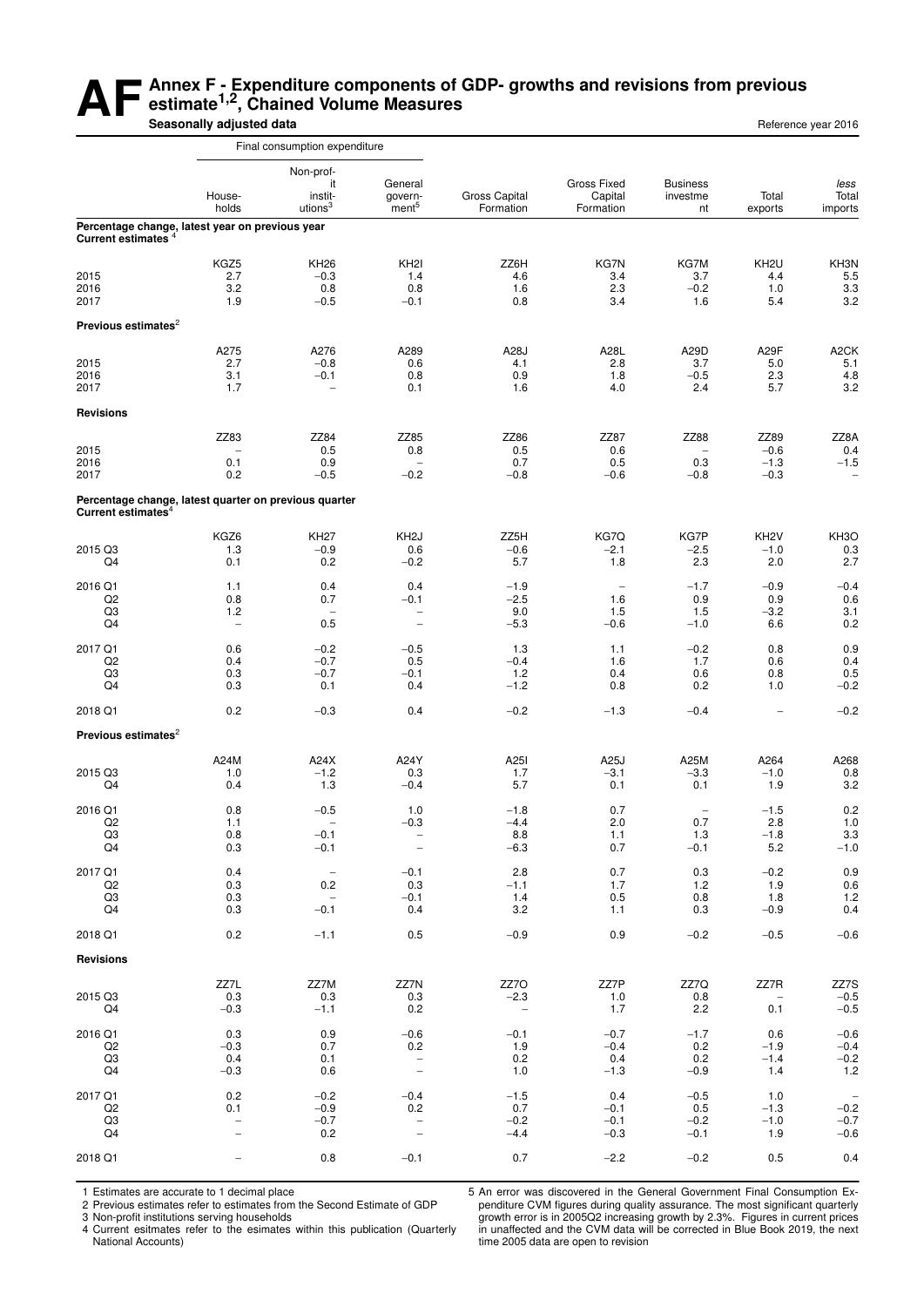# AF Annex F - Expenditure components of GDP- growths and revisions from previous estimate[1,2], Chained Volume Measures

**Seasonally adjusted data**

Reference year 2016

| | Final consumption expenditure | | | | | | | |
|---|---|---|---|---|---|---|---|---|
| | Households | Non-profit institutions[3] | General government[5] | Gross Capital Formation | Gross Fixed Capital Formation | Business investment | Total exports | *less* Total imports |
| **Percentage change, latest year on previous year** | | | | | | | | |
| **Current estimates**[4] | | | | | | | | |
| | KGZ5 | KH26 | KH2I | ZZ6H | KG7N | KG7M | KH2U | KH3N |
| 2015 | 2.7 | −0.3 | 1.4 | 4.6 | 3.4 | 3.7 | 4.4 | 5.5 |
| 2016 | 3.2 | 0.8 | 0.8 | 1.6 | 2.3 | −0.2 | 1.0 | 3.3 |
| 2017 | 1.9 | −0.5 | −0.1 | 0.8 | 3.4 | 1.6 | 5.4 | 3.2 |
| **Previous estimates**[2] | | | | | | | | |
| | A275 | A276 | A289 | A28J | A28L | A29D | A29F | A2CK |
| 2015 | 2.7 | −0.8 | 0.6 | 4.1 | 2.8 | 3.7 | 5.0 | 5.1 |
| 2016 | 3.1 | −0.1 | 0.8 | 0.9 | 1.8 | −0.5 | 2.3 | 4.8 |
| 2017 | 1.7 | – | 0.1 | 1.6 | 4.0 | 2.4 | 5.7 | 3.2 |
| **Revisions** | | | | | | | | |
| | ZZ83 | ZZ84 | ZZ85 | ZZ86 | ZZ87 | ZZ88 | ZZ89 | ZZ8A |
| 2015 | – | 0.5 | 0.8 | 0.5 | 0.6 | – | −0.6 | 0.4 |
| 2016 | 0.1 | 0.9 | – | 0.7 | 0.5 | 0.3 | −1.3 | −1.5 |
| 2017 | 0.2 | −0.5 | −0.2 | −0.8 | −0.6 | −0.8 | −0.3 | – |
| **Percentage change, latest quarter on previous quarter** | | | | | | | | |
| **Current estimates**[4] | | | | | | | | |
| | KGZ6 | KH27 | KH2J | ZZ5H | KG7Q | KG7P | KH2V | KH3O |
| 2015 Q3 | 1.3 | −0.9 | 0.6 | −0.6 | −2.1 | −2.5 | −1.0 | 0.3 |
| Q4 | 0.1 | 0.2 | −0.2 | 5.7 | 1.8 | 2.3 | 2.0 | 2.7 |
| 2016 Q1 | 1.1 | 0.4 | 0.4 | −1.9 | – | −1.7 | −0.9 | −0.4 |
| Q2 | 0.8 | 0.7 | −0.1 | −2.5 | 1.6 | 0.9 | 0.9 | 0.6 |
| Q3 | 1.2 | – | – | 9.0 | 1.5 | 1.5 | −3.2 | 3.1 |
| Q4 | – | 0.5 | – | −5.3 | −0.6 | −1.0 | 6.6 | 0.2 |
| 2017 Q1 | 0.6 | −0.2 | −0.5 | 1.3 | 1.1 | −0.2 | 0.8 | 0.9 |
| Q2 | 0.4 | −0.7 | 0.5 | −0.4 | 1.6 | 1.7 | 0.6 | 0.4 |
| Q3 | 0.3 | −0.7 | −0.1 | 1.2 | 0.4 | 0.6 | 0.8 | 0.5 |
| Q4 | 0.3 | 0.1 | 0.4 | −1.2 | 0.8 | 0.2 | 1.0 | −0.2 |
| 2018 Q1 | 0.2 | −0.3 | 0.4 | −0.2 | −1.3 | −0.4 | – | −0.2 |
| **Previous estimates**[2] | | | | | | | | |
| | A24M | A24X | A24Y | A25I | A25J | A25M | A264 | A268 |
| 2015 Q3 | 1.0 | −1.2 | 0.3 | 1.7 | −3.1 | −3.3 | −1.0 | 0.8 |
| Q4 | 0.4 | 1.3 | −0.4 | 5.7 | 0.1 | 0.1 | 1.9 | 3.2 |
| 2016 Q1 | 0.8 | −0.5 | 1.0 | −1.8 | 0.7 | – | −1.5 | 0.2 |
| Q2 | 1.1 | – | −0.3 | −4.4 | 2.0 | 0.7 | 2.8 | 1.0 |
| Q3 | 0.8 | −0.1 | – | 8.8 | 1.1 | 1.3 | −1.8 | 3.3 |
| Q4 | 0.3 | −0.1 | – | −6.3 | 0.7 | −0.1 | 5.2 | −1.0 |
| 2017 Q1 | 0.4 | – | −0.1 | 2.8 | 0.7 | 0.3 | −0.2 | 0.9 |
| Q2 | 0.3 | 0.2 | 0.3 | −1.1 | 1.7 | 1.2 | 1.9 | 0.6 |
| Q3 | 0.3 | – | −0.1 | 1.4 | 0.5 | 0.8 | 1.8 | 1.2 |
| Q4 | 0.3 | −0.1 | 0.4 | 3.2 | 1.1 | 0.3 | −0.9 | 0.4 |
| 2018 Q1 | 0.2 | −1.1 | 0.5 | −0.9 | 0.9 | −0.2 | −0.5 | −0.6 |
| **Revisions** | | | | | | | | |
| | ZZ7L | ZZ7M | ZZ7N | ZZ7O | ZZ7P | ZZ7Q | ZZ7R | ZZ7S |
| 2015 Q3 | 0.3 | 0.3 | 0.3 | −2.3 | 1.0 | 0.8 | – | −0.5 |
| Q4 | −0.3 | −1.1 | 0.2 | – | 1.7 | 2.2 | 0.1 | −0.5 |
| 2016 Q1 | 0.3 | 0.9 | −0.6 | −0.1 | −0.7 | −1.7 | 0.6 | −0.6 |
| Q2 | −0.3 | 0.7 | 0.2 | 1.9 | −0.4 | 0.2 | −1.9 | −0.4 |
| Q3 | 0.4 | 0.1 | – | 0.2 | 0.4 | 0.2 | −1.4 | −0.2 |
| Q4 | −0.3 | 0.6 | – | 1.0 | −1.3 | −0.9 | 1.4 | 1.2 |
| 2017 Q1 | 0.2 | −0.2 | −0.4 | −1.5 | 0.4 | −0.5 | 1.0 | – |
| Q2 | 0.1 | −0.9 | 0.2 | 0.7 | −0.1 | 0.5 | −1.3 | −0.2 |
| Q3 | – | −0.7 | – | −0.2 | −0.1 | −0.2 | −1.0 | −0.7 |
| Q4 | – | 0.2 | – | −4.4 | −0.3 | −0.1 | 1.9 | −0.6 |
| 2018 Q1 | – | 0.8 | −0.1 | 0.7 | −2.2 | −0.2 | 0.5 | 0.4 |

1 Estimates are accurate to 1 decimal place

2 Previous estimates refer to estimates from the Second Estimate of GDP

3 Non-profit institutions serving households

4 Current esitmates refer to the esimates within this publication (Quarterly National Accounts)

5 An error was discovered in the General Government Final Consumption Expenditure CVM figures during quality assurance. The most significant quarterly growth error is in 2005Q2 increasing growth by 2.3%. Figures in current prices in unaffected and the CVM data will be corrected in Blue Book 2019, the next time 2005 data are open to revision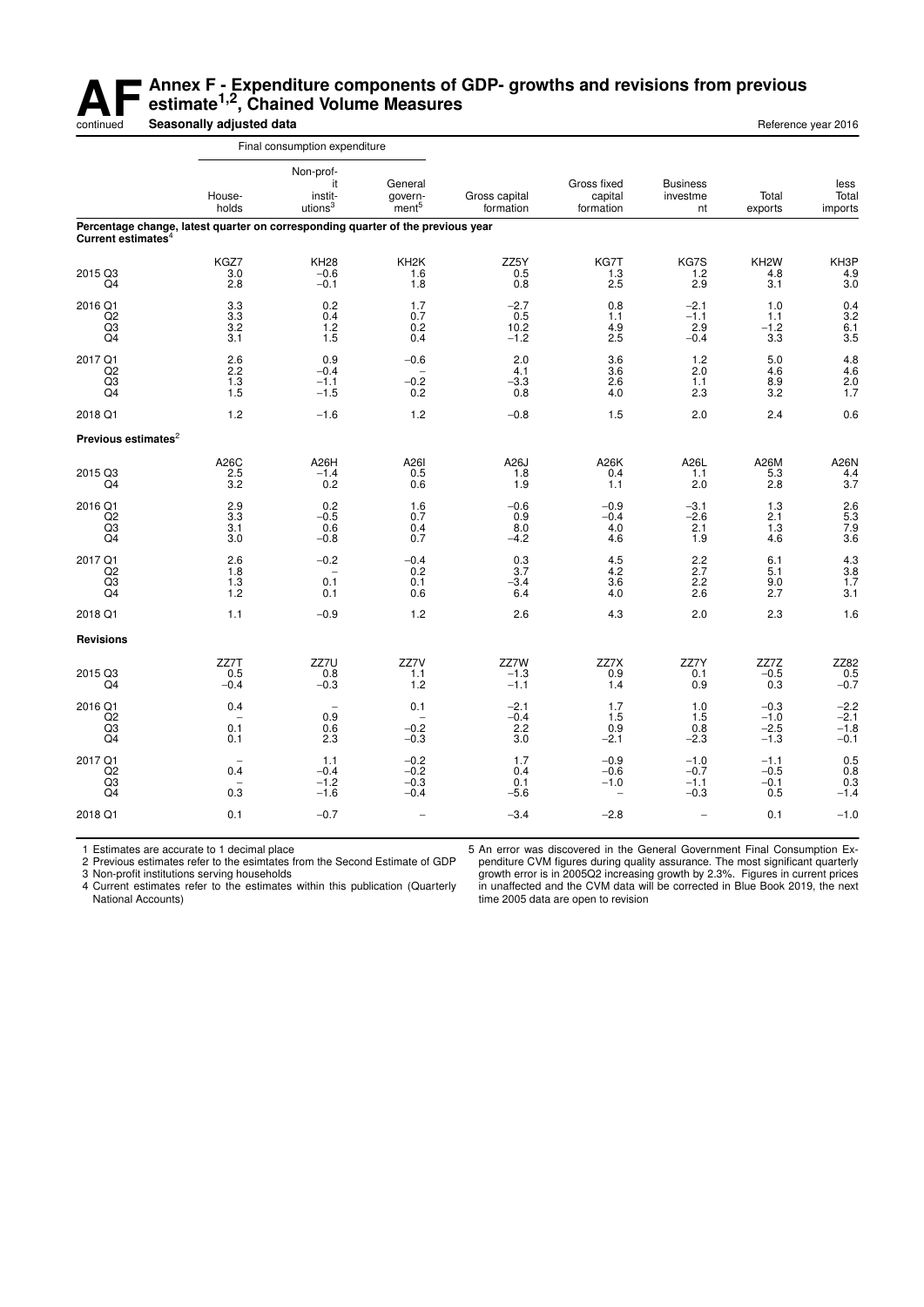# Annex F - Expenditure components of GDP- growths and revisions from previous estimate[1,2], Chained Volume Measures

continued

**Seasonally adjusted data**

Reference year 2016

| | Final consumption expenditure | | | | | | | |
|---|---|---|---|---|---|---|---|---|
| | Households | Non-profit institutions[3] | General government[5] | Gross capital formation | Gross fixed capital formation | Business investment | Total exports | less Total imports |
| **Percentage change, latest quarter on corresponding quarter of the previous year** | | | | | | | | |
| **Current estimates**[4] | | | | | | | | |
| | KGZ7 | KH28 | KH2K | ZZ5Y | KG7T | KG7S | KH2W | KH3P |
| 2015 Q3 | 3.0 | −0.6 | 1.6 | 0.5 | 1.3 | 1.2 | 4.8 | 4.9 |
| Q4 | 2.8 | −0.1 | 1.8 | 0.8 | 2.5 | 2.9 | 3.1 | 3.0 |
| 2016 Q1 | 3.3 | 0.2 | 1.7 | −2.7 | 0.8 | −2.1 | 1.0 | 0.4 |
| Q2 | 3.3 | 0.4 | 0.7 | 0.5 | 1.1 | −1.1 | 1.1 | 3.2 |
| Q3 | 3.2 | 1.2 | 0.2 | 10.2 | 4.9 | 2.9 | −1.2 | 6.1 |
| Q4 | 3.1 | 1.5 | 0.4 | −1.2 | 2.5 | −0.4 | 3.3 | 3.5 |
| 2017 Q1 | 2.6 | 0.9 | −0.6 | 2.0 | 3.6 | 1.2 | 5.0 | 4.8 |
| Q2 | 2.2 | −0.4 | − | 4.1 | 3.6 | 2.0 | 4.6 | 4.6 |
| Q3 | 1.3 | −1.1 | −0.2 | −3.3 | 2.6 | 1.1 | 8.9 | 2.0 |
| Q4 | 1.5 | −1.5 | 0.2 | 0.8 | 4.0 | 2.3 | 3.2 | 1.7 |
| 2018 Q1 | 1.2 | −1.6 | 1.2 | −0.8 | 1.5 | 2.0 | 2.4 | 0.6 |
| **Previous estimates**[2] | | | | | | | | |
| | A26C | A26H | A26I | A26J | A26K | A26L | A26M | A26N |
| 2015 Q3 | 2.5 | −1.4 | 0.5 | 1.8 | 0.4 | 1.1 | 5.3 | 4.4 |
| Q4 | 3.2 | 0.2 | 0.6 | 1.9 | 1.1 | 2.0 | 2.8 | 3.7 |
| 2016 Q1 | 2.9 | 0.2 | 1.6 | −0.6 | −0.9 | −3.1 | 1.3 | 2.6 |
| Q2 | 3.3 | −0.5 | 0.7 | 0.9 | −0.4 | −2.6 | 2.1 | 5.3 |
| Q3 | 3.1 | 0.6 | 0.4 | 8.0 | 4.0 | 2.1 | 1.3 | 7.9 |
| Q4 | 3.0 | −0.8 | 0.7 | −4.2 | 4.6 | 1.9 | 4.6 | 3.6 |
| 2017 Q1 | 2.6 | −0.2 | −0.4 | 0.3 | 4.5 | 2.2 | 6.1 | 4.3 |
| Q2 | 1.8 | − | 0.2 | 3.7 | 4.2 | 2.7 | 5.1 | 3.8 |
| Q3 | 1.3 | 0.1 | 0.1 | −3.4 | 3.6 | 2.2 | 9.0 | 1.7 |
| Q4 | 1.2 | 0.1 | 0.6 | 6.4 | 4.0 | 2.6 | 2.7 | 3.1 |
| 2018 Q1 | 1.1 | −0.9 | 1.2 | 2.6 | 4.3 | 2.0 | 2.3 | 1.6 |
| **Revisions** | | | | | | | | |
| | ZZ7T | ZZ7U | ZZ7V | ZZ7W | ZZ7X | ZZ7Y | ZZ7Z | ZZ82 |
| 2015 Q3 | 0.5 | 0.8 | 1.1 | −1.3 | 0.9 | 0.1 | −0.5 | 0.5 |
| Q4 | −0.4 | −0.3 | 1.2 | −1.1 | 1.4 | 0.9 | 0.3 | −0.7 |
| 2016 Q1 | 0.4 | − | 0.1 | −2.1 | 1.7 | 1.0 | −0.3 | −2.2 |
| Q2 | − | 0.9 | − | −0.4 | 1.5 | 1.5 | −1.0 | −2.1 |
| Q3 | 0.1 | 0.6 | −0.2 | 2.2 | 0.9 | 0.8 | −2.5 | −1.8 |
| Q4 | 0.1 | 2.3 | −0.3 | 3.0 | −2.1 | −2.3 | −1.3 | −0.1 |
| 2017 Q1 | − | 1.1 | −0.2 | 1.7 | −0.9 | −1.0 | −1.1 | 0.5 |
| Q2 | 0.4 | −0.4 | −0.2 | 0.4 | −0.6 | −0.7 | −0.5 | 0.8 |
| Q3 | − | −1.2 | −0.3 | 0.1 | −1.0 | −1.1 | −0.1 | 0.3 |
| Q4 | 0.3 | −1.6 | −0.4 | −5.6 | − | −0.3 | 0.5 | −1.4 |
| 2018 Q1 | 0.1 | −0.7 | − | −3.4 | −2.8 | − | 0.1 | −1.0 |

1 Estimates are accurate to 1 decimal place

2 Previous estimates refer to the esimtates from the Second Estimate of GDP

3 Non-profit institutions serving households

4 Current estimates refer to the estimates within this publication (Quarterly National Accounts)

5 An error was discovered in the General Government Final Consumption Expenditure CVM figures during quality assurance. The most significant quarterly growth error is in 2005Q2 increasing growth by 2.3%. Figures in current prices in unaffected and the CVM data will be corrected in Blue Book 2019, the next time 2005 data are open to revision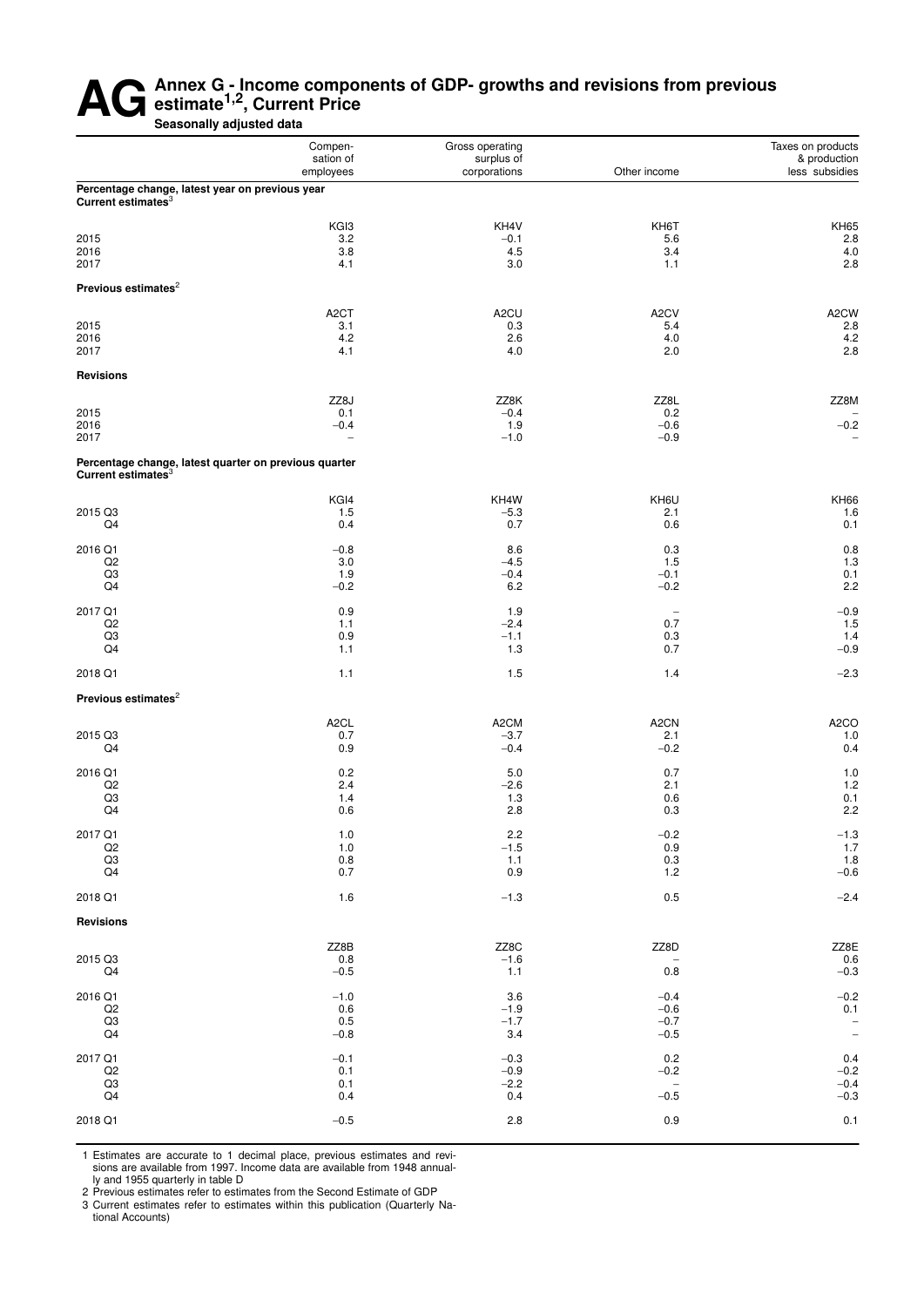# AG Annex G - Income components of GDP- growths and revisions from previous estimate[1,2], Current Price

**Seasonally adjusted data**

| | Compensation of employees | Gross operating surplus of corporations | Other income | Taxes on products & production less subsidies |
|---|---|---|---|---|
| **Percentage change, latest year on previous year** | | | | |
| **Current estimates**[3] | | | | |
| | KGI3 | KH4V | KH6T | KH65 |
| 2015 | 3.2 | −0.1 | 5.6 | 2.8 |
| 2016 | 3.8 | 4.5 | 3.4 | 4.0 |
| 2017 | 4.1 | 3.0 | 1.1 | 2.8 |
| **Previous estimates**[2] | | | | |
| | A2CT | A2CU | A2CV | A2CW |
| 2015 | 3.1 | 0.3 | 5.4 | 2.8 |
| 2016 | 4.2 | 2.6 | 4.0 | 4.2 |
| 2017 | 4.1 | 4.0 | 2.0 | 2.8 |
| **Revisions** | | | | |
| | ZZ8J | ZZ8K | ZZ8L | ZZ8M |
| 2015 | 0.1 | −0.4 | 0.2 | – |
| 2016 | −0.4 | 1.9 | −0.6 | −0.2 |
| 2017 | – | −1.0 | −0.9 | – |
| **Percentage change, latest quarter on previous quarter** | | | | |
| **Current estimates**[3] | | | | |
| | KGI4 | KH4W | KH6U | KH66 |
| 2015 Q3 | 1.5 | −5.3 | 2.1 | 1.6 |
| Q4 | 0.4 | 0.7 | 0.6 | 0.1 |
| 2016 Q1 | −0.8 | 8.6 | 0.3 | 0.8 |
| Q2 | 3.0 | −4.5 | 1.5 | 1.3 |
| Q3 | 1.9 | −0.4 | −0.1 | 0.1 |
| Q4 | −0.2 | 6.2 | −0.2 | 2.2 |
| 2017 Q1 | 0.9 | 1.9 | – | −0.9 |
| Q2 | 1.1 | −2.4 | 0.7 | 1.5 |
| Q3 | 0.9 | −1.1 | 0.3 | 1.4 |
| Q4 | 1.1 | 1.3 | 0.7 | −0.9 |
| 2018 Q1 | 1.1 | 1.5 | 1.4 | −2.3 |
| **Previous estimates**[2] | | | | |
| | A2CL | A2CM | A2CN | A2CO |
| 2015 Q3 | 0.7 | −3.7 | 2.1 | 1.0 |
| Q4 | 0.9 | −0.4 | −0.2 | 0.4 |
| 2016 Q1 | 0.2 | 5.0 | 0.7 | 1.0 |
| Q2 | 2.4 | −2.6 | 2.1 | 1.2 |
| Q3 | 1.4 | 1.3 | 0.6 | 0.1 |
| Q4 | 0.6 | 2.8 | 0.3 | 2.2 |
| 2017 Q1 | 1.0 | 2.2 | −0.2 | −1.3 |
| Q2 | 1.0 | −1.5 | 0.9 | 1.7 |
| Q3 | 0.8 | 1.1 | 0.3 | 1.8 |
| Q4 | 0.7 | 0.9 | 1.2 | −0.6 |
| 2018 Q1 | 1.6 | −1.3 | 0.5 | −2.4 |
| **Revisions** | | | | |
| | ZZ8B | ZZ8C | ZZ8D | ZZ8E |
| 2015 Q3 | 0.8 | −1.6 | – | 0.6 |
| Q4 | −0.5 | 1.1 | 0.8 | −0.3 |
| 2016 Q1 | −1.0 | 3.6 | −0.4 | −0.2 |
| Q2 | 0.6 | −1.9 | −0.6 | 0.1 |
| Q3 | 0.5 | −1.7 | −0.7 | – |
| Q4 | −0.8 | 3.4 | −0.5 | – |
| 2017 Q1 | −0.1 | −0.3 | 0.2 | 0.4 |
| Q2 | 0.1 | −0.9 | −0.2 | −0.2 |
| Q3 | 0.1 | −2.2 | – | −0.4 |
| Q4 | 0.4 | 0.4 | −0.5 | −0.3 |
| 2018 Q1 | −0.5 | 2.8 | 0.9 | 0.1 |

1 Estimates are accurate to 1 decimal place, previous estimates and revisions are available from 1997. Income data are available from 1948 annually and 1955 quarterly in table D

2 Previous estimates refer to estimates from the Second Estimate of GDP

3 Current estimates refer to estimates within this publication (Quarterly National Accounts)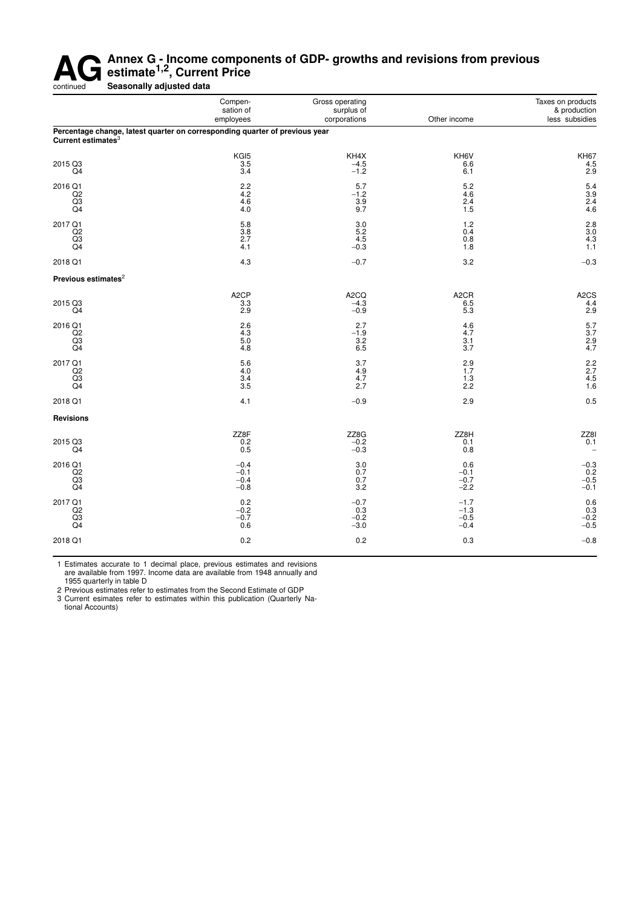# AG continued Annex G - Income components of GDP- growths and revisions from previous estimate[1,2], Current Price

**Seasonally adjusted data**

| | Compensation of employees | Gross operating surplus of corporations | Other income | Taxes on products & production less subsidies |
|---|---|---|---|---|
| **Percentage change, latest quarter on corresponding quarter of previous year** | | | | |
| **Current estimates**[3] | | | | |
| | KGI5 | KH4X | KH6V | KH67 |
| 2015 Q3 | 3.5 | −4.5 | 6.6 | 4.5 |
| Q4 | 3.4 | −1.2 | 6.1 | 2.9 |
| 2016 Q1 | 2.2 | 5.7 | 5.2 | 5.4 |
| Q2 | 4.2 | −1.2 | 4.6 | 3.9 |
| Q3 | 4.6 | 3.9 | 2.4 | 2.4 |
| Q4 | 4.0 | 9.7 | 1.5 | 4.6 |
| 2017 Q1 | 5.8 | 3.0 | 1.2 | 2.8 |
| Q2 | 3.8 | 5.2 | 0.4 | 3.0 |
| Q3 | 2.7 | 4.5 | 0.8 | 4.3 |
| Q4 | 4.1 | −0.3 | 1.8 | 1.1 |
| 2018 Q1 | 4.3 | −0.7 | 3.2 | −0.3 |
| **Previous estimates**[2] | | | | |
| | A2CP | A2CQ | A2CR | A2CS |
| 2015 Q3 | 3.3 | −4.3 | 6.5 | 4.4 |
| Q4 | 2.9 | −0.9 | 5.3 | 2.9 |
| 2016 Q1 | 2.6 | 2.7 | 4.6 | 5.7 |
| Q2 | 4.3 | −1.9 | 4.7 | 3.7 |
| Q3 | 5.0 | 3.2 | 3.1 | 2.9 |
| Q4 | 4.8 | 6.5 | 3.7 | 4.7 |
| 2017 Q1 | 5.6 | 3.7 | 2.9 | 2.2 |
| Q2 | 4.0 | 4.9 | 1.7 | 2.7 |
| Q3 | 3.4 | 4.7 | 1.3 | 4.5 |
| Q4 | 3.5 | 2.7 | 2.2 | 1.6 |
| 2018 Q1 | 4.1 | −0.9 | 2.9 | 0.5 |
| **Revisions** | | | | |
| | ZZ8F | ZZ8G | ZZ8H | ZZ8I |
| 2015 Q3 | 0.2 | −0.2 | 0.1 | 0.1 |
| Q4 | 0.5 | −0.3 | 0.8 | – |
| 2016 Q1 | −0.4 | 3.0 | 0.6 | −0.3 |
| Q2 | −0.1 | 0.7 | −0.1 | 0.2 |
| Q3 | −0.4 | 0.7 | −0.7 | −0.5 |
| Q4 | −0.8 | 3.2 | −2.2 | −0.1 |
| 2017 Q1 | 0.2 | −0.7 | −1.7 | 0.6 |
| Q2 | −0.2 | 0.3 | −1.3 | 0.3 |
| Q3 | −0.7 | −0.2 | −0.5 | −0.2 |
| Q4 | 0.6 | −3.0 | −0.4 | −0.5 |
| 2018 Q1 | 0.2 | 0.2 | 0.3 | −0.8 |

1 Estimates accurate to 1 decimal place, previous estimates and revisions are available from 1997. Income data are available from 1948 annually and 1955 quarterly in table D

2 Previous estimates refer to estimates from the Second Estimate of GDP

3 Current esimates refer to estimates within this publication (Quarterly National Accounts)